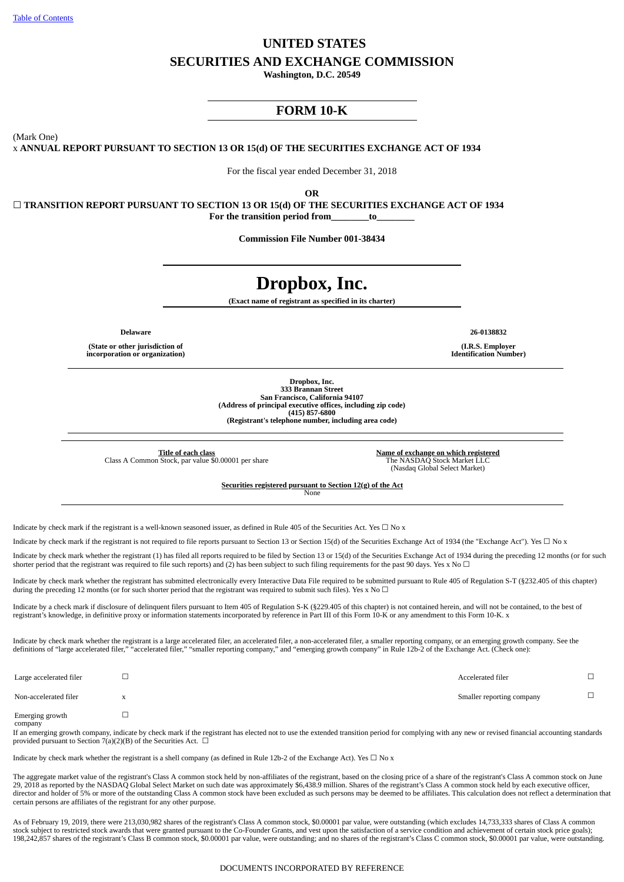[Table of Contents]

# UNITED STATES
# SECURITIES AND EXCHANGE COMMISSION
**Washington, D.C. 20549**

## FORM 10-K

(Mark One)

x **ANNUAL REPORT PURSUANT TO SECTION 13 OR 15(d) OF THE SECURITIES EXCHANGE ACT OF 1934**

For the fiscal year ended December 31, 2018

**OR**

☐ **TRANSITION REPORT PURSUANT TO SECTION 13 OR 15(d) OF THE SECURITIES EXCHANGE ACT OF 1934**

**For the transition period from________to________**

**Commission File Number 001-38434**

# Dropbox, Inc.
**(Exact name of registrant as specified in its charter)**

| **Delaware** | **26-0138832** |
|---|---|
| **(State or other jurisdiction of incorporation or organization)** | **(I.R.S. Employer Identification Number)** |

**Dropbox, Inc.**
**333 Brannan Street**
**San Francisco, California 94107**
**(Address of principal executive offices, including zip code)**
**(415) 857-6800**
**(Registrant's telephone number, including area code)**

| Title of each class | Name of exchange on which registered |
|---|---|
| Class A Common Stock, par value $0.00001 per share | The NASDAQ Stock Market LLC (Nasdaq Global Select Market) |

**Securities registered pursuant to Section 12(g) of the Act**
None

Indicate by check mark if the registrant is a well-known seasoned issuer, as defined in Rule 405 of the Securities Act. Yes ☐ No x

Indicate by check mark if the registrant is not required to file reports pursuant to Section 13 or Section 15(d) of the Securities Exchange Act of 1934 (the "Exchange Act"). Yes ☐ No x

Indicate by check mark whether the registrant (1) has filed all reports required to be filed by Section 13 or 15(d) of the Securities Exchange Act of 1934 during the preceding 12 months (or for such shorter period that the registrant was required to file such reports) and (2) has been subject to such filing requirements for the past 90 days. Yes x No ☐

Indicate by check mark whether the registrant has submitted electronically every Interactive Data File required to be submitted pursuant to Rule 405 of Regulation S-T (§232.405 of this chapter) during the preceding 12 months (or for such shorter period that the registrant was required to submit such files). Yes x No ☐

Indicate by a check mark if disclosure of delinquent filers pursuant to Item 405 of Regulation S-K (§229.405 of this chapter) is not contained herein, and will not be contained, to the best of registrant's knowledge, in definitive proxy or information statements incorporated by reference in Part III of this Form 10-K or any amendment to this Form 10-K. x

Indicate by check mark whether the registrant is a large accelerated filer, an accelerated filer, a non-accelerated filer, a smaller reporting company, or an emerging growth company. See the definitions of "large accelerated filer," "accelerated filer," "smaller reporting company," and "emerging growth company" in Rule 12b-2 of the Exchange Act. (Check one):

| | | | |
|---|---|---|---|
| Large accelerated filer | ☐ | Accelerated filer | ☐ |
| Non-accelerated filer | x | Smaller reporting company | ☐ |
| Emerging growth company | ☐ | | |

If an emerging growth company, indicate by check mark if the registrant has elected not to use the extended transition period for complying with any new or revised financial accounting standards provided pursuant to Section 7(a)(2)(B) of the Securities Act. ☐

Indicate by check mark whether the registrant is a shell company (as defined in Rule 12b-2 of the Exchange Act). Yes ☐ No x

The aggregate market value of the registrant's Class A common stock held by non-affiliates of the registrant, based on the closing price of a share of the registrant's Class A common stock on June 29, 2018 as reported by the NASDAQ Global Select Market on such date was approximately $6,438.9 million. Shares of the registrant's Class A common stock held by each executive officer, director and holder of 5% or more of the outstanding Class A common stock have been excluded as such persons may be deemed to be affiliates. This calculation does not reflect a determination that certain persons are affiliates of the registrant for any other purpose.

As of February 19, 2019, there were 213,030,982 shares of the registrant's Class A common stock, $0.00001 par value, were outstanding (which excludes 14,733,333 shares of Class A common stock subject to restricted stock awards that were granted pursuant to the Co-Founder Grants, and vest upon the satisfaction of a service condition and achievement of certain stock price goals); 198,242,857 shares of the registrant's Class B common stock, $0.00001 par value, were outstanding; and no shares of the registrant's Class C common stock, $0.00001 par value, were outstanding.

DOCUMENTS INCORPORATED BY REFERENCE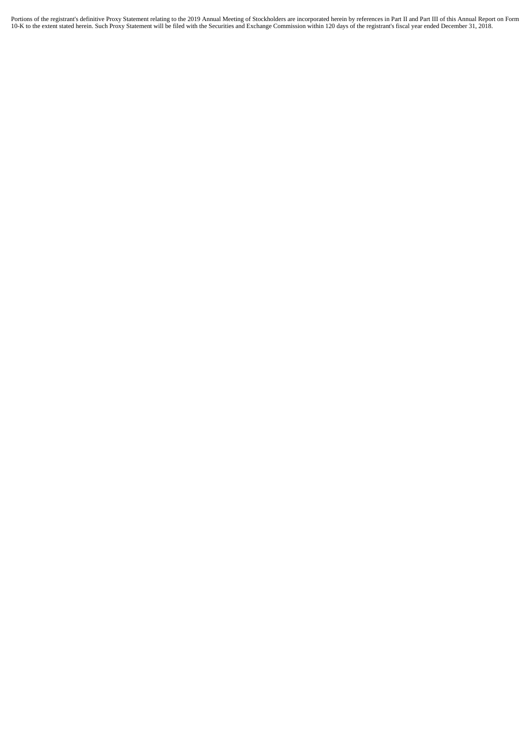Portions of the registrant's definitive Proxy Statement relating to the 2019 Annual Meeting of Stockholders are incorporated herein by references in Part II and Part III of this Annual Report on Form 10-K to the extent stated herein. Such Proxy Statement will be filed with the Securities and Exchange Commission within 120 days of the registrant's fiscal year ended December 31, 2018.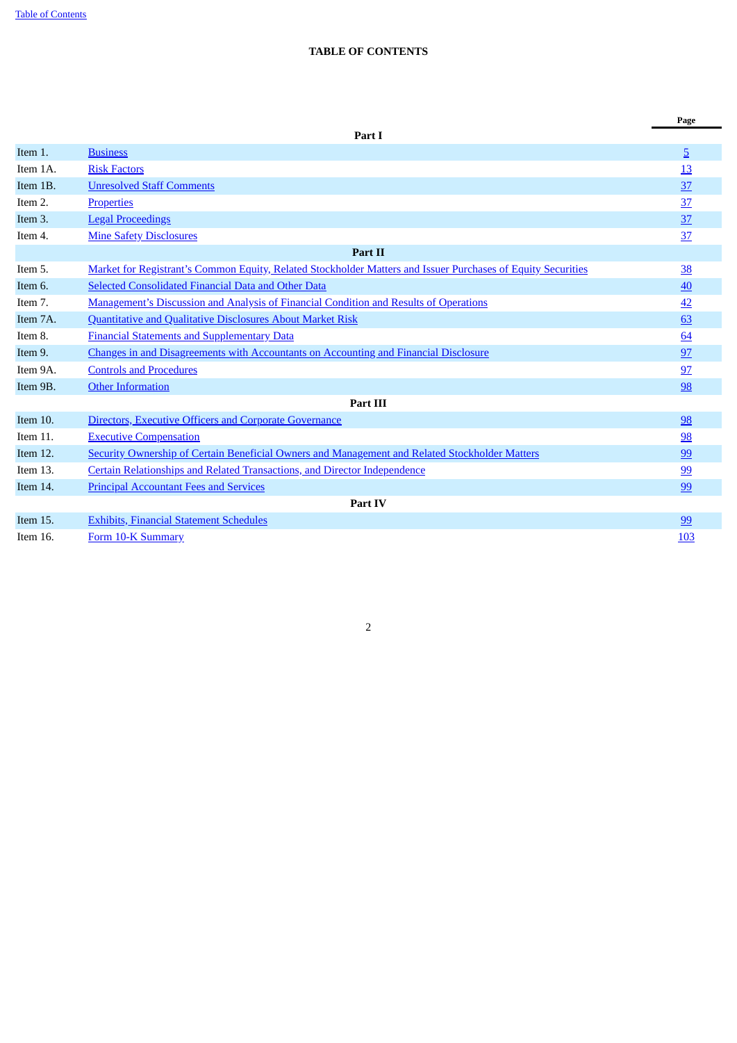# TABLE OF CONTENTS

| | | Page |
|---|---|---|
| | **Part I** | |
| Item 1. | Business | 5 |
| Item 1A. | Risk Factors | 13 |
| Item 1B. | Unresolved Staff Comments | 37 |
| Item 2. | Properties | 37 |
| Item 3. | Legal Proceedings | 37 |
| Item 4. | Mine Safety Disclosures | 37 |
| | **Part II** | |
| Item 5. | Market for Registrant's Common Equity, Related Stockholder Matters and Issuer Purchases of Equity Securities | 38 |
| Item 6. | Selected Consolidated Financial Data and Other Data | 40 |
| Item 7. | Management's Discussion and Analysis of Financial Condition and Results of Operations | 42 |
| Item 7A. | Quantitative and Qualitative Disclosures About Market Risk | 63 |
| Item 8. | Financial Statements and Supplementary Data | 64 |
| Item 9. | Changes in and Disagreements with Accountants on Accounting and Financial Disclosure | 97 |
| Item 9A. | Controls and Procedures | 97 |
| Item 9B. | Other Information | 98 |
| | **Part III** | |
| Item 10. | Directors, Executive Officers and Corporate Governance | 98 |
| Item 11. | Executive Compensation | 98 |
| Item 12. | Security Ownership of Certain Beneficial Owners and Management and Related Stockholder Matters | 99 |
| Item 13. | Certain Relationships and Related Transactions, and Director Independence | 99 |
| Item 14. | Principal Accountant Fees and Services | 99 |
| | **Part IV** | |
| Item 15. | Exhibits, Financial Statement Schedules | 99 |
| Item 16. | Form 10-K Summary | 103 |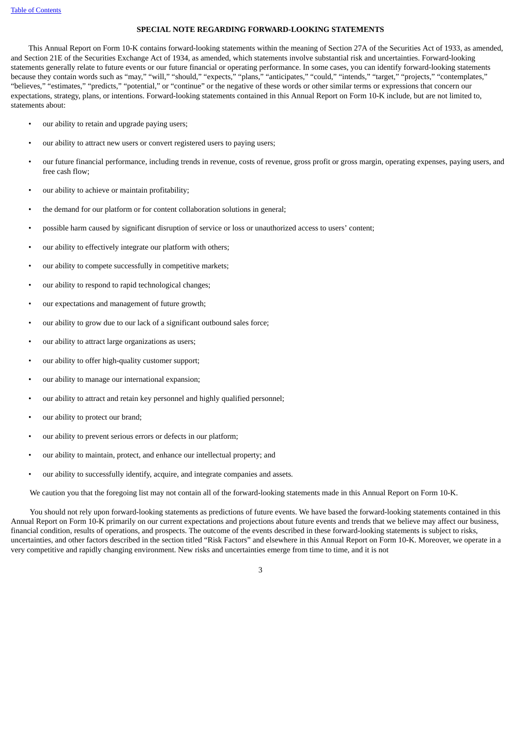## SPECIAL NOTE REGARDING FORWARD-LOOKING STATEMENTS

This Annual Report on Form 10-K contains forward-looking statements within the meaning of Section 27A of the Securities Act of 1933, as amended, and Section 21E of the Securities Exchange Act of 1934, as amended, which statements involve substantial risk and uncertainties. Forward-looking statements generally relate to future events or our future financial or operating performance. In some cases, you can identify forward-looking statements because they contain words such as "may," "will," "should," "expects," "plans," "anticipates," "could," "intends," "target," "projects," "contemplates," "believes," "estimates," "predicts," "potential," or "continue" or the negative of these words or other similar terms or expressions that concern our expectations, strategy, plans, or intentions. Forward-looking statements contained in this Annual Report on Form 10-K include, but are not limited to, statements about:

- our ability to retain and upgrade paying users;
- our ability to attract new users or convert registered users to paying users;
- our future financial performance, including trends in revenue, costs of revenue, gross profit or gross margin, operating expenses, paying users, and free cash flow;
- our ability to achieve or maintain profitability;
- the demand for our platform or for content collaboration solutions in general;
- possible harm caused by significant disruption of service or loss or unauthorized access to users' content;
- our ability to effectively integrate our platform with others;
- our ability to compete successfully in competitive markets;
- our ability to respond to rapid technological changes;
- our expectations and management of future growth;
- our ability to grow due to our lack of a significant outbound sales force;
- our ability to attract large organizations as users;
- our ability to offer high-quality customer support;
- our ability to manage our international expansion;
- our ability to attract and retain key personnel and highly qualified personnel;
- our ability to protect our brand;
- our ability to prevent serious errors or defects in our platform;
- our ability to maintain, protect, and enhance our intellectual property; and
- our ability to successfully identify, acquire, and integrate companies and assets.

We caution you that the foregoing list may not contain all of the forward-looking statements made in this Annual Report on Form 10-K.

You should not rely upon forward-looking statements as predictions of future events. We have based the forward-looking statements contained in this Annual Report on Form 10-K primarily on our current expectations and projections about future events and trends that we believe may affect our business, financial condition, results of operations, and prospects. The outcome of the events described in these forward-looking statements is subject to risks, uncertainties, and other factors described in the section titled "Risk Factors" and elsewhere in this Annual Report on Form 10-K. Moreover, we operate in a very competitive and rapidly changing environment. New risks and uncertainties emerge from time to time, and it is not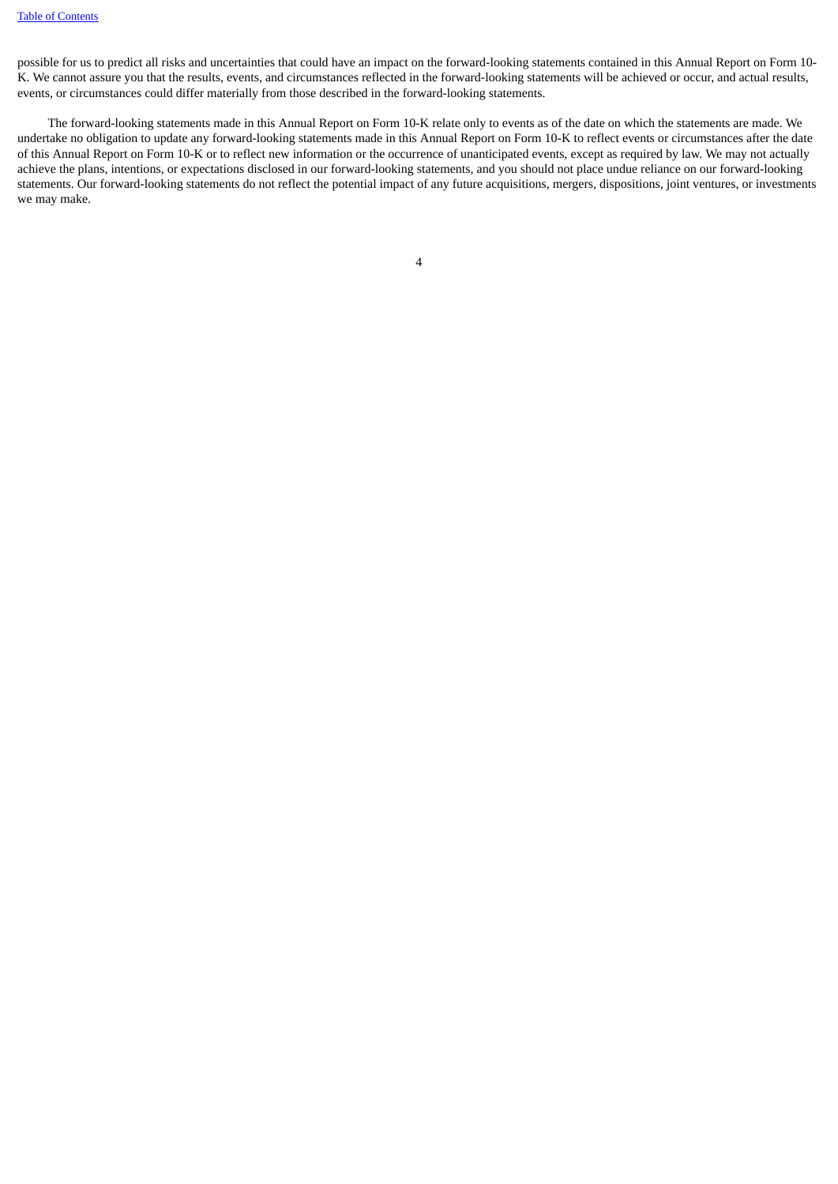possible for us to predict all risks and uncertainties that could have an impact on the forward-looking statements contained in this Annual Report on Form 10-K. We cannot assure you that the results, events, and circumstances reflected in the forward-looking statements will be achieved or occur, and actual results, events, or circumstances could differ materially from those described in the forward-looking statements.

The forward-looking statements made in this Annual Report on Form 10-K relate only to events as of the date on which the statements are made. We undertake no obligation to update any forward-looking statements made in this Annual Report on Form 10-K to reflect events or circumstances after the date of this Annual Report on Form 10-K or to reflect new information or the occurrence of unanticipated events, except as required by law. We may not actually achieve the plans, intentions, or expectations disclosed in our forward-looking statements, and you should not place undue reliance on our forward-looking statements. Our forward-looking statements do not reflect the potential impact of any future acquisitions, mergers, dispositions, joint ventures, or investments we may make.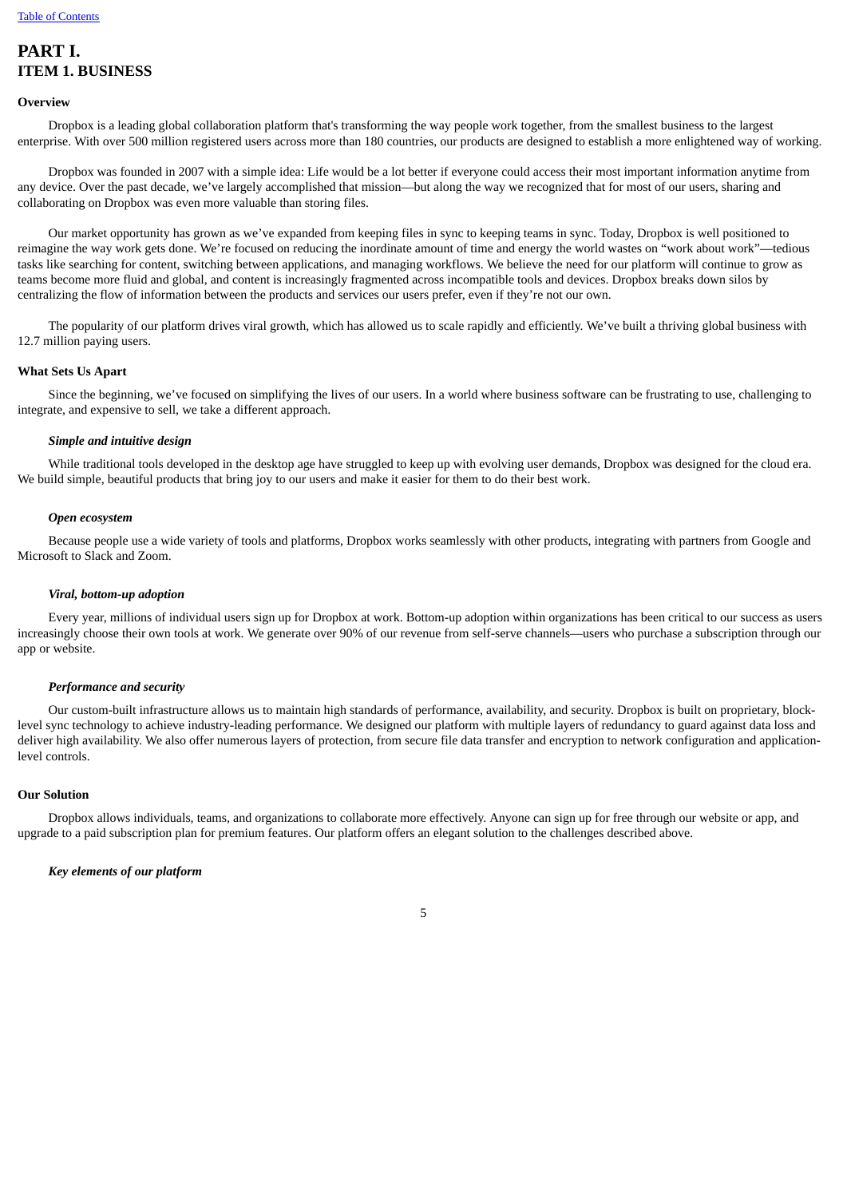# PART I.
# ITEM 1. BUSINESS

**Overview**

Dropbox is a leading global collaboration platform that's transforming the way people work together, from the smallest business to the largest enterprise. With over 500 million registered users across more than 180 countries, our products are designed to establish a more enlightened way of working.

Dropbox was founded in 2007 with a simple idea: Life would be a lot better if everyone could access their most important information anytime from any device. Over the past decade, we've largely accomplished that mission—but along the way we recognized that for most of our users, sharing and collaborating on Dropbox was even more valuable than storing files.

Our market opportunity has grown as we've expanded from keeping files in sync to keeping teams in sync. Today, Dropbox is well positioned to reimagine the way work gets done. We're focused on reducing the inordinate amount of time and energy the world wastes on "work about work"—tedious tasks like searching for content, switching between applications, and managing workflows. We believe the need for our platform will continue to grow as teams become more fluid and global, and content is increasingly fragmented across incompatible tools and devices. Dropbox breaks down silos by centralizing the flow of information between the products and services our users prefer, even if they're not our own.

The popularity of our platform drives viral growth, which has allowed us to scale rapidly and efficiently. We've built a thriving global business with 12.7 million paying users.

**What Sets Us Apart**

Since the beginning, we've focused on simplifying the lives of our users. In a world where business software can be frustrating to use, challenging to integrate, and expensive to sell, we take a different approach.

***Simple and intuitive design***

While traditional tools developed in the desktop age have struggled to keep up with evolving user demands, Dropbox was designed for the cloud era. We build simple, beautiful products that bring joy to our users and make it easier for them to do their best work.

***Open ecosystem***

Because people use a wide variety of tools and platforms, Dropbox works seamlessly with other products, integrating with partners from Google and Microsoft to Slack and Zoom.

***Viral, bottom-up adoption***

Every year, millions of individual users sign up for Dropbox at work. Bottom-up adoption within organizations has been critical to our success as users increasingly choose their own tools at work. We generate over 90% of our revenue from self-serve channels—users who purchase a subscription through our app or website.

***Performance and security***

Our custom-built infrastructure allows us to maintain high standards of performance, availability, and security. Dropbox is built on proprietary, block-level sync technology to achieve industry-leading performance. We designed our platform with multiple layers of redundancy to guard against data loss and deliver high availability. We also offer numerous layers of protection, from secure file data transfer and encryption to network configuration and application-level controls.

**Our Solution**

Dropbox allows individuals, teams, and organizations to collaborate more effectively. Anyone can sign up for free through our website or app, and upgrade to a paid subscription plan for premium features. Our platform offers an elegant solution to the challenges described above.

***Key elements of our platform***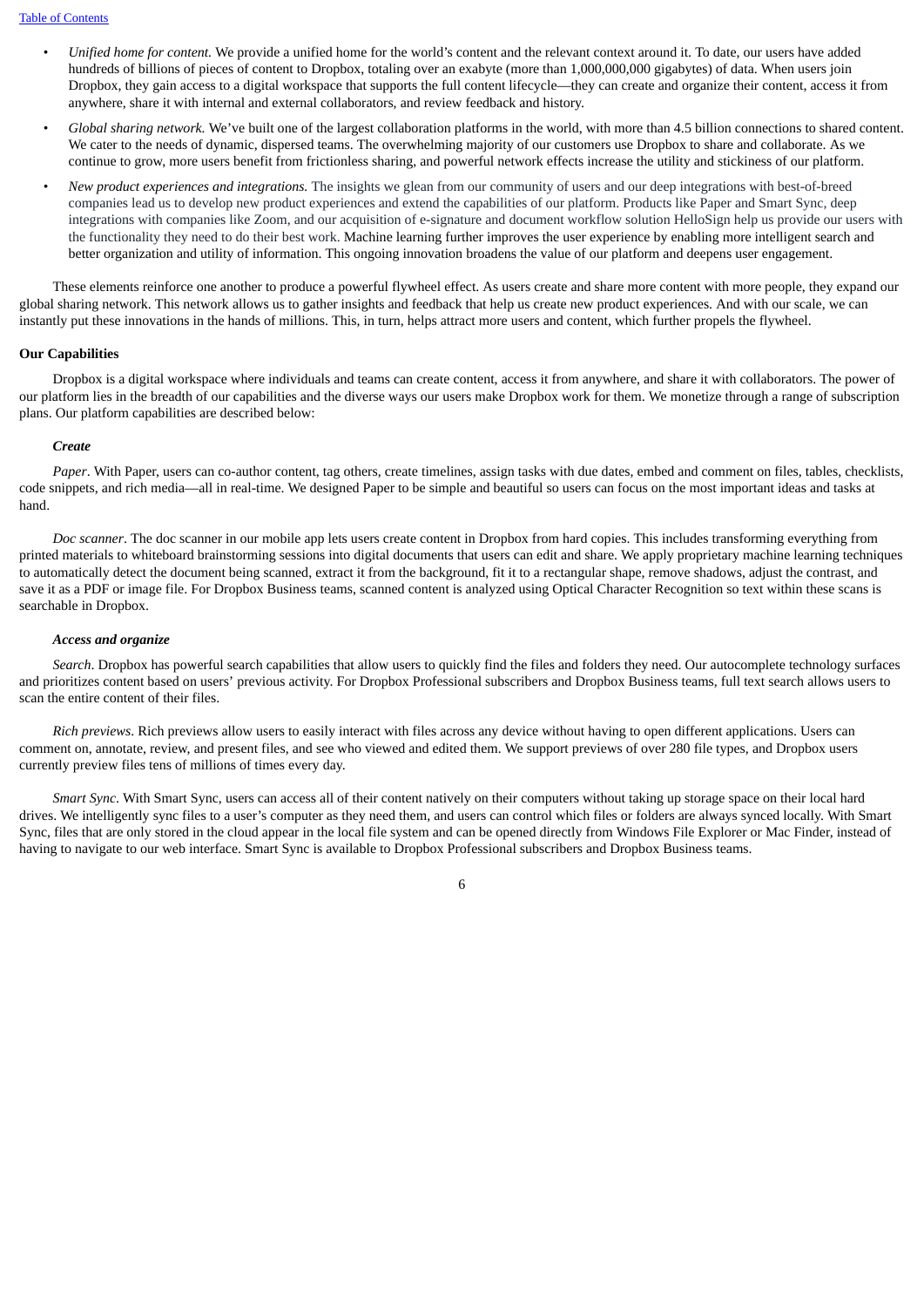- *Unified home for content.* We provide a unified home for the world's content and the relevant context around it. To date, our users have added hundreds of billions of pieces of content to Dropbox, totaling over an exabyte (more than 1,000,000,000 gigabytes) of data. When users join Dropbox, they gain access to a digital workspace that supports the full content lifecycle—they can create and organize their content, access it from anywhere, share it with internal and external collaborators, and review feedback and history.
- *Global sharing network.* We've built one of the largest collaboration platforms in the world, with more than 4.5 billion connections to shared content. We cater to the needs of dynamic, dispersed teams. The overwhelming majority of our customers use Dropbox to share and collaborate. As we continue to grow, more users benefit from frictionless sharing, and powerful network effects increase the utility and stickiness of our platform.
- *New product experiences and integrations.* The insights we glean from our community of users and our deep integrations with best-of-breed companies lead us to develop new product experiences and extend the capabilities of our platform. Products like Paper and Smart Sync, deep integrations with companies like Zoom, and our acquisition of e-signature and document workflow solution HelloSign help us provide our users with the functionality they need to do their best work. Machine learning further improves the user experience by enabling more intelligent search and better organization and utility of information. This ongoing innovation broadens the value of our platform and deepens user engagement.

These elements reinforce one another to produce a powerful flywheel effect. As users create and share more content with more people, they expand our global sharing network. This network allows us to gather insights and feedback that help us create new product experiences. And with our scale, we can instantly put these innovations in the hands of millions. This, in turn, helps attract more users and content, which further propels the flywheel.

**Our Capabilities**

Dropbox is a digital workspace where individuals and teams can create content, access it from anywhere, and share it with collaborators. The power of our platform lies in the breadth of our capabilities and the diverse ways our users make Dropbox work for them. We monetize through a range of subscription plans. Our platform capabilities are described below:

***Create***

*Paper*. With Paper, users can co-author content, tag others, create timelines, assign tasks with due dates, embed and comment on files, tables, checklists, code snippets, and rich media—all in real-time. We designed Paper to be simple and beautiful so users can focus on the most important ideas and tasks at hand.

*Doc scanner*. The doc scanner in our mobile app lets users create content in Dropbox from hard copies. This includes transforming everything from printed materials to whiteboard brainstorming sessions into digital documents that users can edit and share. We apply proprietary machine learning techniques to automatically detect the document being scanned, extract it from the background, fit it to a rectangular shape, remove shadows, adjust the contrast, and save it as a PDF or image file. For Dropbox Business teams, scanned content is analyzed using Optical Character Recognition so text within these scans is searchable in Dropbox.

***Access and organize***

*Search*. Dropbox has powerful search capabilities that allow users to quickly find the files and folders they need. Our autocomplete technology surfaces and prioritizes content based on users' previous activity. For Dropbox Professional subscribers and Dropbox Business teams, full text search allows users to scan the entire content of their files.

*Rich previews*. Rich previews allow users to easily interact with files across any device without having to open different applications. Users can comment on, annotate, review, and present files, and see who viewed and edited them. We support previews of over 280 file types, and Dropbox users currently preview files tens of millions of times every day.

*Smart Sync*. With Smart Sync, users can access all of their content natively on their computers without taking up storage space on their local hard drives. We intelligently sync files to a user's computer as they need them, and users can control which files or folders are always synced locally. With Smart Sync, files that are only stored in the cloud appear in the local file system and can be opened directly from Windows File Explorer or Mac Finder, instead of having to navigate to our web interface. Smart Sync is available to Dropbox Professional subscribers and Dropbox Business teams.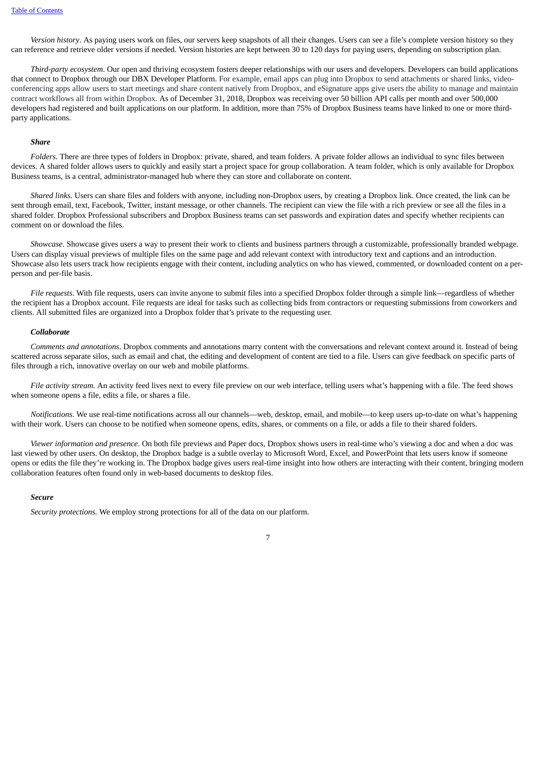*Version history*. As paying users work on files, our servers keep snapshots of all their changes. Users can see a file's complete version history so they can reference and retrieve older versions if needed. Version histories are kept between 30 to 120 days for paying users, depending on subscription plan.

*Third-party ecosystem*. Our open and thriving ecosystem fosters deeper relationships with our users and developers. Developers can build applications that connect to Dropbox through our DBX Developer Platform. For example, email apps can plug into Dropbox to send attachments or shared links, video-conferencing apps allow users to start meetings and share content natively from Dropbox, and eSignature apps give users the ability to manage and maintain contract workflows all from within Dropbox. As of December 31, 2018, Dropbox was receiving over 50 billion API calls per month and over 500,000 developers had registered and built applications on our platform. In addition, more than 75% of Dropbox Business teams have linked to one or more third-party applications.

***Share***

*Folders*. There are three types of folders in Dropbox: private, shared, and team folders. A private folder allows an individual to sync files between devices. A shared folder allows users to quickly and easily start a project space for group collaboration. A team folder, which is only available for Dropbox Business teams, is a central, administrator-managed hub where they can store and collaborate on content.

*Shared links*. Users can share files and folders with anyone, including non-Dropbox users, by creating a Dropbox link. Once created, the link can be sent through email, text, Facebook, Twitter, instant message, or other channels. The recipient can view the file with a rich preview or see all the files in a shared folder. Dropbox Professional subscribers and Dropbox Business teams can set passwords and expiration dates and specify whether recipients can comment on or download the files.

*Showcase*. Showcase gives users a way to present their work to clients and business partners through a customizable, professionally branded webpage. Users can display visual previews of multiple files on the same page and add relevant context with introductory text and captions and an introduction. Showcase also lets users track how recipients engage with their content, including analytics on who has viewed, commented, or downloaded content on a per-person and per-file basis.

*File requests*. With file requests, users can invite anyone to submit files into a specified Dropbox folder through a simple link—regardless of whether the recipient has a Dropbox account. File requests are ideal for tasks such as collecting bids from contractors or requesting submissions from coworkers and clients. All submitted files are organized into a Dropbox folder that's private to the requesting user.

***Collaborate***

*Comments and annotations*. Dropbox comments and annotations marry content with the conversations and relevant context around it. Instead of being scattered across separate silos, such as email and chat, the editing and development of content are tied to a file. Users can give feedback on specific parts of files through a rich, innovative overlay on our web and mobile platforms.

*File activity stream.* An activity feed lives next to every file preview on our web interface, telling users what's happening with a file. The feed shows when someone opens a file, edits a file, or shares a file.

*Notifications*. We use real-time notifications across all our channels—web, desktop, email, and mobile—to keep users up-to-date on what's happening with their work. Users can choose to be notified when someone opens, edits, shares, or comments on a file, or adds a file to their shared folders.

*Viewer information and presence*. On both file previews and Paper docs, Dropbox shows users in real-time who's viewing a doc and when a doc was last viewed by other users. On desktop, the Dropbox badge is a subtle overlay to Microsoft Word, Excel, and PowerPoint that lets users know if someone opens or edits the file they're working in. The Dropbox badge gives users real-time insight into how others are interacting with their content, bringing modern collaboration features often found only in web-based documents to desktop files.

***Secure***

*Security protections.* We employ strong protections for all of the data on our platform.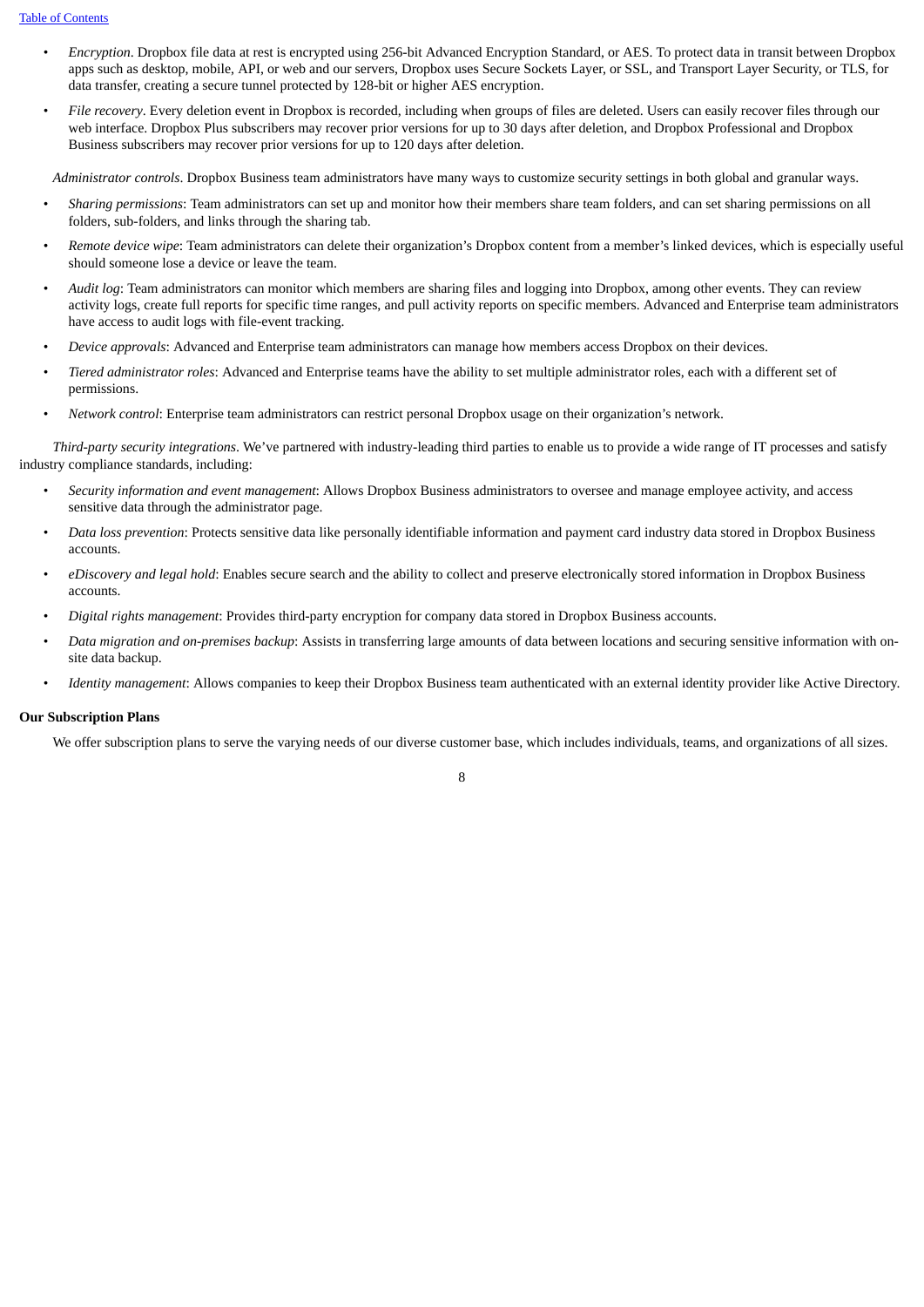- *Encryption*. Dropbox file data at rest is encrypted using 256-bit Advanced Encryption Standard, or AES. To protect data in transit between Dropbox apps such as desktop, mobile, API, or web and our servers, Dropbox uses Secure Sockets Layer, or SSL, and Transport Layer Security, or TLS, for data transfer, creating a secure tunnel protected by 128-bit or higher AES encryption.
- *File recovery*. Every deletion event in Dropbox is recorded, including when groups of files are deleted. Users can easily recover files through our web interface. Dropbox Plus subscribers may recover prior versions for up to 30 days after deletion, and Dropbox Professional and Dropbox Business subscribers may recover prior versions for up to 120 days after deletion.

*Administrator controls*. Dropbox Business team administrators have many ways to customize security settings in both global and granular ways.

- *Sharing permissions*: Team administrators can set up and monitor how their members share team folders, and can set sharing permissions on all folders, sub-folders, and links through the sharing tab.
- *Remote device wipe*: Team administrators can delete their organization's Dropbox content from a member's linked devices, which is especially useful should someone lose a device or leave the team.
- *Audit log*: Team administrators can monitor which members are sharing files and logging into Dropbox, among other events. They can review activity logs, create full reports for specific time ranges, and pull activity reports on specific members. Advanced and Enterprise team administrators have access to audit logs with file-event tracking.
- *Device approvals*: Advanced and Enterprise team administrators can manage how members access Dropbox on their devices.
- *Tiered administrator roles*: Advanced and Enterprise teams have the ability to set multiple administrator roles, each with a different set of permissions.
- *Network control*: Enterprise team administrators can restrict personal Dropbox usage on their organization's network.

*Third-party security integrations*. We've partnered with industry-leading third parties to enable us to provide a wide range of IT processes and satisfy industry compliance standards, including:

- *Security information and event management*: Allows Dropbox Business administrators to oversee and manage employee activity, and access sensitive data through the administrator page.
- *Data loss prevention*: Protects sensitive data like personally identifiable information and payment card industry data stored in Dropbox Business accounts.
- *eDiscovery and legal hold*: Enables secure search and the ability to collect and preserve electronically stored information in Dropbox Business accounts.
- *Digital rights management*: Provides third-party encryption for company data stored in Dropbox Business accounts.
- *Data migration and on-premises backup*: Assists in transferring large amounts of data between locations and securing sensitive information with on-site data backup.
- *Identity management*: Allows companies to keep their Dropbox Business team authenticated with an external identity provider like Active Directory.

**Our Subscription Plans**

We offer subscription plans to serve the varying needs of our diverse customer base, which includes individuals, teams, and organizations of all sizes.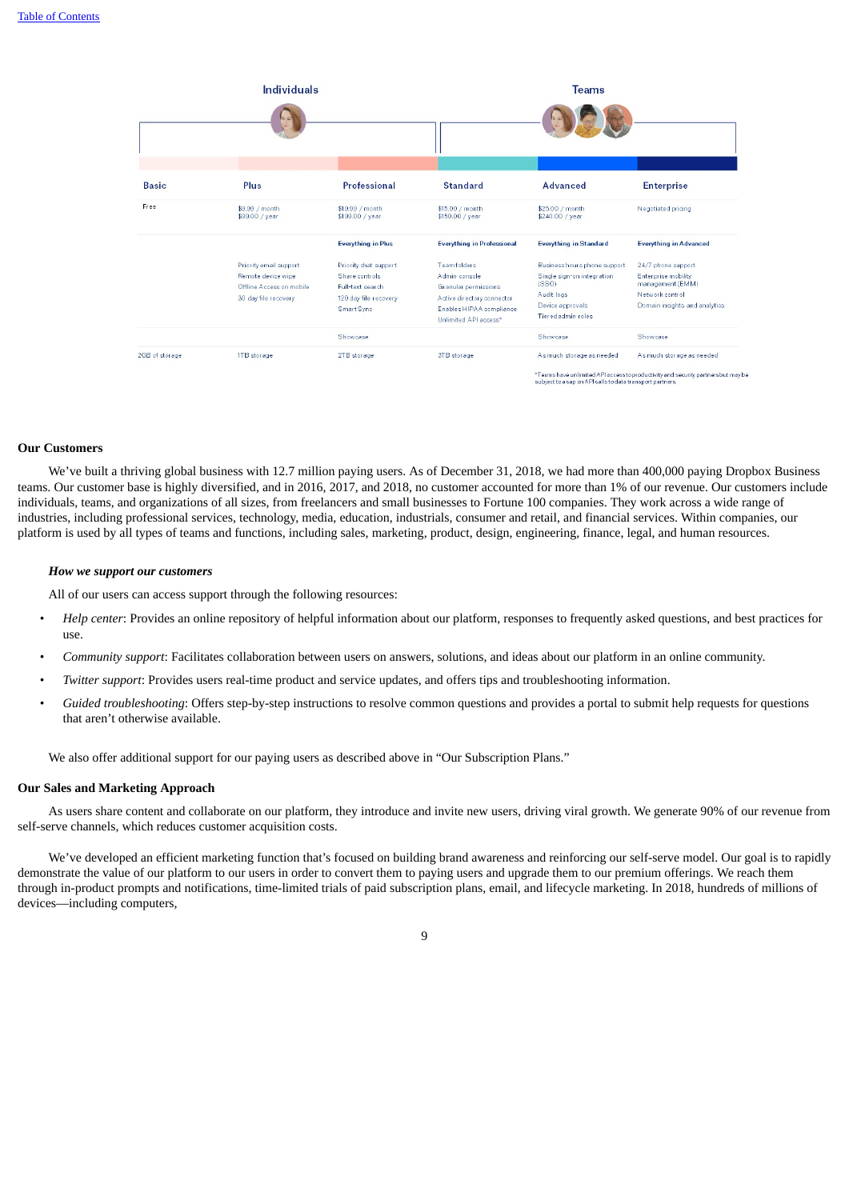| Individuals | | | Teams | | |
|---|---|---|---|---|---|
| Basic | Plus | Professional | Standard | Advanced | Enterprise |
| Free | $9.99 / month<br>$99.00 / year | $19.99 / month<br>$199.00 / year | $15.00 / month<br>$150.00 / year | $25.00 / month<br>$240.00 / year | Negotiated pricing |
| | | Everything in Plus | Everything in Professional | Everything in Standard | Everything in Advanced |
| | Priority email support<br>Remote device wipe<br>Offline Access on mobile<br>30 day file recovery | Priority chat support<br>Share controls<br>Full-text search<br>120 day file recovery<br>Smart Sync | Team folders<br>Admin console<br>Granular permissions<br>Active directory connector<br>Enables HIPAA compliance<br>Unlimited API access* | Business hours phone support<br>Single sign-on integration (SSO)<br>Audit logs<br>Device approvals<br>Tiered admin roles | 24/7 phone support<br>Enterprise mobility management (EMM)<br>Network control<br>Domain insights and analytics |
| | | Showcase | | Showcase | Showcase |
| 2GB of storage | 1TB storage | 2TB storage | 3TB storage | As much storage as needed | As much storage as needed |

*Teams have unlimited API access to productivity and security partners but may be subject to a cap on API calls to data transport partners.

## Our Customers

We've built a thriving global business with 12.7 million paying users. As of December 31, 2018, we had more than 400,000 paying Dropbox Business teams. Our customer base is highly diversified, and in 2016, 2017, and 2018, no customer accounted for more than 1% of our revenue. Our customers include individuals, teams, and organizations of all sizes, from freelancers and small businesses to Fortune 100 companies. They work across a wide range of industries, including professional services, technology, media, education, industrials, consumer and retail, and financial services. Within companies, our platform is used by all types of teams and functions, including sales, marketing, product, design, engineering, finance, legal, and human resources.

### *How we support our customers*

All of our users can access support through the following resources:

- *Help center*: Provides an online repository of helpful information about our platform, responses to frequently asked questions, and best practices for use.
- *Community support*: Facilitates collaboration between users on answers, solutions, and ideas about our platform in an online community.
- *Twitter support*: Provides users real-time product and service updates, and offers tips and troubleshooting information.
- *Guided troubleshooting*: Offers step-by-step instructions to resolve common questions and provides a portal to submit help requests for questions that aren't otherwise available.

We also offer additional support for our paying users as described above in "Our Subscription Plans."

## Our Sales and Marketing Approach

As users share content and collaborate on our platform, they introduce and invite new users, driving viral growth. We generate 90% of our revenue from self-serve channels, which reduces customer acquisition costs.

We've developed an efficient marketing function that's focused on building brand awareness and reinforcing our self-serve model. Our goal is to rapidly demonstrate the value of our platform to our users in order to convert them to paying users and upgrade them to our premium offerings. We reach them through in-product prompts and notifications, time-limited trials of paid subscription plans, email, and lifecycle marketing. In 2018, hundreds of millions of devices—including computers,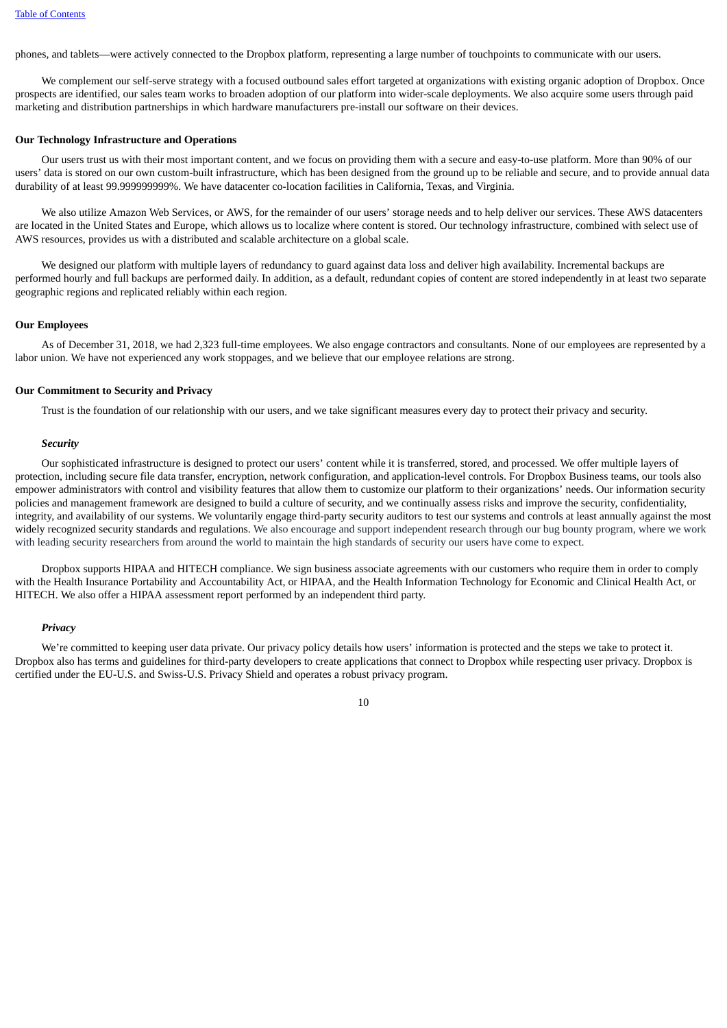phones, and tablets—were actively connected to the Dropbox platform, representing a large number of touchpoints to communicate with our users.

We complement our self-serve strategy with a focused outbound sales effort targeted at organizations with existing organic adoption of Dropbox. Once prospects are identified, our sales team works to broaden adoption of our platform into wider-scale deployments. We also acquire some users through paid marketing and distribution partnerships in which hardware manufacturers pre-install our software on their devices.

**Our Technology Infrastructure and Operations**

Our users trust us with their most important content, and we focus on providing them with a secure and easy-to-use platform. More than 90% of our users' data is stored on our own custom-built infrastructure, which has been designed from the ground up to be reliable and secure, and to provide annual data durability of at least 99.999999999%. We have datacenter co-location facilities in California, Texas, and Virginia.

We also utilize Amazon Web Services, or AWS, for the remainder of our users' storage needs and to help deliver our services. These AWS datacenters are located in the United States and Europe, which allows us to localize where content is stored. Our technology infrastructure, combined with select use of AWS resources, provides us with a distributed and scalable architecture on a global scale.

We designed our platform with multiple layers of redundancy to guard against data loss and deliver high availability. Incremental backups are performed hourly and full backups are performed daily. In addition, as a default, redundant copies of content are stored independently in at least two separate geographic regions and replicated reliably within each region.

**Our Employees**

As of December 31, 2018, we had 2,323 full-time employees. We also engage contractors and consultants. None of our employees are represented by a labor union. We have not experienced any work stoppages, and we believe that our employee relations are strong.

**Our Commitment to Security and Privacy**

Trust is the foundation of our relationship with our users, and we take significant measures every day to protect their privacy and security.

***Security***

Our sophisticated infrastructure is designed to protect our users' content while it is transferred, stored, and processed. We offer multiple layers of protection, including secure file data transfer, encryption, network configuration, and application-level controls. For Dropbox Business teams, our tools also empower administrators with control and visibility features that allow them to customize our platform to their organizations' needs. Our information security policies and management framework are designed to build a culture of security, and we continually assess risks and improve the security, confidentiality, integrity, and availability of our systems. We voluntarily engage third-party security auditors to test our systems and controls at least annually against the most widely recognized security standards and regulations. We also encourage and support independent research through our bug bounty program, where we work with leading security researchers from around the world to maintain the high standards of security our users have come to expect.

Dropbox supports HIPAA and HITECH compliance. We sign business associate agreements with our customers who require them in order to comply with the Health Insurance Portability and Accountability Act, or HIPAA, and the Health Information Technology for Economic and Clinical Health Act, or HITECH. We also offer a HIPAA assessment report performed by an independent third party.

***Privacy***

We're committed to keeping user data private. Our privacy policy details how users' information is protected and the steps we take to protect it. Dropbox also has terms and guidelines for third-party developers to create applications that connect to Dropbox while respecting user privacy. Dropbox is certified under the EU-U.S. and Swiss-U.S. Privacy Shield and operates a robust privacy program.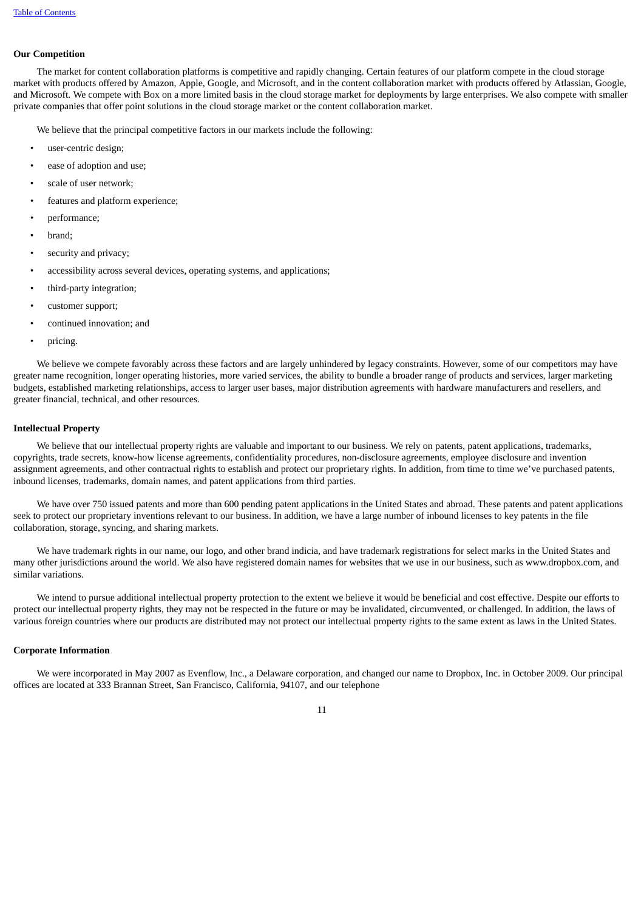## Our Competition

The market for content collaboration platforms is competitive and rapidly changing. Certain features of our platform compete in the cloud storage market with products offered by Amazon, Apple, Google, and Microsoft, and in the content collaboration market with products offered by Atlassian, Google, and Microsoft. We compete with Box on a more limited basis in the cloud storage market for deployments by large enterprises. We also compete with smaller private companies that offer point solutions in the cloud storage market or the content collaboration market.

We believe that the principal competitive factors in our markets include the following:

- user-centric design;
- ease of adoption and use;
- scale of user network;
- features and platform experience;
- performance;
- brand;
- security and privacy;
- accessibility across several devices, operating systems, and applications;
- third-party integration;
- customer support;
- continued innovation; and
- pricing.

We believe we compete favorably across these factors and are largely unhindered by legacy constraints. However, some of our competitors may have greater name recognition, longer operating histories, more varied services, the ability to bundle a broader range of products and services, larger marketing budgets, established marketing relationships, access to larger user bases, major distribution agreements with hardware manufacturers and resellers, and greater financial, technical, and other resources.

## Intellectual Property

We believe that our intellectual property rights are valuable and important to our business. We rely on patents, patent applications, trademarks, copyrights, trade secrets, know-how license agreements, confidentiality procedures, non-disclosure agreements, employee disclosure and invention assignment agreements, and other contractual rights to establish and protect our proprietary rights. In addition, from time to time we've purchased patents, inbound licenses, trademarks, domain names, and patent applications from third parties.

We have over 750 issued patents and more than 600 pending patent applications in the United States and abroad. These patents and patent applications seek to protect our proprietary inventions relevant to our business. In addition, we have a large number of inbound licenses to key patents in the file collaboration, storage, syncing, and sharing markets.

We have trademark rights in our name, our logo, and other brand indicia, and have trademark registrations for select marks in the United States and many other jurisdictions around the world. We also have registered domain names for websites that we use in our business, such as www.dropbox.com, and similar variations.

We intend to pursue additional intellectual property protection to the extent we believe it would be beneficial and cost effective. Despite our efforts to protect our intellectual property rights, they may not be respected in the future or may be invalidated, circumvented, or challenged. In addition, the laws of various foreign countries where our products are distributed may not protect our intellectual property rights to the same extent as laws in the United States.

## Corporate Information

We were incorporated in May 2007 as Evenflow, Inc., a Delaware corporation, and changed our name to Dropbox, Inc. in October 2009. Our principal offices are located at 333 Brannan Street, San Francisco, California, 94107, and our telephone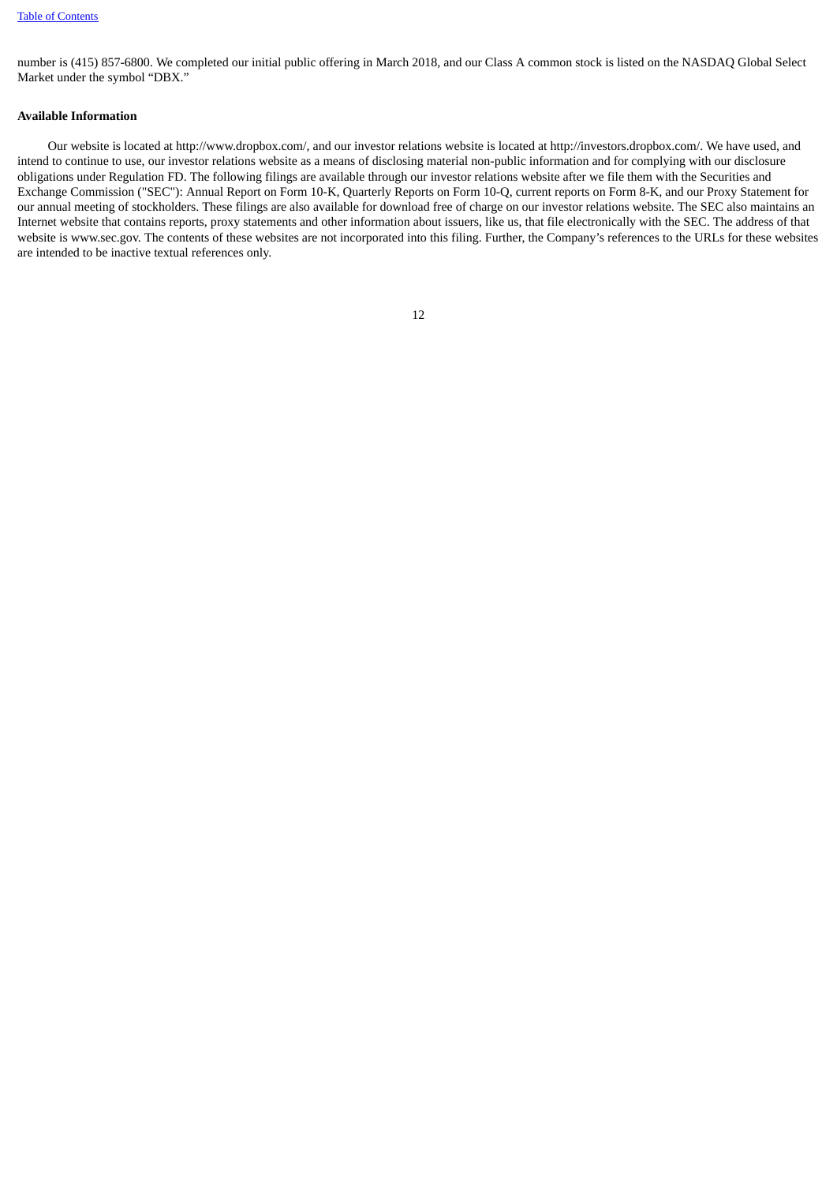number is (415) 857-6800. We completed our initial public offering in March 2018, and our Class A common stock is listed on the NASDAQ Global Select Market under the symbol “DBX.”

**Available Information**

Our website is located at http://www.dropbox.com/, and our investor relations website is located at http://investors.dropbox.com/. We have used, and intend to continue to use, our investor relations website as a means of disclosing material non-public information and for complying with our disclosure obligations under Regulation FD. The following filings are available through our investor relations website after we file them with the Securities and Exchange Commission ("SEC"): Annual Report on Form 10-K, Quarterly Reports on Form 10-Q, current reports on Form 8-K, and our Proxy Statement for our annual meeting of stockholders. These filings are also available for download free of charge on our investor relations website. The SEC also maintains an Internet website that contains reports, proxy statements and other information about issuers, like us, that file electronically with the SEC. The address of that website is www.sec.gov. The contents of these websites are not incorporated into this filing. Further, the Company’s references to the URLs for these websites are intended to be inactive textual references only.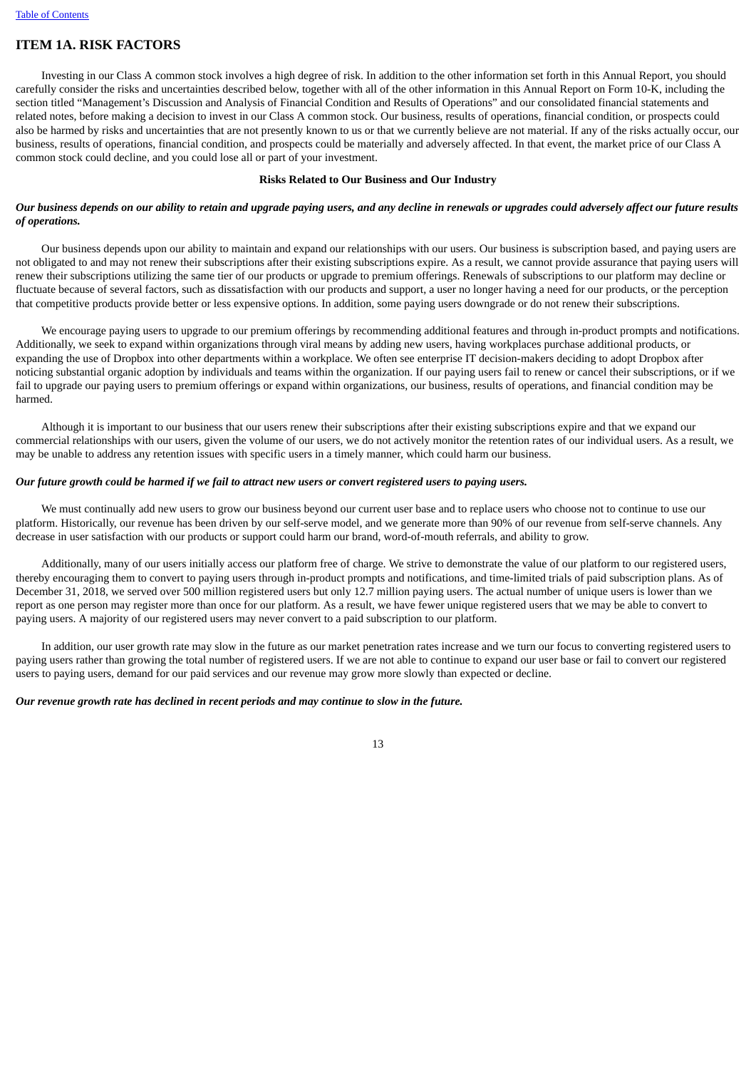## ITEM 1A. RISK FACTORS

Investing in our Class A common stock involves a high degree of risk. In addition to the other information set forth in this Annual Report, you should carefully consider the risks and uncertainties described below, together with all of the other information in this Annual Report on Form 10-K, including the section titled "Management's Discussion and Analysis of Financial Condition and Results of Operations" and our consolidated financial statements and related notes, before making a decision to invest in our Class A common stock. Our business, results of operations, financial condition, or prospects could also be harmed by risks and uncertainties that are not presently known to us or that we currently believe are not material. If any of the risks actually occur, our business, results of operations, financial condition, and prospects could be materially and adversely affected. In that event, the market price of our Class A common stock could decline, and you could lose all or part of your investment.

**Risks Related to Our Business and Our Industry**

***Our business depends on our ability to retain and upgrade paying users, and any decline in renewals or upgrades could adversely affect our future results of operations.***

Our business depends upon our ability to maintain and expand our relationships with our users. Our business is subscription based, and paying users are not obligated to and may not renew their subscriptions after their existing subscriptions expire. As a result, we cannot provide assurance that paying users will renew their subscriptions utilizing the same tier of our products or upgrade to premium offerings. Renewals of subscriptions to our platform may decline or fluctuate because of several factors, such as dissatisfaction with our products and support, a user no longer having a need for our products, or the perception that competitive products provide better or less expensive options. In addition, some paying users downgrade or do not renew their subscriptions.

We encourage paying users to upgrade to our premium offerings by recommending additional features and through in-product prompts and notifications. Additionally, we seek to expand within organizations through viral means by adding new users, having workplaces purchase additional products, or expanding the use of Dropbox into other departments within a workplace. We often see enterprise IT decision-makers deciding to adopt Dropbox after noticing substantial organic adoption by individuals and teams within the organization. If our paying users fail to renew or cancel their subscriptions, or if we fail to upgrade our paying users to premium offerings or expand within organizations, our business, results of operations, and financial condition may be harmed.

Although it is important to our business that our users renew their subscriptions after their existing subscriptions expire and that we expand our commercial relationships with our users, given the volume of our users, we do not actively monitor the retention rates of our individual users. As a result, we may be unable to address any retention issues with specific users in a timely manner, which could harm our business.

***Our future growth could be harmed if we fail to attract new users or convert registered users to paying users.***

We must continually add new users to grow our business beyond our current user base and to replace users who choose not to continue to use our platform. Historically, our revenue has been driven by our self-serve model, and we generate more than 90% of our revenue from self-serve channels. Any decrease in user satisfaction with our products or support could harm our brand, word-of-mouth referrals, and ability to grow.

Additionally, many of our users initially access our platform free of charge. We strive to demonstrate the value of our platform to our registered users, thereby encouraging them to convert to paying users through in-product prompts and notifications, and time-limited trials of paid subscription plans. As of December 31, 2018, we served over 500 million registered users but only 12.7 million paying users. The actual number of unique users is lower than we report as one person may register more than once for our platform. As a result, we have fewer unique registered users that we may be able to convert to paying users. A majority of our registered users may never convert to a paid subscription to our platform.

In addition, our user growth rate may slow in the future as our market penetration rates increase and we turn our focus to converting registered users to paying users rather than growing the total number of registered users. If we are not able to continue to expand our user base or fail to convert our registered users to paying users, demand for our paid services and our revenue may grow more slowly than expected or decline.

***Our revenue growth rate has declined in recent periods and may continue to slow in the future.***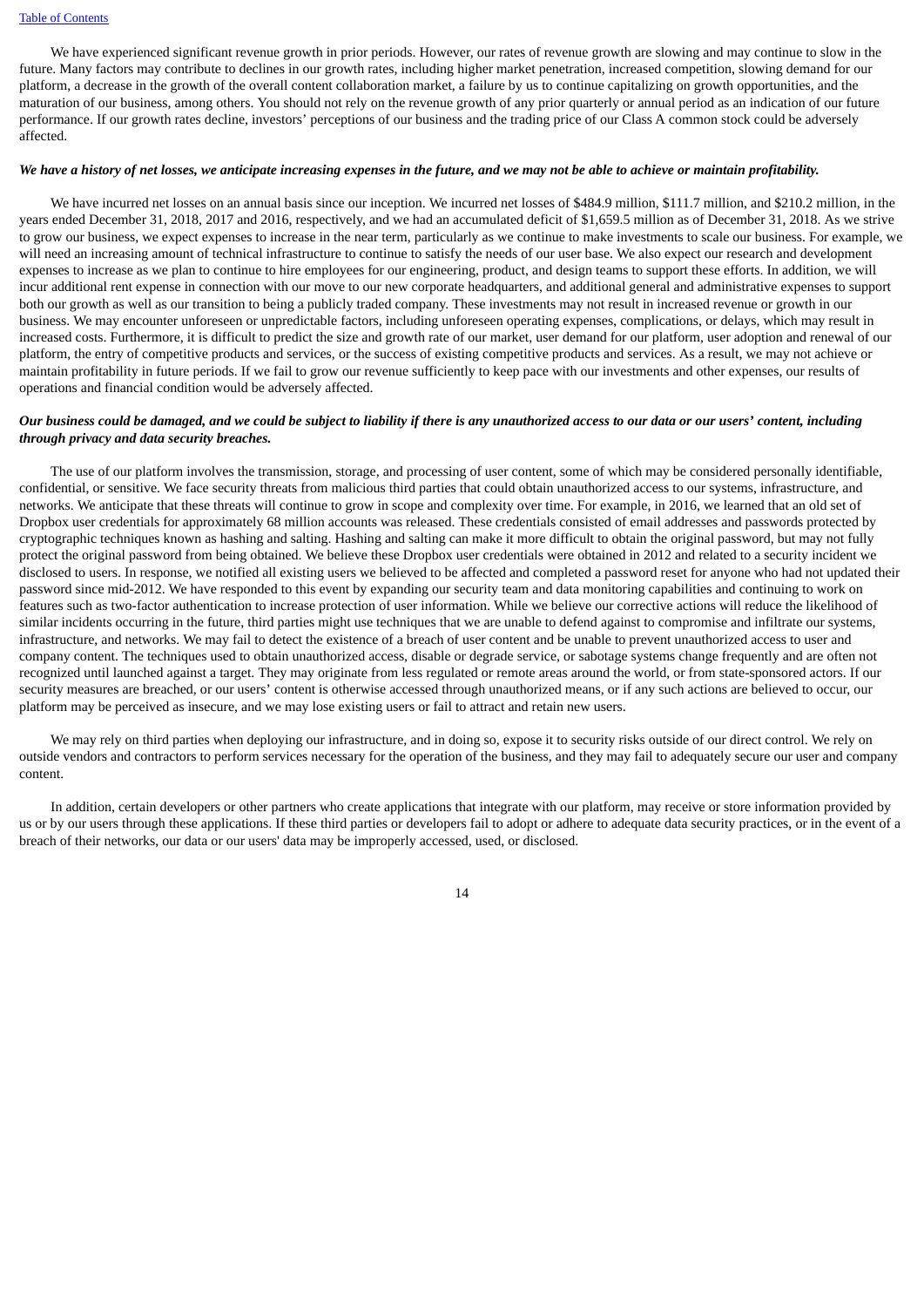We have experienced significant revenue growth in prior periods. However, our rates of revenue growth are slowing and may continue to slow in the future. Many factors may contribute to declines in our growth rates, including higher market penetration, increased competition, slowing demand for our platform, a decrease in the growth of the overall content collaboration market, a failure by us to continue capitalizing on growth opportunities, and the maturation of our business, among others. You should not rely on the revenue growth of any prior quarterly or annual period as an indication of our future performance. If our growth rates decline, investors' perceptions of our business and the trading price of our Class A common stock could be adversely affected.

***We have a history of net losses, we anticipate increasing expenses in the future, and we may not be able to achieve or maintain profitability.***

We have incurred net losses on an annual basis since our inception. We incurred net losses of $484.9 million, $111.7 million, and $210.2 million, in the years ended December 31, 2018, 2017 and 2016, respectively, and we had an accumulated deficit of $1,659.5 million as of December 31, 2018. As we strive to grow our business, we expect expenses to increase in the near term, particularly as we continue to make investments to scale our business. For example, we will need an increasing amount of technical infrastructure to continue to satisfy the needs of our user base. We also expect our research and development expenses to increase as we plan to continue to hire employees for our engineering, product, and design teams to support these efforts. In addition, we will incur additional rent expense in connection with our move to our new corporate headquarters, and additional general and administrative expenses to support both our growth as well as our transition to being a publicly traded company. These investments may not result in increased revenue or growth in our business. We may encounter unforeseen or unpredictable factors, including unforeseen operating expenses, complications, or delays, which may result in increased costs. Furthermore, it is difficult to predict the size and growth rate of our market, user demand for our platform, user adoption and renewal of our platform, the entry of competitive products and services, or the success of existing competitive products and services. As a result, we may not achieve or maintain profitability in future periods. If we fail to grow our revenue sufficiently to keep pace with our investments and other expenses, our results of operations and financial condition would be adversely affected.

***Our business could be damaged, and we could be subject to liability if there is any unauthorized access to our data or our users' content, including through privacy and data security breaches.***

The use of our platform involves the transmission, storage, and processing of user content, some of which may be considered personally identifiable, confidential, or sensitive. We face security threats from malicious third parties that could obtain unauthorized access to our systems, infrastructure, and networks. We anticipate that these threats will continue to grow in scope and complexity over time. For example, in 2016, we learned that an old set of Dropbox user credentials for approximately 68 million accounts was released. These credentials consisted of email addresses and passwords protected by cryptographic techniques known as hashing and salting. Hashing and salting can make it more difficult to obtain the original password, but may not fully protect the original password from being obtained. We believe these Dropbox user credentials were obtained in 2012 and related to a security incident we disclosed to users. In response, we notified all existing users we believed to be affected and completed a password reset for anyone who had not updated their password since mid-2012. We have responded to this event by expanding our security team and data monitoring capabilities and continuing to work on features such as two-factor authentication to increase protection of user information. While we believe our corrective actions will reduce the likelihood of similar incidents occurring in the future, third parties might use techniques that we are unable to defend against to compromise and infiltrate our systems, infrastructure, and networks. We may fail to detect the existence of a breach of user content and be unable to prevent unauthorized access to user and company content. The techniques used to obtain unauthorized access, disable or degrade service, or sabotage systems change frequently and are often not recognized until launched against a target. They may originate from less regulated or remote areas around the world, or from state-sponsored actors. If our security measures are breached, or our users' content is otherwise accessed through unauthorized means, or if any such actions are believed to occur, our platform may be perceived as insecure, and we may lose existing users or fail to attract and retain new users.

We may rely on third parties when deploying our infrastructure, and in doing so, expose it to security risks outside of our direct control. We rely on outside vendors and contractors to perform services necessary for the operation of the business, and they may fail to adequately secure our user and company content.

In addition, certain developers or other partners who create applications that integrate with our platform, may receive or store information provided by us or by our users through these applications. If these third parties or developers fail to adopt or adhere to adequate data security practices, or in the event of a breach of their networks, our data or our users' data may be improperly accessed, used, or disclosed.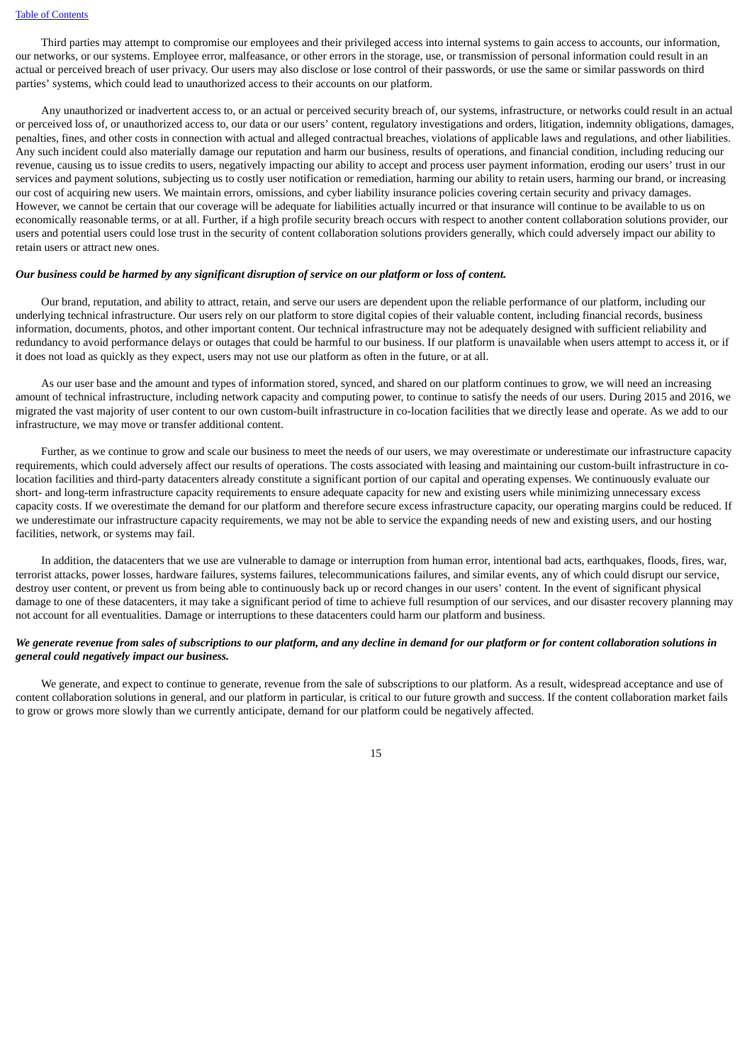Third parties may attempt to compromise our employees and their privileged access into internal systems to gain access to accounts, our information, our networks, or our systems. Employee error, malfeasance, or other errors in the storage, use, or transmission of personal information could result in an actual or perceived breach of user privacy. Our users may also disclose or lose control of their passwords, or use the same or similar passwords on third parties' systems, which could lead to unauthorized access to their accounts on our platform.

Any unauthorized or inadvertent access to, or an actual or perceived security breach of, our systems, infrastructure, or networks could result in an actual or perceived loss of, or unauthorized access to, our data or our users' content, regulatory investigations and orders, litigation, indemnity obligations, damages, penalties, fines, and other costs in connection with actual and alleged contractual breaches, violations of applicable laws and regulations, and other liabilities. Any such incident could also materially damage our reputation and harm our business, results of operations, and financial condition, including reducing our revenue, causing us to issue credits to users, negatively impacting our ability to accept and process user payment information, eroding our users' trust in our services and payment solutions, subjecting us to costly user notification or remediation, harming our ability to retain users, harming our brand, or increasing our cost of acquiring new users. We maintain errors, omissions, and cyber liability insurance policies covering certain security and privacy damages. However, we cannot be certain that our coverage will be adequate for liabilities actually incurred or that insurance will continue to be available to us on economically reasonable terms, or at all. Further, if a high profile security breach occurs with respect to another content collaboration solutions provider, our users and potential users could lose trust in the security of content collaboration solutions providers generally, which could adversely impact our ability to retain users or attract new ones.

***Our business could be harmed by any significant disruption of service on our platform or loss of content.***

Our brand, reputation, and ability to attract, retain, and serve our users are dependent upon the reliable performance of our platform, including our underlying technical infrastructure. Our users rely on our platform to store digital copies of their valuable content, including financial records, business information, documents, photos, and other important content. Our technical infrastructure may not be adequately designed with sufficient reliability and redundancy to avoid performance delays or outages that could be harmful to our business. If our platform is unavailable when users attempt to access it, or if it does not load as quickly as they expect, users may not use our platform as often in the future, or at all.

As our user base and the amount and types of information stored, synced, and shared on our platform continues to grow, we will need an increasing amount of technical infrastructure, including network capacity and computing power, to continue to satisfy the needs of our users. During 2015 and 2016, we migrated the vast majority of user content to our own custom-built infrastructure in co-location facilities that we directly lease and operate. As we add to our infrastructure, we may move or transfer additional content.

Further, as we continue to grow and scale our business to meet the needs of our users, we may overestimate or underestimate our infrastructure capacity requirements, which could adversely affect our results of operations. The costs associated with leasing and maintaining our custom-built infrastructure in co-location facilities and third-party datacenters already constitute a significant portion of our capital and operating expenses. We continuously evaluate our short- and long-term infrastructure capacity requirements to ensure adequate capacity for new and existing users while minimizing unnecessary excess capacity costs. If we overestimate the demand for our platform and therefore secure excess infrastructure capacity, our operating margins could be reduced. If we underestimate our infrastructure capacity requirements, we may not be able to service the expanding needs of new and existing users, and our hosting facilities, network, or systems may fail.

In addition, the datacenters that we use are vulnerable to damage or interruption from human error, intentional bad acts, earthquakes, floods, fires, war, terrorist attacks, power losses, hardware failures, systems failures, telecommunications failures, and similar events, any of which could disrupt our service, destroy user content, or prevent us from being able to continuously back up or record changes in our users' content. In the event of significant physical damage to one of these datacenters, it may take a significant period of time to achieve full resumption of our services, and our disaster recovery planning may not account for all eventualities. Damage or interruptions to these datacenters could harm our platform and business.

***We generate revenue from sales of subscriptions to our platform, and any decline in demand for our platform or for content collaboration solutions in general could negatively impact our business.***

We generate, and expect to continue to generate, revenue from the sale of subscriptions to our platform. As a result, widespread acceptance and use of content collaboration solutions in general, and our platform in particular, is critical to our future growth and success. If the content collaboration market fails to grow or grows more slowly than we currently anticipate, demand for our platform could be negatively affected.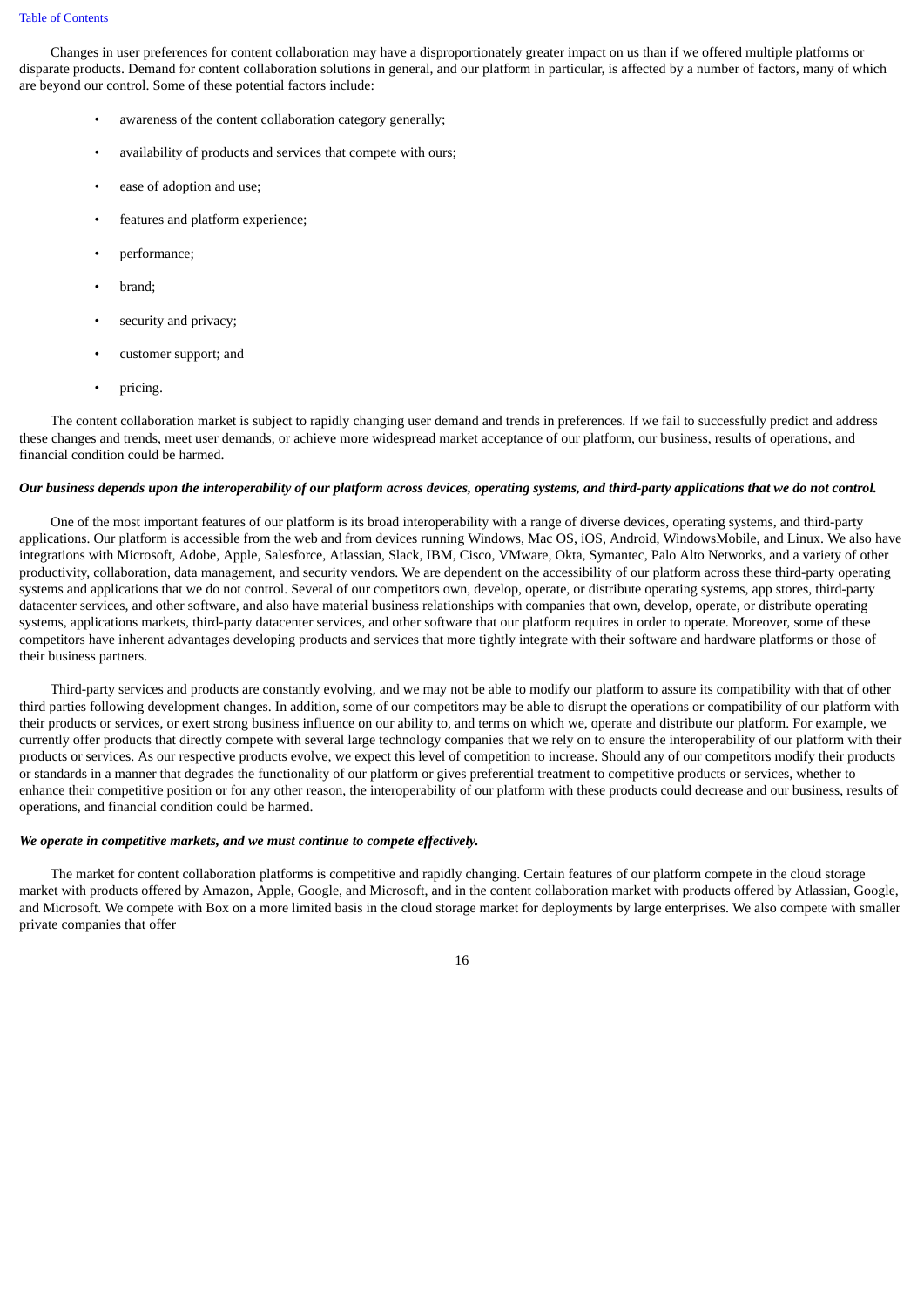Changes in user preferences for content collaboration may have a disproportionately greater impact on us than if we offered multiple platforms or disparate products. Demand for content collaboration solutions in general, and our platform in particular, is affected by a number of factors, many of which are beyond our control. Some of these potential factors include:

- awareness of the content collaboration category generally;
- availability of products and services that compete with ours;
- ease of adoption and use;
- features and platform experience;
- performance;
- brand;
- security and privacy;
- customer support; and
- pricing.

The content collaboration market is subject to rapidly changing user demand and trends in preferences. If we fail to successfully predict and address these changes and trends, meet user demands, or achieve more widespread market acceptance of our platform, our business, results of operations, and financial condition could be harmed.

***Our business depends upon the interoperability of our platform across devices, operating systems, and third-party applications that we do not control.***

One of the most important features of our platform is its broad interoperability with a range of diverse devices, operating systems, and third-party applications. Our platform is accessible from the web and from devices running Windows, Mac OS, iOS, Android, WindowsMobile, and Linux. We also have integrations with Microsoft, Adobe, Apple, Salesforce, Atlassian, Slack, IBM, Cisco, VMware, Okta, Symantec, Palo Alto Networks, and a variety of other productivity, collaboration, data management, and security vendors. We are dependent on the accessibility of our platform across these third-party operating systems and applications that we do not control. Several of our competitors own, develop, operate, or distribute operating systems, app stores, third-party datacenter services, and other software, and also have material business relationships with companies that own, develop, operate, or distribute operating systems, applications markets, third-party datacenter services, and other software that our platform requires in order to operate. Moreover, some of these competitors have inherent advantages developing products and services that more tightly integrate with their software and hardware platforms or those of their business partners.

Third-party services and products are constantly evolving, and we may not be able to modify our platform to assure its compatibility with that of other third parties following development changes. In addition, some of our competitors may be able to disrupt the operations or compatibility of our platform with their products or services, or exert strong business influence on our ability to, and terms on which we, operate and distribute our platform. For example, we currently offer products that directly compete with several large technology companies that we rely on to ensure the interoperability of our platform with their products or services. As our respective products evolve, we expect this level of competition to increase. Should any of our competitors modify their products or standards in a manner that degrades the functionality of our platform or gives preferential treatment to competitive products or services, whether to enhance their competitive position or for any other reason, the interoperability of our platform with these products could decrease and our business, results of operations, and financial condition could be harmed.

***We operate in competitive markets, and we must continue to compete effectively.***

The market for content collaboration platforms is competitive and rapidly changing. Certain features of our platform compete in the cloud storage market with products offered by Amazon, Apple, Google, and Microsoft, and in the content collaboration market with products offered by Atlassian, Google, and Microsoft. We compete with Box on a more limited basis in the cloud storage market for deployments by large enterprises. We also compete with smaller private companies that offer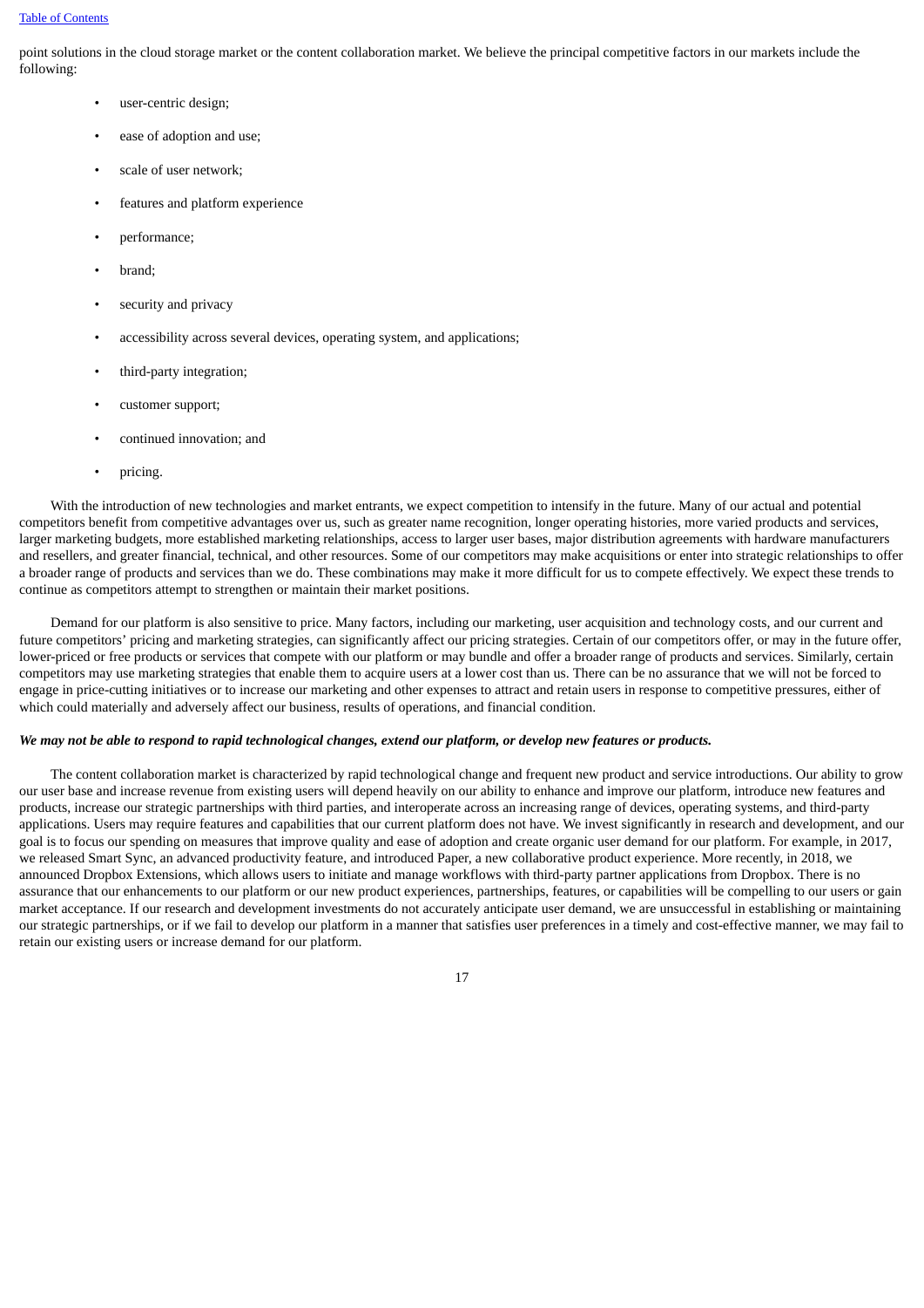point solutions in the cloud storage market or the content collaboration market. We believe the principal competitive factors in our markets include the following:

- user-centric design;
- ease of adoption and use;
- scale of user network;
- features and platform experience
- performance;
- brand;
- security and privacy
- accessibility across several devices, operating system, and applications;
- third-party integration;
- customer support;
- continued innovation; and
- pricing.

With the introduction of new technologies and market entrants, we expect competition to intensify in the future. Many of our actual and potential competitors benefit from competitive advantages over us, such as greater name recognition, longer operating histories, more varied products and services, larger marketing budgets, more established marketing relationships, access to larger user bases, major distribution agreements with hardware manufacturers and resellers, and greater financial, technical, and other resources. Some of our competitors may make acquisitions or enter into strategic relationships to offer a broader range of products and services than we do. These combinations may make it more difficult for us to compete effectively. We expect these trends to continue as competitors attempt to strengthen or maintain their market positions.

Demand for our platform is also sensitive to price. Many factors, including our marketing, user acquisition and technology costs, and our current and future competitors' pricing and marketing strategies, can significantly affect our pricing strategies. Certain of our competitors offer, or may in the future offer, lower-priced or free products or services that compete with our platform or may bundle and offer a broader range of products and services. Similarly, certain competitors may use marketing strategies that enable them to acquire users at a lower cost than us. There can be no assurance that we will not be forced to engage in price-cutting initiatives or to increase our marketing and other expenses to attract and retain users in response to competitive pressures, either of which could materially and adversely affect our business, results of operations, and financial condition.

***We may not be able to respond to rapid technological changes, extend our platform, or develop new features or products.***

The content collaboration market is characterized by rapid technological change and frequent new product and service introductions. Our ability to grow our user base and increase revenue from existing users will depend heavily on our ability to enhance and improve our platform, introduce new features and products, increase our strategic partnerships with third parties, and interoperate across an increasing range of devices, operating systems, and third-party applications. Users may require features and capabilities that our current platform does not have. We invest significantly in research and development, and our goal is to focus our spending on measures that improve quality and ease of adoption and create organic user demand for our platform. For example, in 2017, we released Smart Sync, an advanced productivity feature, and introduced Paper, a new collaborative product experience. More recently, in 2018, we announced Dropbox Extensions, which allows users to initiate and manage workflows with third-party partner applications from Dropbox. There is no assurance that our enhancements to our platform or our new product experiences, partnerships, features, or capabilities will be compelling to our users or gain market acceptance. If our research and development investments do not accurately anticipate user demand, we are unsuccessful in establishing or maintaining our strategic partnerships, or if we fail to develop our platform in a manner that satisfies user preferences in a timely and cost-effective manner, we may fail to retain our existing users or increase demand for our platform.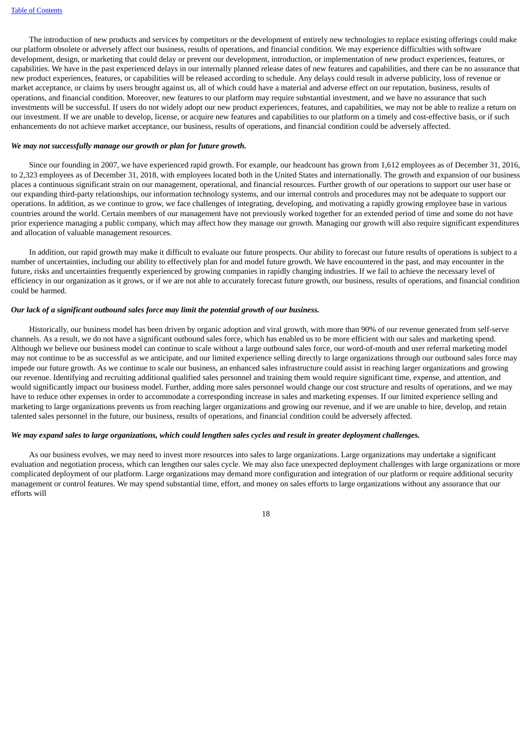The introduction of new products and services by competitors or the development of entirely new technologies to replace existing offerings could make our platform obsolete or adversely affect our business, results of operations, and financial condition. We may experience difficulties with software development, design, or marketing that could delay or prevent our development, introduction, or implementation of new product experiences, features, or capabilities. We have in the past experienced delays in our internally planned release dates of new features and capabilities, and there can be no assurance that new product experiences, features, or capabilities will be released according to schedule. Any delays could result in adverse publicity, loss of revenue or market acceptance, or claims by users brought against us, all of which could have a material and adverse effect on our reputation, business, results of operations, and financial condition. Moreover, new features to our platform may require substantial investment, and we have no assurance that such investments will be successful. If users do not widely adopt our new product experiences, features, and capabilities, we may not be able to realize a return on our investment. If we are unable to develop, license, or acquire new features and capabilities to our platform on a timely and cost-effective basis, or if such enhancements do not achieve market acceptance, our business, results of operations, and financial condition could be adversely affected.

***We may not successfully manage our growth or plan for future growth.***

Since our founding in 2007, we have experienced rapid growth. For example, our headcount has grown from 1,612 employees as of December 31, 2016, to 2,323 employees as of December 31, 2018, with employees located both in the United States and internationally. The growth and expansion of our business places a continuous significant strain on our management, operational, and financial resources. Further growth of our operations to support our user base or our expanding third-party relationships, our information technology systems, and our internal controls and procedures may not be adequate to support our operations. In addition, as we continue to grow, we face challenges of integrating, developing, and motivating a rapidly growing employee base in various countries around the world. Certain members of our management have not previously worked together for an extended period of time and some do not have prior experience managing a public company, which may affect how they manage our growth. Managing our growth will also require significant expenditures and allocation of valuable management resources.

In addition, our rapid growth may make it difficult to evaluate our future prospects. Our ability to forecast our future results of operations is subject to a number of uncertainties, including our ability to effectively plan for and model future growth. We have encountered in the past, and may encounter in the future, risks and uncertainties frequently experienced by growing companies in rapidly changing industries. If we fail to achieve the necessary level of efficiency in our organization as it grows, or if we are not able to accurately forecast future growth, our business, results of operations, and financial condition could be harmed.

***Our lack of a significant outbound sales force may limit the potential growth of our business.***

Historically, our business model has been driven by organic adoption and viral growth, with more than 90% of our revenue generated from self-serve channels. As a result, we do not have a significant outbound sales force, which has enabled us to be more efficient with our sales and marketing spend. Although we believe our business model can continue to scale without a large outbound sales force, our word-of-mouth and user referral marketing model may not continue to be as successful as we anticipate, and our limited experience selling directly to large organizations through our outbound sales force may impede our future growth. As we continue to scale our business, an enhanced sales infrastructure could assist in reaching larger organizations and growing our revenue. Identifying and recruiting additional qualified sales personnel and training them would require significant time, expense, and attention, and would significantly impact our business model. Further, adding more sales personnel would change our cost structure and results of operations, and we may have to reduce other expenses in order to accommodate a corresponding increase in sales and marketing expenses. If our limited experience selling and marketing to large organizations prevents us from reaching larger organizations and growing our revenue, and if we are unable to hire, develop, and retain talented sales personnel in the future, our business, results of operations, and financial condition could be adversely affected.

***We may expand sales to large organizations, which could lengthen sales cycles and result in greater deployment challenges.***

As our business evolves, we may need to invest more resources into sales to large organizations. Large organizations may undertake a significant evaluation and negotiation process, which can lengthen our sales cycle. We may also face unexpected deployment challenges with large organizations or more complicated deployment of our platform. Large organizations may demand more configuration and integration of our platform or require additional security management or control features. We may spend substantial time, effort, and money on sales efforts to large organizations without any assurance that our efforts will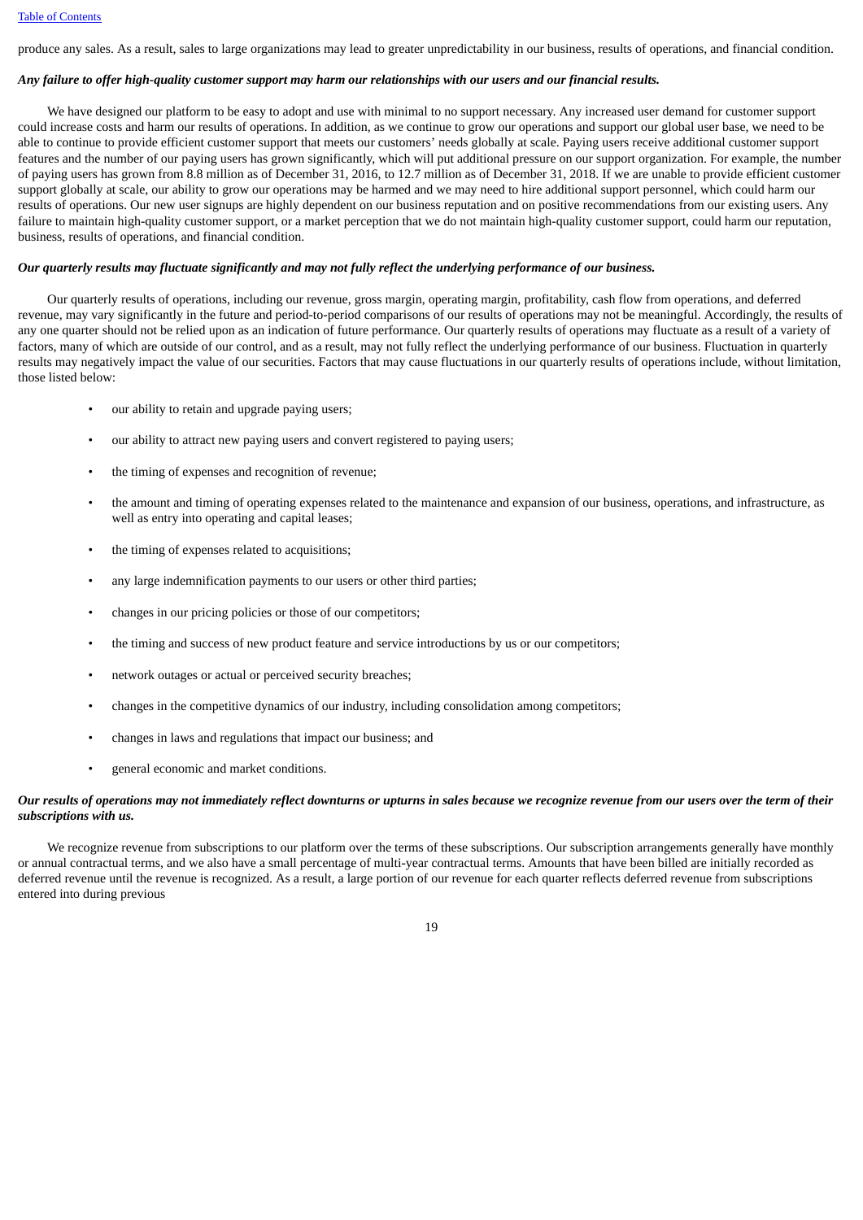produce any sales. As a result, sales to large organizations may lead to greater unpredictability in our business, results of operations, and financial condition.

***Any failure to offer high-quality customer support may harm our relationships with our users and our financial results.***

We have designed our platform to be easy to adopt and use with minimal to no support necessary. Any increased user demand for customer support could increase costs and harm our results of operations. In addition, as we continue to grow our operations and support our global user base, we need to be able to continue to provide efficient customer support that meets our customers' needs globally at scale. Paying users receive additional customer support features and the number of our paying users has grown significantly, which will put additional pressure on our support organization. For example, the number of paying users has grown from 8.8 million as of December 31, 2016, to 12.7 million as of December 31, 2018. If we are unable to provide efficient customer support globally at scale, our ability to grow our operations may be harmed and we may need to hire additional support personnel, which could harm our results of operations. Our new user signups are highly dependent on our business reputation and on positive recommendations from our existing users. Any failure to maintain high-quality customer support, or a market perception that we do not maintain high-quality customer support, could harm our reputation, business, results of operations, and financial condition.

***Our quarterly results may fluctuate significantly and may not fully reflect the underlying performance of our business.***

Our quarterly results of operations, including our revenue, gross margin, operating margin, profitability, cash flow from operations, and deferred revenue, may vary significantly in the future and period-to-period comparisons of our results of operations may not be meaningful. Accordingly, the results of any one quarter should not be relied upon as an indication of future performance. Our quarterly results of operations may fluctuate as a result of a variety of factors, many of which are outside of our control, and as a result, may not fully reflect the underlying performance of our business. Fluctuation in quarterly results may negatively impact the value of our securities. Factors that may cause fluctuations in our quarterly results of operations include, without limitation, those listed below:

- our ability to retain and upgrade paying users;
- our ability to attract new paying users and convert registered to paying users;
- the timing of expenses and recognition of revenue;
- the amount and timing of operating expenses related to the maintenance and expansion of our business, operations, and infrastructure, as well as entry into operating and capital leases;
- the timing of expenses related to acquisitions;
- any large indemnification payments to our users or other third parties;
- changes in our pricing policies or those of our competitors;
- the timing and success of new product feature and service introductions by us or our competitors;
- network outages or actual or perceived security breaches;
- changes in the competitive dynamics of our industry, including consolidation among competitors;
- changes in laws and regulations that impact our business; and
- general economic and market conditions.

***Our results of operations may not immediately reflect downturns or upturns in sales because we recognize revenue from our users over the term of their subscriptions with us.***

We recognize revenue from subscriptions to our platform over the terms of these subscriptions. Our subscription arrangements generally have monthly or annual contractual terms, and we also have a small percentage of multi-year contractual terms. Amounts that have been billed are initially recorded as deferred revenue until the revenue is recognized. As a result, a large portion of our revenue for each quarter reflects deferred revenue from subscriptions entered into during previous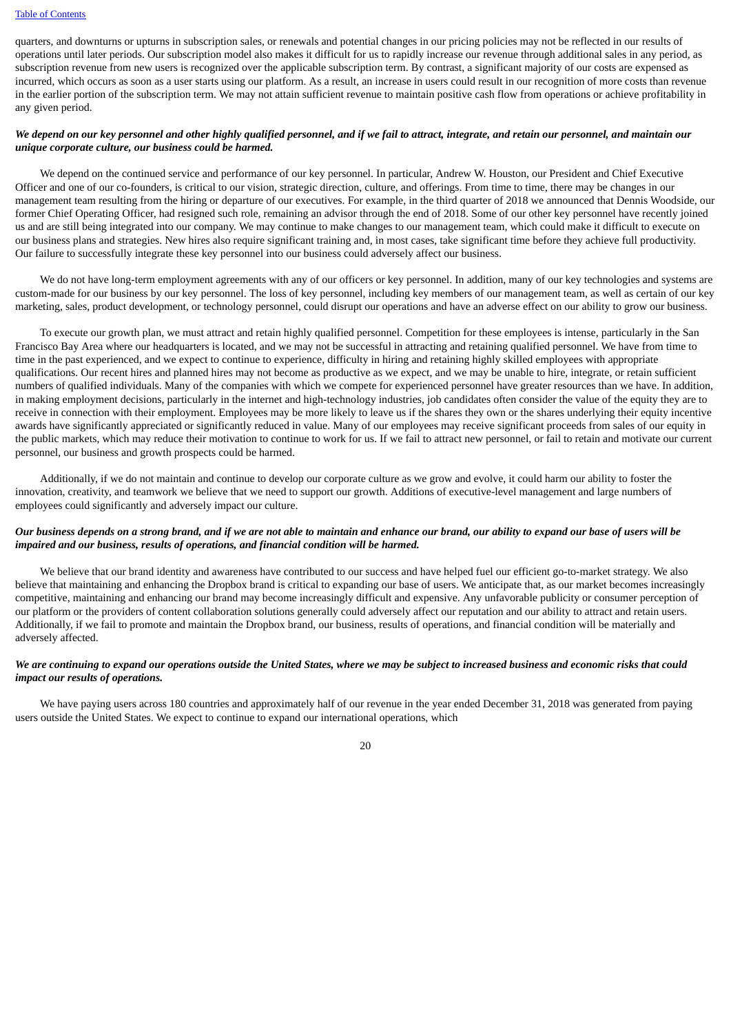quarters, and downturns or upturns in subscription sales, or renewals and potential changes in our pricing policies may not be reflected in our results of operations until later periods. Our subscription model also makes it difficult for us to rapidly increase our revenue through additional sales in any period, as subscription revenue from new users is recognized over the applicable subscription term. By contrast, a significant majority of our costs are expensed as incurred, which occurs as soon as a user starts using our platform. As a result, an increase in users could result in our recognition of more costs than revenue in the earlier portion of the subscription term. We may not attain sufficient revenue to maintain positive cash flow from operations or achieve profitability in any given period.

***We depend on our key personnel and other highly qualified personnel, and if we fail to attract, integrate, and retain our personnel, and maintain our unique corporate culture, our business could be harmed.***

We depend on the continued service and performance of our key personnel. In particular, Andrew W. Houston, our President and Chief Executive Officer and one of our co-founders, is critical to our vision, strategic direction, culture, and offerings. From time to time, there may be changes in our management team resulting from the hiring or departure of our executives. For example, in the third quarter of 2018 we announced that Dennis Woodside, our former Chief Operating Officer, had resigned such role, remaining an advisor through the end of 2018. Some of our other key personnel have recently joined us and are still being integrated into our company. We may continue to make changes to our management team, which could make it difficult to execute on our business plans and strategies. New hires also require significant training and, in most cases, take significant time before they achieve full productivity. Our failure to successfully integrate these key personnel into our business could adversely affect our business.

We do not have long-term employment agreements with any of our officers or key personnel. In addition, many of our key technologies and systems are custom-made for our business by our key personnel. The loss of key personnel, including key members of our management team, as well as certain of our key marketing, sales, product development, or technology personnel, could disrupt our operations and have an adverse effect on our ability to grow our business.

To execute our growth plan, we must attract and retain highly qualified personnel. Competition for these employees is intense, particularly in the San Francisco Bay Area where our headquarters is located, and we may not be successful in attracting and retaining qualified personnel. We have from time to time in the past experienced, and we expect to continue to experience, difficulty in hiring and retaining highly skilled employees with appropriate qualifications. Our recent hires and planned hires may not become as productive as we expect, and we may be unable to hire, integrate, or retain sufficient numbers of qualified individuals. Many of the companies with which we compete for experienced personnel have greater resources than we have. In addition, in making employment decisions, particularly in the internet and high-technology industries, job candidates often consider the value of the equity they are to receive in connection with their employment. Employees may be more likely to leave us if the shares they own or the shares underlying their equity incentive awards have significantly appreciated or significantly reduced in value. Many of our employees may receive significant proceeds from sales of our equity in the public markets, which may reduce their motivation to continue to work for us. If we fail to attract new personnel, or fail to retain and motivate our current personnel, our business and growth prospects could be harmed.

Additionally, if we do not maintain and continue to develop our corporate culture as we grow and evolve, it could harm our ability to foster the innovation, creativity, and teamwork we believe that we need to support our growth. Additions of executive-level management and large numbers of employees could significantly and adversely impact our culture.

***Our business depends on a strong brand, and if we are not able to maintain and enhance our brand, our ability to expand our base of users will be impaired and our business, results of operations, and financial condition will be harmed.***

We believe that our brand identity and awareness have contributed to our success and have helped fuel our efficient go-to-market strategy. We also believe that maintaining and enhancing the Dropbox brand is critical to expanding our base of users. We anticipate that, as our market becomes increasingly competitive, maintaining and enhancing our brand may become increasingly difficult and expensive. Any unfavorable publicity or consumer perception of our platform or the providers of content collaboration solutions generally could adversely affect our reputation and our ability to attract and retain users. Additionally, if we fail to promote and maintain the Dropbox brand, our business, results of operations, and financial condition will be materially and adversely affected.

***We are continuing to expand our operations outside the United States, where we may be subject to increased business and economic risks that could impact our results of operations.***

We have paying users across 180 countries and approximately half of our revenue in the year ended December 31, 2018 was generated from paying users outside the United States. We expect to continue to expand our international operations, which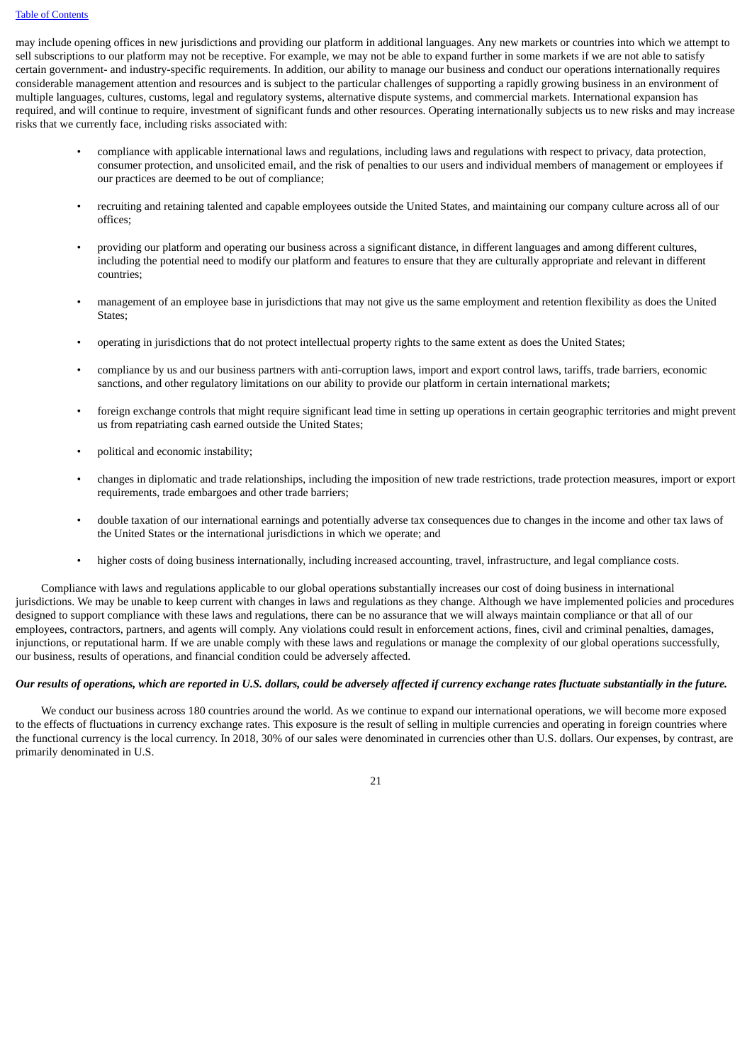may include opening offices in new jurisdictions and providing our platform in additional languages. Any new markets or countries into which we attempt to sell subscriptions to our platform may not be receptive. For example, we may not be able to expand further in some markets if we are not able to satisfy certain government- and industry-specific requirements. In addition, our ability to manage our business and conduct our operations internationally requires considerable management attention and resources and is subject to the particular challenges of supporting a rapidly growing business in an environment of multiple languages, cultures, customs, legal and regulatory systems, alternative dispute systems, and commercial markets. International expansion has required, and will continue to require, investment of significant funds and other resources. Operating internationally subjects us to new risks and may increase risks that we currently face, including risks associated with:

- compliance with applicable international laws and regulations, including laws and regulations with respect to privacy, data protection, consumer protection, and unsolicited email, and the risk of penalties to our users and individual members of management or employees if our practices are deemed to be out of compliance;
- recruiting and retaining talented and capable employees outside the United States, and maintaining our company culture across all of our offices;
- providing our platform and operating our business across a significant distance, in different languages and among different cultures, including the potential need to modify our platform and features to ensure that they are culturally appropriate and relevant in different countries;
- management of an employee base in jurisdictions that may not give us the same employment and retention flexibility as does the United States;
- operating in jurisdictions that do not protect intellectual property rights to the same extent as does the United States;
- compliance by us and our business partners with anti-corruption laws, import and export control laws, tariffs, trade barriers, economic sanctions, and other regulatory limitations on our ability to provide our platform in certain international markets;
- foreign exchange controls that might require significant lead time in setting up operations in certain geographic territories and might prevent us from repatriating cash earned outside the United States;
- political and economic instability;
- changes in diplomatic and trade relationships, including the imposition of new trade restrictions, trade protection measures, import or export requirements, trade embargoes and other trade barriers;
- double taxation of our international earnings and potentially adverse tax consequences due to changes in the income and other tax laws of the United States or the international jurisdictions in which we operate; and
- higher costs of doing business internationally, including increased accounting, travel, infrastructure, and legal compliance costs.

Compliance with laws and regulations applicable to our global operations substantially increases our cost of doing business in international jurisdictions. We may be unable to keep current with changes in laws and regulations as they change. Although we have implemented policies and procedures designed to support compliance with these laws and regulations, there can be no assurance that we will always maintain compliance or that all of our employees, contractors, partners, and agents will comply. Any violations could result in enforcement actions, fines, civil and criminal penalties, damages, injunctions, or reputational harm. If we are unable comply with these laws and regulations or manage the complexity of our global operations successfully, our business, results of operations, and financial condition could be adversely affected.

*Our results of operations, which are reported in U.S. dollars, could be adversely affected if currency exchange rates fluctuate substantially in the future.*

We conduct our business across 180 countries around the world. As we continue to expand our international operations, we will become more exposed to the effects of fluctuations in currency exchange rates. This exposure is the result of selling in multiple currencies and operating in foreign countries where the functional currency is the local currency. In 2018, 30% of our sales were denominated in currencies other than U.S. dollars. Our expenses, by contrast, are primarily denominated in U.S.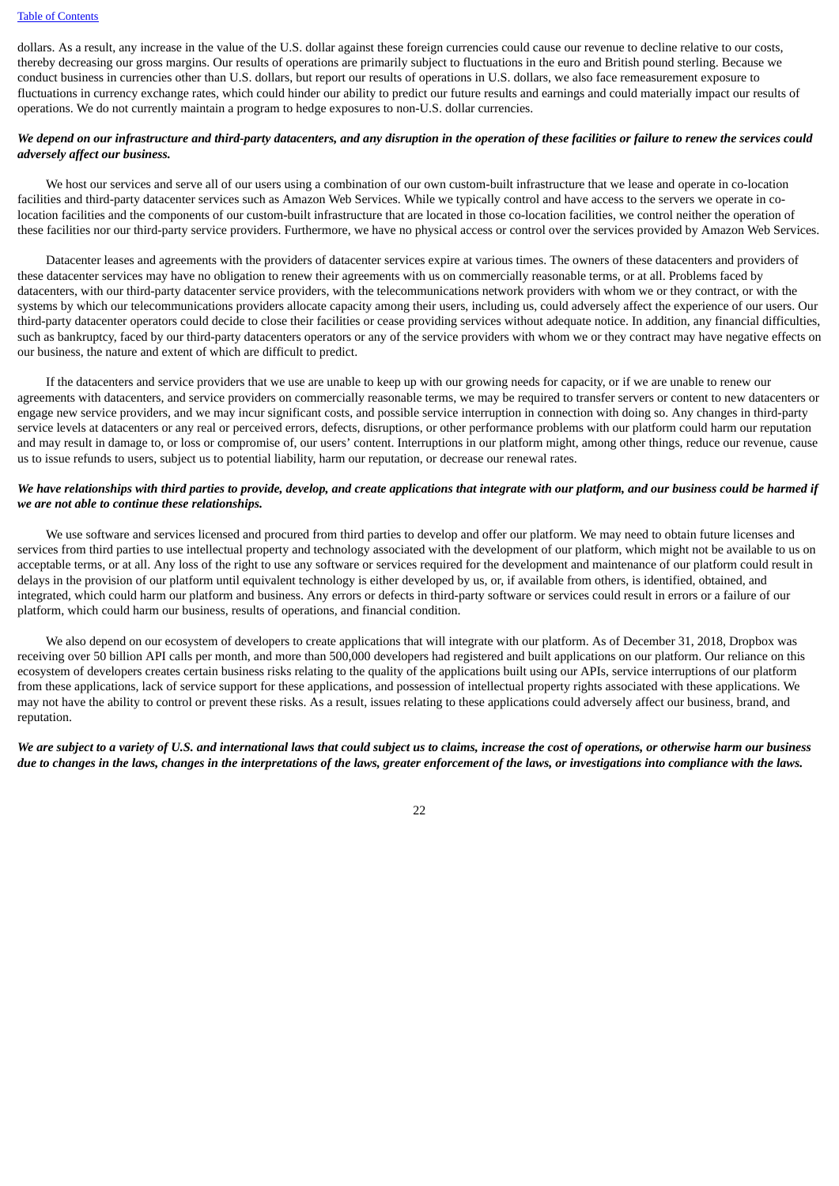dollars. As a result, any increase in the value of the U.S. dollar against these foreign currencies could cause our revenue to decline relative to our costs, thereby decreasing our gross margins. Our results of operations are primarily subject to fluctuations in the euro and British pound sterling. Because we conduct business in currencies other than U.S. dollars, but report our results of operations in U.S. dollars, we also face remeasurement exposure to fluctuations in currency exchange rates, which could hinder our ability to predict our future results and earnings and could materially impact our results of operations. We do not currently maintain a program to hedge exposures to non-U.S. dollar currencies.

***We depend on our infrastructure and third-party datacenters, and any disruption in the operation of these facilities or failure to renew the services could adversely affect our business.***

We host our services and serve all of our users using a combination of our own custom-built infrastructure that we lease and operate in co-location facilities and third-party datacenter services such as Amazon Web Services. While we typically control and have access to the servers we operate in co-location facilities and the components of our custom-built infrastructure that are located in those co-location facilities, we control neither the operation of these facilities nor our third-party service providers. Furthermore, we have no physical access or control over the services provided by Amazon Web Services.

Datacenter leases and agreements with the providers of datacenter services expire at various times. The owners of these datacenters and providers of these datacenter services may have no obligation to renew their agreements with us on commercially reasonable terms, or at all. Problems faced by datacenters, with our third-party datacenter service providers, with the telecommunications network providers with whom we or they contract, or with the systems by which our telecommunications providers allocate capacity among their users, including us, could adversely affect the experience of our users. Our third-party datacenter operators could decide to close their facilities or cease providing services without adequate notice. In addition, any financial difficulties, such as bankruptcy, faced by our third-party datacenters operators or any of the service providers with whom we or they contract may have negative effects on our business, the nature and extent of which are difficult to predict.

If the datacenters and service providers that we use are unable to keep up with our growing needs for capacity, or if we are unable to renew our agreements with datacenters, and service providers on commercially reasonable terms, we may be required to transfer servers or content to new datacenters or engage new service providers, and we may incur significant costs, and possible service interruption in connection with doing so. Any changes in third-party service levels at datacenters or any real or perceived errors, defects, disruptions, or other performance problems with our platform could harm our reputation and may result in damage to, or loss or compromise of, our users' content. Interruptions in our platform might, among other things, reduce our revenue, cause us to issue refunds to users, subject us to potential liability, harm our reputation, or decrease our renewal rates.

***We have relationships with third parties to provide, develop, and create applications that integrate with our platform, and our business could be harmed if we are not able to continue these relationships.***

We use software and services licensed and procured from third parties to develop and offer our platform. We may need to obtain future licenses and services from third parties to use intellectual property and technology associated with the development of our platform, which might not be available to us on acceptable terms, or at all. Any loss of the right to use any software or services required for the development and maintenance of our platform could result in delays in the provision of our platform until equivalent technology is either developed by us, or, if available from others, is identified, obtained, and integrated, which could harm our platform and business. Any errors or defects in third-party software or services could result in errors or a failure of our platform, which could harm our business, results of operations, and financial condition.

We also depend on our ecosystem of developers to create applications that will integrate with our platform. As of December 31, 2018, Dropbox was receiving over 50 billion API calls per month, and more than 500,000 developers had registered and built applications on our platform. Our reliance on this ecosystem of developers creates certain business risks relating to the quality of the applications built using our APIs, service interruptions of our platform from these applications, lack of service support for these applications, and possession of intellectual property rights associated with these applications. We may not have the ability to control or prevent these risks. As a result, issues relating to these applications could adversely affect our business, brand, and reputation.

***We are subject to a variety of U.S. and international laws that could subject us to claims, increase the cost of operations, or otherwise harm our business due to changes in the laws, changes in the interpretations of the laws, greater enforcement of the laws, or investigations into compliance with the laws.***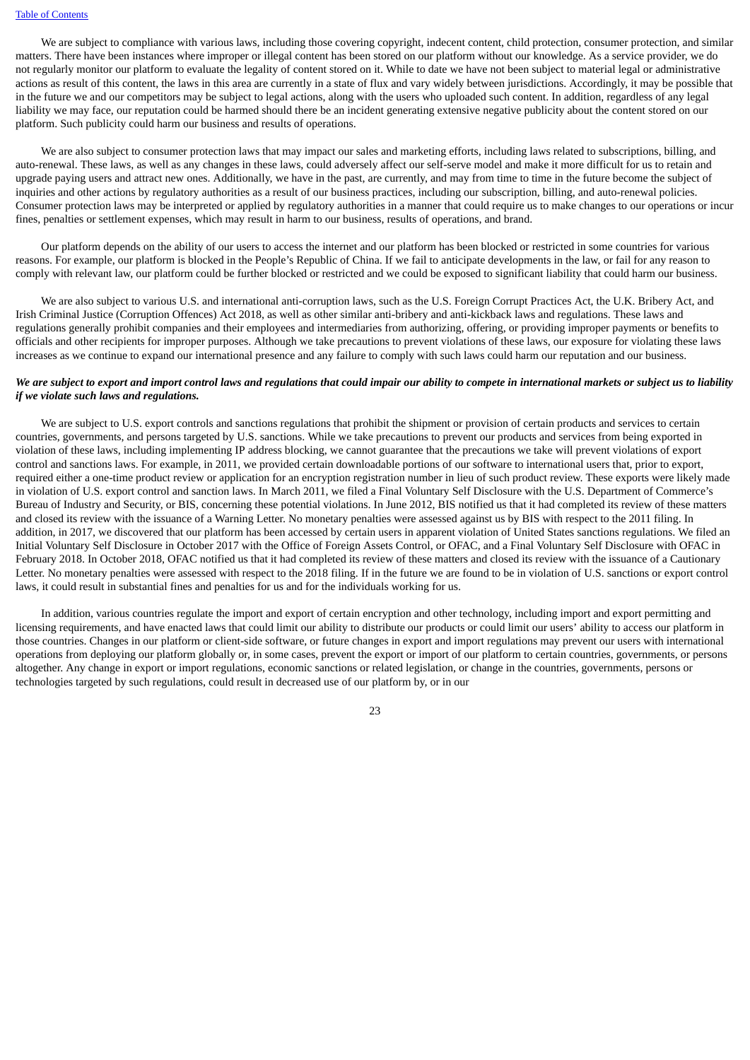We are subject to compliance with various laws, including those covering copyright, indecent content, child protection, consumer protection, and similar matters. There have been instances where improper or illegal content has been stored on our platform without our knowledge. As a service provider, we do not regularly monitor our platform to evaluate the legality of content stored on it. While to date we have not been subject to material legal or administrative actions as result of this content, the laws in this area are currently in a state of flux and vary widely between jurisdictions. Accordingly, it may be possible that in the future we and our competitors may be subject to legal actions, along with the users who uploaded such content. In addition, regardless of any legal liability we may face, our reputation could be harmed should there be an incident generating extensive negative publicity about the content stored on our platform. Such publicity could harm our business and results of operations.

We are also subject to consumer protection laws that may impact our sales and marketing efforts, including laws related to subscriptions, billing, and auto-renewal. These laws, as well as any changes in these laws, could adversely affect our self-serve model and make it more difficult for us to retain and upgrade paying users and attract new ones. Additionally, we have in the past, are currently, and may from time to time in the future become the subject of inquiries and other actions by regulatory authorities as a result of our business practices, including our subscription, billing, and auto-renewal policies. Consumer protection laws may be interpreted or applied by regulatory authorities in a manner that could require us to make changes to our operations or incur fines, penalties or settlement expenses, which may result in harm to our business, results of operations, and brand.

Our platform depends on the ability of our users to access the internet and our platform has been blocked or restricted in some countries for various reasons. For example, our platform is blocked in the People's Republic of China. If we fail to anticipate developments in the law, or fail for any reason to comply with relevant law, our platform could be further blocked or restricted and we could be exposed to significant liability that could harm our business.

We are also subject to various U.S. and international anti-corruption laws, such as the U.S. Foreign Corrupt Practices Act, the U.K. Bribery Act, and Irish Criminal Justice (Corruption Offences) Act 2018, as well as other similar anti-bribery and anti-kickback laws and regulations. These laws and regulations generally prohibit companies and their employees and intermediaries from authorizing, offering, or providing improper payments or benefits to officials and other recipients for improper purposes. Although we take precautions to prevent violations of these laws, our exposure for violating these laws increases as we continue to expand our international presence and any failure to comply with such laws could harm our reputation and our business.

***We are subject to export and import control laws and regulations that could impair our ability to compete in international markets or subject us to liability if we violate such laws and regulations.***

We are subject to U.S. export controls and sanctions regulations that prohibit the shipment or provision of certain products and services to certain countries, governments, and persons targeted by U.S. sanctions. While we take precautions to prevent our products and services from being exported in violation of these laws, including implementing IP address blocking, we cannot guarantee that the precautions we take will prevent violations of export control and sanctions laws. For example, in 2011, we provided certain downloadable portions of our software to international users that, prior to export, required either a one-time product review or application for an encryption registration number in lieu of such product review. These exports were likely made in violation of U.S. export control and sanction laws. In March 2011, we filed a Final Voluntary Self Disclosure with the U.S. Department of Commerce's Bureau of Industry and Security, or BIS, concerning these potential violations. In June 2012, BIS notified us that it had completed its review of these matters and closed its review with the issuance of a Warning Letter. No monetary penalties were assessed against us by BIS with respect to the 2011 filing. In addition, in 2017, we discovered that our platform has been accessed by certain users in apparent violation of United States sanctions regulations. We filed an Initial Voluntary Self Disclosure in October 2017 with the Office of Foreign Assets Control, or OFAC, and a Final Voluntary Self Disclosure with OFAC in February 2018. In October 2018, OFAC notified us that it had completed its review of these matters and closed its review with the issuance of a Cautionary Letter. No monetary penalties were assessed with respect to the 2018 filing. If in the future we are found to be in violation of U.S. sanctions or export control laws, it could result in substantial fines and penalties for us and for the individuals working for us.

In addition, various countries regulate the import and export of certain encryption and other technology, including import and export permitting and licensing requirements, and have enacted laws that could limit our ability to distribute our products or could limit our users' ability to access our platform in those countries. Changes in our platform or client-side software, or future changes in export and import regulations may prevent our users with international operations from deploying our platform globally or, in some cases, prevent the export or import of our platform to certain countries, governments, or persons altogether. Any change in export or import regulations, economic sanctions or related legislation, or change in the countries, governments, persons or technologies targeted by such regulations, could result in decreased use of our platform by, or in our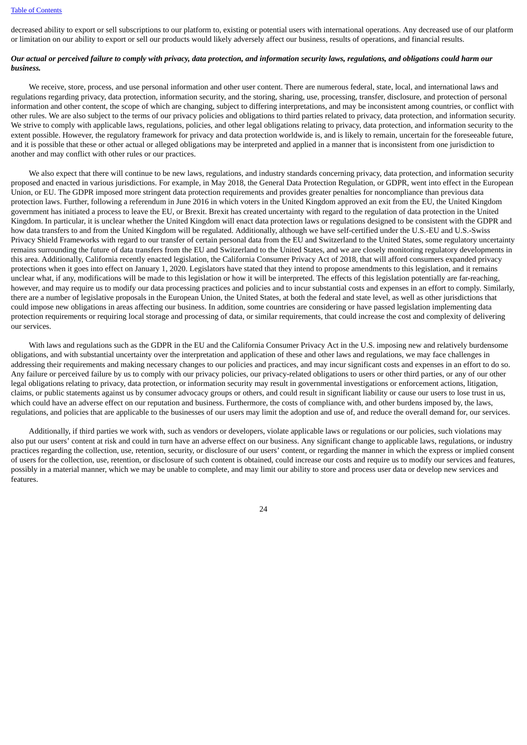decreased ability to export or sell subscriptions to our platform to, existing or potential users with international operations. Any decreased use of our platform or limitation on our ability to export or sell our products would likely adversely affect our business, results of operations, and financial results.

***Our actual or perceived failure to comply with privacy, data protection, and information security laws, regulations, and obligations could harm our business.***

We receive, store, process, and use personal information and other user content. There are numerous federal, state, local, and international laws and regulations regarding privacy, data protection, information security, and the storing, sharing, use, processing, transfer, disclosure, and protection of personal information and other content, the scope of which are changing, subject to differing interpretations, and may be inconsistent among countries, or conflict with other rules. We are also subject to the terms of our privacy policies and obligations to third parties related to privacy, data protection, and information security. We strive to comply with applicable laws, regulations, policies, and other legal obligations relating to privacy, data protection, and information security to the extent possible. However, the regulatory framework for privacy and data protection worldwide is, and is likely to remain, uncertain for the foreseeable future, and it is possible that these or other actual or alleged obligations may be interpreted and applied in a manner that is inconsistent from one jurisdiction to another and may conflict with other rules or our practices.

We also expect that there will continue to be new laws, regulations, and industry standards concerning privacy, data protection, and information security proposed and enacted in various jurisdictions. For example, in May 2018, the General Data Protection Regulation, or GDPR, went into effect in the European Union, or EU. The GDPR imposed more stringent data protection requirements and provides greater penalties for noncompliance than previous data protection laws. Further, following a referendum in June 2016 in which voters in the United Kingdom approved an exit from the EU, the United Kingdom government has initiated a process to leave the EU, or Brexit. Brexit has created uncertainty with regard to the regulation of data protection in the United Kingdom. In particular, it is unclear whether the United Kingdom will enact data protection laws or regulations designed to be consistent with the GDPR and how data transfers to and from the United Kingdom will be regulated. Additionally, although we have self-certified under the U.S.-EU and U.S.-Swiss Privacy Shield Frameworks with regard to our transfer of certain personal data from the EU and Switzerland to the United States, some regulatory uncertainty remains surrounding the future of data transfers from the EU and Switzerland to the United States, and we are closely monitoring regulatory developments in this area. Additionally, California recently enacted legislation, the California Consumer Privacy Act of 2018, that will afford consumers expanded privacy protections when it goes into effect on January 1, 2020. Legislators have stated that they intend to propose amendments to this legislation, and it remains unclear what, if any, modifications will be made to this legislation or how it will be interpreted. The effects of this legislation potentially are far-reaching, however, and may require us to modify our data processing practices and policies and to incur substantial costs and expenses in an effort to comply. Similarly, there are a number of legislative proposals in the European Union, the United States, at both the federal and state level, as well as other jurisdictions that could impose new obligations in areas affecting our business. In addition, some countries are considering or have passed legislation implementing data protection requirements or requiring local storage and processing of data, or similar requirements, that could increase the cost and complexity of delivering our services.

With laws and regulations such as the GDPR in the EU and the California Consumer Privacy Act in the U.S. imposing new and relatively burdensome obligations, and with substantial uncertainty over the interpretation and application of these and other laws and regulations, we may face challenges in addressing their requirements and making necessary changes to our policies and practices, and may incur significant costs and expenses in an effort to do so. Any failure or perceived failure by us to comply with our privacy policies, our privacy-related obligations to users or other third parties, or any of our other legal obligations relating to privacy, data protection, or information security may result in governmental investigations or enforcement actions, litigation, claims, or public statements against us by consumer advocacy groups or others, and could result in significant liability or cause our users to lose trust in us, which could have an adverse effect on our reputation and business. Furthermore, the costs of compliance with, and other burdens imposed by, the laws, regulations, and policies that are applicable to the businesses of our users may limit the adoption and use of, and reduce the overall demand for, our services.

Additionally, if third parties we work with, such as vendors or developers, violate applicable laws or regulations or our policies, such violations may also put our users' content at risk and could in turn have an adverse effect on our business. Any significant change to applicable laws, regulations, or industry practices regarding the collection, use, retention, security, or disclosure of our users' content, or regarding the manner in which the express or implied consent of users for the collection, use, retention, or disclosure of such content is obtained, could increase our costs and require us to modify our services and features, possibly in a material manner, which we may be unable to complete, and may limit our ability to store and process user data or develop new services and features.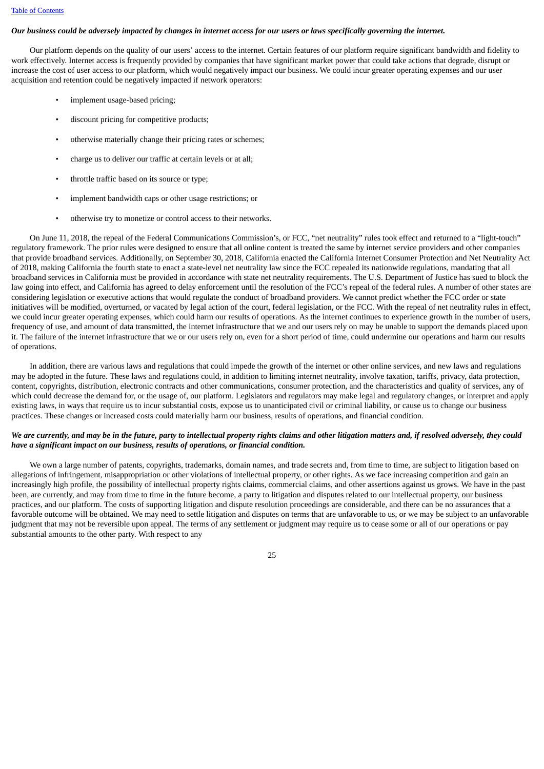***Our business could be adversely impacted by changes in internet access for our users or laws specifically governing the internet.***

Our platform depends on the quality of our users' access to the internet. Certain features of our platform require significant bandwidth and fidelity to work effectively. Internet access is frequently provided by companies that have significant market power that could take actions that degrade, disrupt or increase the cost of user access to our platform, which would negatively impact our business. We could incur greater operating expenses and our user acquisition and retention could be negatively impacted if network operators:

- implement usage-based pricing;
- discount pricing for competitive products;
- otherwise materially change their pricing rates or schemes;
- charge us to deliver our traffic at certain levels or at all;
- throttle traffic based on its source or type;
- implement bandwidth caps or other usage restrictions; or
- otherwise try to monetize or control access to their networks.

On June 11, 2018, the repeal of the Federal Communications Commission's, or FCC, "net neutrality" rules took effect and returned to a "light-touch" regulatory framework. The prior rules were designed to ensure that all online content is treated the same by internet service providers and other companies that provide broadband services. Additionally, on September 30, 2018, California enacted the California Internet Consumer Protection and Net Neutrality Act of 2018, making California the fourth state to enact a state-level net neutrality law since the FCC repealed its nationwide regulations, mandating that all broadband services in California must be provided in accordance with state net neutrality requirements. The U.S. Department of Justice has sued to block the law going into effect, and California has agreed to delay enforcement until the resolution of the FCC's repeal of the federal rules. A number of other states are considering legislation or executive actions that would regulate the conduct of broadband providers. We cannot predict whether the FCC order or state initiatives will be modified, overturned, or vacated by legal action of the court, federal legislation, or the FCC. With the repeal of net neutrality rules in effect, we could incur greater operating expenses, which could harm our results of operations. As the internet continues to experience growth in the number of users, frequency of use, and amount of data transmitted, the internet infrastructure that we and our users rely on may be unable to support the demands placed upon it. The failure of the internet infrastructure that we or our users rely on, even for a short period of time, could undermine our operations and harm our results of operations.

In addition, there are various laws and regulations that could impede the growth of the internet or other online services, and new laws and regulations may be adopted in the future. These laws and regulations could, in addition to limiting internet neutrality, involve taxation, tariffs, privacy, data protection, content, copyrights, distribution, electronic contracts and other communications, consumer protection, and the characteristics and quality of services, any of which could decrease the demand for, or the usage of, our platform. Legislators and regulators may make legal and regulatory changes, or interpret and apply existing laws, in ways that require us to incur substantial costs, expose us to unanticipated civil or criminal liability, or cause us to change our business practices. These changes or increased costs could materially harm our business, results of operations, and financial condition.

***We are currently, and may be in the future, party to intellectual property rights claims and other litigation matters and, if resolved adversely, they could have a significant impact on our business, results of operations, or financial condition.***

We own a large number of patents, copyrights, trademarks, domain names, and trade secrets and, from time to time, are subject to litigation based on allegations of infringement, misappropriation or other violations of intellectual property, or other rights. As we face increasing competition and gain an increasingly high profile, the possibility of intellectual property rights claims, commercial claims, and other assertions against us grows. We have in the past been, are currently, and may from time to time in the future become, a party to litigation and disputes related to our intellectual property, our business practices, and our platform. The costs of supporting litigation and dispute resolution proceedings are considerable, and there can be no assurances that a favorable outcome will be obtained. We may need to settle litigation and disputes on terms that are unfavorable to us, or we may be subject to an unfavorable judgment that may not be reversible upon appeal. The terms of any settlement or judgment may require us to cease some or all of our operations or pay substantial amounts to the other party. With respect to any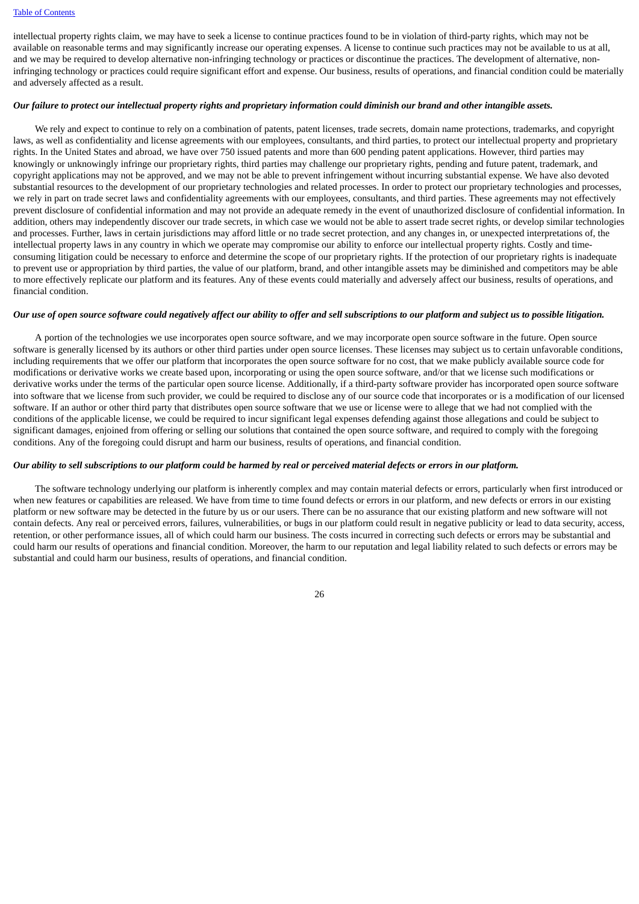intellectual property rights claim, we may have to seek a license to continue practices found to be in violation of third-party rights, which may not be available on reasonable terms and may significantly increase our operating expenses. A license to continue such practices may not be available to us at all, and we may be required to develop alternative non-infringing technology or practices or discontinue the practices. The development of alternative, non-infringing technology or practices could require significant effort and expense. Our business, results of operations, and financial condition could be materially and adversely affected as a result.

***Our failure to protect our intellectual property rights and proprietary information could diminish our brand and other intangible assets.***

We rely and expect to continue to rely on a combination of patents, patent licenses, trade secrets, domain name protections, trademarks, and copyright laws, as well as confidentiality and license agreements with our employees, consultants, and third parties, to protect our intellectual property and proprietary rights. In the United States and abroad, we have over 750 issued patents and more than 600 pending patent applications. However, third parties may knowingly or unknowingly infringe our proprietary rights, third parties may challenge our proprietary rights, pending and future patent, trademark, and copyright applications may not be approved, and we may not be able to prevent infringement without incurring substantial expense. We have also devoted substantial resources to the development of our proprietary technologies and related processes. In order to protect our proprietary technologies and processes, we rely in part on trade secret laws and confidentiality agreements with our employees, consultants, and third parties. These agreements may not effectively prevent disclosure of confidential information and may not provide an adequate remedy in the event of unauthorized disclosure of confidential information. In addition, others may independently discover our trade secrets, in which case we would not be able to assert trade secret rights, or develop similar technologies and processes. Further, laws in certain jurisdictions may afford little or no trade secret protection, and any changes in, or unexpected interpretations of, the intellectual property laws in any country in which we operate may compromise our ability to enforce our intellectual property rights. Costly and time-consuming litigation could be necessary to enforce and determine the scope of our proprietary rights. If the protection of our proprietary rights is inadequate to prevent use or appropriation by third parties, the value of our platform, brand, and other intangible assets may be diminished and competitors may be able to more effectively replicate our platform and its features. Any of these events could materially and adversely affect our business, results of operations, and financial condition.

***Our use of open source software could negatively affect our ability to offer and sell subscriptions to our platform and subject us to possible litigation.***

A portion of the technologies we use incorporates open source software, and we may incorporate open source software in the future. Open source software is generally licensed by its authors or other third parties under open source licenses. These licenses may subject us to certain unfavorable conditions, including requirements that we offer our platform that incorporates the open source software for no cost, that we make publicly available source code for modifications or derivative works we create based upon, incorporating or using the open source software, and/or that we license such modifications or derivative works under the terms of the particular open source license. Additionally, if a third-party software provider has incorporated open source software into software that we license from such provider, we could be required to disclose any of our source code that incorporates or is a modification of our licensed software. If an author or other third party that distributes open source software that we use or license were to allege that we had not complied with the conditions of the applicable license, we could be required to incur significant legal expenses defending against those allegations and could be subject to significant damages, enjoined from offering or selling our solutions that contained the open source software, and required to comply with the foregoing conditions. Any of the foregoing could disrupt and harm our business, results of operations, and financial condition.

***Our ability to sell subscriptions to our platform could be harmed by real or perceived material defects or errors in our platform.***

The software technology underlying our platform is inherently complex and may contain material defects or errors, particularly when first introduced or when new features or capabilities are released. We have from time to time found defects or errors in our platform, and new defects or errors in our existing platform or new software may be detected in the future by us or our users. There can be no assurance that our existing platform and new software will not contain defects. Any real or perceived errors, failures, vulnerabilities, or bugs in our platform could result in negative publicity or lead to data security, access, retention, or other performance issues, all of which could harm our business. The costs incurred in correcting such defects or errors may be substantial and could harm our results of operations and financial condition. Moreover, the harm to our reputation and legal liability related to such defects or errors may be substantial and could harm our business, results of operations, and financial condition.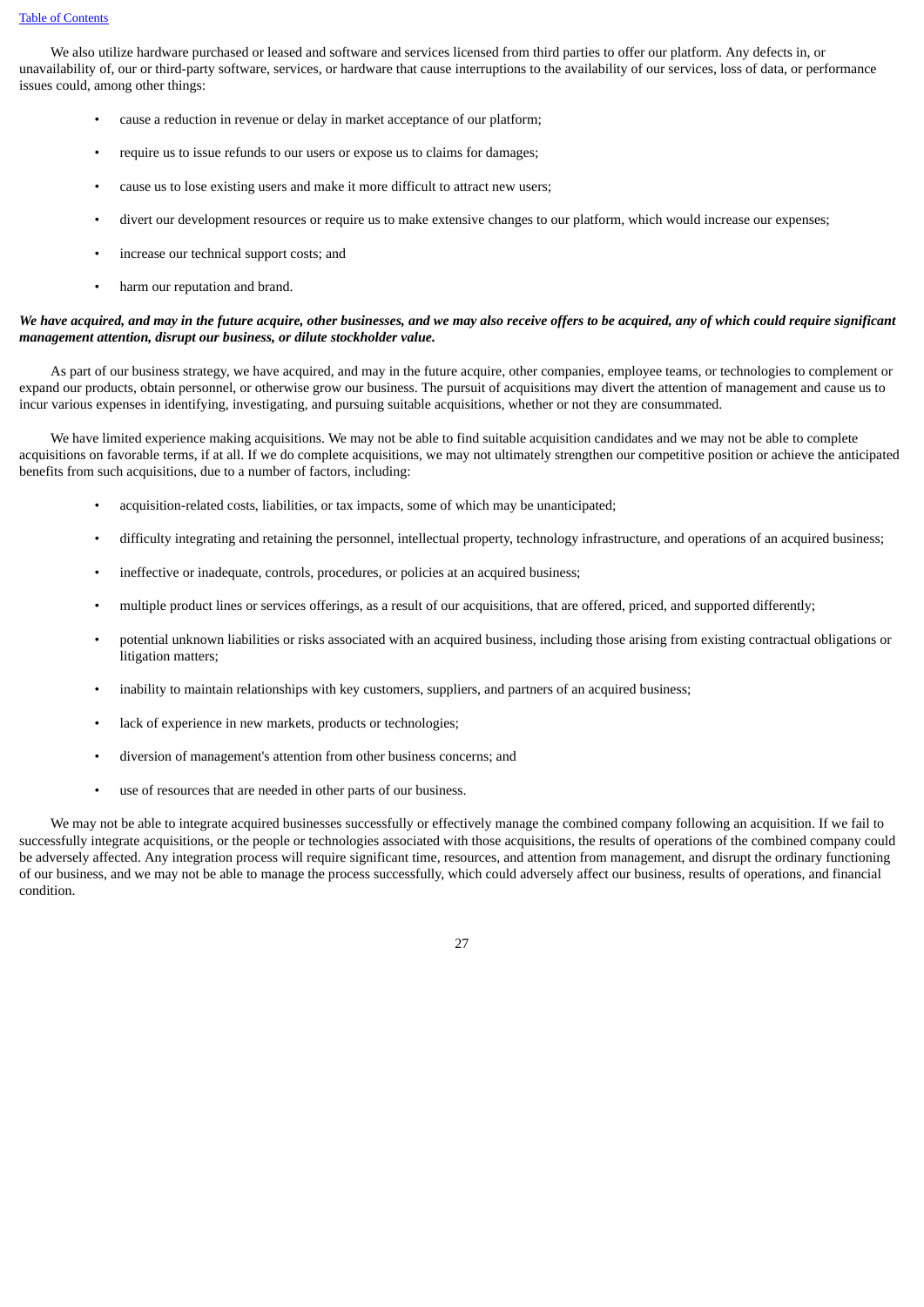We also utilize hardware purchased or leased and software and services licensed from third parties to offer our platform. Any defects in, or unavailability of, our or third-party software, services, or hardware that cause interruptions to the availability of our services, loss of data, or performance issues could, among other things:

- cause a reduction in revenue or delay in market acceptance of our platform;
- require us to issue refunds to our users or expose us to claims for damages;
- cause us to lose existing users and make it more difficult to attract new users;
- divert our development resources or require us to make extensive changes to our platform, which would increase our expenses;
- increase our technical support costs; and
- harm our reputation and brand.

***We have acquired, and may in the future acquire, other businesses, and we may also receive offers to be acquired, any of which could require significant management attention, disrupt our business, or dilute stockholder value.***

As part of our business strategy, we have acquired, and may in the future acquire, other companies, employee teams, or technologies to complement or expand our products, obtain personnel, or otherwise grow our business. The pursuit of acquisitions may divert the attention of management and cause us to incur various expenses in identifying, investigating, and pursuing suitable acquisitions, whether or not they are consummated.

We have limited experience making acquisitions. We may not be able to find suitable acquisition candidates and we may not be able to complete acquisitions on favorable terms, if at all. If we do complete acquisitions, we may not ultimately strengthen our competitive position or achieve the anticipated benefits from such acquisitions, due to a number of factors, including:

- acquisition-related costs, liabilities, or tax impacts, some of which may be unanticipated;
- difficulty integrating and retaining the personnel, intellectual property, technology infrastructure, and operations of an acquired business;
- ineffective or inadequate, controls, procedures, or policies at an acquired business;
- multiple product lines or services offerings, as a result of our acquisitions, that are offered, priced, and supported differently;
- potential unknown liabilities or risks associated with an acquired business, including those arising from existing contractual obligations or litigation matters;
- inability to maintain relationships with key customers, suppliers, and partners of an acquired business;
- lack of experience in new markets, products or technologies;
- diversion of management's attention from other business concerns; and
- use of resources that are needed in other parts of our business.

We may not be able to integrate acquired businesses successfully or effectively manage the combined company following an acquisition. If we fail to successfully integrate acquisitions, or the people or technologies associated with those acquisitions, the results of operations of the combined company could be adversely affected. Any integration process will require significant time, resources, and attention from management, and disrupt the ordinary functioning of our business, and we may not be able to manage the process successfully, which could adversely affect our business, results of operations, and financial condition.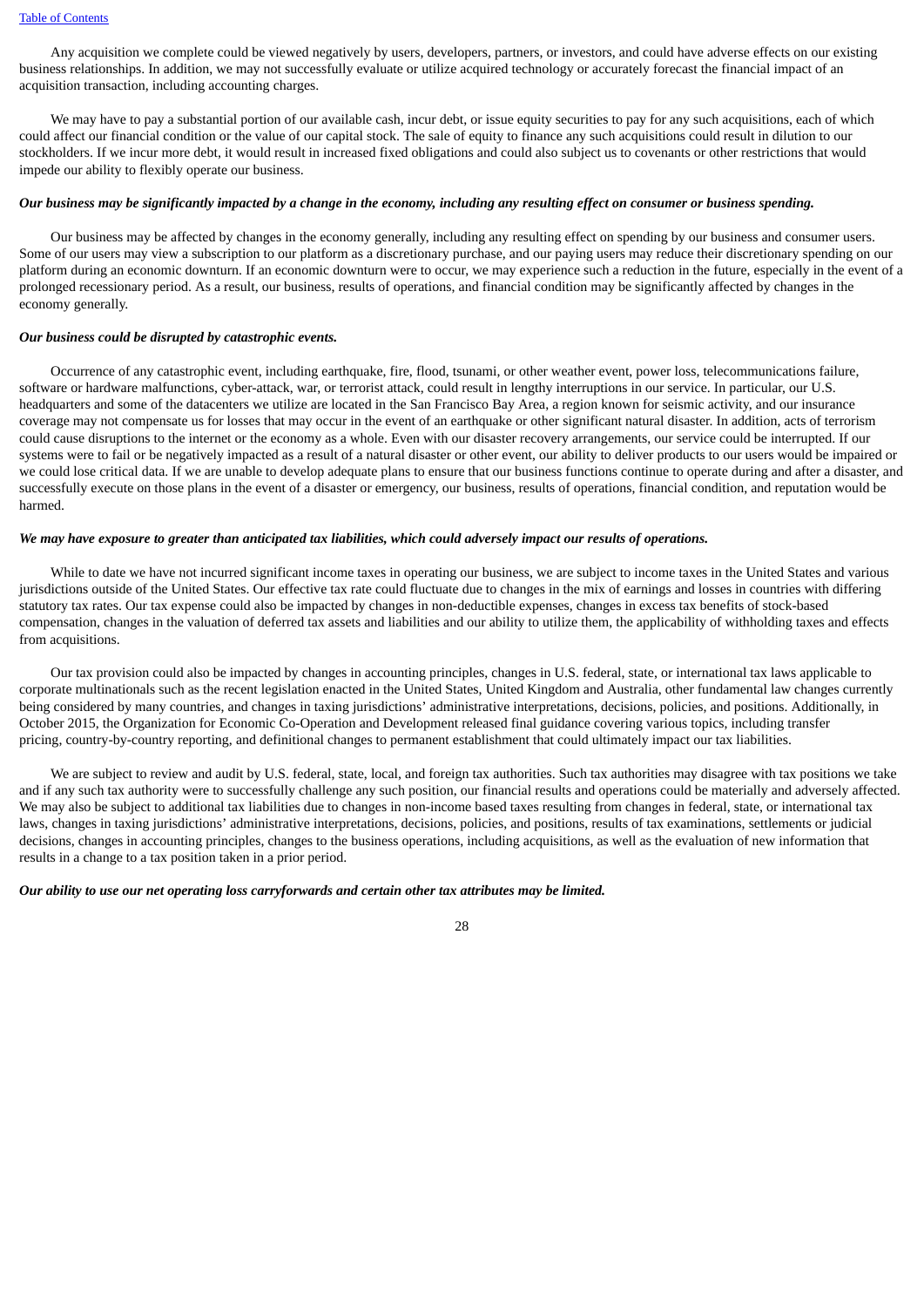Any acquisition we complete could be viewed negatively by users, developers, partners, or investors, and could have adverse effects on our existing business relationships. In addition, we may not successfully evaluate or utilize acquired technology or accurately forecast the financial impact of an acquisition transaction, including accounting charges.

We may have to pay a substantial portion of our available cash, incur debt, or issue equity securities to pay for any such acquisitions, each of which could affect our financial condition or the value of our capital stock. The sale of equity to finance any such acquisitions could result in dilution to our stockholders. If we incur more debt, it would result in increased fixed obligations and could also subject us to covenants or other restrictions that would impede our ability to flexibly operate our business.

***Our business may be significantly impacted by a change in the economy, including any resulting effect on consumer or business spending.***

Our business may be affected by changes in the economy generally, including any resulting effect on spending by our business and consumer users. Some of our users may view a subscription to our platform as a discretionary purchase, and our paying users may reduce their discretionary spending on our platform during an economic downturn. If an economic downturn were to occur, we may experience such a reduction in the future, especially in the event of a prolonged recessionary period. As a result, our business, results of operations, and financial condition may be significantly affected by changes in the economy generally.

***Our business could be disrupted by catastrophic events.***

Occurrence of any catastrophic event, including earthquake, fire, flood, tsunami, or other weather event, power loss, telecommunications failure, software or hardware malfunctions, cyber-attack, war, or terrorist attack, could result in lengthy interruptions in our service. In particular, our U.S. headquarters and some of the datacenters we utilize are located in the San Francisco Bay Area, a region known for seismic activity, and our insurance coverage may not compensate us for losses that may occur in the event of an earthquake or other significant natural disaster. In addition, acts of terrorism could cause disruptions to the internet or the economy as a whole. Even with our disaster recovery arrangements, our service could be interrupted. If our systems were to fail or be negatively impacted as a result of a natural disaster or other event, our ability to deliver products to our users would be impaired or we could lose critical data. If we are unable to develop adequate plans to ensure that our business functions continue to operate during and after a disaster, and successfully execute on those plans in the event of a disaster or emergency, our business, results of operations, financial condition, and reputation would be harmed.

***We may have exposure to greater than anticipated tax liabilities, which could adversely impact our results of operations.***

While to date we have not incurred significant income taxes in operating our business, we are subject to income taxes in the United States and various jurisdictions outside of the United States. Our effective tax rate could fluctuate due to changes in the mix of earnings and losses in countries with differing statutory tax rates. Our tax expense could also be impacted by changes in non-deductible expenses, changes in excess tax benefits of stock-based compensation, changes in the valuation of deferred tax assets and liabilities and our ability to utilize them, the applicability of withholding taxes and effects from acquisitions.

Our tax provision could also be impacted by changes in accounting principles, changes in U.S. federal, state, or international tax laws applicable to corporate multinationals such as the recent legislation enacted in the United States, United Kingdom and Australia, other fundamental law changes currently being considered by many countries, and changes in taxing jurisdictions' administrative interpretations, decisions, policies, and positions. Additionally, in October 2015, the Organization for Economic Co-Operation and Development released final guidance covering various topics, including transfer pricing, country-by-country reporting, and definitional changes to permanent establishment that could ultimately impact our tax liabilities.

We are subject to review and audit by U.S. federal, state, local, and foreign tax authorities. Such tax authorities may disagree with tax positions we take and if any such tax authority were to successfully challenge any such position, our financial results and operations could be materially and adversely affected. We may also be subject to additional tax liabilities due to changes in non-income based taxes resulting from changes in federal, state, or international tax laws, changes in taxing jurisdictions' administrative interpretations, decisions, policies, and positions, results of tax examinations, settlements or judicial decisions, changes in accounting principles, changes to the business operations, including acquisitions, as well as the evaluation of new information that results in a change to a tax position taken in a prior period.

***Our ability to use our net operating loss carryforwards and certain other tax attributes may be limited.***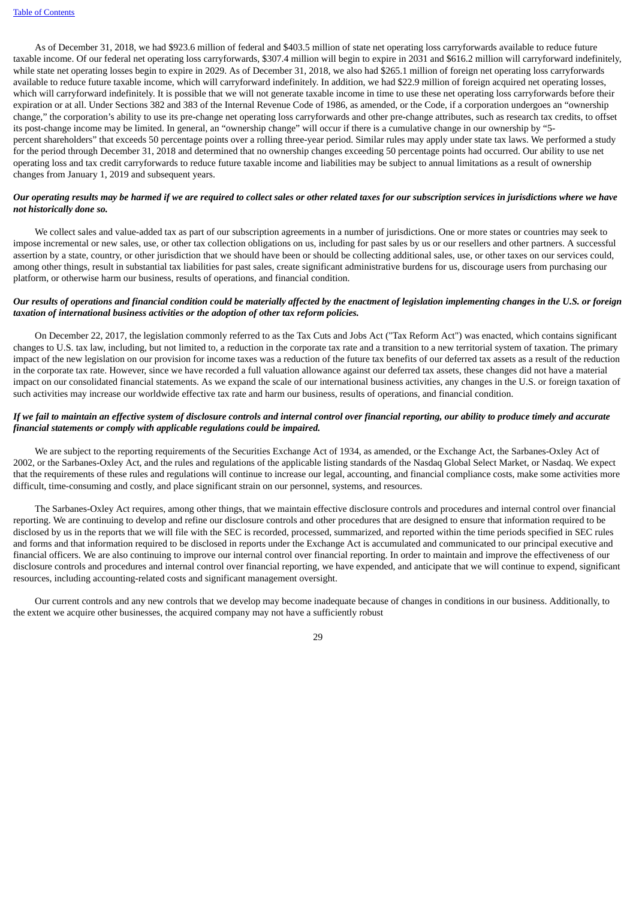As of December 31, 2018, we had $923.6 million of federal and $403.5 million of state net operating loss carryforwards available to reduce future taxable income. Of our federal net operating loss carryforwards, $307.4 million will begin to expire in 2031 and $616.2 million will carryforward indefinitely, while state net operating losses begin to expire in 2029. As of December 31, 2018, we also had $265.1 million of foreign net operating loss carryforwards available to reduce future taxable income, which will carryforward indefinitely. In addition, we had $22.9 million of foreign acquired net operating losses, which will carryforward indefinitely. It is possible that we will not generate taxable income in time to use these net operating loss carryforwards before their expiration or at all. Under Sections 382 and 383 of the Internal Revenue Code of 1986, as amended, or the Code, if a corporation undergoes an "ownership change," the corporation's ability to use its pre-change net operating loss carryforwards and other pre-change attributes, such as research tax credits, to offset its post-change income may be limited. In general, an "ownership change" will occur if there is a cumulative change in our ownership by "5-percent shareholders" that exceeds 50 percentage points over a rolling three-year period. Similar rules may apply under state tax laws. We performed a study for the period through December 31, 2018 and determined that no ownership changes exceeding 50 percentage points had occurred. Our ability to use net operating loss and tax credit carryforwards to reduce future taxable income and liabilities may be subject to annual limitations as a result of ownership changes from January 1, 2019 and subsequent years.

***Our operating results may be harmed if we are required to collect sales or other related taxes for our subscription services in jurisdictions where we have not historically done so.***

We collect sales and value-added tax as part of our subscription agreements in a number of jurisdictions. One or more states or countries may seek to impose incremental or new sales, use, or other tax collection obligations on us, including for past sales by us or our resellers and other partners. A successful assertion by a state, country, or other jurisdiction that we should have been or should be collecting additional sales, use, or other taxes on our services could, among other things, result in substantial tax liabilities for past sales, create significant administrative burdens for us, discourage users from purchasing our platform, or otherwise harm our business, results of operations, and financial condition.

***Our results of operations and financial condition could be materially affected by the enactment of legislation implementing changes in the U.S. or foreign taxation of international business activities or the adoption of other tax reform policies.***

On December 22, 2017, the legislation commonly referred to as the Tax Cuts and Jobs Act ("Tax Reform Act") was enacted, which contains significant changes to U.S. tax law, including, but not limited to, a reduction in the corporate tax rate and a transition to a new territorial system of taxation. The primary impact of the new legislation on our provision for income taxes was a reduction of the future tax benefits of our deferred tax assets as a result of the reduction in the corporate tax rate. However, since we have recorded a full valuation allowance against our deferred tax assets, these changes did not have a material impact on our consolidated financial statements. As we expand the scale of our international business activities, any changes in the U.S. or foreign taxation of such activities may increase our worldwide effective tax rate and harm our business, results of operations, and financial condition.

***If we fail to maintain an effective system of disclosure controls and internal control over financial reporting, our ability to produce timely and accurate financial statements or comply with applicable regulations could be impaired.***

We are subject to the reporting requirements of the Securities Exchange Act of 1934, as amended, or the Exchange Act, the Sarbanes-Oxley Act of 2002, or the Sarbanes-Oxley Act, and the rules and regulations of the applicable listing standards of the Nasdaq Global Select Market, or Nasdaq. We expect that the requirements of these rules and regulations will continue to increase our legal, accounting, and financial compliance costs, make some activities more difficult, time-consuming and costly, and place significant strain on our personnel, systems, and resources.

The Sarbanes-Oxley Act requires, among other things, that we maintain effective disclosure controls and procedures and internal control over financial reporting. We are continuing to develop and refine our disclosure controls and other procedures that are designed to ensure that information required to be disclosed by us in the reports that we will file with the SEC is recorded, processed, summarized, and reported within the time periods specified in SEC rules and forms and that information required to be disclosed in reports under the Exchange Act is accumulated and communicated to our principal executive and financial officers. We are also continuing to improve our internal control over financial reporting. In order to maintain and improve the effectiveness of our disclosure controls and procedures and internal control over financial reporting, we have expended, and anticipate that we will continue to expend, significant resources, including accounting-related costs and significant management oversight.

Our current controls and any new controls that we develop may become inadequate because of changes in conditions in our business. Additionally, to the extent we acquire other businesses, the acquired company may not have a sufficiently robust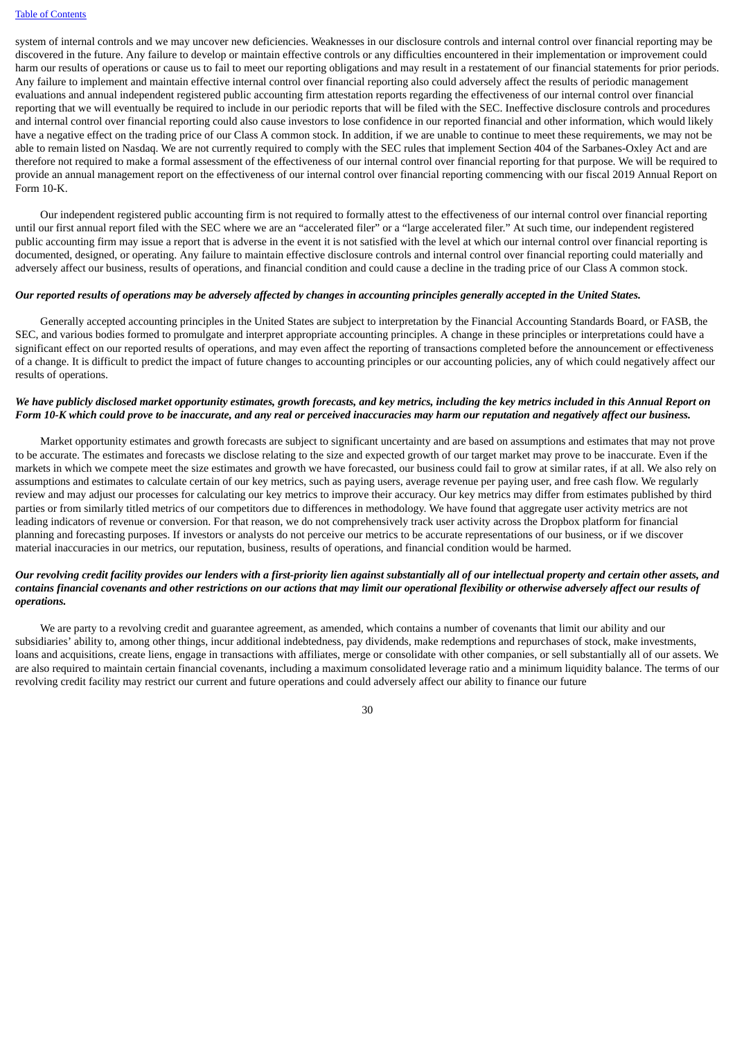system of internal controls and we may uncover new deficiencies. Weaknesses in our disclosure controls and internal control over financial reporting may be discovered in the future. Any failure to develop or maintain effective controls or any difficulties encountered in their implementation or improvement could harm our results of operations or cause us to fail to meet our reporting obligations and may result in a restatement of our financial statements for prior periods. Any failure to implement and maintain effective internal control over financial reporting also could adversely affect the results of periodic management evaluations and annual independent registered public accounting firm attestation reports regarding the effectiveness of our internal control over financial reporting that we will eventually be required to include in our periodic reports that will be filed with the SEC. Ineffective disclosure controls and procedures and internal control over financial reporting could also cause investors to lose confidence in our reported financial and other information, which would likely have a negative effect on the trading price of our Class A common stock. In addition, if we are unable to continue to meet these requirements, we may not be able to remain listed on Nasdaq. We are not currently required to comply with the SEC rules that implement Section 404 of the Sarbanes-Oxley Act and are therefore not required to make a formal assessment of the effectiveness of our internal control over financial reporting for that purpose. We will be required to provide an annual management report on the effectiveness of our internal control over financial reporting commencing with our fiscal 2019 Annual Report on Form 10-K.

Our independent registered public accounting firm is not required to formally attest to the effectiveness of our internal control over financial reporting until our first annual report filed with the SEC where we are an "accelerated filer" or a "large accelerated filer." At such time, our independent registered public accounting firm may issue a report that is adverse in the event it is not satisfied with the level at which our internal control over financial reporting is documented, designed, or operating. Any failure to maintain effective disclosure controls and internal control over financial reporting could materially and adversely affect our business, results of operations, and financial condition and could cause a decline in the trading price of our Class A common stock.

***Our reported results of operations may be adversely affected by changes in accounting principles generally accepted in the United States.***

Generally accepted accounting principles in the United States are subject to interpretation by the Financial Accounting Standards Board, or FASB, the SEC, and various bodies formed to promulgate and interpret appropriate accounting principles. A change in these principles or interpretations could have a significant effect on our reported results of operations, and may even affect the reporting of transactions completed before the announcement or effectiveness of a change. It is difficult to predict the impact of future changes to accounting principles or our accounting policies, any of which could negatively affect our results of operations.

***We have publicly disclosed market opportunity estimates, growth forecasts, and key metrics, including the key metrics included in this Annual Report on Form 10-K which could prove to be inaccurate, and any real or perceived inaccuracies may harm our reputation and negatively affect our business.***

Market opportunity estimates and growth forecasts are subject to significant uncertainty and are based on assumptions and estimates that may not prove to be accurate. The estimates and forecasts we disclose relating to the size and expected growth of our target market may prove to be inaccurate. Even if the markets in which we compete meet the size estimates and growth we have forecasted, our business could fail to grow at similar rates, if at all. We also rely on assumptions and estimates to calculate certain of our key metrics, such as paying users, average revenue per paying user, and free cash flow. We regularly review and may adjust our processes for calculating our key metrics to improve their accuracy. Our key metrics may differ from estimates published by third parties or from similarly titled metrics of our competitors due to differences in methodology. We have found that aggregate user activity metrics are not leading indicators of revenue or conversion. For that reason, we do not comprehensively track user activity across the Dropbox platform for financial planning and forecasting purposes. If investors or analysts do not perceive our metrics to be accurate representations of our business, or if we discover material inaccuracies in our metrics, our reputation, business, results of operations, and financial condition would be harmed.

***Our revolving credit facility provides our lenders with a first-priority lien against substantially all of our intellectual property and certain other assets, and contains financial covenants and other restrictions on our actions that may limit our operational flexibility or otherwise adversely affect our results of operations.***

We are party to a revolving credit and guarantee agreement, as amended, which contains a number of covenants that limit our ability and our subsidiaries' ability to, among other things, incur additional indebtedness, pay dividends, make redemptions and repurchases of stock, make investments, loans and acquisitions, create liens, engage in transactions with affiliates, merge or consolidate with other companies, or sell substantially all of our assets. We are also required to maintain certain financial covenants, including a maximum consolidated leverage ratio and a minimum liquidity balance. The terms of our revolving credit facility may restrict our current and future operations and could adversely affect our ability to finance our future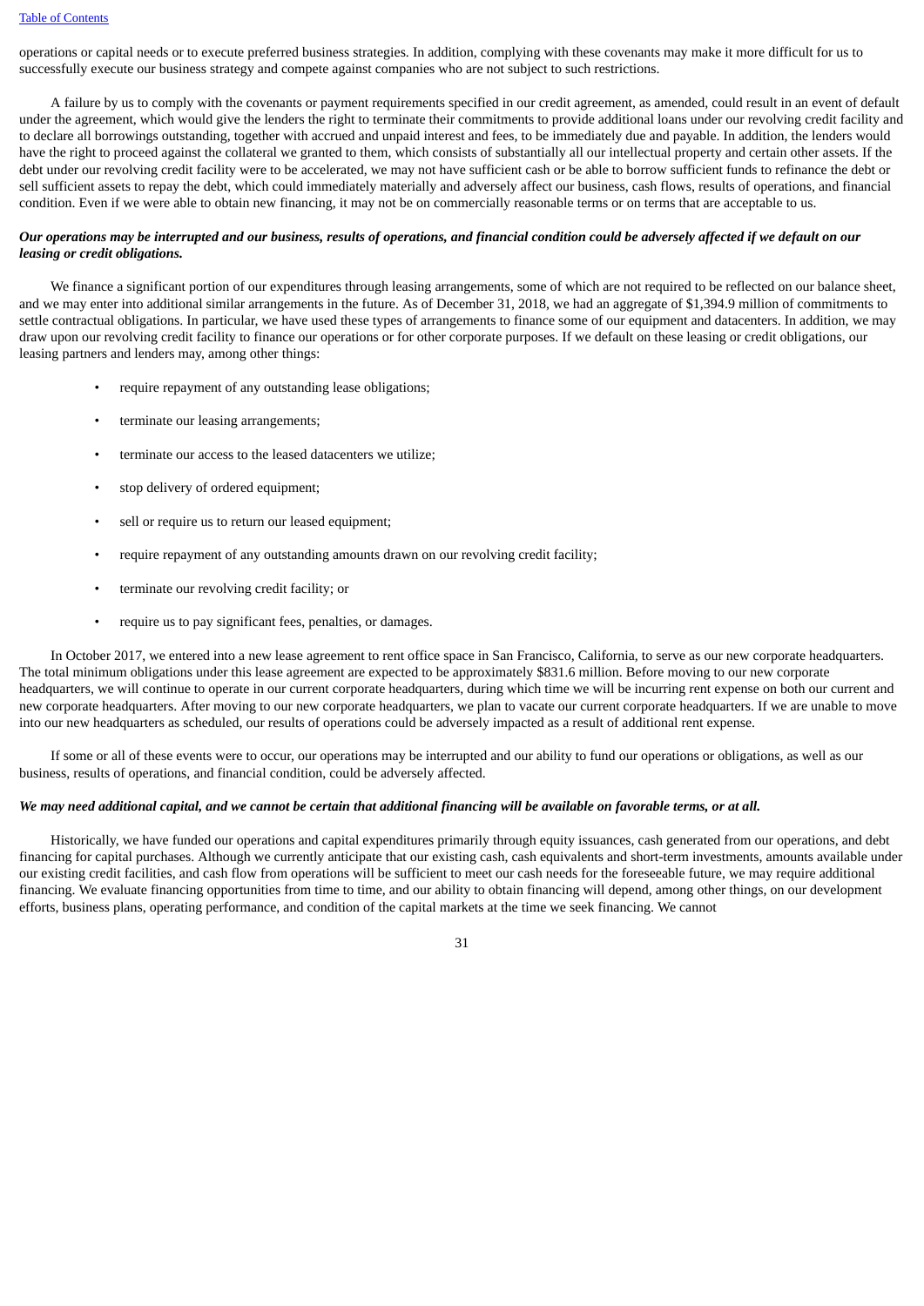operations or capital needs or to execute preferred business strategies. In addition, complying with these covenants may make it more difficult for us to successfully execute our business strategy and compete against companies who are not subject to such restrictions.

A failure by us to comply with the covenants or payment requirements specified in our credit agreement, as amended, could result in an event of default under the agreement, which would give the lenders the right to terminate their commitments to provide additional loans under our revolving credit facility and to declare all borrowings outstanding, together with accrued and unpaid interest and fees, to be immediately due and payable. In addition, the lenders would have the right to proceed against the collateral we granted to them, which consists of substantially all our intellectual property and certain other assets. If the debt under our revolving credit facility were to be accelerated, we may not have sufficient cash or be able to borrow sufficient funds to refinance the debt or sell sufficient assets to repay the debt, which could immediately materially and adversely affect our business, cash flows, results of operations, and financial condition. Even if we were able to obtain new financing, it may not be on commercially reasonable terms or on terms that are acceptable to us.

***Our operations may be interrupted and our business, results of operations, and financial condition could be adversely affected if we default on our leasing or credit obligations.***

We finance a significant portion of our expenditures through leasing arrangements, some of which are not required to be reflected on our balance sheet, and we may enter into additional similar arrangements in the future. As of December 31, 2018, we had an aggregate of $1,394.9 million of commitments to settle contractual obligations. In particular, we have used these types of arrangements to finance some of our equipment and datacenters. In addition, we may draw upon our revolving credit facility to finance our operations or for other corporate purposes. If we default on these leasing or credit obligations, our leasing partners and lenders may, among other things:

- require repayment of any outstanding lease obligations;
- terminate our leasing arrangements;
- terminate our access to the leased datacenters we utilize;
- stop delivery of ordered equipment;
- sell or require us to return our leased equipment;
- require repayment of any outstanding amounts drawn on our revolving credit facility;
- terminate our revolving credit facility; or
- require us to pay significant fees, penalties, or damages.

In October 2017, we entered into a new lease agreement to rent office space in San Francisco, California, to serve as our new corporate headquarters. The total minimum obligations under this lease agreement are expected to be approximately $831.6 million. Before moving to our new corporate headquarters, we will continue to operate in our current corporate headquarters, during which time we will be incurring rent expense on both our current and new corporate headquarters. After moving to our new corporate headquarters, we plan to vacate our current corporate headquarters. If we are unable to move into our new headquarters as scheduled, our results of operations could be adversely impacted as a result of additional rent expense.

If some or all of these events were to occur, our operations may be interrupted and our ability to fund our operations or obligations, as well as our business, results of operations, and financial condition, could be adversely affected.

***We may need additional capital, and we cannot be certain that additional financing will be available on favorable terms, or at all.***

Historically, we have funded our operations and capital expenditures primarily through equity issuances, cash generated from our operations, and debt financing for capital purchases. Although we currently anticipate that our existing cash, cash equivalents and short-term investments, amounts available under our existing credit facilities, and cash flow from operations will be sufficient to meet our cash needs for the foreseeable future, we may require additional financing. We evaluate financing opportunities from time to time, and our ability to obtain financing will depend, among other things, on our development efforts, business plans, operating performance, and condition of the capital markets at the time we seek financing. We cannot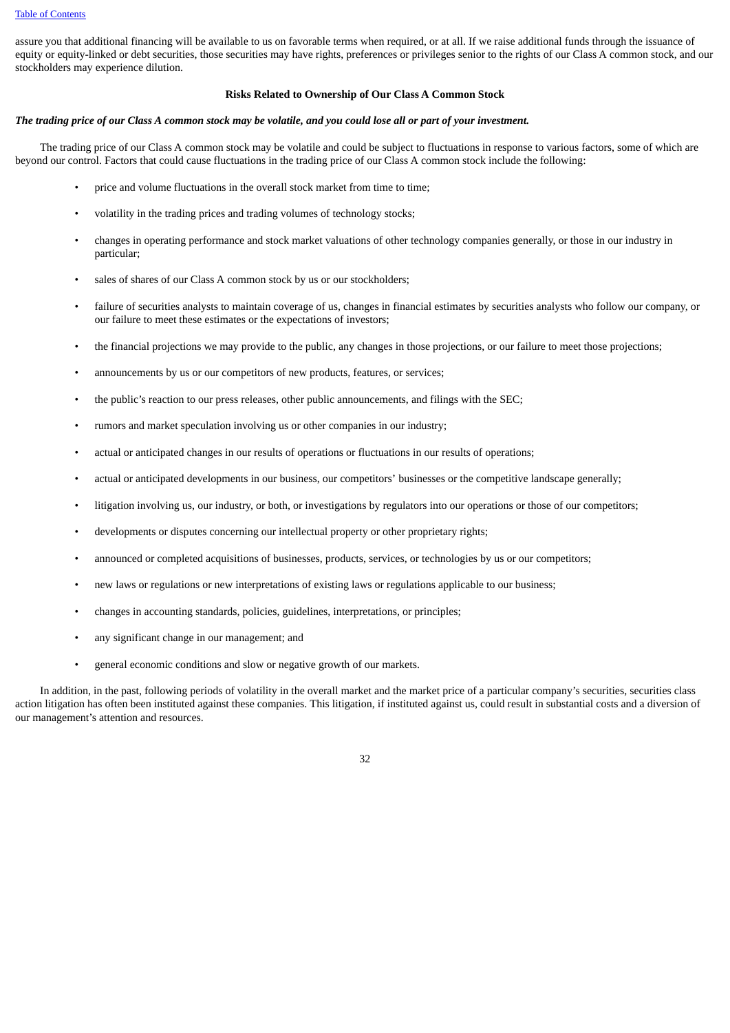assure you that additional financing will be available to us on favorable terms when required, or at all. If we raise additional funds through the issuance of equity or equity-linked or debt securities, those securities may have rights, preferences or privileges senior to the rights of our Class A common stock, and our stockholders may experience dilution.

## Risks Related to Ownership of Our Class A Common Stock

***The trading price of our Class A common stock may be volatile, and you could lose all or part of your investment.***

The trading price of our Class A common stock may be volatile and could be subject to fluctuations in response to various factors, some of which are beyond our control. Factors that could cause fluctuations in the trading price of our Class A common stock include the following:

- price and volume fluctuations in the overall stock market from time to time;
- volatility in the trading prices and trading volumes of technology stocks;
- changes in operating performance and stock market valuations of other technology companies generally, or those in our industry in particular;
- sales of shares of our Class A common stock by us or our stockholders;
- failure of securities analysts to maintain coverage of us, changes in financial estimates by securities analysts who follow our company, or our failure to meet these estimates or the expectations of investors;
- the financial projections we may provide to the public, any changes in those projections, or our failure to meet those projections;
- announcements by us or our competitors of new products, features, or services;
- the public's reaction to our press releases, other public announcements, and filings with the SEC;
- rumors and market speculation involving us or other companies in our industry;
- actual or anticipated changes in our results of operations or fluctuations in our results of operations;
- actual or anticipated developments in our business, our competitors' businesses or the competitive landscape generally;
- litigation involving us, our industry, or both, or investigations by regulators into our operations or those of our competitors;
- developments or disputes concerning our intellectual property or other proprietary rights;
- announced or completed acquisitions of businesses, products, services, or technologies by us or our competitors;
- new laws or regulations or new interpretations of existing laws or regulations applicable to our business;
- changes in accounting standards, policies, guidelines, interpretations, or principles;
- any significant change in our management; and
- general economic conditions and slow or negative growth of our markets.

In addition, in the past, following periods of volatility in the overall market and the market price of a particular company's securities, securities class action litigation has often been instituted against these companies. This litigation, if instituted against us, could result in substantial costs and a diversion of our management's attention and resources.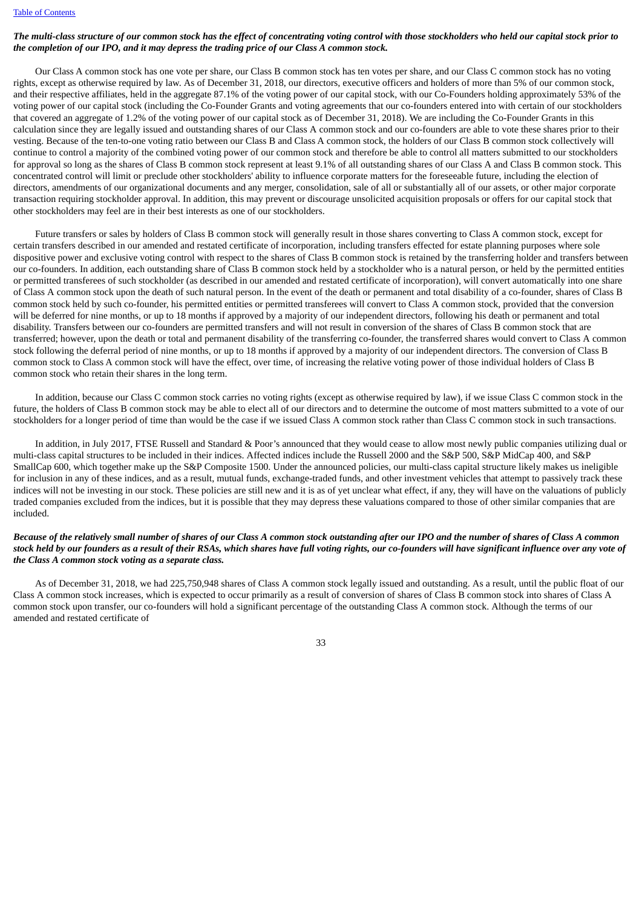*The multi-class structure of our common stock has the effect of concentrating voting control with those stockholders who held our capital stock prior to the completion of our IPO, and it may depress the trading price of our Class A common stock.*

Our Class A common stock has one vote per share, our Class B common stock has ten votes per share, and our Class C common stock has no voting rights, except as otherwise required by law. As of December 31, 2018, our directors, executive officers and holders of more than 5% of our common stock, and their respective affiliates, held in the aggregate 87.1% of the voting power of our capital stock, with our Co-Founders holding approximately 53% of the voting power of our capital stock (including the Co-Founder Grants and voting agreements that our co-founders entered into with certain of our stockholders that covered an aggregate of 1.2% of the voting power of our capital stock as of December 31, 2018). We are including the Co-Founder Grants in this calculation since they are legally issued and outstanding shares of our Class A common stock and our co-founders are able to vote these shares prior to their vesting. Because of the ten-to-one voting ratio between our Class B and Class A common stock, the holders of our Class B common stock collectively will continue to control a majority of the combined voting power of our common stock and therefore be able to control all matters submitted to our stockholders for approval so long as the shares of Class B common stock represent at least 9.1% of all outstanding shares of our Class A and Class B common stock. This concentrated control will limit or preclude other stockholders' ability to influence corporate matters for the foreseeable future, including the election of directors, amendments of our organizational documents and any merger, consolidation, sale of all or substantially all of our assets, or other major corporate transaction requiring stockholder approval. In addition, this may prevent or discourage unsolicited acquisition proposals or offers for our capital stock that other stockholders may feel are in their best interests as one of our stockholders.

Future transfers or sales by holders of Class B common stock will generally result in those shares converting to Class A common stock, except for certain transfers described in our amended and restated certificate of incorporation, including transfers effected for estate planning purposes where sole dispositive power and exclusive voting control with respect to the shares of Class B common stock is retained by the transferring holder and transfers between our co-founders. In addition, each outstanding share of Class B common stock held by a stockholder who is a natural person, or held by the permitted entities or permitted transferees of such stockholder (as described in our amended and restated certificate of incorporation), will convert automatically into one share of Class A common stock upon the death of such natural person. In the event of the death or permanent and total disability of a co-founder, shares of Class B common stock held by such co-founder, his permitted entities or permitted transferees will convert to Class A common stock, provided that the conversion will be deferred for nine months, or up to 18 months if approved by a majority of our independent directors, following his death or permanent and total disability. Transfers between our co-founders are permitted transfers and will not result in conversion of the shares of Class B common stock that are transferred; however, upon the death or total and permanent disability of the transferring co-founder, the transferred shares would convert to Class A common stock following the deferral period of nine months, or up to 18 months if approved by a majority of our independent directors. The conversion of Class B common stock to Class A common stock will have the effect, over time, of increasing the relative voting power of those individual holders of Class B common stock who retain their shares in the long term.

In addition, because our Class C common stock carries no voting rights (except as otherwise required by law), if we issue Class C common stock in the future, the holders of Class B common stock may be able to elect all of our directors and to determine the outcome of most matters submitted to a vote of our stockholders for a longer period of time than would be the case if we issued Class A common stock rather than Class C common stock in such transactions.

In addition, in July 2017, FTSE Russell and Standard & Poor's announced that they would cease to allow most newly public companies utilizing dual or multi-class capital structures to be included in their indices. Affected indices include the Russell 2000 and the S&P 500, S&P MidCap 400, and S&P SmallCap 600, which together make up the S&P Composite 1500. Under the announced policies, our multi-class capital structure likely makes us ineligible for inclusion in any of these indices, and as a result, mutual funds, exchange-traded funds, and other investment vehicles that attempt to passively track these indices will not be investing in our stock. These policies are still new and it is as of yet unclear what effect, if any, they will have on the valuations of publicly traded companies excluded from the indices, but it is possible that they may depress these valuations compared to those of other similar companies that are included.

*Because of the relatively small number of shares of our Class A common stock outstanding after our IPO and the number of shares of Class A common stock held by our founders as a result of their RSAs, which shares have full voting rights, our co-founders will have significant influence over any vote of the Class A common stock voting as a separate class.*

As of December 31, 2018, we had 225,750,948 shares of Class A common stock legally issued and outstanding. As a result, until the public float of our Class A common stock increases, which is expected to occur primarily as a result of conversion of shares of Class B common stock into shares of Class A common stock upon transfer, our co-founders will hold a significant percentage of the outstanding Class A common stock. Although the terms of our amended and restated certificate of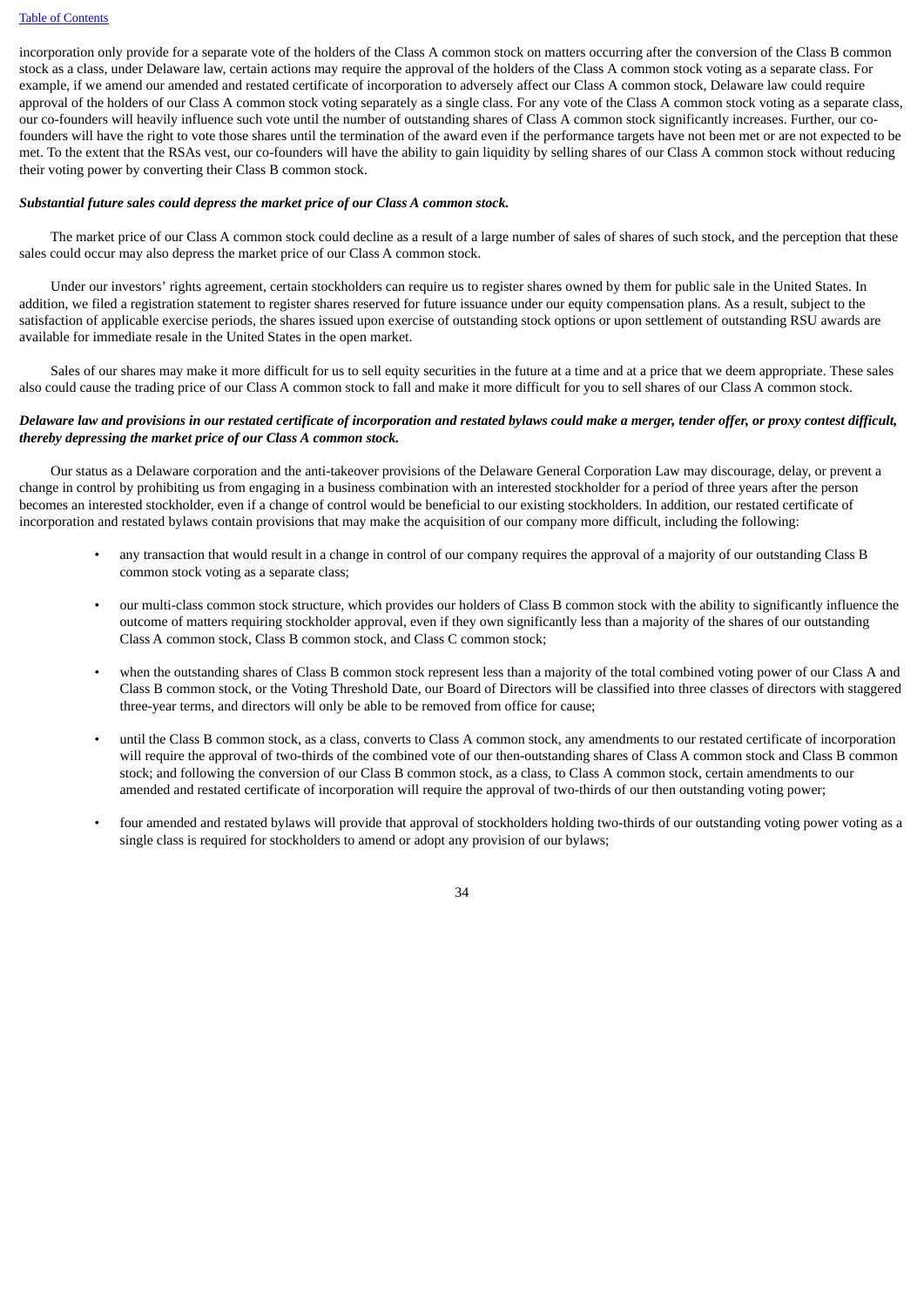incorporation only provide for a separate vote of the holders of the Class A common stock on matters occurring after the conversion of the Class B common stock as a class, under Delaware law, certain actions may require the approval of the holders of the Class A common stock voting as a separate class. For example, if we amend our amended and restated certificate of incorporation to adversely affect our Class A common stock, Delaware law could require approval of the holders of our Class A common stock voting separately as a single class. For any vote of the Class A common stock voting as a separate class, our co-founders will heavily influence such vote until the number of outstanding shares of Class A common stock significantly increases. Further, our co-founders will have the right to vote those shares until the termination of the award even if the performance targets have not been met or are not expected to be met. To the extent that the RSAs vest, our co-founders will have the ability to gain liquidity by selling shares of our Class A common stock without reducing their voting power by converting their Class B common stock.

***Substantial future sales could depress the market price of our Class A common stock.***

The market price of our Class A common stock could decline as a result of a large number of sales of shares of such stock, and the perception that these sales could occur may also depress the market price of our Class A common stock.

Under our investors' rights agreement, certain stockholders can require us to register shares owned by them for public sale in the United States. In addition, we filed a registration statement to register shares reserved for future issuance under our equity compensation plans. As a result, subject to the satisfaction of applicable exercise periods, the shares issued upon exercise of outstanding stock options or upon settlement of outstanding RSU awards are available for immediate resale in the United States in the open market.

Sales of our shares may make it more difficult for us to sell equity securities in the future at a time and at a price that we deem appropriate. These sales also could cause the trading price of our Class A common stock to fall and make it more difficult for you to sell shares of our Class A common stock.

***Delaware law and provisions in our restated certificate of incorporation and restated bylaws could make a merger, tender offer, or proxy contest difficult, thereby depressing the market price of our Class A common stock.***

Our status as a Delaware corporation and the anti-takeover provisions of the Delaware General Corporation Law may discourage, delay, or prevent a change in control by prohibiting us from engaging in a business combination with an interested stockholder for a period of three years after the person becomes an interested stockholder, even if a change of control would be beneficial to our existing stockholders. In addition, our restated certificate of incorporation and restated bylaws contain provisions that may make the acquisition of our company more difficult, including the following:

- any transaction that would result in a change in control of our company requires the approval of a majority of our outstanding Class B common stock voting as a separate class;
- our multi-class common stock structure, which provides our holders of Class B common stock with the ability to significantly influence the outcome of matters requiring stockholder approval, even if they own significantly less than a majority of the shares of our outstanding Class A common stock, Class B common stock, and Class C common stock;
- when the outstanding shares of Class B common stock represent less than a majority of the total combined voting power of our Class A and Class B common stock, or the Voting Threshold Date, our Board of Directors will be classified into three classes of directors with staggered three-year terms, and directors will only be able to be removed from office for cause;
- until the Class B common stock, as a class, converts to Class A common stock, any amendments to our restated certificate of incorporation will require the approval of two-thirds of the combined vote of our then-outstanding shares of Class A common stock and Class B common stock; and following the conversion of our Class B common stock, as a class, to Class A common stock, certain amendments to our amended and restated certificate of incorporation will require the approval of two-thirds of our then outstanding voting power;
- four amended and restated bylaws will provide that approval of stockholders holding two-thirds of our outstanding voting power voting as a single class is required for stockholders to amend or adopt any provision of our bylaws;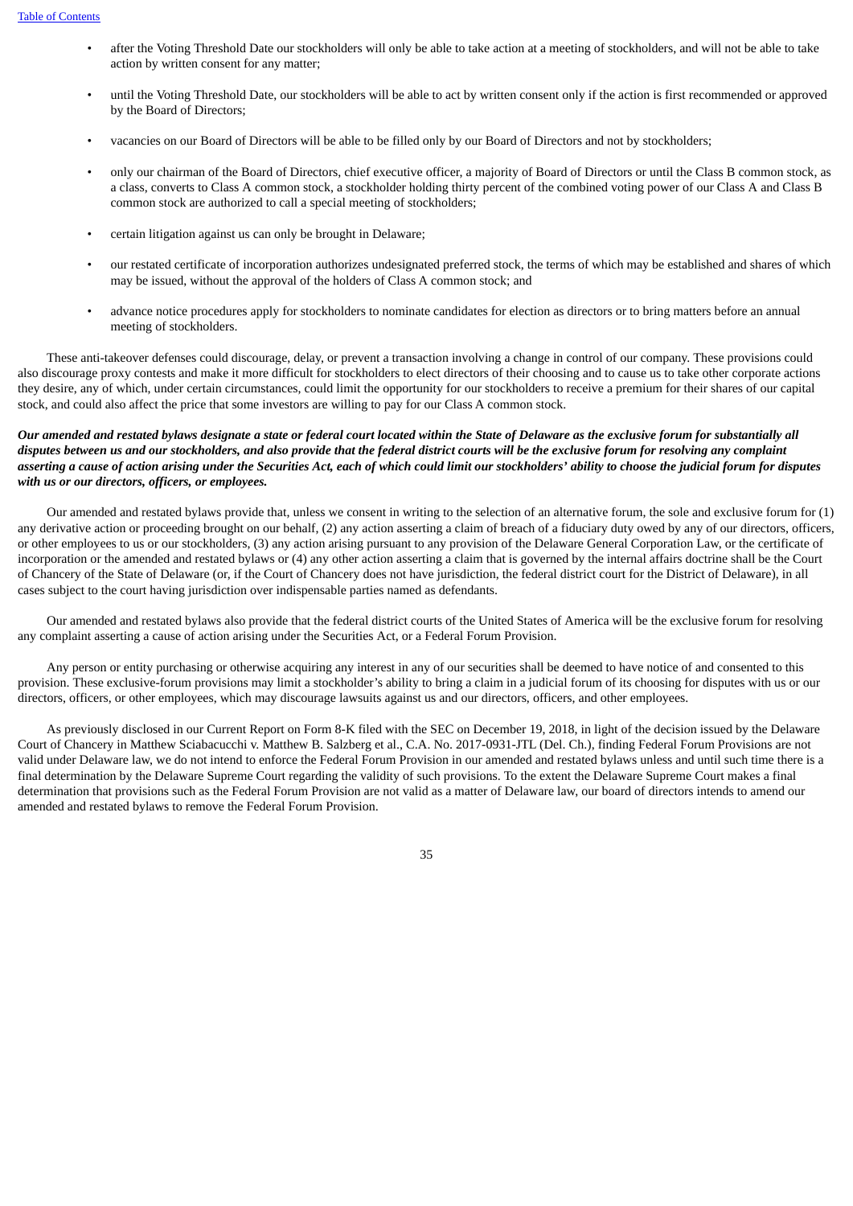- after the Voting Threshold Date our stockholders will only be able to take action at a meeting of stockholders, and will not be able to take action by written consent for any matter;
- until the Voting Threshold Date, our stockholders will be able to act by written consent only if the action is first recommended or approved by the Board of Directors;
- vacancies on our Board of Directors will be able to be filled only by our Board of Directors and not by stockholders;
- only our chairman of the Board of Directors, chief executive officer, a majority of Board of Directors or until the Class B common stock, as a class, converts to Class A common stock, a stockholder holding thirty percent of the combined voting power of our Class A and Class B common stock are authorized to call a special meeting of stockholders;
- certain litigation against us can only be brought in Delaware;
- our restated certificate of incorporation authorizes undesignated preferred stock, the terms of which may be established and shares of which may be issued, without the approval of the holders of Class A common stock; and
- advance notice procedures apply for stockholders to nominate candidates for election as directors or to bring matters before an annual meeting of stockholders.

These anti-takeover defenses could discourage, delay, or prevent a transaction involving a change in control of our company. These provisions could also discourage proxy contests and make it more difficult for stockholders to elect directors of their choosing and to cause us to take other corporate actions they desire, any of which, under certain circumstances, could limit the opportunity for our stockholders to receive a premium for their shares of our capital stock, and could also affect the price that some investors are willing to pay for our Class A common stock.

***Our amended and restated bylaws designate a state or federal court located within the State of Delaware as the exclusive forum for substantially all disputes between us and our stockholders, and also provide that the federal district courts will be the exclusive forum for resolving any complaint asserting a cause of action arising under the Securities Act, each of which could limit our stockholders' ability to choose the judicial forum for disputes with us or our directors, officers, or employees.***

Our amended and restated bylaws provide that, unless we consent in writing to the selection of an alternative forum, the sole and exclusive forum for (1) any derivative action or proceeding brought on our behalf, (2) any action asserting a claim of breach of a fiduciary duty owed by any of our directors, officers, or other employees to us or our stockholders, (3) any action arising pursuant to any provision of the Delaware General Corporation Law, or the certificate of incorporation or the amended and restated bylaws or (4) any other action asserting a claim that is governed by the internal affairs doctrine shall be the Court of Chancery of the State of Delaware (or, if the Court of Chancery does not have jurisdiction, the federal district court for the District of Delaware), in all cases subject to the court having jurisdiction over indispensable parties named as defendants.

Our amended and restated bylaws also provide that the federal district courts of the United States of America will be the exclusive forum for resolving any complaint asserting a cause of action arising under the Securities Act, or a Federal Forum Provision.

Any person or entity purchasing or otherwise acquiring any interest in any of our securities shall be deemed to have notice of and consented to this provision. These exclusive-forum provisions may limit a stockholder's ability to bring a claim in a judicial forum of its choosing for disputes with us or our directors, officers, or other employees, which may discourage lawsuits against us and our directors, officers, and other employees.

As previously disclosed in our Current Report on Form 8-K filed with the SEC on December 19, 2018, in light of the decision issued by the Delaware Court of Chancery in Matthew Sciabacucchi v. Matthew B. Salzberg et al., C.A. No. 2017-0931-JTL (Del. Ch.), finding Federal Forum Provisions are not valid under Delaware law, we do not intend to enforce the Federal Forum Provision in our amended and restated bylaws unless and until such time there is a final determination by the Delaware Supreme Court regarding the validity of such provisions. To the extent the Delaware Supreme Court makes a final determination that provisions such as the Federal Forum Provision are not valid as a matter of Delaware law, our board of directors intends to amend our amended and restated bylaws to remove the Federal Forum Provision.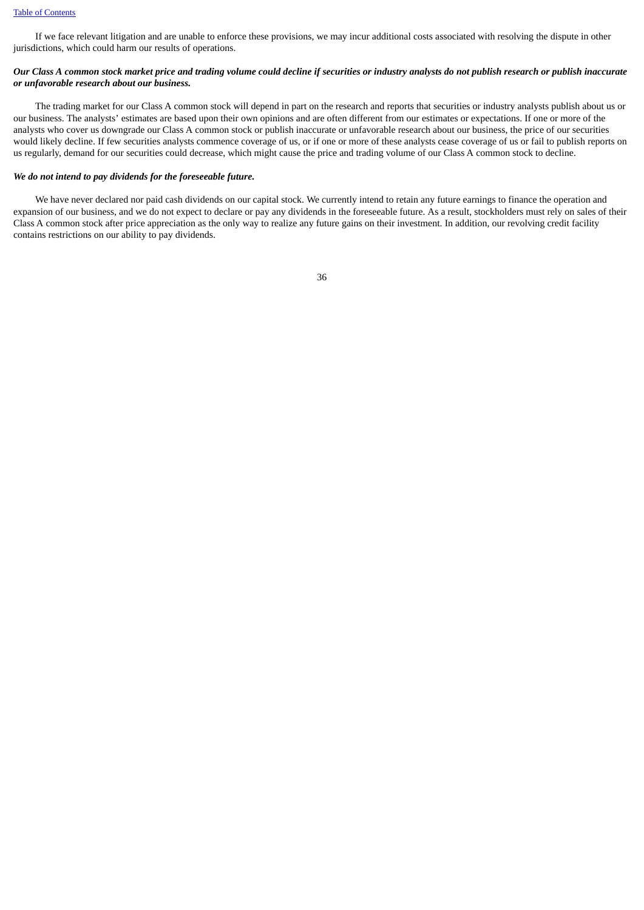If we face relevant litigation and are unable to enforce these provisions, we may incur additional costs associated with resolving the dispute in other jurisdictions, which could harm our results of operations.

***Our Class A common stock market price and trading volume could decline if securities or industry analysts do not publish research or publish inaccurate or unfavorable research about our business.***

The trading market for our Class A common stock will depend in part on the research and reports that securities or industry analysts publish about us or our business. The analysts' estimates are based upon their own opinions and are often different from our estimates or expectations. If one or more of the analysts who cover us downgrade our Class A common stock or publish inaccurate or unfavorable research about our business, the price of our securities would likely decline. If few securities analysts commence coverage of us, or if one or more of these analysts cease coverage of us or fail to publish reports on us regularly, demand for our securities could decrease, which might cause the price and trading volume of our Class A common stock to decline.

***We do not intend to pay dividends for the foreseeable future.***

We have never declared nor paid cash dividends on our capital stock. We currently intend to retain any future earnings to finance the operation and expansion of our business, and we do not expect to declare or pay any dividends in the foreseeable future. As a result, stockholders must rely on sales of their Class A common stock after price appreciation as the only way to realize any future gains on their investment. In addition, our revolving credit facility contains restrictions on our ability to pay dividends.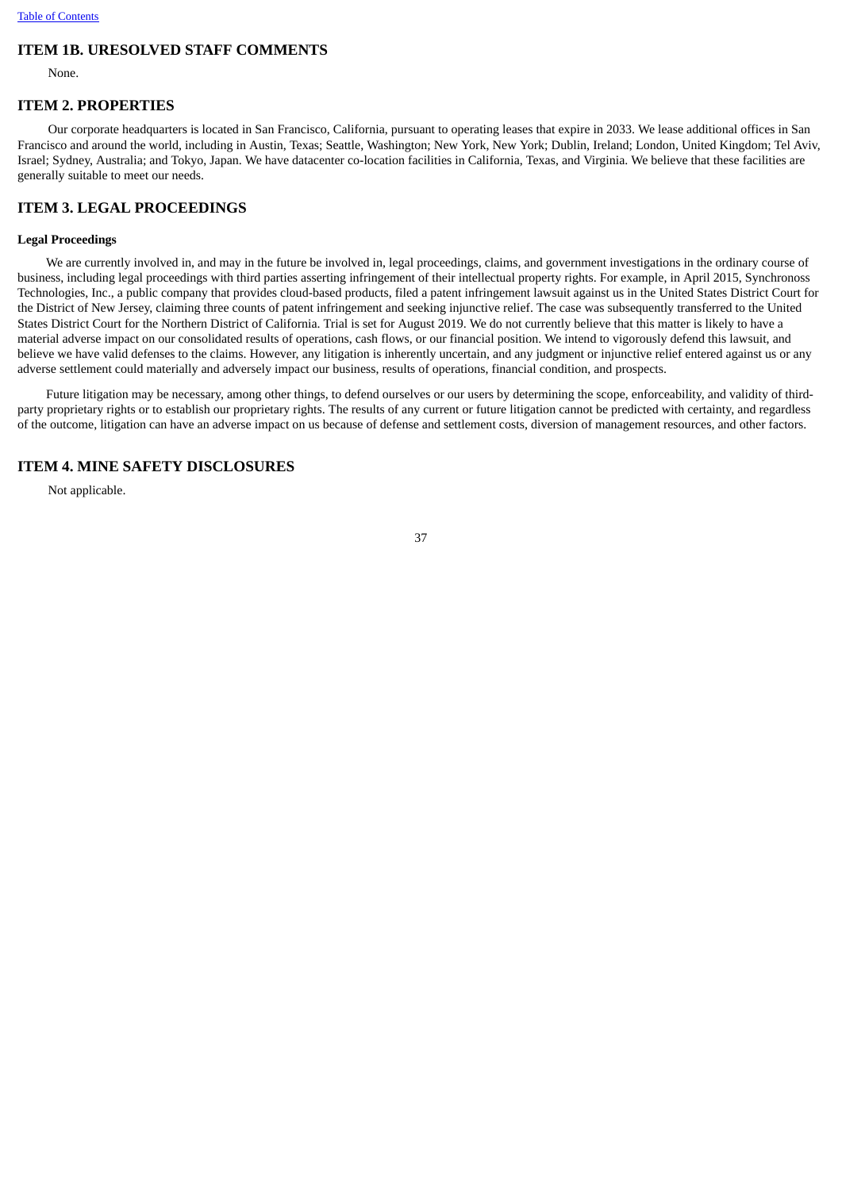## ITEM 1B. URESOLVED STAFF COMMENTS

None.

## ITEM 2. PROPERTIES

Our corporate headquarters is located in San Francisco, California, pursuant to operating leases that expire in 2033. We lease additional offices in San Francisco and around the world, including in Austin, Texas; Seattle, Washington; New York, New York; Dublin, Ireland; London, United Kingdom; Tel Aviv, Israel; Sydney, Australia; and Tokyo, Japan. We have datacenter co-location facilities in California, Texas, and Virginia. We believe that these facilities are generally suitable to meet our needs.

## ITEM 3. LEGAL PROCEEDINGS

**Legal Proceedings**

We are currently involved in, and may in the future be involved in, legal proceedings, claims, and government investigations in the ordinary course of business, including legal proceedings with third parties asserting infringement of their intellectual property rights. For example, in April 2015, Synchronoss Technologies, Inc., a public company that provides cloud-based products, filed a patent infringement lawsuit against us in the United States District Court for the District of New Jersey, claiming three counts of patent infringement and seeking injunctive relief. The case was subsequently transferred to the United States District Court for the Northern District of California. Trial is set for August 2019. We do not currently believe that this matter is likely to have a material adverse impact on our consolidated results of operations, cash flows, or our financial position. We intend to vigorously defend this lawsuit, and believe we have valid defenses to the claims. However, any litigation is inherently uncertain, and any judgment or injunctive relief entered against us or any adverse settlement could materially and adversely impact our business, results of operations, financial condition, and prospects.

Future litigation may be necessary, among other things, to defend ourselves or our users by determining the scope, enforceability, and validity of third-party proprietary rights or to establish our proprietary rights. The results of any current or future litigation cannot be predicted with certainty, and regardless of the outcome, litigation can have an adverse impact on us because of defense and settlement costs, diversion of management resources, and other factors.

## ITEM 4. MINE SAFETY DISCLOSURES

Not applicable.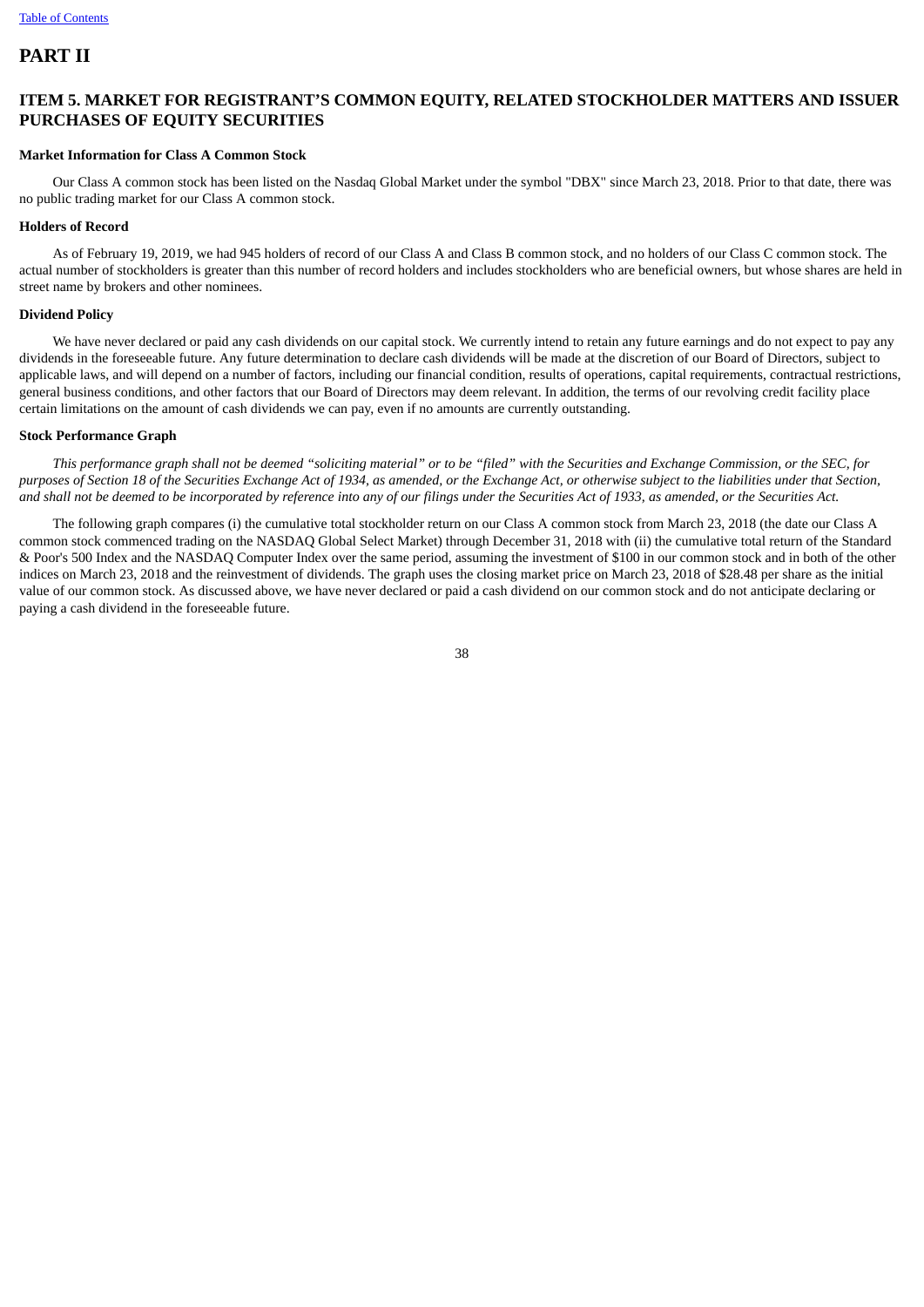# PART II

## ITEM 5. MARKET FOR REGISTRANT'S COMMON EQUITY, RELATED STOCKHOLDER MATTERS AND ISSUER PURCHASES OF EQUITY SECURITIES

**Market Information for Class A Common Stock**

Our Class A common stock has been listed on the Nasdaq Global Market under the symbol "DBX" since March 23, 2018. Prior to that date, there was no public trading market for our Class A common stock.

**Holders of Record**

As of February 19, 2019, we had 945 holders of record of our Class A and Class B common stock, and no holders of our Class C common stock. The actual number of stockholders is greater than this number of record holders and includes stockholders who are beneficial owners, but whose shares are held in street name by brokers and other nominees.

**Dividend Policy**

We have never declared or paid any cash dividends on our capital stock. We currently intend to retain any future earnings and do not expect to pay any dividends in the foreseeable future. Any future determination to declare cash dividends will be made at the discretion of our Board of Directors, subject to applicable laws, and will depend on a number of factors, including our financial condition, results of operations, capital requirements, contractual restrictions, general business conditions, and other factors that our Board of Directors may deem relevant. In addition, the terms of our revolving credit facility place certain limitations on the amount of cash dividends we can pay, even if no amounts are currently outstanding.

**Stock Performance Graph**

*This performance graph shall not be deemed "soliciting material" or to be "filed" with the Securities and Exchange Commission, or the SEC, for purposes of Section 18 of the Securities Exchange Act of 1934, as amended, or the Exchange Act, or otherwise subject to the liabilities under that Section, and shall not be deemed to be incorporated by reference into any of our filings under the Securities Act of 1933, as amended, or the Securities Act.*

The following graph compares (i) the cumulative total stockholder return on our Class A common stock from March 23, 2018 (the date our Class A common stock commenced trading on the NASDAQ Global Select Market) through December 31, 2018 with (ii) the cumulative total return of the Standard & Poor's 500 Index and the NASDAQ Computer Index over the same period, assuming the investment of $100 in our common stock and in both of the other indices on March 23, 2018 and the reinvestment of dividends. The graph uses the closing market price on March 23, 2018 of $28.48 per share as the initial value of our common stock. As discussed above, we have never declared or paid a cash dividend on our common stock and do not anticipate declaring or paying a cash dividend in the foreseeable future.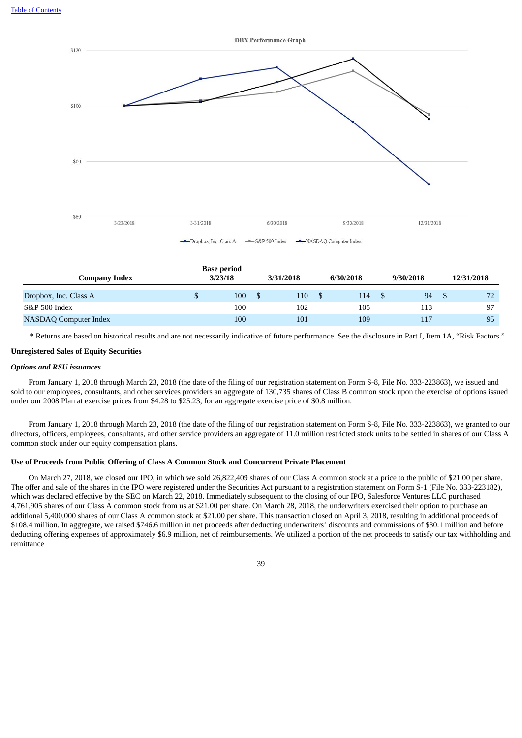DBX Performance Graph

| Company Index | Base period 3/23/18 | 3/31/2018 | 6/30/2018 | 9/30/2018 | 12/31/2018 |
|---|---|---|---|---|---|
| Dropbox, Inc. Class A | $ 100 | $ 110 | $ 114 | $ 94 | $ 72 |
| S&P 500 Index | 100 | 102 | 105 | 113 | 97 |
| NASDAQ Computer Index | 100 | 101 | 109 | 117 | 95 |

\* Returns are based on historical results and are not necessarily indicative of future performance. See the disclosure in Part I, Item 1A, "Risk Factors."

### Unregistered Sales of Equity Securities

***Options and RSU issuances***

From January 1, 2018 through March 23, 2018 (the date of the filing of our registration statement on Form S-8, File No. 333-223863), we issued and sold to our employees, consultants, and other services providers an aggregate of 130,735 shares of Class B common stock upon the exercise of options issued under our 2008 Plan at exercise prices from $4.28 to $25.23, for an aggregate exercise price of $0.8 million.

From January 1, 2018 through March 23, 2018 (the date of the filing of our registration statement on Form S-8, File No. 333-223863), we granted to our directors, officers, employees, consultants, and other service providers an aggregate of 11.0 million restricted stock units to be settled in shares of our Class A common stock under our equity compensation plans.

### Use of Proceeds from Public Offering of Class A Common Stock and Concurrent Private Placement

On March 27, 2018, we closed our IPO, in which we sold 26,822,409 shares of our Class A common stock at a price to the public of $21.00 per share. The offer and sale of the shares in the IPO were registered under the Securities Act pursuant to a registration statement on Form S-1 (File No. 333-223182), which was declared effective by the SEC on March 22, 2018. Immediately subsequent to the closing of our IPO, Salesforce Ventures LLC purchased 4,761,905 shares of our Class A common stock from us at $21.00 per share. On March 28, 2018, the underwriters exercised their option to purchase an additional 5,400,000 shares of our Class A common stock at $21.00 per share. This transaction closed on April 3, 2018, resulting in additional proceeds of $108.4 million. In aggregate, we raised $746.6 million in net proceeds after deducting underwriters' discounts and commissions of $30.1 million and before deducting offering expenses of approximately $6.9 million, net of reimbursements. We utilized a portion of the net proceeds to satisfy our tax withholding and remittance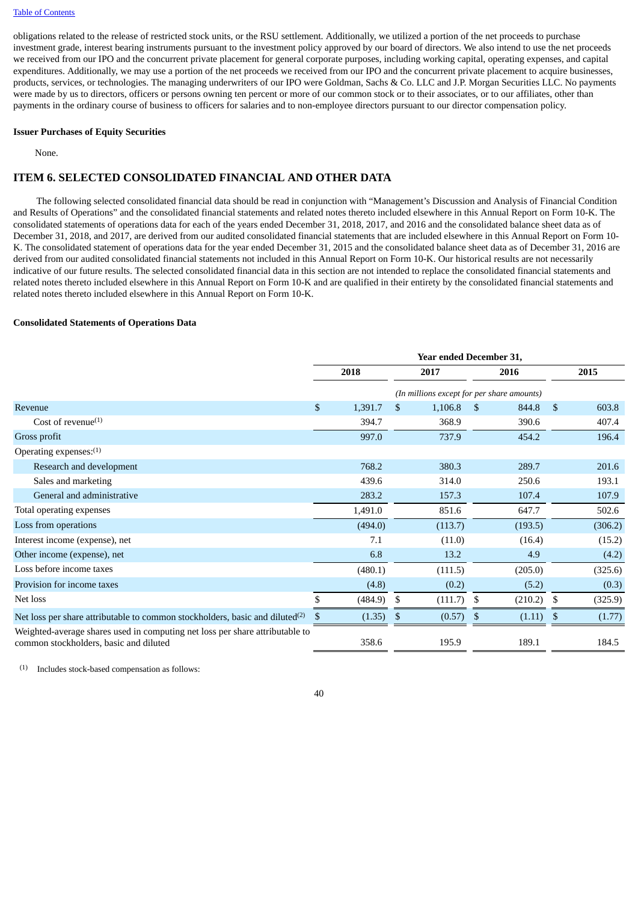obligations related to the release of restricted stock units, or the RSU settlement. Additionally, we utilized a portion of the net proceeds to purchase investment grade, interest bearing instruments pursuant to the investment policy approved by our board of directors. We also intend to use the net proceeds we received from our IPO and the concurrent private placement for general corporate purposes, including working capital, operating expenses, and capital expenditures. Additionally, we may use a portion of the net proceeds we received from our IPO and the concurrent private placement to acquire businesses, products, services, or technologies. The managing underwriters of our IPO were Goldman, Sachs & Co. LLC and J.P. Morgan Securities LLC. No payments were made by us to directors, officers or persons owning ten percent or more of our common stock or to their associates, or to our affiliates, other than payments in the ordinary course of business to officers for salaries and to non-employee directors pursuant to our director compensation policy.

**Issuer Purchases of Equity Securities**

None.

## ITEM 6. SELECTED CONSOLIDATED FINANCIAL AND OTHER DATA

The following selected consolidated financial data should be read in conjunction with "Management's Discussion and Analysis of Financial Condition and Results of Operations" and the consolidated financial statements and related notes thereto included elsewhere in this Annual Report on Form 10-K. The consolidated statements of operations data for each of the years ended December 31, 2018, 2017, and 2016 and the consolidated balance sheet data as of December 31, 2018, and 2017, are derived from our audited consolidated financial statements that are included elsewhere in this Annual Report on Form 10-K. The consolidated statement of operations data for the year ended December 31, 2015 and the consolidated balance sheet data as of December 31, 2016 are derived from our audited consolidated financial statements not included in this Annual Report on Form 10-K. Our historical results are not necessarily indicative of our future results. The selected consolidated financial data in this section are not intended to replace the consolidated financial statements and related notes thereto included elsewhere in this Annual Report on Form 10-K and are qualified in their entirety by the consolidated financial statements and related notes thereto included elsewhere in this Annual Report on Form 10-K.

**Consolidated Statements of Operations Data**

| | Year ended December 31, | | | |
|---|---|---|---|---|
| | 2018 | 2017 | 2016 | 2015 |
| | *(In millions except for per share amounts)* | | | |
| Revenue | $ 1,391.7 | $ 1,106.8 | $ 844.8 | $ 603.8 |
| Cost of revenue(1) | 394.7 | 368.9 | 390.6 | 407.4 |
| Gross profit | 997.0 | 737.9 | 454.2 | 196.4 |
| Operating expenses:(1) | | | | |
| Research and development | 768.2 | 380.3 | 289.7 | 201.6 |
| Sales and marketing | 439.6 | 314.0 | 250.6 | 193.1 |
| General and administrative | 283.2 | 157.3 | 107.4 | 107.9 |
| Total operating expenses | 1,491.0 | 851.6 | 647.7 | 502.6 |
| Loss from operations | (494.0) | (113.7) | (193.5) | (306.2) |
| Interest income (expense), net | 7.1 | (11.0) | (16.4) | (15.2) |
| Other income (expense), net | 6.8 | 13.2 | 4.9 | (4.2) |
| Loss before income taxes | (480.1) | (111.5) | (205.0) | (325.6) |
| Provision for income taxes | (4.8) | (0.2) | (5.2) | (0.3) |
| Net loss | $ (484.9) | $ (111.7) | $ (210.2) | $ (325.9) |
| Net loss per share attributable to common stockholders, basic and diluted(2) | $ (1.35) | $ (0.57) | $ (1.11) | $ (1.77) |
| Weighted-average shares used in computing net loss per share attributable to common stockholders, basic and diluted | 358.6 | 195.9 | 189.1 | 184.5 |

(1) Includes stock-based compensation as follows: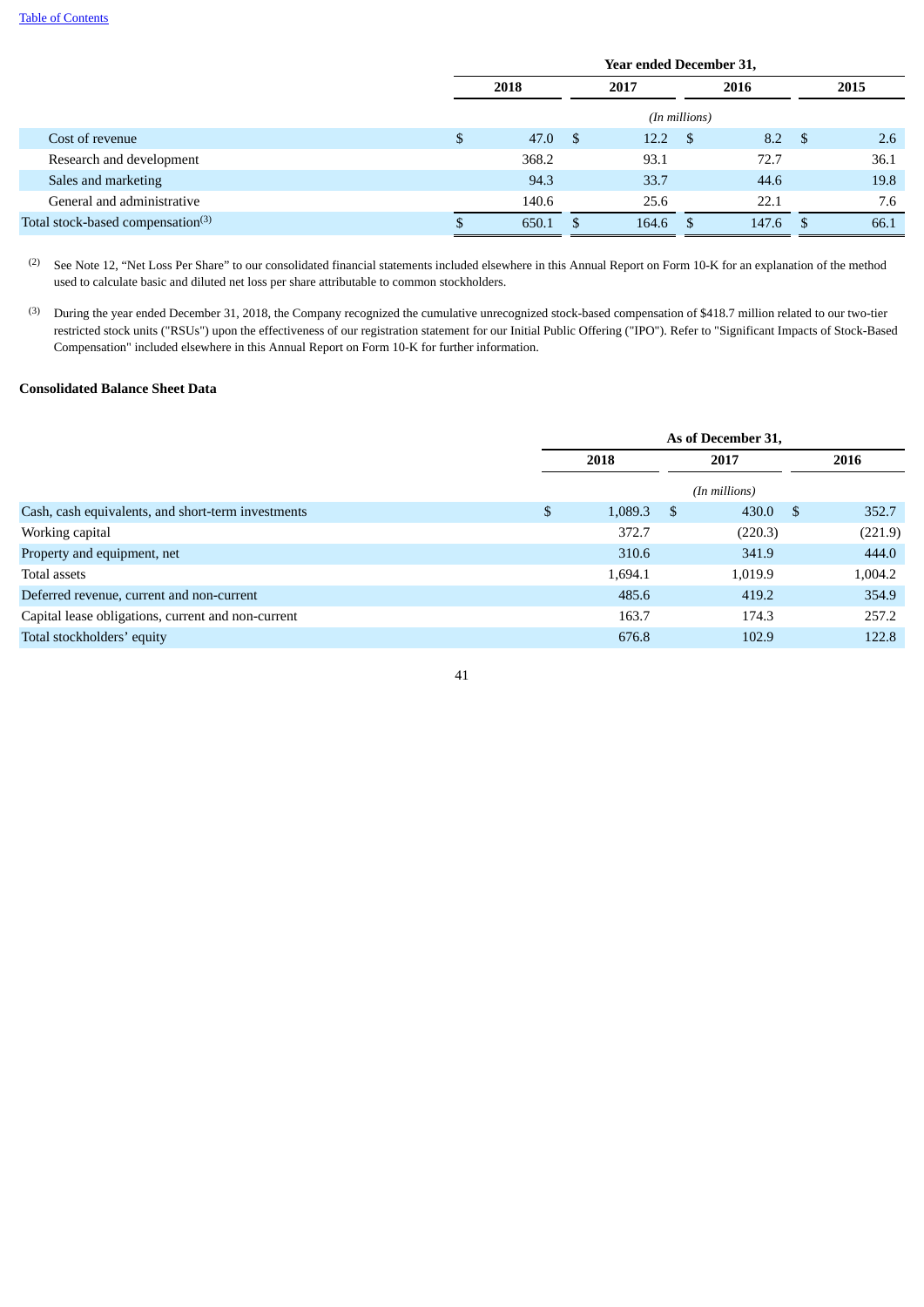| | Year ended December 31, | | | |
|---|---|---|---|---|
| | 2018 | 2017 | 2016 | 2015 |
| | (In millions) | | | |
| Cost of revenue | $ 47.0 | $ 12.2 | $ 8.2 | $ 2.6 |
| Research and development | 368.2 | 93.1 | 72.7 | 36.1 |
| Sales and marketing | 94.3 | 33.7 | 44.6 | 19.8 |
| General and administrative | 140.6 | 25.6 | 22.1 | 7.6 |
| Total stock-based compensation[3] | $ 650.1 | $ 164.6 | $ 147.6 | $ 66.1 |

[2] See Note 12, "Net Loss Per Share" to our consolidated financial statements included elsewhere in this Annual Report on Form 10-K for an explanation of the method used to calculate basic and diluted net loss per share attributable to common stockholders.

[3] During the year ended December 31, 2018, the Company recognized the cumulative unrecognized stock-based compensation of $418.7 million related to our two-tier restricted stock units ("RSUs") upon the effectiveness of our registration statement for our Initial Public Offering ("IPO"). Refer to "Significant Impacts of Stock-Based Compensation" included elsewhere in this Annual Report on Form 10-K for further information.

**Consolidated Balance Sheet Data**

| | As of December 31, | | |
|---|---|---|---|
| | 2018 | 2017 | 2016 |
| | (In millions) | | |
| Cash, cash equivalents, and short-term investments | $ 1,089.3 | $ 430.0 | $ 352.7 |
| Working capital | 372.7 | (220.3) | (221.9) |
| Property and equipment, net | 310.6 | 341.9 | 444.0 |
| Total assets | 1,694.1 | 1,019.9 | 1,004.2 |
| Deferred revenue, current and non-current | 485.6 | 419.2 | 354.9 |
| Capital lease obligations, current and non-current | 163.7 | 174.3 | 257.2 |
| Total stockholders' equity | 676.8 | 102.9 | 122.8 |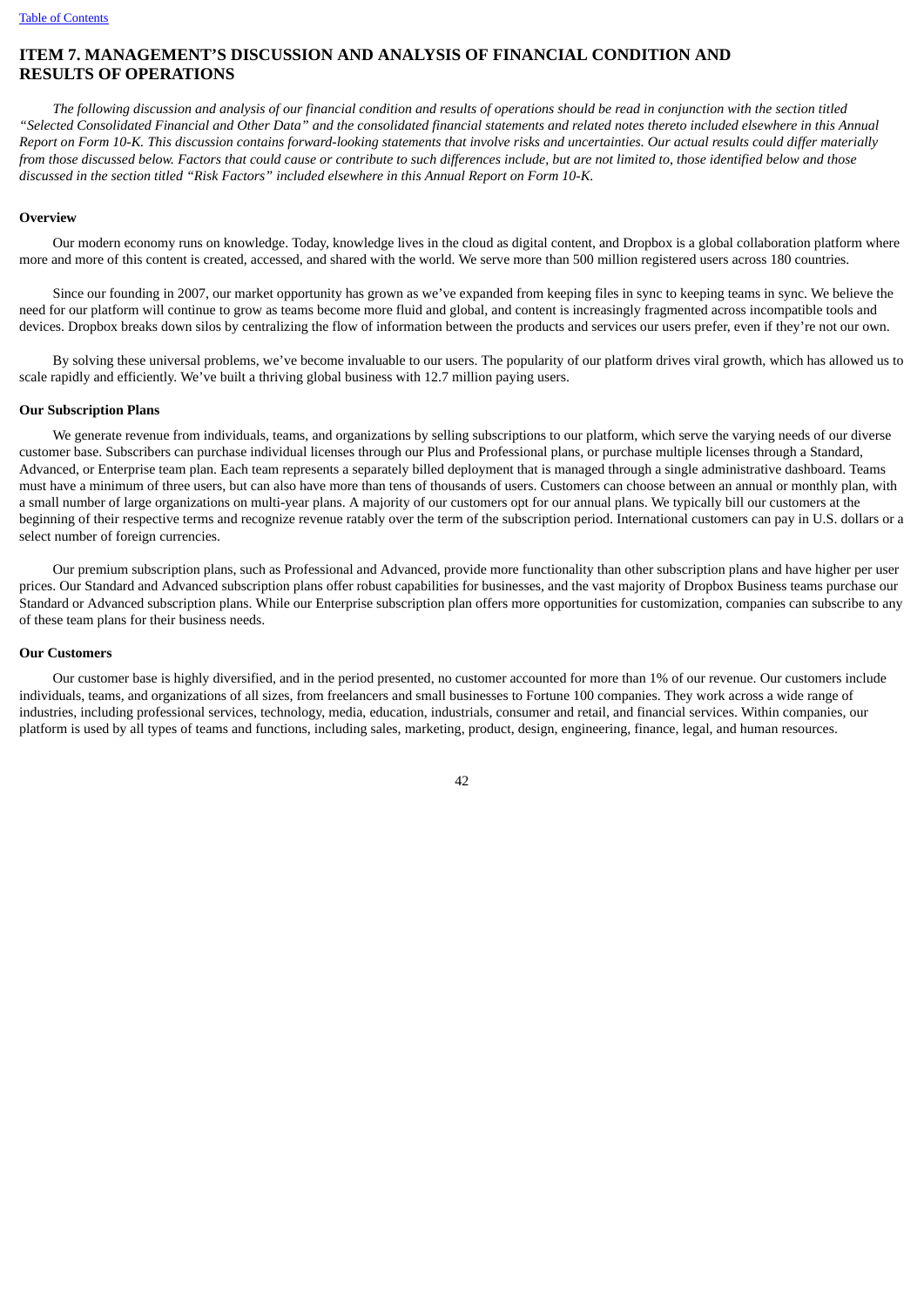## ITEM 7. MANAGEMENT'S DISCUSSION AND ANALYSIS OF FINANCIAL CONDITION AND RESULTS OF OPERATIONS

*The following discussion and analysis of our financial condition and results of operations should be read in conjunction with the section titled "Selected Consolidated Financial and Other Data" and the consolidated financial statements and related notes thereto included elsewhere in this Annual Report on Form 10-K. This discussion contains forward-looking statements that involve risks and uncertainties. Our actual results could differ materially from those discussed below. Factors that could cause or contribute to such differences include, but are not limited to, those identified below and those discussed in the section titled "Risk Factors" included elsewhere in this Annual Report on Form 10-K.*

### Overview

Our modern economy runs on knowledge. Today, knowledge lives in the cloud as digital content, and Dropbox is a global collaboration platform where more and more of this content is created, accessed, and shared with the world. We serve more than 500 million registered users across 180 countries.

Since our founding in 2007, our market opportunity has grown as we've expanded from keeping files in sync to keeping teams in sync. We believe the need for our platform will continue to grow as teams become more fluid and global, and content is increasingly fragmented across incompatible tools and devices. Dropbox breaks down silos by centralizing the flow of information between the products and services our users prefer, even if they're not our own.

By solving these universal problems, we've become invaluable to our users. The popularity of our platform drives viral growth, which has allowed us to scale rapidly and efficiently. We've built a thriving global business with 12.7 million paying users.

### Our Subscription Plans

We generate revenue from individuals, teams, and organizations by selling subscriptions to our platform, which serve the varying needs of our diverse customer base. Subscribers can purchase individual licenses through our Plus and Professional plans, or purchase multiple licenses through a Standard, Advanced, or Enterprise team plan. Each team represents a separately billed deployment that is managed through a single administrative dashboard. Teams must have a minimum of three users, but can also have more than tens of thousands of users. Customers can choose between an annual or monthly plan, with a small number of large organizations on multi-year plans. A majority of our customers opt for our annual plans. We typically bill our customers at the beginning of their respective terms and recognize revenue ratably over the term of the subscription period. International customers can pay in U.S. dollars or a select number of foreign currencies.

Our premium subscription plans, such as Professional and Advanced, provide more functionality than other subscription plans and have higher per user prices. Our Standard and Advanced subscription plans offer robust capabilities for businesses, and the vast majority of Dropbox Business teams purchase our Standard or Advanced subscription plans. While our Enterprise subscription plan offers more opportunities for customization, companies can subscribe to any of these team plans for their business needs.

### Our Customers

Our customer base is highly diversified, and in the period presented, no customer accounted for more than 1% of our revenue. Our customers include individuals, teams, and organizations of all sizes, from freelancers and small businesses to Fortune 100 companies. They work across a wide range of industries, including professional services, technology, media, education, industrials, consumer and retail, and financial services. Within companies, our platform is used by all types of teams and functions, including sales, marketing, product, design, engineering, finance, legal, and human resources.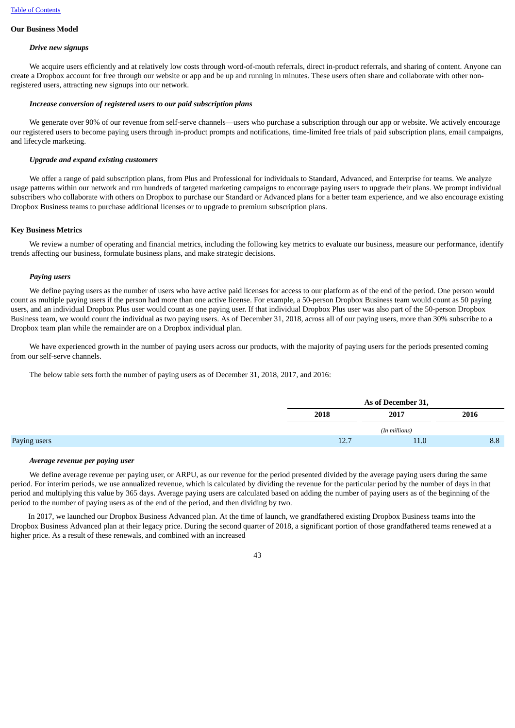## Our Business Model

### *Drive new signups*

We acquire users efficiently and at relatively low costs through word-of-mouth referrals, direct in-product referrals, and sharing of content. Anyone can create a Dropbox account for free through our website or app and be up and running in minutes. These users often share and collaborate with other non-registered users, attracting new signups into our network.

### *Increase conversion of registered users to our paid subscription plans*

We generate over 90% of our revenue from self-serve channels—users who purchase a subscription through our app or website. We actively encourage our registered users to become paying users through in-product prompts and notifications, time-limited free trials of paid subscription plans, email campaigns, and lifecycle marketing.

### *Upgrade and expand existing customers*

We offer a range of paid subscription plans, from Plus and Professional for individuals to Standard, Advanced, and Enterprise for teams. We analyze usage patterns within our network and run hundreds of targeted marketing campaigns to encourage paying users to upgrade their plans. We prompt individual subscribers who collaborate with others on Dropbox to purchase our Standard or Advanced plans for a better team experience, and we also encourage existing Dropbox Business teams to purchase additional licenses or to upgrade to premium subscription plans.

## Key Business Metrics

We review a number of operating and financial metrics, including the following key metrics to evaluate our business, measure our performance, identify trends affecting our business, formulate business plans, and make strategic decisions.

### *Paying users*

We define paying users as the number of users who have active paid licenses for access to our platform as of the end of the period. One person would count as multiple paying users if the person had more than one active license. For example, a 50-person Dropbox Business team would count as 50 paying users, and an individual Dropbox Plus user would count as one paying user. If that individual Dropbox Plus user was also part of the 50-person Dropbox Business team, we would count the individual as two paying users. As of December 31, 2018, across all of our paying users, more than 30% subscribe to a Dropbox team plan while the remainder are on a Dropbox individual plan.

We have experienced growth in the number of paying users across our products, with the majority of paying users for the periods presented coming from our self-serve channels.

The below table sets forth the number of paying users as of December 31, 2018, 2017, and 2016:

| | As of December 31, | | |
|---|---|---|---|
| | 2018 | 2017 | 2016 |
| | *(In millions)* | | |
| Paying users | 12.7 | 11.0 | 8.8 |

### *Average revenue per paying user*

We define average revenue per paying user, or ARPU, as our revenue for the period presented divided by the average paying users during the same period. For interim periods, we use annualized revenue, which is calculated by dividing the revenue for the particular period by the number of days in that period and multiplying this value by 365 days. Average paying users are calculated based on adding the number of paying users as of the beginning of the period to the number of paying users as of the end of the period, and then dividing by two.

In 2017, we launched our Dropbox Business Advanced plan. At the time of launch, we grandfathered existing Dropbox Business teams into the Dropbox Business Advanced plan at their legacy price. During the second quarter of 2018, a significant portion of those grandfathered teams renewed at a higher price. As a result of these renewals, and combined with an increased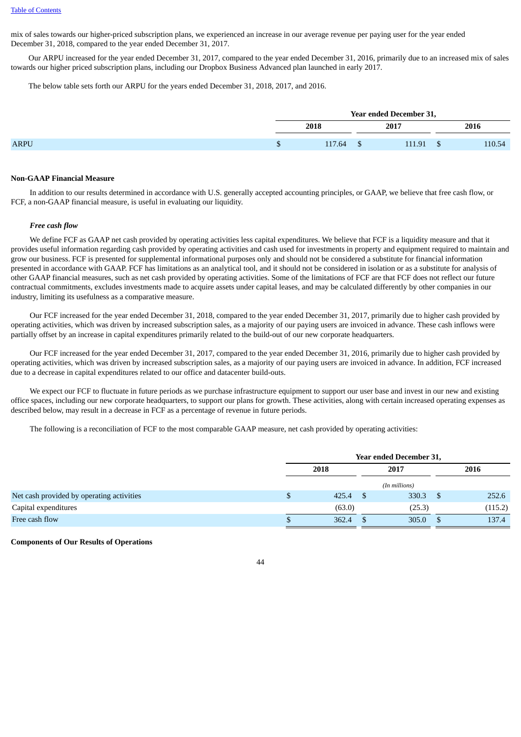mix of sales towards our higher-priced subscription plans, we experienced an increase in our average revenue per paying user for the year ended December 31, 2018, compared to the year ended December 31, 2017.

Our ARPU increased for the year ended December 31, 2017, compared to the year ended December 31, 2016, primarily due to an increased mix of sales towards our higher priced subscription plans, including our Dropbox Business Advanced plan launched in early 2017.

The below table sets forth our ARPU for the years ended December 31, 2018, 2017, and 2016.

| | Year ended December 31, | | |
|---|---|---|---|
| | 2018 | 2017 | 2016 |
| ARPU | $ 117.64 | $ 111.91 | $ 110.54 |

**Non-GAAP Financial Measure**

In addition to our results determined in accordance with U.S. generally accepted accounting principles, or GAAP, we believe that free cash flow, or FCF, a non-GAAP financial measure, is useful in evaluating our liquidity.

***Free cash flow***

We define FCF as GAAP net cash provided by operating activities less capital expenditures. We believe that FCF is a liquidity measure and that it provides useful information regarding cash provided by operating activities and cash used for investments in property and equipment required to maintain and grow our business. FCF is presented for supplemental informational purposes only and should not be considered a substitute for financial information presented in accordance with GAAP. FCF has limitations as an analytical tool, and it should not be considered in isolation or as a substitute for analysis of other GAAP financial measures, such as net cash provided by operating activities. Some of the limitations of FCF are that FCF does not reflect our future contractual commitments, excludes investments made to acquire assets under capital leases, and may be calculated differently by other companies in our industry, limiting its usefulness as a comparative measure.

Our FCF increased for the year ended December 31, 2018, compared to the year ended December 31, 2017, primarily due to higher cash provided by operating activities, which was driven by increased subscription sales, as a majority of our paying users are invoiced in advance. These cash inflows were partially offset by an increase in capital expenditures primarily related to the build-out of our new corporate headquarters.

Our FCF increased for the year ended December 31, 2017, compared to the year ended December 31, 2016, primarily due to higher cash provided by operating activities, which was driven by increased subscription sales, as a majority of our paying users are invoiced in advance. In addition, FCF increased due to a decrease in capital expenditures related to our office and datacenter build-outs.

We expect our FCF to fluctuate in future periods as we purchase infrastructure equipment to support our user base and invest in our new and existing office spaces, including our new corporate headquarters, to support our plans for growth. These activities, along with certain increased operating expenses as described below, may result in a decrease in FCF as a percentage of revenue in future periods.

The following is a reconciliation of FCF to the most comparable GAAP measure, net cash provided by operating activities:

| | Year ended December 31, | | |
|---|---|---|---|
| | 2018 | 2017 | 2016 |
| | | *(In millions)* | |
| Net cash provided by operating activities | $ 425.4 | $ 330.3 | $ 252.6 |
| Capital expenditures | (63.0) | (25.3) | (115.2) |
| Free cash flow | $ 362.4 | $ 305.0 | $ 137.4 |

**Components of Our Results of Operations**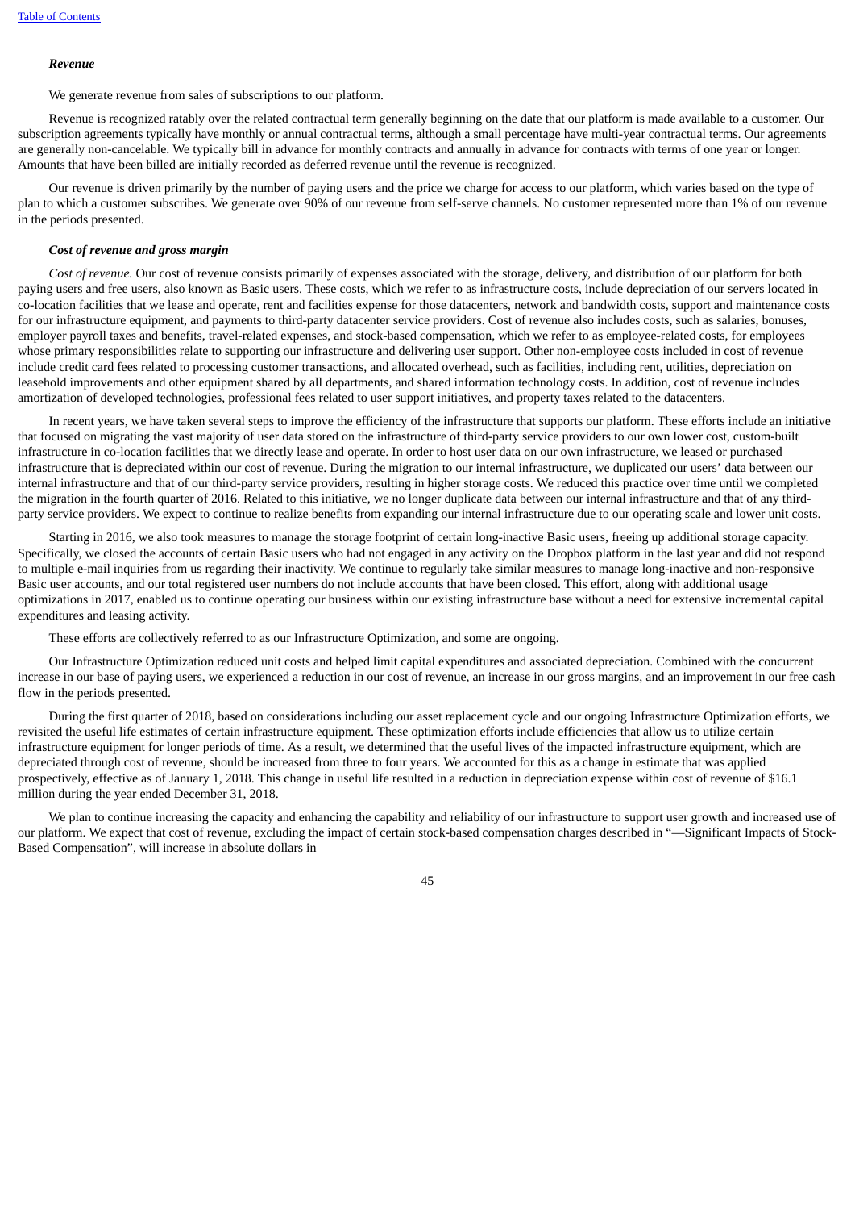***Revenue***

We generate revenue from sales of subscriptions to our platform.

Revenue is recognized ratably over the related contractual term generally beginning on the date that our platform is made available to a customer. Our subscription agreements typically have monthly or annual contractual terms, although a small percentage have multi-year contractual terms. Our agreements are generally non-cancelable. We typically bill in advance for monthly contracts and annually in advance for contracts with terms of one year or longer. Amounts that have been billed are initially recorded as deferred revenue until the revenue is recognized.

Our revenue is driven primarily by the number of paying users and the price we charge for access to our platform, which varies based on the type of plan to which a customer subscribes. We generate over 90% of our revenue from self-serve channels. No customer represented more than 1% of our revenue in the periods presented.

***Cost of revenue and gross margin***

*Cost of revenue.* Our cost of revenue consists primarily of expenses associated with the storage, delivery, and distribution of our platform for both paying users and free users, also known as Basic users. These costs, which we refer to as infrastructure costs, include depreciation of our servers located in co-location facilities that we lease and operate, rent and facilities expense for those datacenters, network and bandwidth costs, support and maintenance costs for our infrastructure equipment, and payments to third-party datacenter service providers. Cost of revenue also includes costs, such as salaries, bonuses, employer payroll taxes and benefits, travel-related expenses, and stock-based compensation, which we refer to as employee-related costs, for employees whose primary responsibilities relate to supporting our infrastructure and delivering user support. Other non-employee costs included in cost of revenue include credit card fees related to processing customer transactions, and allocated overhead, such as facilities, including rent, utilities, depreciation on leasehold improvements and other equipment shared by all departments, and shared information technology costs. In addition, cost of revenue includes amortization of developed technologies, professional fees related to user support initiatives, and property taxes related to the datacenters.

In recent years, we have taken several steps to improve the efficiency of the infrastructure that supports our platform. These efforts include an initiative that focused on migrating the vast majority of user data stored on the infrastructure of third-party service providers to our own lower cost, custom-built infrastructure in co-location facilities that we directly lease and operate. In order to host user data on our own infrastructure, we leased or purchased infrastructure that is depreciated within our cost of revenue. During the migration to our internal infrastructure, we duplicated our users' data between our internal infrastructure and that of our third-party service providers, resulting in higher storage costs. We reduced this practice over time until we completed the migration in the fourth quarter of 2016. Related to this initiative, we no longer duplicate data between our internal infrastructure and that of any third-party service providers. We expect to continue to realize benefits from expanding our internal infrastructure due to our operating scale and lower unit costs.

Starting in 2016, we also took measures to manage the storage footprint of certain long-inactive Basic users, freeing up additional storage capacity. Specifically, we closed the accounts of certain Basic users who had not engaged in any activity on the Dropbox platform in the last year and did not respond to multiple e-mail inquiries from us regarding their inactivity. We continue to regularly take similar measures to manage long-inactive and non-responsive Basic user accounts, and our total registered user numbers do not include accounts that have been closed. This effort, along with additional usage optimizations in 2017, enabled us to continue operating our business within our existing infrastructure base without a need for extensive incremental capital expenditures and leasing activity.

These efforts are collectively referred to as our Infrastructure Optimization, and some are ongoing.

Our Infrastructure Optimization reduced unit costs and helped limit capital expenditures and associated depreciation. Combined with the concurrent increase in our base of paying users, we experienced a reduction in our cost of revenue, an increase in our gross margins, and an improvement in our free cash flow in the periods presented.

During the first quarter of 2018, based on considerations including our asset replacement cycle and our ongoing Infrastructure Optimization efforts, we revisited the useful life estimates of certain infrastructure equipment. These optimization efforts include efficiencies that allow us to utilize certain infrastructure equipment for longer periods of time. As a result, we determined that the useful lives of the impacted infrastructure equipment, which are depreciated through cost of revenue, should be increased from three to four years. We accounted for this as a change in estimate that was applied prospectively, effective as of January 1, 2018. This change in useful life resulted in a reduction in depreciation expense within cost of revenue of $16.1 million during the year ended December 31, 2018.

We plan to continue increasing the capacity and enhancing the capability and reliability of our infrastructure to support user growth and increased use of our platform. We expect that cost of revenue, excluding the impact of certain stock-based compensation charges described in "—Significant Impacts of Stock-Based Compensation", will increase in absolute dollars in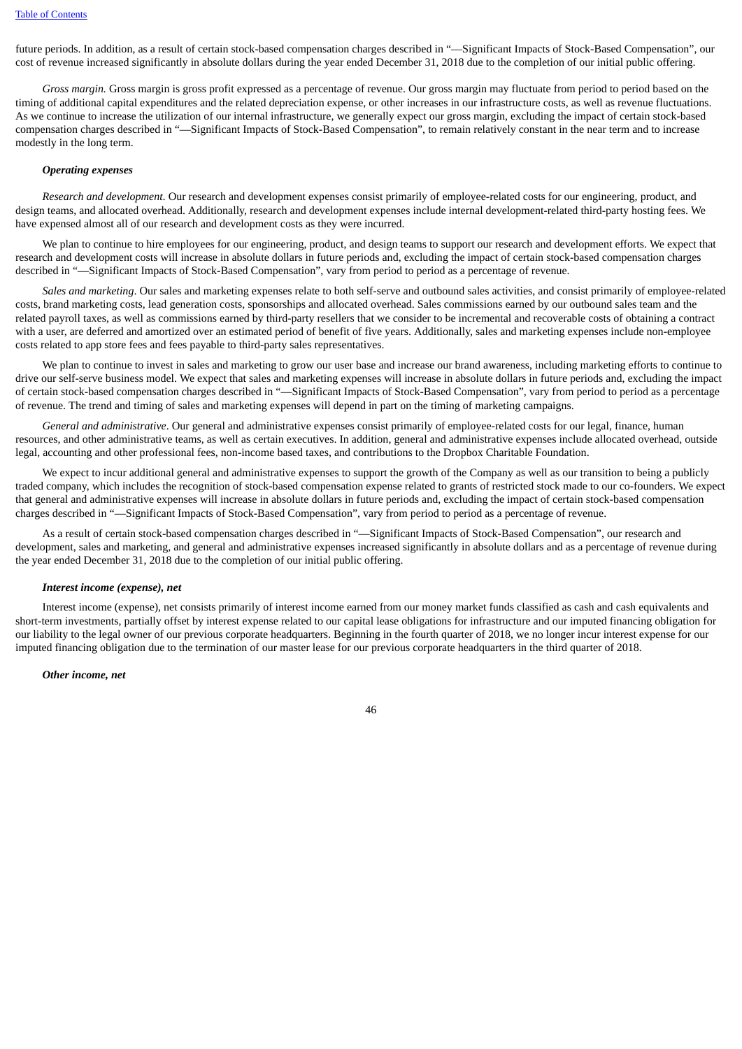future periods. In addition, as a result of certain stock-based compensation charges described in "—Significant Impacts of Stock-Based Compensation", our cost of revenue increased significantly in absolute dollars during the year ended December 31, 2018 due to the completion of our initial public offering.

*Gross margin.* Gross margin is gross profit expressed as a percentage of revenue. Our gross margin may fluctuate from period to period based on the timing of additional capital expenditures and the related depreciation expense, or other increases in our infrastructure costs, as well as revenue fluctuations. As we continue to increase the utilization of our internal infrastructure, we generally expect our gross margin, excluding the impact of certain stock-based compensation charges described in "—Significant Impacts of Stock-Based Compensation", to remain relatively constant in the near term and to increase modestly in the long term.

***Operating expenses***

*Research and development.* Our research and development expenses consist primarily of employee-related costs for our engineering, product, and design teams, and allocated overhead. Additionally, research and development expenses include internal development-related third-party hosting fees. We have expensed almost all of our research and development costs as they were incurred.

We plan to continue to hire employees for our engineering, product, and design teams to support our research and development efforts. We expect that research and development costs will increase in absolute dollars in future periods and, excluding the impact of certain stock-based compensation charges described in "—Significant Impacts of Stock-Based Compensation", vary from period to period as a percentage of revenue.

*Sales and marketing*. Our sales and marketing expenses relate to both self-serve and outbound sales activities, and consist primarily of employee-related costs, brand marketing costs, lead generation costs, sponsorships and allocated overhead. Sales commissions earned by our outbound sales team and the related payroll taxes, as well as commissions earned by third-party resellers that we consider to be incremental and recoverable costs of obtaining a contract with a user, are deferred and amortized over an estimated period of benefit of five years. Additionally, sales and marketing expenses include non-employee costs related to app store fees and fees payable to third-party sales representatives.

We plan to continue to invest in sales and marketing to grow our user base and increase our brand awareness, including marketing efforts to continue to drive our self-serve business model. We expect that sales and marketing expenses will increase in absolute dollars in future periods and, excluding the impact of certain stock-based compensation charges described in "—Significant Impacts of Stock-Based Compensation", vary from period to period as a percentage of revenue. The trend and timing of sales and marketing expenses will depend in part on the timing of marketing campaigns.

*General and administrative*. Our general and administrative expenses consist primarily of employee-related costs for our legal, finance, human resources, and other administrative teams, as well as certain executives. In addition, general and administrative expenses include allocated overhead, outside legal, accounting and other professional fees, non-income based taxes, and contributions to the Dropbox Charitable Foundation.

We expect to incur additional general and administrative expenses to support the growth of the Company as well as our transition to being a publicly traded company, which includes the recognition of stock-based compensation expense related to grants of restricted stock made to our co-founders. We expect that general and administrative expenses will increase in absolute dollars in future periods and, excluding the impact of certain stock-based compensation charges described in "—Significant Impacts of Stock-Based Compensation", vary from period to period as a percentage of revenue.

As a result of certain stock-based compensation charges described in "—Significant Impacts of Stock-Based Compensation", our research and development, sales and marketing, and general and administrative expenses increased significantly in absolute dollars and as a percentage of revenue during the year ended December 31, 2018 due to the completion of our initial public offering.

***Interest income (expense), net***

Interest income (expense), net consists primarily of interest income earned from our money market funds classified as cash and cash equivalents and short-term investments, partially offset by interest expense related to our capital lease obligations for infrastructure and our imputed financing obligation for our liability to the legal owner of our previous corporate headquarters. Beginning in the fourth quarter of 2018, we no longer incur interest expense for our imputed financing obligation due to the termination of our master lease for our previous corporate headquarters in the third quarter of 2018.

***Other income, net***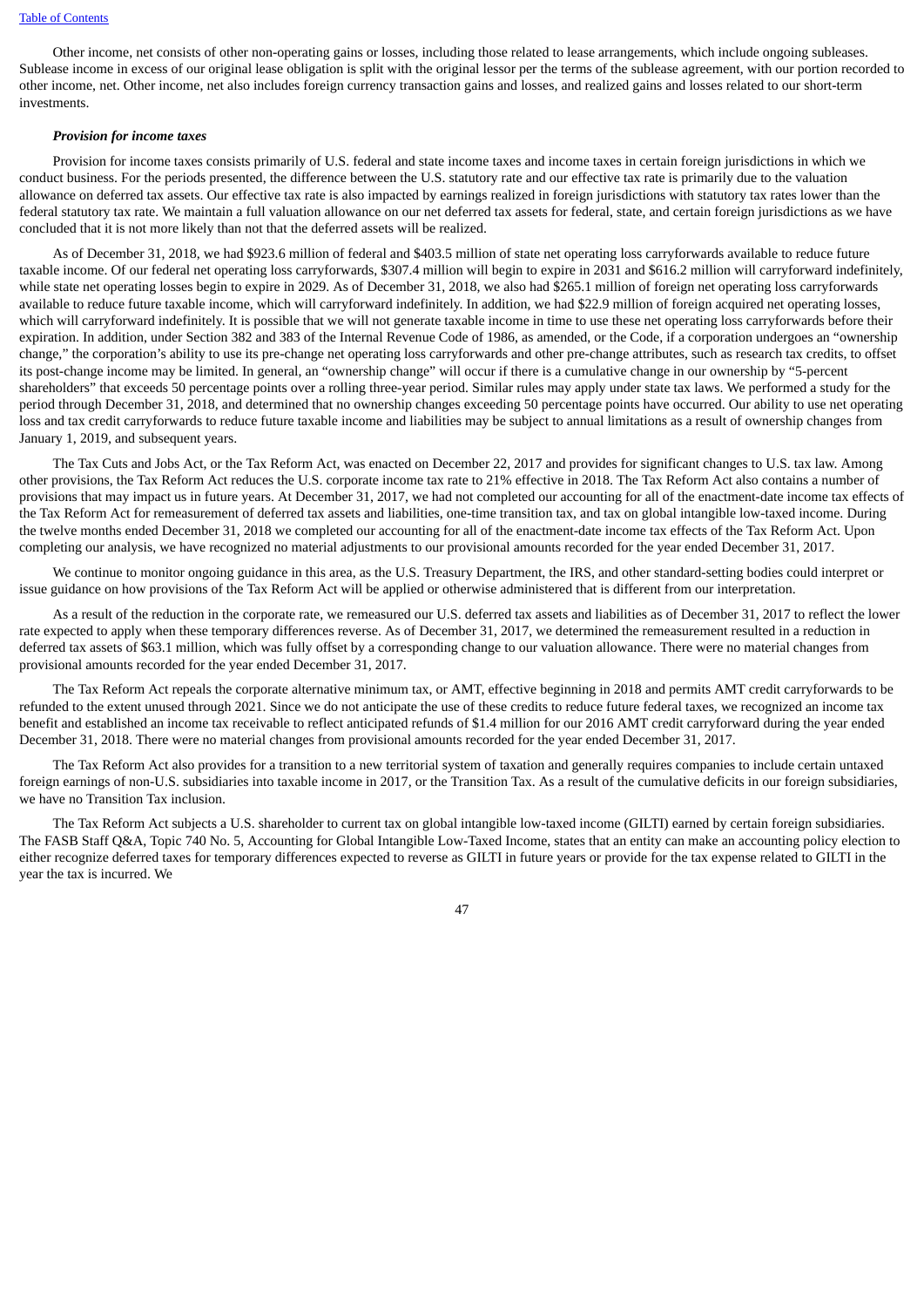Other income, net consists of other non-operating gains or losses, including those related to lease arrangements, which include ongoing subleases. Sublease income in excess of our original lease obligation is split with the original lessor per the terms of the sublease agreement, with our portion recorded to other income, net. Other income, net also includes foreign currency transaction gains and losses, and realized gains and losses related to our short-term investments.

***Provision for income taxes***

Provision for income taxes consists primarily of U.S. federal and state income taxes and income taxes in certain foreign jurisdictions in which we conduct business. For the periods presented, the difference between the U.S. statutory rate and our effective tax rate is primarily due to the valuation allowance on deferred tax assets. Our effective tax rate is also impacted by earnings realized in foreign jurisdictions with statutory tax rates lower than the federal statutory tax rate. We maintain a full valuation allowance on our net deferred tax assets for federal, state, and certain foreign jurisdictions as we have concluded that it is not more likely than not that the deferred assets will be realized.

As of December 31, 2018, we had $923.6 million of federal and $403.5 million of state net operating loss carryforwards available to reduce future taxable income. Of our federal net operating loss carryforwards, $307.4 million will begin to expire in 2031 and $616.2 million will carryforward indefinitely, while state net operating losses begin to expire in 2029. As of December 31, 2018, we also had $265.1 million of foreign net operating loss carryforwards available to reduce future taxable income, which will carryforward indefinitely. In addition, we had $22.9 million of foreign acquired net operating losses, which will carryforward indefinitely. It is possible that we will not generate taxable income in time to use these net operating loss carryforwards before their expiration. In addition, under Section 382 and 383 of the Internal Revenue Code of 1986, as amended, or the Code, if a corporation undergoes an "ownership change," the corporation's ability to use its pre-change net operating loss carryforwards and other pre-change attributes, such as research tax credits, to offset its post-change income may be limited. In general, an "ownership change" will occur if there is a cumulative change in our ownership by "5-percent shareholders" that exceeds 50 percentage points over a rolling three-year period. Similar rules may apply under state tax laws. We performed a study for the period through December 31, 2018, and determined that no ownership changes exceeding 50 percentage points have occurred. Our ability to use net operating loss and tax credit carryforwards to reduce future taxable income and liabilities may be subject to annual limitations as a result of ownership changes from January 1, 2019, and subsequent years.

The Tax Cuts and Jobs Act, or the Tax Reform Act, was enacted on December 22, 2017 and provides for significant changes to U.S. tax law. Among other provisions, the Tax Reform Act reduces the U.S. corporate income tax rate to 21% effective in 2018. The Tax Reform Act also contains a number of provisions that may impact us in future years. At December 31, 2017, we had not completed our accounting for all of the enactment-date income tax effects of the Tax Reform Act for remeasurement of deferred tax assets and liabilities, one-time transition tax, and tax on global intangible low-taxed income. During the twelve months ended December 31, 2018 we completed our accounting for all of the enactment-date income tax effects of the Tax Reform Act. Upon completing our analysis, we have recognized no material adjustments to our provisional amounts recorded for the year ended December 31, 2017.

We continue to monitor ongoing guidance in this area, as the U.S. Treasury Department, the IRS, and other standard-setting bodies could interpret or issue guidance on how provisions of the Tax Reform Act will be applied or otherwise administered that is different from our interpretation.

As a result of the reduction in the corporate rate, we remeasured our U.S. deferred tax assets and liabilities as of December 31, 2017 to reflect the lower rate expected to apply when these temporary differences reverse. As of December 31, 2017, we determined the remeasurement resulted in a reduction in deferred tax assets of $63.1 million, which was fully offset by a corresponding change to our valuation allowance. There were no material changes from provisional amounts recorded for the year ended December 31, 2017.

The Tax Reform Act repeals the corporate alternative minimum tax, or AMT, effective beginning in 2018 and permits AMT credit carryforwards to be refunded to the extent unused through 2021. Since we do not anticipate the use of these credits to reduce future federal taxes, we recognized an income tax benefit and established an income tax receivable to reflect anticipated refunds of $1.4 million for our 2016 AMT credit carryforward during the year ended December 31, 2018. There were no material changes from provisional amounts recorded for the year ended December 31, 2017.

The Tax Reform Act also provides for a transition to a new territorial system of taxation and generally requires companies to include certain untaxed foreign earnings of non-U.S. subsidiaries into taxable income in 2017, or the Transition Tax. As a result of the cumulative deficits in our foreign subsidiaries, we have no Transition Tax inclusion.

The Tax Reform Act subjects a U.S. shareholder to current tax on global intangible low-taxed income (GILTI) earned by certain foreign subsidiaries. The FASB Staff Q&A, Topic 740 No. 5, Accounting for Global Intangible Low-Taxed Income, states that an entity can make an accounting policy election to either recognize deferred taxes for temporary differences expected to reverse as GILTI in future years or provide for the tax expense related to GILTI in the year the tax is incurred. We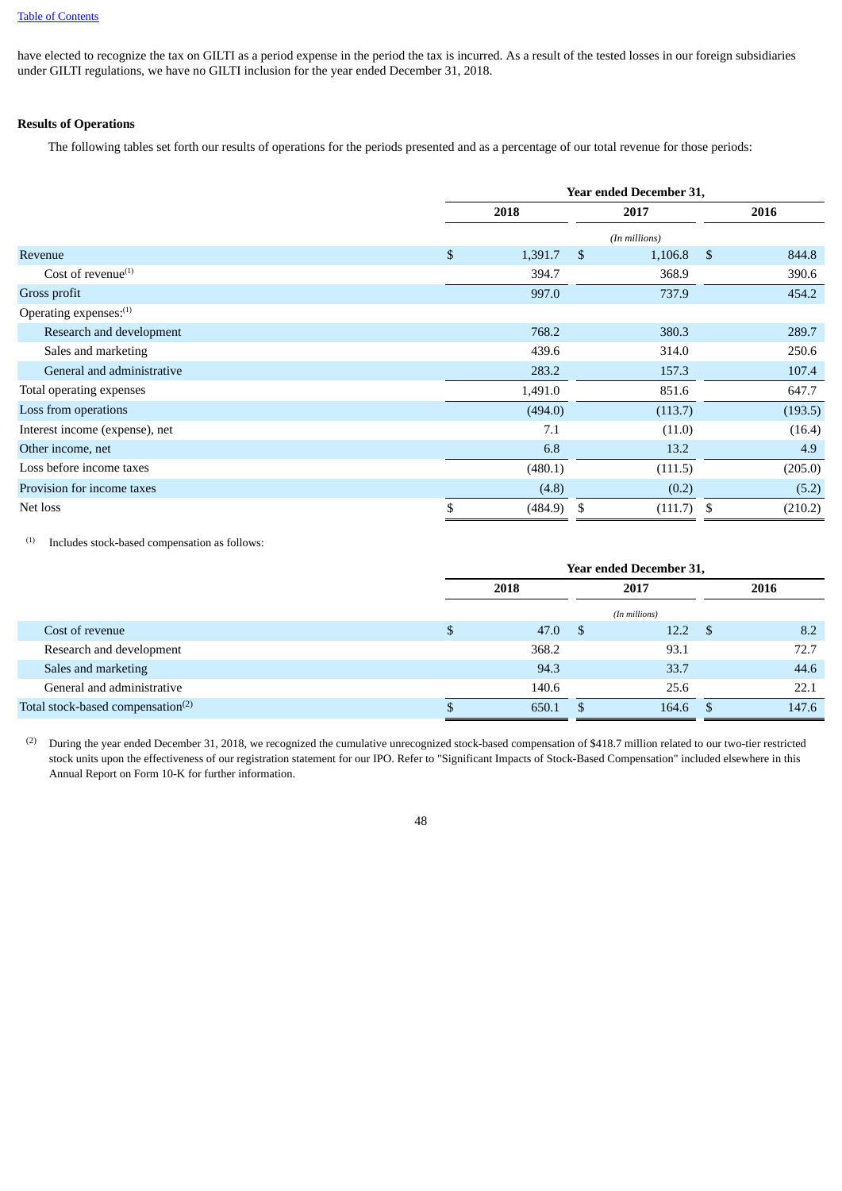have elected to recognize the tax on GILTI as a period expense in the period the tax is incurred. As a result of the tested losses in our foreign subsidiaries under GILTI regulations, we have no GILTI inclusion for the year ended December 31, 2018.

**Results of Operations**

The following tables set forth our results of operations for the periods presented and as a percentage of our total revenue for those periods:

| | Year ended December 31, | | |
|---|---|---|---|
| | 2018 | 2017 | 2016 |
| | *(In millions)* | | |
| Revenue | $ 1,391.7 | $ 1,106.8 | $ 844.8 |
| Cost of revenue[(1)] | 394.7 | 368.9 | 390.6 |
| Gross profit | 997.0 | 737.9 | 454.2 |
| Operating expenses:[(1)] | | | |
| Research and development | 768.2 | 380.3 | 289.7 |
| Sales and marketing | 439.6 | 314.0 | 250.6 |
| General and administrative | 283.2 | 157.3 | 107.4 |
| Total operating expenses | 1,491.0 | 851.6 | 647.7 |
| Loss from operations | (494.0) | (113.7) | (193.5) |
| Interest income (expense), net | 7.1 | (11.0) | (16.4) |
| Other income, net | 6.8 | 13.2 | 4.9 |
| Loss before income taxes | (480.1) | (111.5) | (205.0) |
| Provision for income taxes | (4.8) | (0.2) | (5.2) |
| Net loss | $ (484.9) | $ (111.7) | $ (210.2) |

(1) Includes stock-based compensation as follows:

| | Year ended December 31, | | |
|---|---|---|---|
| | 2018 | 2017 | 2016 |
| | *(In millions)* | | |
| Cost of revenue | $ 47.0 | $ 12.2 | $ 8.2 |
| Research and development | 368.2 | 93.1 | 72.7 |
| Sales and marketing | 94.3 | 33.7 | 44.6 |
| General and administrative | 140.6 | 25.6 | 22.1 |
| Total stock-based compensation[(2)] | $ 650.1 | $ 164.6 | $ 147.6 |

(2) During the year ended December 31, 2018, we recognized the cumulative unrecognized stock-based compensation of $418.7 million related to our two-tier restricted stock units upon the effectiveness of our registration statement for our IPO. Refer to "Significant Impacts of Stock-Based Compensation" included elsewhere in this Annual Report on Form 10-K for further information.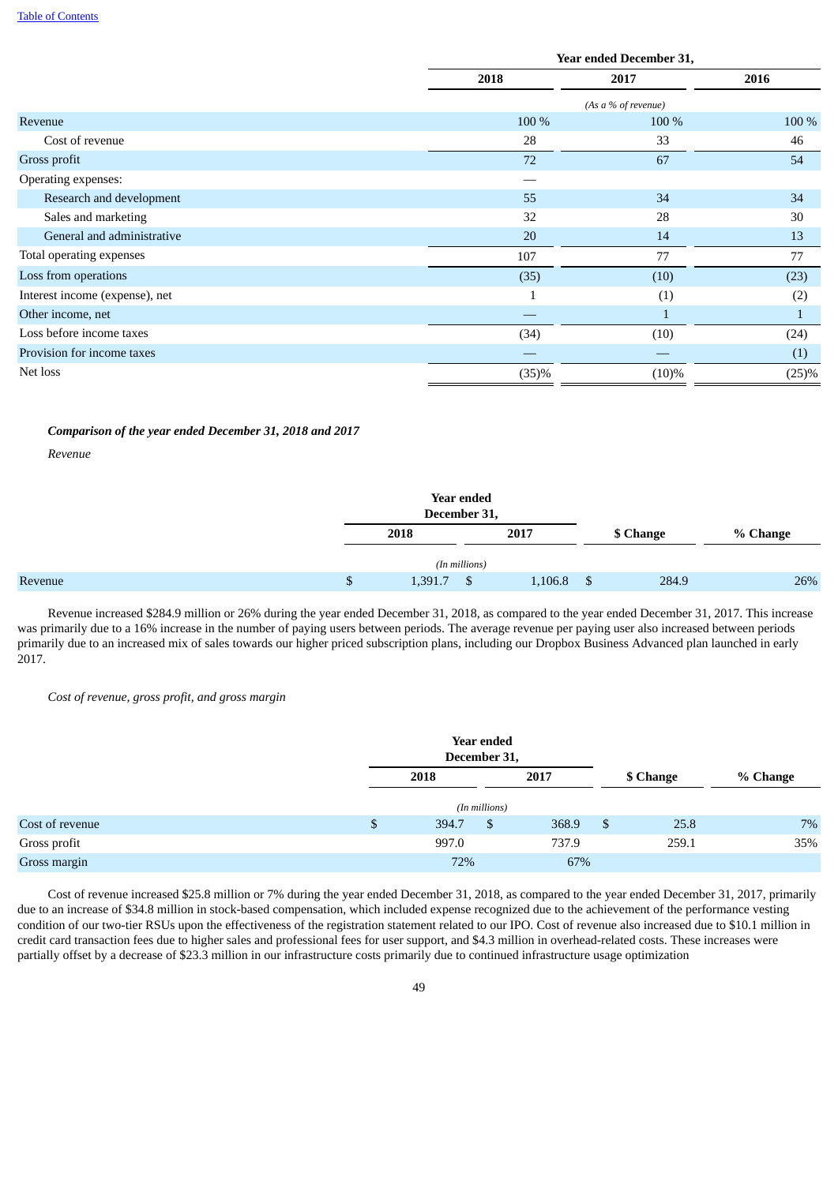| | Year ended December 31, | | |
|---|---|---|---|
| | 2018 | 2017 | 2016 |
| | (As a % of revenue) | | |
| Revenue | 100 % | 100 % | 100 % |
| Cost of revenue | 28 | 33 | 46 |
| Gross profit | 72 | 67 | 54 |
| Operating expenses: | — | | |
| Research and development | 55 | 34 | 34 |
| Sales and marketing | 32 | 28 | 30 |
| General and administrative | 20 | 14 | 13 |
| Total operating expenses | 107 | 77 | 77 |
| Loss from operations | (35) | (10) | (23) |
| Interest income (expense), net | 1 | (1) | (2) |
| Other income, net | — | 1 | 1 |
| Loss before income taxes | (34) | (10) | (24) |
| Provision for income taxes | — | — | (1) |
| Net loss | (35)% | (10)% | (25)% |

***Comparison of the year ended December 31, 2018 and 2017***

*Revenue*

| | Year ended December 31, | | | |
|---|---|---|---|---|
| | 2018 | 2017 | $ Change | % Change |
| | (In millions) | | | |
| Revenue | $ 1,391.7 | $ 1,106.8 | $ 284.9 | 26% |

Revenue increased $284.9 million or 26% during the year ended December 31, 2018, as compared to the year ended December 31, 2017. This increase was primarily due to a 16% increase in the number of paying users between periods. The average revenue per paying user also increased between periods primarily due to an increased mix of sales towards our higher priced subscription plans, including our Dropbox Business Advanced plan launched in early 2017.

*Cost of revenue, gross profit, and gross margin*

| | Year ended December 31, | | | |
|---|---|---|---|---|
| | 2018 | 2017 | $ Change | % Change |
| | (In millions) | | | |
| Cost of revenue | $ 394.7 | $ 368.9 | $ 25.8 | 7% |
| Gross profit | 997.0 | 737.9 | 259.1 | 35% |
| Gross margin | 72% | 67% | | |

Cost of revenue increased $25.8 million or 7% during the year ended December 31, 2018, as compared to the year ended December 31, 2017, primarily due to an increase of $34.8 million in stock-based compensation, which included expense recognized due to the achievement of the performance vesting condition of our two-tier RSUs upon the effectiveness of the registration statement related to our IPO. Cost of revenue also increased due to $10.1 million in credit card transaction fees due to higher sales and professional fees for user support, and $4.3 million in overhead-related costs. These increases were partially offset by a decrease of $23.3 million in our infrastructure costs primarily due to continued infrastructure usage optimization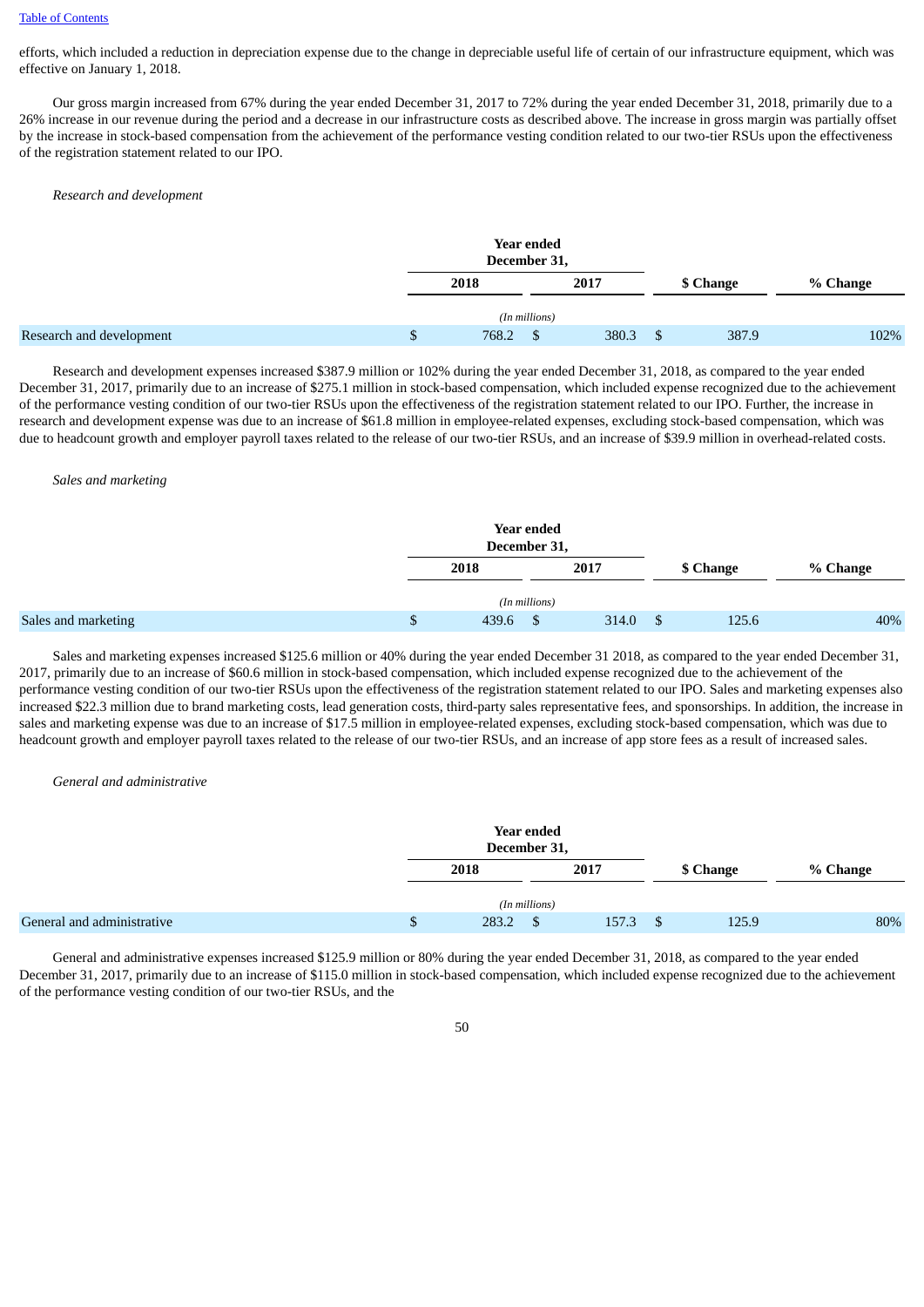efforts, which included a reduction in depreciation expense due to the change in depreciable useful life of certain of our infrastructure equipment, which was effective on January 1, 2018.

Our gross margin increased from 67% during the year ended December 31, 2017 to 72% during the year ended December 31, 2018, primarily due to a 26% increase in our revenue during the period and a decrease in our infrastructure costs as described above. The increase in gross margin was partially offset by the increase in stock-based compensation from the achievement of the performance vesting condition related to our two-tier RSUs upon the effectiveness of the registration statement related to our IPO.

*Research and development*

| | Year ended December 31, | | | |
|---|---|---|---|---|
| | 2018 | 2017 | $ Change | % Change |
| | *(In millions)* | | | |
| Research and development | $ 768.2 | $ 380.3 | $ 387.9 | 102% |

Research and development expenses increased $387.9 million or 102% during the year ended December 31, 2018, as compared to the year ended December 31, 2017, primarily due to an increase of $275.1 million in stock-based compensation, which included expense recognized due to the achievement of the performance vesting condition of our two-tier RSUs upon the effectiveness of the registration statement related to our IPO. Further, the increase in research and development expense was due to an increase of $61.8 million in employee-related expenses, excluding stock-based compensation, which was due to headcount growth and employer payroll taxes related to the release of our two-tier RSUs, and an increase of $39.9 million in overhead-related costs.

*Sales and marketing*

| | Year ended December 31, | | | |
|---|---|---|---|---|
| | 2018 | 2017 | $ Change | % Change |
| | *(In millions)* | | | |
| Sales and marketing | $ 439.6 | $ 314.0 | $ 125.6 | 40% |

Sales and marketing expenses increased $125.6 million or 40% during the year ended December 31 2018, as compared to the year ended December 31, 2017, primarily due to an increase of $60.6 million in stock-based compensation, which included expense recognized due to the achievement of the performance vesting condition of our two-tier RSUs upon the effectiveness of the registration statement related to our IPO. Sales and marketing expenses also increased $22.3 million due to brand marketing costs, lead generation costs, third-party sales representative fees, and sponsorships. In addition, the increase in sales and marketing expense was due to an increase of $17.5 million in employee-related expenses, excluding stock-based compensation, which was due to headcount growth and employer payroll taxes related to the release of our two-tier RSUs, and an increase of app store fees as a result of increased sales.

*General and administrative*

| | Year ended December 31, | | | |
|---|---|---|---|---|
| | 2018 | 2017 | $ Change | % Change |
| | *(In millions)* | | | |
| General and administrative | $ 283.2 | $ 157.3 | $ 125.9 | 80% |

General and administrative expenses increased $125.9 million or 80% during the year ended December 31, 2018, as compared to the year ended December 31, 2017, primarily due to an increase of $115.0 million in stock-based compensation, which included expense recognized due to the achievement of the performance vesting condition of our two-tier RSUs, and the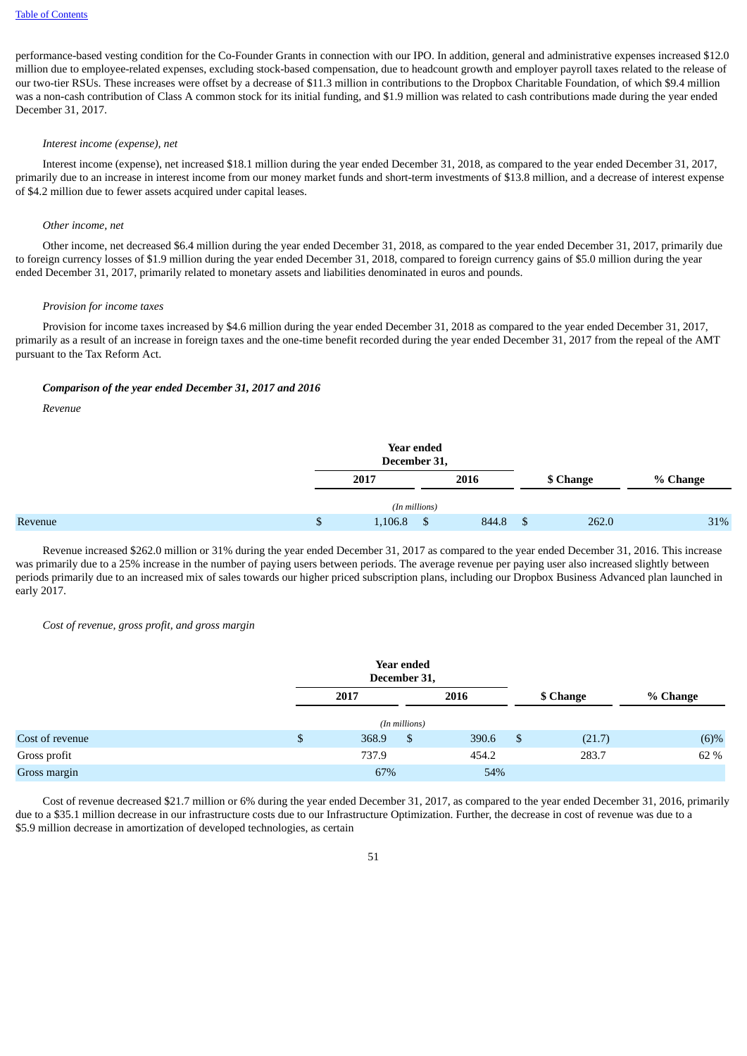performance-based vesting condition for the Co-Founder Grants in connection with our IPO. In addition, general and administrative expenses increased $12.0 million due to employee-related expenses, excluding stock-based compensation, due to headcount growth and employer payroll taxes related to the release of our two-tier RSUs. These increases were offset by a decrease of $11.3 million in contributions to the Dropbox Charitable Foundation, of which $9.4 million was a non-cash contribution of Class A common stock for its initial funding, and $1.9 million was related to cash contributions made during the year ended December 31, 2017.

*Interest income (expense), net*

Interest income (expense), net increased $18.1 million during the year ended December 31, 2018, as compared to the year ended December 31, 2017, primarily due to an increase in interest income from our money market funds and short-term investments of $13.8 million, and a decrease of interest expense of $4.2 million due to fewer assets acquired under capital leases.

*Other income, net*

Other income, net decreased $6.4 million during the year ended December 31, 2018, as compared to the year ended December 31, 2017, primarily due to foreign currency losses of $1.9 million during the year ended December 31, 2018, compared to foreign currency gains of $5.0 million during the year ended December 31, 2017, primarily related to monetary assets and liabilities denominated in euros and pounds.

*Provision for income taxes*

Provision for income taxes increased by $4.6 million during the year ended December 31, 2018 as compared to the year ended December 31, 2017, primarily as a result of an increase in foreign taxes and the one-time benefit recorded during the year ended December 31, 2017 from the repeal of the AMT pursuant to the Tax Reform Act.

***Comparison of the year ended December 31, 2017 and 2016***

*Revenue*

| | Year ended December 31, | | | |
|---|---|---|---|---|
| | 2017 | 2016 | $ Change | % Change |
| | (In millions) | | | |
| Revenue | $ 1,106.8 | $ 844.8 | $ 262.0 | 31% |

Revenue increased $262.0 million or 31% during the year ended December 31, 2017 as compared to the year ended December 31, 2016. This increase was primarily due to a 25% increase in the number of paying users between periods. The average revenue per paying user also increased slightly between periods primarily due to an increased mix of sales towards our higher priced subscription plans, including our Dropbox Business Advanced plan launched in early 2017.

*Cost of revenue, gross profit, and gross margin*

| | Year ended December 31, | | | |
|---|---|---|---|---|
| | 2017 | 2016 | $ Change | % Change |
| | (In millions) | | | |
| Cost of revenue | $ 368.9 | $ 390.6 | $ (21.7) | (6)% |
| Gross profit | 737.9 | 454.2 | 283.7 | 62 % |
| Gross margin | 67% | 54% | | |

Cost of revenue decreased $21.7 million or 6% during the year ended December 31, 2017, as compared to the year ended December 31, 2016, primarily due to a $35.1 million decrease in our infrastructure costs due to our Infrastructure Optimization. Further, the decrease in cost of revenue was due to a $5.9 million decrease in amortization of developed technologies, as certain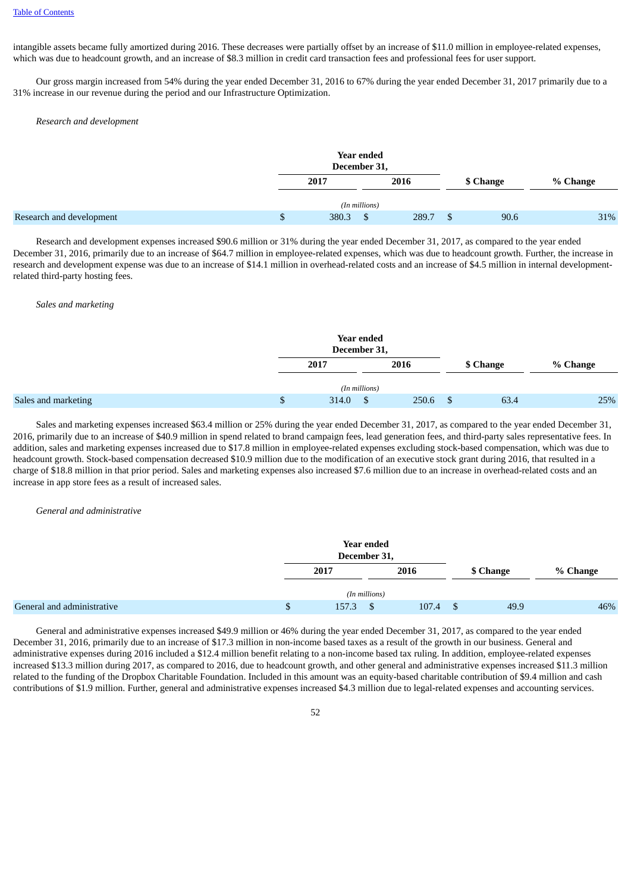intangible assets became fully amortized during 2016. These decreases were partially offset by an increase of $11.0 million in employee-related expenses, which was due to headcount growth, and an increase of $8.3 million in credit card transaction fees and professional fees for user support.

Our gross margin increased from 54% during the year ended December 31, 2016 to 67% during the year ended December 31, 2017 primarily due to a 31% increase in our revenue during the period and our Infrastructure Optimization.

*Research and development*

| | Year ended December 31, | | | |
|---|---|---|---|---|
| | 2017 | 2016 | $ Change | % Change |
| | (In millions) | | | |
| Research and development | $ 380.3 | $ 289.7 | $ 90.6 | 31% |

Research and development expenses increased $90.6 million or 31% during the year ended December 31, 2017, as compared to the year ended December 31, 2016, primarily due to an increase of $64.7 million in employee-related expenses, which was due to headcount growth. Further, the increase in research and development expense was due to an increase of $14.1 million in overhead-related costs and an increase of $4.5 million in internal development-related third-party hosting fees.

*Sales and marketing*

| | Year ended December 31, | | | |
|---|---|---|---|---|
| | 2017 | 2016 | $ Change | % Change |
| | (In millions) | | | |
| Sales and marketing | $ 314.0 | $ 250.6 | $ 63.4 | 25% |

Sales and marketing expenses increased $63.4 million or 25% during the year ended December 31, 2017, as compared to the year ended December 31, 2016, primarily due to an increase of $40.9 million in spend related to brand campaign fees, lead generation fees, and third-party sales representative fees. In addition, sales and marketing expenses increased due to $17.8 million in employee-related expenses excluding stock-based compensation, which was due to headcount growth. Stock-based compensation decreased $10.9 million due to the modification of an executive stock grant during 2016, that resulted in a charge of $18.8 million in that prior period. Sales and marketing expenses also increased $7.6 million due to an increase in overhead-related costs and an increase in app store fees as a result of increased sales.

*General and administrative*

| | Year ended December 31, | | | |
|---|---|---|---|---|
| | 2017 | 2016 | $ Change | % Change |
| | (In millions) | | | |
| General and administrative | $ 157.3 | $ 107.4 | $ 49.9 | 46% |

General and administrative expenses increased $49.9 million or 46% during the year ended December 31, 2017, as compared to the year ended December 31, 2016, primarily due to an increase of $17.3 million in non-income based taxes as a result of the growth in our business. General and administrative expenses during 2016 included a $12.4 million benefit relating to a non-income based tax ruling. In addition, employee-related expenses increased $13.3 million during 2017, as compared to 2016, due to headcount growth, and other general and administrative expenses increased $11.3 million related to the funding of the Dropbox Charitable Foundation. Included in this amount was an equity-based charitable contribution of $9.4 million and cash contributions of $1.9 million. Further, general and administrative expenses increased $4.3 million due to legal-related expenses and accounting services.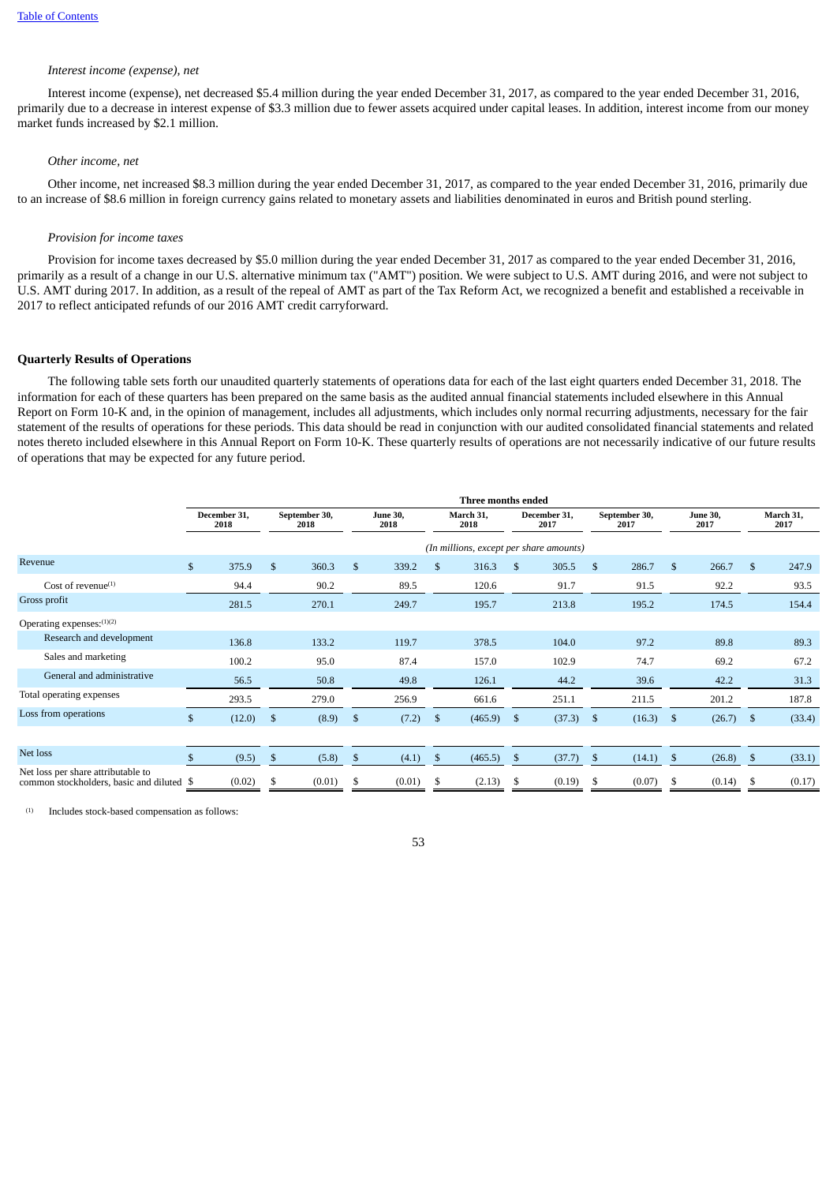*Interest income (expense), net*

Interest income (expense), net decreased $5.4 million during the year ended December 31, 2017, as compared to the year ended December 31, 2016, primarily due to a decrease in interest expense of $3.3 million due to fewer assets acquired under capital leases. In addition, interest income from our money market funds increased by $2.1 million.

*Other income, net*

Other income, net increased $8.3 million during the year ended December 31, 2017, as compared to the year ended December 31, 2016, primarily due to an increase of $8.6 million in foreign currency gains related to monetary assets and liabilities denominated in euros and British pound sterling.

*Provision for income taxes*

Provision for income taxes decreased by $5.0 million during the year ended December 31, 2017 as compared to the year ended December 31, 2016, primarily as a result of a change in our U.S. alternative minimum tax ("AMT") position. We were subject to U.S. AMT during 2016, and were not subject to U.S. AMT during 2017. In addition, as a result of the repeal of AMT as part of the Tax Reform Act, we recognized a benefit and established a receivable in 2017 to reflect anticipated refunds of our 2016 AMT credit carryforward.

## Quarterly Results of Operations

The following table sets forth our unaudited quarterly statements of operations data for each of the last eight quarters ended December 31, 2018. The information for each of these quarters has been prepared on the same basis as the audited annual financial statements included elsewhere in this Annual Report on Form 10-K and, in the opinion of management, includes all adjustments, which includes only normal recurring adjustments, necessary for the fair statement of the results of operations for these periods. This data should be read in conjunction with our audited consolidated financial statements and related notes thereto included elsewhere in this Annual Report on Form 10-K. These quarterly results of operations are not necessarily indicative of our future results of operations that may be expected for any future period.

| | Three months ended | | | | | | | |
|---|---|---|---|---|---|---|---|---|
| | December 31, 2018 | September 30, 2018 | June 30, 2018 | March 31, 2018 | December 31, 2017 | September 30, 2017 | June 30, 2017 | March 31, 2017 |
| | (In millions, except per share amounts) | | | | | | | |
| Revenue | $ 375.9 | $ 360.3 | $ 339.2 | $ 316.3 | $ 305.5 | $ 286.7 | $ 266.7 | $ 247.9 |
| Cost of revenue[1] | 94.4 | 90.2 | 89.5 | 120.6 | 91.7 | 91.5 | 92.2 | 93.5 |
| Gross profit | 281.5 | 270.1 | 249.7 | 195.7 | 213.8 | 195.2 | 174.5 | 154.4 |
| Operating expenses:[1][2] | | | | | | | | |
| Research and development | 136.8 | 133.2 | 119.7 | 378.5 | 104.0 | 97.2 | 89.8 | 89.3 |
| Sales and marketing | 100.2 | 95.0 | 87.4 | 157.0 | 102.9 | 74.7 | 69.2 | 67.2 |
| General and administrative | 56.5 | 50.8 | 49.8 | 126.1 | 44.2 | 39.6 | 42.2 | 31.3 |
| Total operating expenses | 293.5 | 279.0 | 256.9 | 661.6 | 251.1 | 211.5 | 201.2 | 187.8 |
| Loss from operations | $ (12.0) | $ (8.9) | $ (7.2) | $ (465.9) | $ (37.3) | $ (16.3) | $ (26.7) | $ (33.4) |
| Net loss | $ (9.5) | $ (5.8) | $ (4.1) | $ (465.5) | $ (37.7) | $ (14.1) | $ (26.8) | $ (33.1) |
| Net loss per share attributable to common stockholders, basic and diluted | $ (0.02) | $ (0.01) | $ (0.01) | $ (2.13) | $ (0.19) | $ (0.07) | $ (0.14) | $ (0.17) |

(1) Includes stock-based compensation as follows: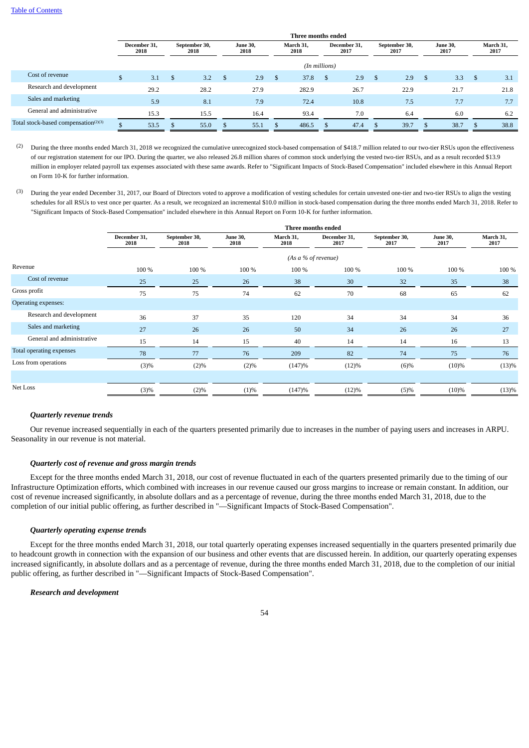| | Three months ended | | | | | | | |
|---|---|---|---|---|---|---|---|---|
| | December 31, 2018 | September 30, 2018 | June 30, 2018 | March 31, 2018 | December 31, 2017 | September 30, 2017 | June 30, 2017 | March 31, 2017 |
| | (In millions) | | | | | | | |
| Cost of revenue | $ 3.1 | $ 3.2 | $ 2.9 | $ 37.8 | $ 2.9 | $ 2.9 | $ 3.3 | $ 3.1 |
| Research and development | 29.2 | 28.2 | 27.9 | 282.9 | 26.7 | 22.9 | 21.7 | 21.8 |
| Sales and marketing | 5.9 | 8.1 | 7.9 | 72.4 | 10.8 | 7.5 | 7.7 | 7.7 |
| General and administrative | 15.3 | 15.5 | 16.4 | 93.4 | 7.0 | 6.4 | 6.0 | 6.2 |
| Total stock-based compensation[(2)(3)] | $ 53.5 | $ 55.0 | $ 55.1 | $ 486.5 | $ 47.4 | $ 39.7 | $ 38.7 | $ 38.8 |

(2) During the three months ended March 31, 2018 we recognized the cumulative unrecognized stock-based compensation of $418.7 million related to our two-tier RSUs upon the effectiveness of our registration statement for our IPO. During the quarter, we also released 26.8 million shares of common stock underlying the vested two-tier RSUs, and as a result recorded $13.9 million in employer related payroll tax expenses associated with these same awards. Refer to "Significant Impacts of Stock-Based Compensation" included elsewhere in this Annual Report on Form 10-K for further information.

(3) During the year ended December 31, 2017, our Board of Directors voted to approve a modification of vesting schedules for certain unvested one-tier and two-tier RSUs to align the vesting schedules for all RSUs to vest once per quarter. As a result, we recognized an incremental $10.0 million in stock-based compensation during the three months ended March 31, 2018. Refer to "Significant Impacts of Stock-Based Compensation" included elsewhere in this Annual Report on Form 10-K for further information.

| | Three months ended | | | | | | | |
|---|---|---|---|---|---|---|---|---|
| | December 31, 2018 | September 30, 2018 | June 30, 2018 | March 31, 2018 | December 31, 2017 | September 30, 2017 | June 30, 2017 | March 31, 2017 |
| | (As a % of revenue) | | | | | | | |
| Revenue | 100 % | 100 % | 100 % | 100 % | 100 % | 100 % | 100 % | 100 % |
| Cost of revenue | 25 | 25 | 26 | 38 | 30 | 32 | 35 | 38 |
| Gross profit | 75 | 75 | 74 | 62 | 70 | 68 | 65 | 62 |
| Operating expenses: | | | | | | | | |
| Research and development | 36 | 37 | 35 | 120 | 34 | 34 | 34 | 36 |
| Sales and marketing | 27 | 26 | 26 | 50 | 34 | 26 | 26 | 27 |
| General and administrative | 15 | 14 | 15 | 40 | 14 | 14 | 16 | 13 |
| Total operating expenses | 78 | 77 | 76 | 209 | 82 | 74 | 75 | 76 |
| Loss from operations | (3)% | (2)% | (2)% | (147)% | (12)% | (6)% | (10)% | (13)% |
| | | | | | | | | |
| Net Loss | (3)% | (2)% | (1)% | (147)% | (12)% | (5)% | (10)% | (13)% |

### *Quarterly revenue trends*

Our revenue increased sequentially in each of the quarters presented primarily due to increases in the number of paying users and increases in ARPU. Seasonality in our revenue is not material.

### *Quarterly cost of revenue and gross margin trends*

Except for the three months ended March 31, 2018, our cost of revenue fluctuated in each of the quarters presented primarily due to the timing of our Infrastructure Optimization efforts, which combined with increases in our revenue caused our gross margins to increase or remain constant. In addition, our cost of revenue increased significantly, in absolute dollars and as a percentage of revenue, during the three months ended March 31, 2018, due to the completion of our initial public offering, as further described in "—Significant Impacts of Stock-Based Compensation".

### *Quarterly operating expense trends*

Except for the three months ended March 31, 2018, our total quarterly operating expenses increased sequentially in the quarters presented primarily due to headcount growth in connection with the expansion of our business and other events that are discussed herein. In addition, our quarterly operating expenses increased significantly, in absolute dollars and as a percentage of revenue, during the three months ended March 31, 2018, due to the completion of our initial public offering, as further described in "—Significant Impacts of Stock-Based Compensation".

### *Research and development*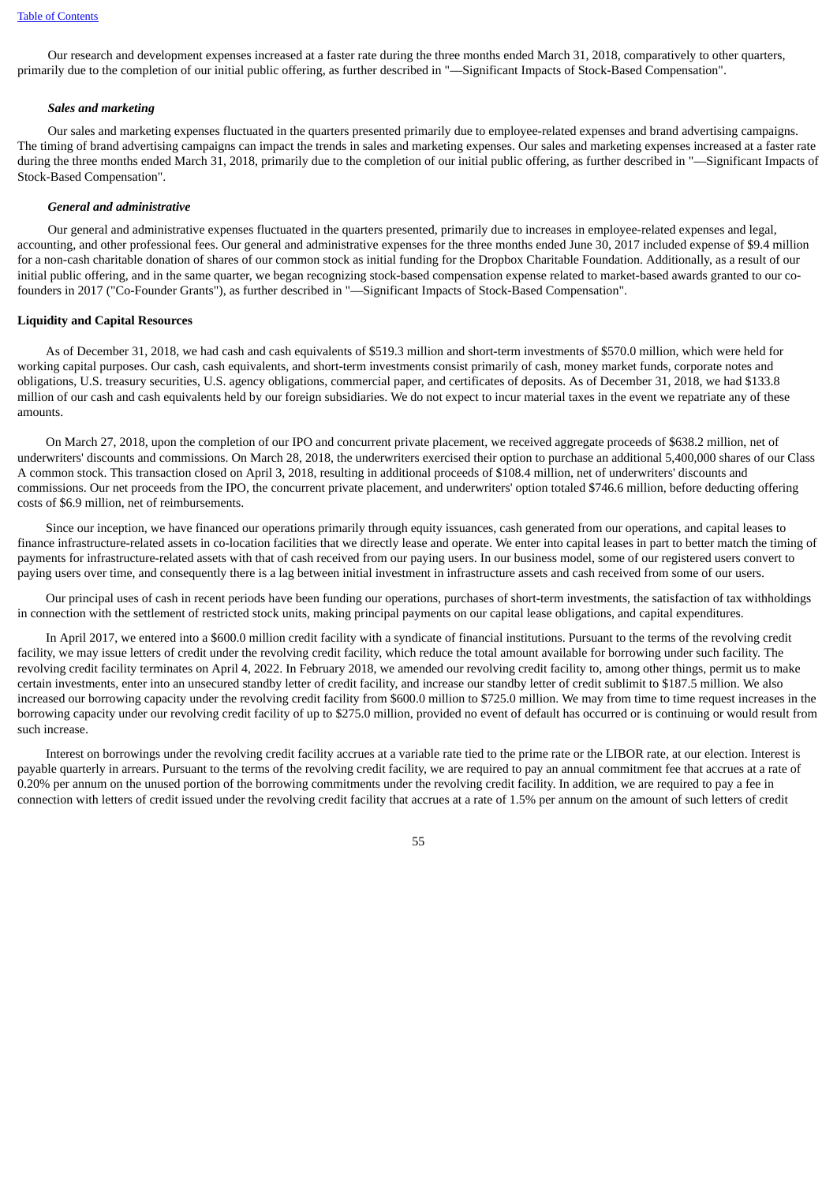Our research and development expenses increased at a faster rate during the three months ended March 31, 2018, comparatively to other quarters, primarily due to the completion of our initial public offering, as further described in "—Significant Impacts of Stock-Based Compensation".

***Sales and marketing***

Our sales and marketing expenses fluctuated in the quarters presented primarily due to employee-related expenses and brand advertising campaigns. The timing of brand advertising campaigns can impact the trends in sales and marketing expenses. Our sales and marketing expenses increased at a faster rate during the three months ended March 31, 2018, primarily due to the completion of our initial public offering, as further described in "—Significant Impacts of Stock-Based Compensation".

***General and administrative***

Our general and administrative expenses fluctuated in the quarters presented, primarily due to increases in employee-related expenses and legal, accounting, and other professional fees. Our general and administrative expenses for the three months ended June 30, 2017 included expense of $9.4 million for a non-cash charitable donation of shares of our common stock as initial funding for the Dropbox Charitable Foundation. Additionally, as a result of our initial public offering, and in the same quarter, we began recognizing stock-based compensation expense related to market-based awards granted to our co-founders in 2017 ("Co-Founder Grants"), as further described in "—Significant Impacts of Stock-Based Compensation".

**Liquidity and Capital Resources**

As of December 31, 2018, we had cash and cash equivalents of $519.3 million and short-term investments of $570.0 million, which were held for working capital purposes. Our cash, cash equivalents, and short-term investments consist primarily of cash, money market funds, corporate notes and obligations, U.S. treasury securities, U.S. agency obligations, commercial paper, and certificates of deposits. As of December 31, 2018, we had $133.8 million of our cash and cash equivalents held by our foreign subsidiaries. We do not expect to incur material taxes in the event we repatriate any of these amounts.

On March 27, 2018, upon the completion of our IPO and concurrent private placement, we received aggregate proceeds of $638.2 million, net of underwriters' discounts and commissions. On March 28, 2018, the underwriters exercised their option to purchase an additional 5,400,000 shares of our Class A common stock. This transaction closed on April 3, 2018, resulting in additional proceeds of $108.4 million, net of underwriters' discounts and commissions. Our net proceeds from the IPO, the concurrent private placement, and underwriters' option totaled $746.6 million, before deducting offering costs of $6.9 million, net of reimbursements.

Since our inception, we have financed our operations primarily through equity issuances, cash generated from our operations, and capital leases to finance infrastructure-related assets in co-location facilities that we directly lease and operate. We enter into capital leases in part to better match the timing of payments for infrastructure-related assets with that of cash received from our paying users. In our business model, some of our registered users convert to paying users over time, and consequently there is a lag between initial investment in infrastructure assets and cash received from some of our users.

Our principal uses of cash in recent periods have been funding our operations, purchases of short-term investments, the satisfaction of tax withholdings in connection with the settlement of restricted stock units, making principal payments on our capital lease obligations, and capital expenditures.

In April 2017, we entered into a $600.0 million credit facility with a syndicate of financial institutions. Pursuant to the terms of the revolving credit facility, we may issue letters of credit under the revolving credit facility, which reduce the total amount available for borrowing under such facility. The revolving credit facility terminates on April 4, 2022. In February 2018, we amended our revolving credit facility to, among other things, permit us to make certain investments, enter into an unsecured standby letter of credit facility, and increase our standby letter of credit sublimit to $187.5 million. We also increased our borrowing capacity under the revolving credit facility from $600.0 million to $725.0 million. We may from time to time request increases in the borrowing capacity under our revolving credit facility of up to $275.0 million, provided no event of default has occurred or is continuing or would result from such increase.

Interest on borrowings under the revolving credit facility accrues at a variable rate tied to the prime rate or the LIBOR rate, at our election. Interest is payable quarterly in arrears. Pursuant to the terms of the revolving credit facility, we are required to pay an annual commitment fee that accrues at a rate of 0.20% per annum on the unused portion of the borrowing commitments under the revolving credit facility. In addition, we are required to pay a fee in connection with letters of credit issued under the revolving credit facility that accrues at a rate of 1.5% per annum on the amount of such letters of credit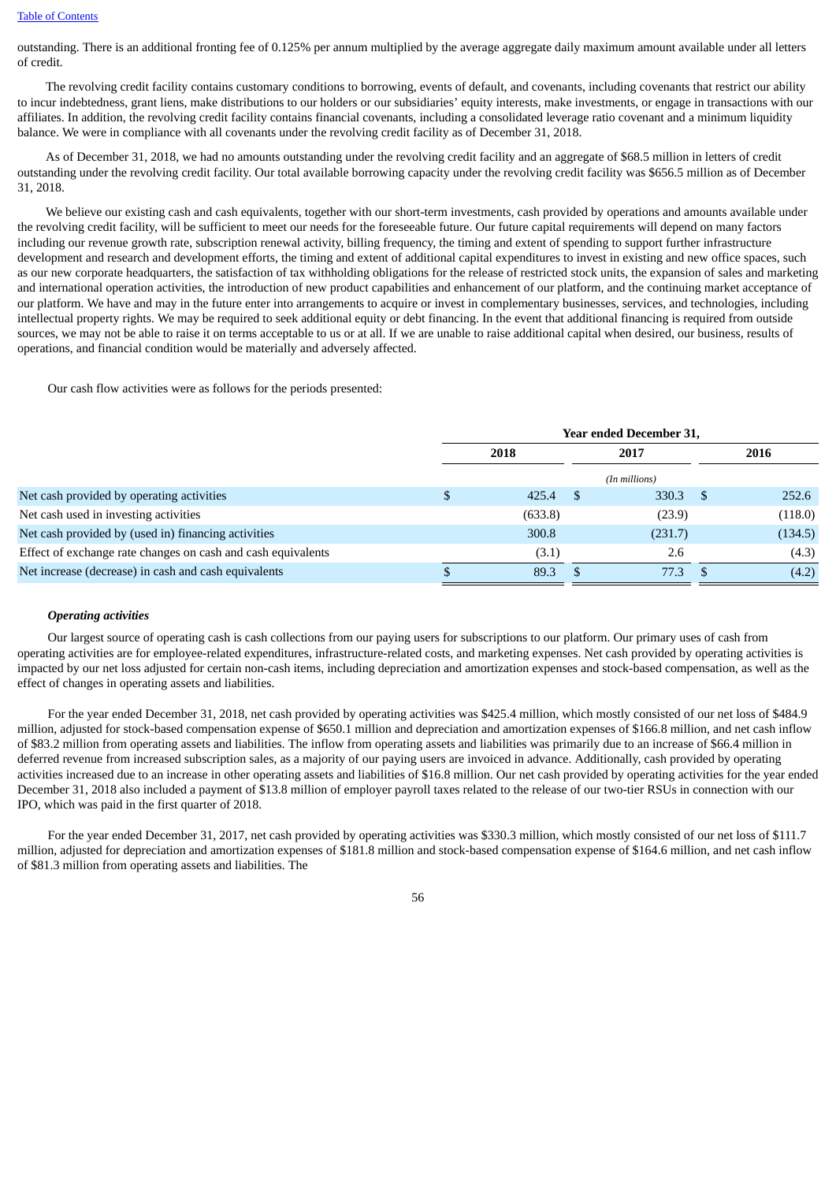outstanding. There is an additional fronting fee of 0.125% per annum multiplied by the average aggregate daily maximum amount available under all letters of credit.

The revolving credit facility contains customary conditions to borrowing, events of default, and covenants, including covenants that restrict our ability to incur indebtedness, grant liens, make distributions to our holders or our subsidiaries' equity interests, make investments, or engage in transactions with our affiliates. In addition, the revolving credit facility contains financial covenants, including a consolidated leverage ratio covenant and a minimum liquidity balance. We were in compliance with all covenants under the revolving credit facility as of December 31, 2018.

As of December 31, 2018, we had no amounts outstanding under the revolving credit facility and an aggregate of $68.5 million in letters of credit outstanding under the revolving credit facility. Our total available borrowing capacity under the revolving credit facility was $656.5 million as of December 31, 2018.

We believe our existing cash and cash equivalents, together with our short-term investments, cash provided by operations and amounts available under the revolving credit facility, will be sufficient to meet our needs for the foreseeable future. Our future capital requirements will depend on many factors including our revenue growth rate, subscription renewal activity, billing frequency, the timing and extent of spending to support further infrastructure development and research and development efforts, the timing and extent of additional capital expenditures to invest in existing and new office spaces, such as our new corporate headquarters, the satisfaction of tax withholding obligations for the release of restricted stock units, the expansion of sales and marketing and international operation activities, the introduction of new product capabilities and enhancement of our platform, and the continuing market acceptance of our platform. We have and may in the future enter into arrangements to acquire or invest in complementary businesses, services, and technologies, including intellectual property rights. We may be required to seek additional equity or debt financing. In the event that additional financing is required from outside sources, we may not be able to raise it on terms acceptable to us or at all. If we are unable to raise additional capital when desired, our business, results of operations, and financial condition would be materially and adversely affected.

Our cash flow activities were as follows for the periods presented:

| | Year ended December 31, | | |
|---|---|---|---|
| | 2018 | 2017 | 2016 |
| | | (In millions) | |
| Net cash provided by operating activities | $ 425.4 | $ 330.3 | $ 252.6 |
| Net cash used in investing activities | (633.8) | (23.9) | (118.0) |
| Net cash provided by (used in) financing activities | 300.8 | (231.7) | (134.5) |
| Effect of exchange rate changes on cash and cash equivalents | (3.1) | 2.6 | (4.3) |
| Net increase (decrease) in cash and cash equivalents | $ 89.3 | $ 77.3 | $ (4.2) |

***Operating activities***

Our largest source of operating cash is cash collections from our paying users for subscriptions to our platform. Our primary uses of cash from operating activities are for employee-related expenditures, infrastructure-related costs, and marketing expenses. Net cash provided by operating activities is impacted by our net loss adjusted for certain non-cash items, including depreciation and amortization expenses and stock-based compensation, as well as the effect of changes in operating assets and liabilities.

For the year ended December 31, 2018, net cash provided by operating activities was $425.4 million, which mostly consisted of our net loss of $484.9 million, adjusted for stock-based compensation expense of $650.1 million and depreciation and amortization expenses of $166.8 million, and net cash inflow of $83.2 million from operating assets and liabilities. The inflow from operating assets and liabilities was primarily due to an increase of $66.4 million in deferred revenue from increased subscription sales, as a majority of our paying users are invoiced in advance. Additionally, cash provided by operating activities increased due to an increase in other operating assets and liabilities of $16.8 million. Our net cash provided by operating activities for the year ended December 31, 2018 also included a payment of $13.8 million of employer payroll taxes related to the release of our two-tier RSUs in connection with our IPO, which was paid in the first quarter of 2018.

For the year ended December 31, 2017, net cash provided by operating activities was $330.3 million, which mostly consisted of our net loss of $111.7 million, adjusted for depreciation and amortization expenses of $181.8 million and stock-based compensation expense of $164.6 million, and net cash inflow of $81.3 million from operating assets and liabilities. The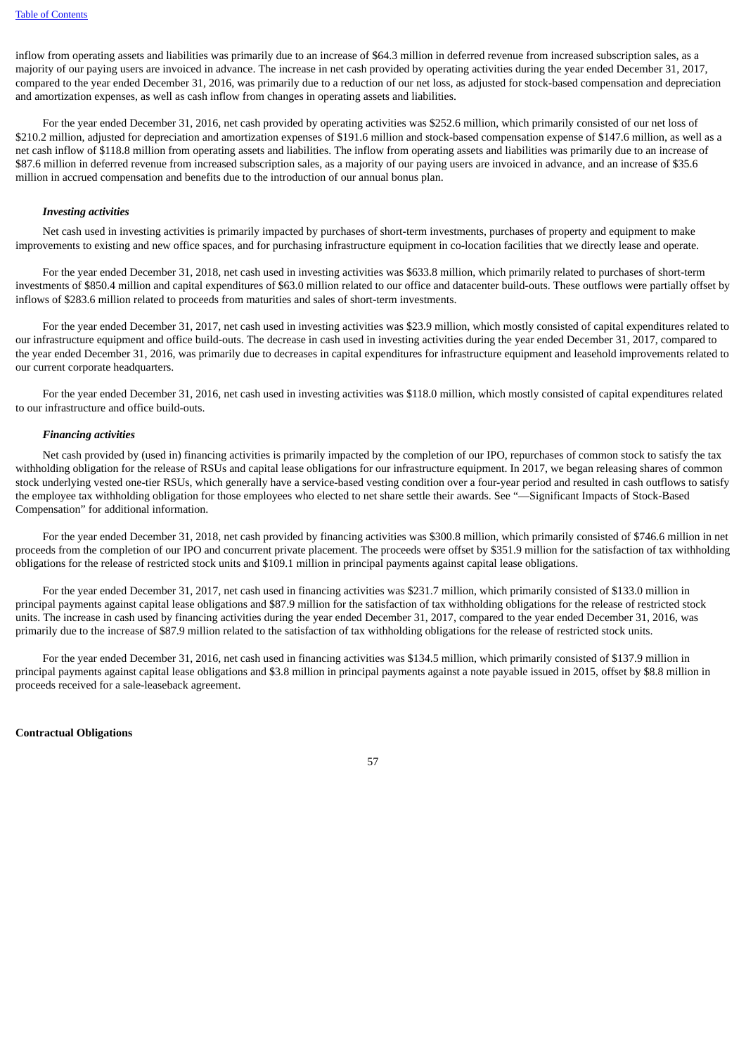inflow from operating assets and liabilities was primarily due to an increase of $64.3 million in deferred revenue from increased subscription sales, as a majority of our paying users are invoiced in advance. The increase in net cash provided by operating activities during the year ended December 31, 2017, compared to the year ended December 31, 2016, was primarily due to a reduction of our net loss, as adjusted for stock-based compensation and depreciation and amortization expenses, as well as cash inflow from changes in operating assets and liabilities.

For the year ended December 31, 2016, net cash provided by operating activities was $252.6 million, which primarily consisted of our net loss of $210.2 million, adjusted for depreciation and amortization expenses of $191.6 million and stock-based compensation expense of $147.6 million, as well as a net cash inflow of $118.8 million from operating assets and liabilities. The inflow from operating assets and liabilities was primarily due to an increase of $87.6 million in deferred revenue from increased subscription sales, as a majority of our paying users are invoiced in advance, and an increase of $35.6 million in accrued compensation and benefits due to the introduction of our annual bonus plan.

***Investing activities***

Net cash used in investing activities is primarily impacted by purchases of short-term investments, purchases of property and equipment to make improvements to existing and new office spaces, and for purchasing infrastructure equipment in co-location facilities that we directly lease and operate.

For the year ended December 31, 2018, net cash used in investing activities was $633.8 million, which primarily related to purchases of short-term investments of $850.4 million and capital expenditures of $63.0 million related to our office and datacenter build-outs. These outflows were partially offset by inflows of $283.6 million related to proceeds from maturities and sales of short-term investments.

For the year ended December 31, 2017, net cash used in investing activities was $23.9 million, which mostly consisted of capital expenditures related to our infrastructure equipment and office build-outs. The decrease in cash used in investing activities during the year ended December 31, 2017, compared to the year ended December 31, 2016, was primarily due to decreases in capital expenditures for infrastructure equipment and leasehold improvements related to our current corporate headquarters.

For the year ended December 31, 2016, net cash used in investing activities was $118.0 million, which mostly consisted of capital expenditures related to our infrastructure and office build-outs.

***Financing activities***

Net cash provided by (used in) financing activities is primarily impacted by the completion of our IPO, repurchases of common stock to satisfy the tax withholding obligation for the release of RSUs and capital lease obligations for our infrastructure equipment. In 2017, we began releasing shares of common stock underlying vested one-tier RSUs, which generally have a service-based vesting condition over a four-year period and resulted in cash outflows to satisfy the employee tax withholding obligation for those employees who elected to net share settle their awards. See "—Significant Impacts of Stock-Based Compensation" for additional information.

For the year ended December 31, 2018, net cash provided by financing activities was $300.8 million, which primarily consisted of $746.6 million in net proceeds from the completion of our IPO and concurrent private placement. The proceeds were offset by $351.9 million for the satisfaction of tax withholding obligations for the release of restricted stock units and $109.1 million in principal payments against capital lease obligations.

For the year ended December 31, 2017, net cash used in financing activities was $231.7 million, which primarily consisted of $133.0 million in principal payments against capital lease obligations and $87.9 million for the satisfaction of tax withholding obligations for the release of restricted stock units. The increase in cash used by financing activities during the year ended December 31, 2017, compared to the year ended December 31, 2016, was primarily due to the increase of $87.9 million related to the satisfaction of tax withholding obligations for the release of restricted stock units.

For the year ended December 31, 2016, net cash used in financing activities was $134.5 million, which primarily consisted of $137.9 million in principal payments against capital lease obligations and $3.8 million in principal payments against a note payable issued in 2015, offset by $8.8 million in proceeds received for a sale-leaseback agreement.

**Contractual Obligations**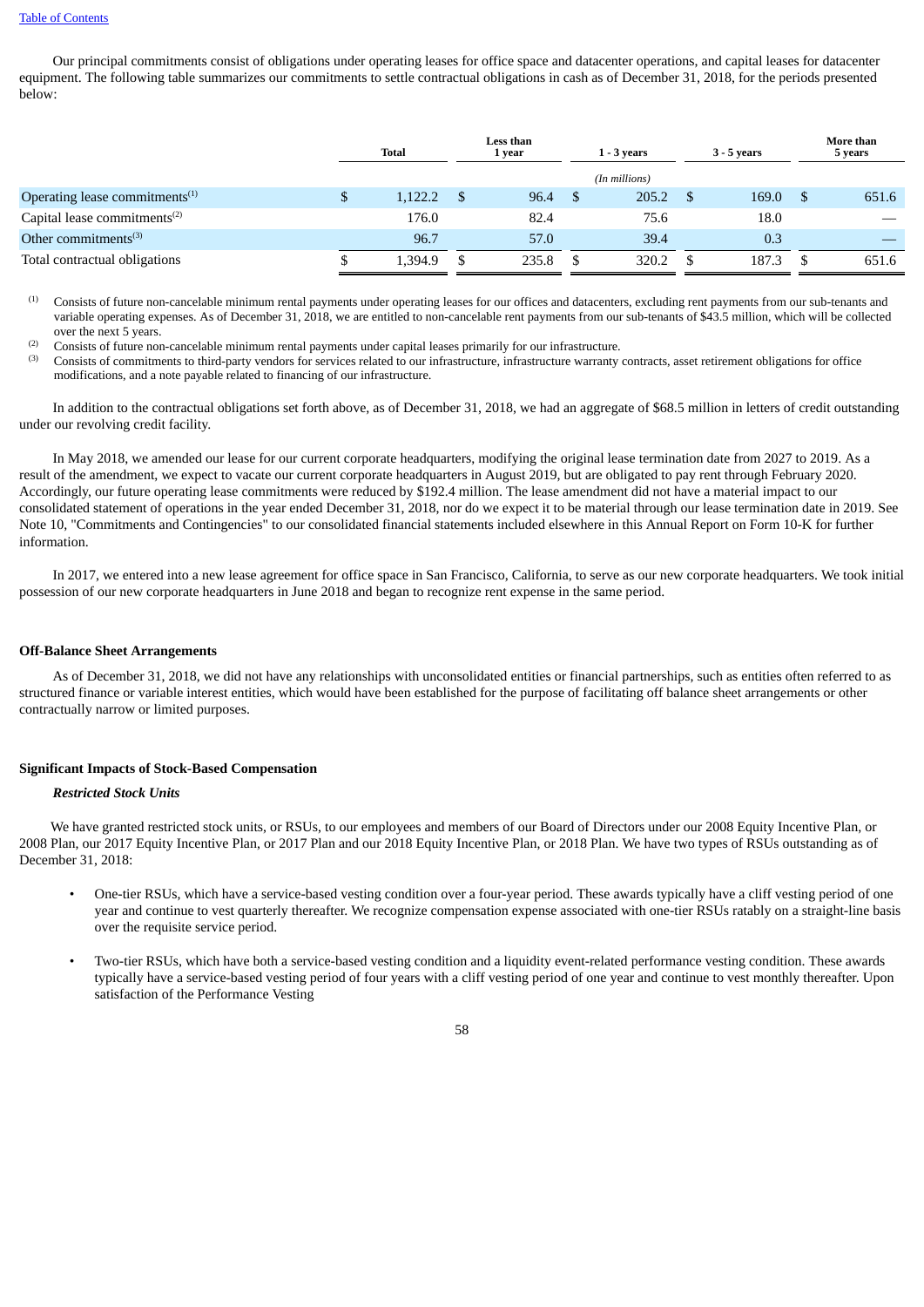Our principal commitments consist of obligations under operating leases for office space and datacenter operations, and capital leases for datacenter equipment. The following table summarizes our commitments to settle contractual obligations in cash as of December 31, 2018, for the periods presented below:

| | Total | Less than 1 year | 1 - 3 years | 3 - 5 years | More than 5 years |
|---|---|---|---|---|---|
| | | | (In millions) | | |
| Operating lease commitments[(1)] | $ 1,122.2 | $ 96.4 | $ 205.2 | $ 169.0 | $ 651.6 |
| Capital lease commitments[(2)] | 176.0 | 82.4 | 75.6 | 18.0 | — |
| Other commitments[(3)] | 96.7 | 57.0 | 39.4 | 0.3 | — |
| Total contractual obligations | $ 1,394.9 | $ 235.8 | $ 320.2 | $ 187.3 | $ 651.6 |

(1) Consists of future non-cancelable minimum rental payments under operating leases for our offices and datacenters, excluding rent payments from our sub-tenants and variable operating expenses. As of December 31, 2018, we are entitled to non-cancelable rent payments from our sub-tenants of $43.5 million, which will be collected over the next 5 years.

(2) Consists of future non-cancelable minimum rental payments under capital leases primarily for our infrastructure.

(3) Consists of commitments to third-party vendors for services related to our infrastructure, infrastructure warranty contracts, asset retirement obligations for office modifications, and a note payable related to financing of our infrastructure.

In addition to the contractual obligations set forth above, as of December 31, 2018, we had an aggregate of $68.5 million in letters of credit outstanding under our revolving credit facility.

In May 2018, we amended our lease for our current corporate headquarters, modifying the original lease termination date from 2027 to 2019. As a result of the amendment, we expect to vacate our current corporate headquarters in August 2019, but are obligated to pay rent through February 2020. Accordingly, our future operating lease commitments were reduced by $192.4 million. The lease amendment did not have a material impact to our consolidated statement of operations in the year ended December 31, 2018, nor do we expect it to be material through our lease termination date in 2019. See Note 10, "Commitments and Contingencies" to our consolidated financial statements included elsewhere in this Annual Report on Form 10-K for further information.

In 2017, we entered into a new lease agreement for office space in San Francisco, California, to serve as our new corporate headquarters. We took initial possession of our new corporate headquarters in June 2018 and began to recognize rent expense in the same period.

**Off-Balance Sheet Arrangements**

As of December 31, 2018, we did not have any relationships with unconsolidated entities or financial partnerships, such as entities often referred to as structured finance or variable interest entities, which would have been established for the purpose of facilitating off balance sheet arrangements or other contractually narrow or limited purposes.

**Significant Impacts of Stock-Based Compensation**

***Restricted Stock Units***

We have granted restricted stock units, or RSUs, to our employees and members of our Board of Directors under our 2008 Equity Incentive Plan, or 2008 Plan, our 2017 Equity Incentive Plan, or 2017 Plan and our 2018 Equity Incentive Plan, or 2018 Plan. We have two types of RSUs outstanding as of December 31, 2018:

- One-tier RSUs, which have a service-based vesting condition over a four-year period. These awards typically have a cliff vesting period of one year and continue to vest quarterly thereafter. We recognize compensation expense associated with one-tier RSUs ratably on a straight-line basis over the requisite service period.
- Two-tier RSUs, which have both a service-based vesting condition and a liquidity event-related performance vesting condition. These awards typically have a service-based vesting period of four years with a cliff vesting period of one year and continue to vest monthly thereafter. Upon satisfaction of the Performance Vesting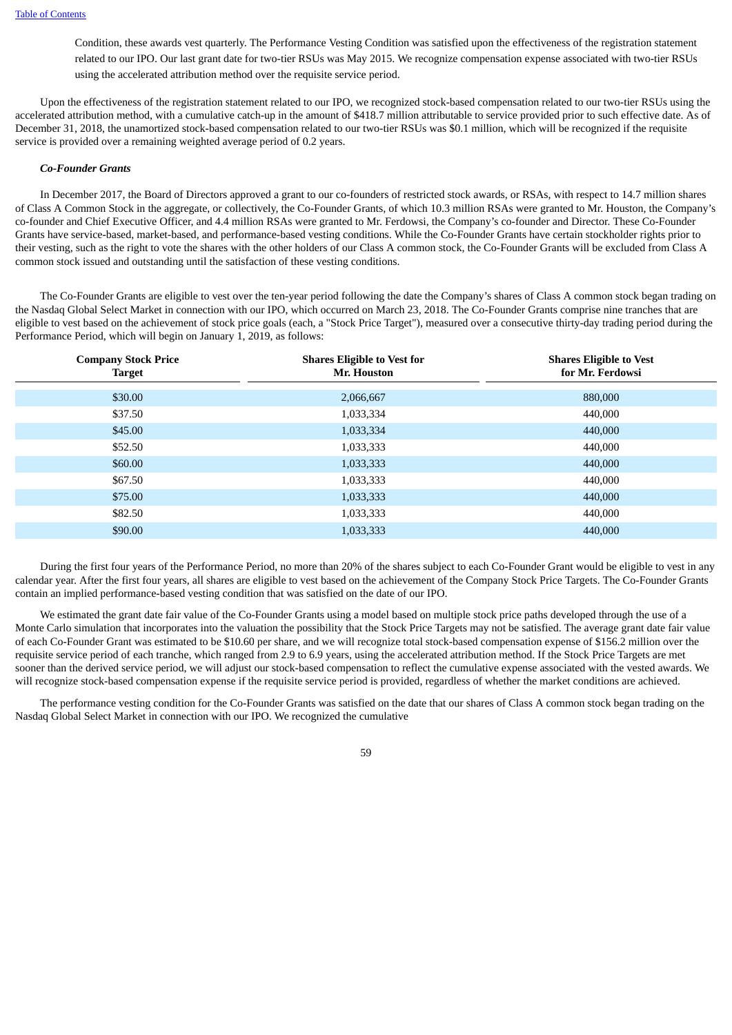Condition, these awards vest quarterly. The Performance Vesting Condition was satisfied upon the effectiveness of the registration statement related to our IPO. Our last grant date for two-tier RSUs was May 2015. We recognize compensation expense associated with two-tier RSUs using the accelerated attribution method over the requisite service period.

Upon the effectiveness of the registration statement related to our IPO, we recognized stock-based compensation related to our two-tier RSUs using the accelerated attribution method, with a cumulative catch-up in the amount of $418.7 million attributable to service provided prior to such effective date. As of December 31, 2018, the unamortized stock-based compensation related to our two-tier RSUs was $0.1 million, which will be recognized if the requisite service is provided over a remaining weighted average period of 0.2 years.

***Co-Founder Grants***

In December 2017, the Board of Directors approved a grant to our co-founders of restricted stock awards, or RSAs, with respect to 14.7 million shares of Class A Common Stock in the aggregate, or collectively, the Co-Founder Grants, of which 10.3 million RSAs were granted to Mr. Houston, the Company's co-founder and Chief Executive Officer, and 4.4 million RSAs were granted to Mr. Ferdowsi, the Company's co-founder and Director. These Co-Founder Grants have service-based, market-based, and performance-based vesting conditions. While the Co-Founder Grants have certain stockholder rights prior to their vesting, such as the right to vote the shares with the other holders of our Class A common stock, the Co-Founder Grants will be excluded from Class A common stock issued and outstanding until the satisfaction of these vesting conditions.

The Co-Founder Grants are eligible to vest over the ten-year period following the date the Company's shares of Class A common stock began trading on the Nasdaq Global Select Market in connection with our IPO, which occurred on March 23, 2018. The Co-Founder Grants comprise nine tranches that are eligible to vest based on the achievement of stock price goals (each, a "Stock Price Target"), measured over a consecutive thirty-day trading period during the Performance Period, which will begin on January 1, 2019, as follows:

| Company Stock Price Target | Shares Eligible to Vest for Mr. Houston | Shares Eligible to Vest for Mr. Ferdowsi |
|---|---|---|
| $30.00 | 2,066,667 | 880,000 |
| $37.50 | 1,033,334 | 440,000 |
| $45.00 | 1,033,334 | 440,000 |
| $52.50 | 1,033,333 | 440,000 |
| $60.00 | 1,033,333 | 440,000 |
| $67.50 | 1,033,333 | 440,000 |
| $75.00 | 1,033,333 | 440,000 |
| $82.50 | 1,033,333 | 440,000 |
| $90.00 | 1,033,333 | 440,000 |

During the first four years of the Performance Period, no more than 20% of the shares subject to each Co-Founder Grant would be eligible to vest in any calendar year. After the first four years, all shares are eligible to vest based on the achievement of the Company Stock Price Targets. The Co-Founder Grants contain an implied performance-based vesting condition that was satisfied on the date of our IPO.

We estimated the grant date fair value of the Co-Founder Grants using a model based on multiple stock price paths developed through the use of a Monte Carlo simulation that incorporates into the valuation the possibility that the Stock Price Targets may not be satisfied. The average grant date fair value of each Co-Founder Grant was estimated to be $10.60 per share, and we will recognize total stock-based compensation expense of $156.2 million over the requisite service period of each tranche, which ranged from 2.9 to 6.9 years, using the accelerated attribution method. If the Stock Price Targets are met sooner than the derived service period, we will adjust our stock-based compensation to reflect the cumulative expense associated with the vested awards. We will recognize stock-based compensation expense if the requisite service period is provided, regardless of whether the market conditions are achieved.

The performance vesting condition for the Co-Founder Grants was satisfied on the date that our shares of Class A common stock began trading on the Nasdaq Global Select Market in connection with our IPO. We recognized the cumulative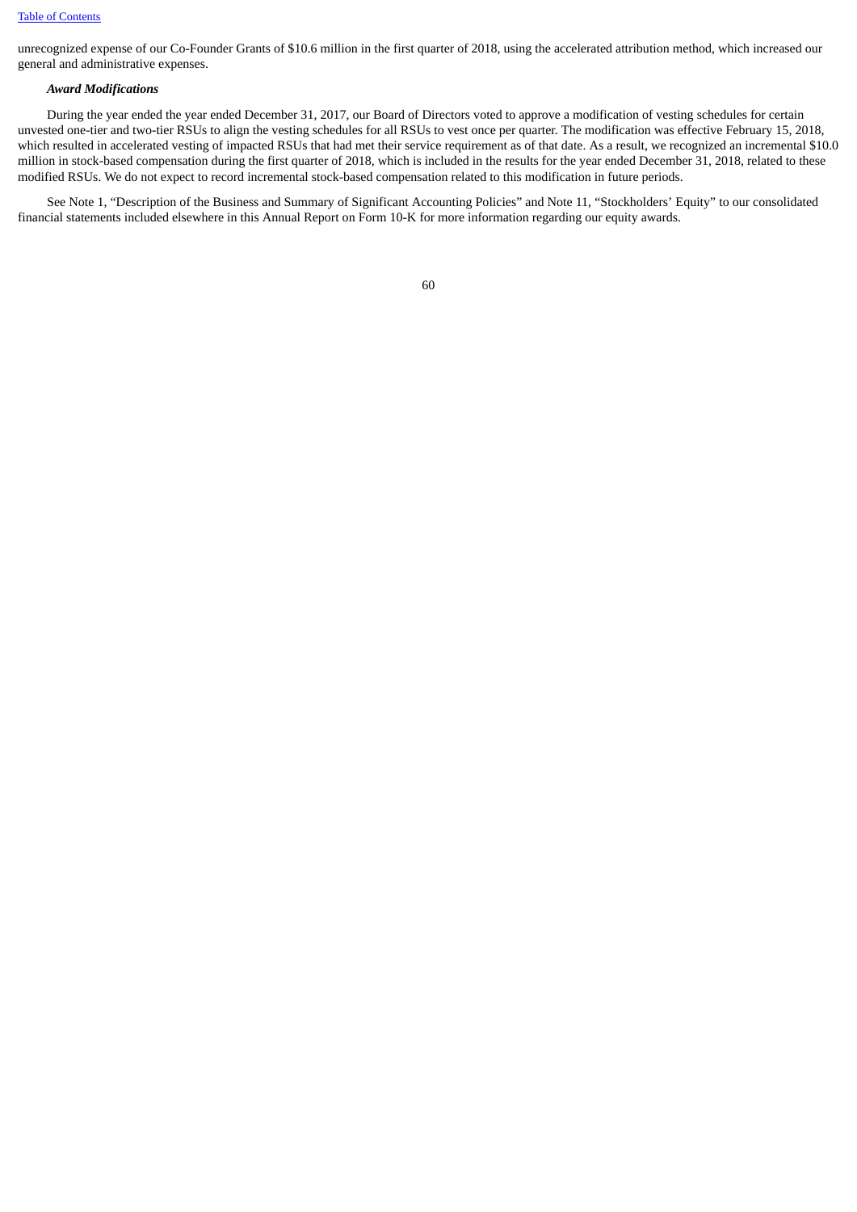unrecognized expense of our Co-Founder Grants of $10.6 million in the first quarter of 2018, using the accelerated attribution method, which increased our general and administrative expenses.

***Award Modifications***

During the year ended the year ended December 31, 2017, our Board of Directors voted to approve a modification of vesting schedules for certain unvested one-tier and two-tier RSUs to align the vesting schedules for all RSUs to vest once per quarter. The modification was effective February 15, 2018, which resulted in accelerated vesting of impacted RSUs that had met their service requirement as of that date. As a result, we recognized an incremental $10.0 million in stock-based compensation during the first quarter of 2018, which is included in the results for the year ended December 31, 2018, related to these modified RSUs. We do not expect to record incremental stock-based compensation related to this modification in future periods.

See Note 1, "Description of the Business and Summary of Significant Accounting Policies" and Note 11, "Stockholders' Equity" to our consolidated financial statements included elsewhere in this Annual Report on Form 10-K for more information regarding our equity awards.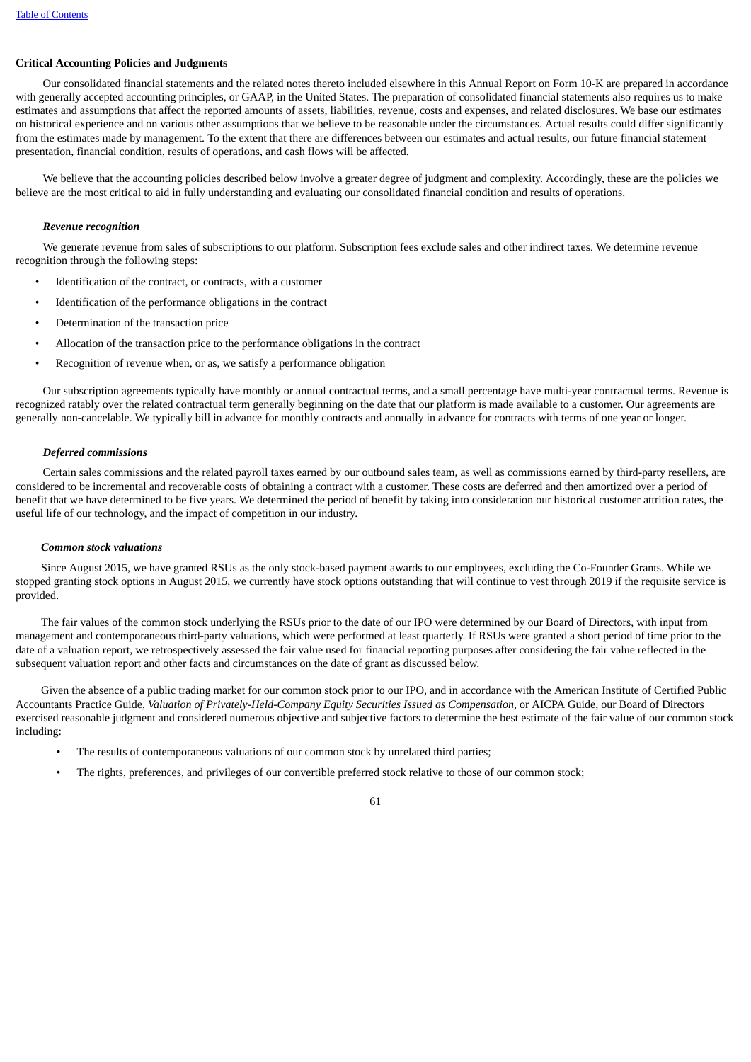**Critical Accounting Policies and Judgments**

Our consolidated financial statements and the related notes thereto included elsewhere in this Annual Report on Form 10-K are prepared in accordance with generally accepted accounting principles, or GAAP, in the United States. The preparation of consolidated financial statements also requires us to make estimates and assumptions that affect the reported amounts of assets, liabilities, revenue, costs and expenses, and related disclosures. We base our estimates on historical experience and on various other assumptions that we believe to be reasonable under the circumstances. Actual results could differ significantly from the estimates made by management. To the extent that there are differences between our estimates and actual results, our future financial statement presentation, financial condition, results of operations, and cash flows will be affected.

We believe that the accounting policies described below involve a greater degree of judgment and complexity. Accordingly, these are the policies we believe are the most critical to aid in fully understanding and evaluating our consolidated financial condition and results of operations.

***Revenue recognition***

We generate revenue from sales of subscriptions to our platform. Subscription fees exclude sales and other indirect taxes. We determine revenue recognition through the following steps:

- Identification of the contract, or contracts, with a customer
- Identification of the performance obligations in the contract
- Determination of the transaction price
- Allocation of the transaction price to the performance obligations in the contract
- Recognition of revenue when, or as, we satisfy a performance obligation

Our subscription agreements typically have monthly or annual contractual terms, and a small percentage have multi-year contractual terms. Revenue is recognized ratably over the related contractual term generally beginning on the date that our platform is made available to a customer. Our agreements are generally non-cancelable. We typically bill in advance for monthly contracts and annually in advance for contracts with terms of one year or longer.

***Deferred commissions***

Certain sales commissions and the related payroll taxes earned by our outbound sales team, as well as commissions earned by third-party resellers, are considered to be incremental and recoverable costs of obtaining a contract with a customer. These costs are deferred and then amortized over a period of benefit that we have determined to be five years. We determined the period of benefit by taking into consideration our historical customer attrition rates, the useful life of our technology, and the impact of competition in our industry.

***Common stock valuations***

Since August 2015, we have granted RSUs as the only stock-based payment awards to our employees, excluding the Co-Founder Grants. While we stopped granting stock options in August 2015, we currently have stock options outstanding that will continue to vest through 2019 if the requisite service is provided.

The fair values of the common stock underlying the RSUs prior to the date of our IPO were determined by our Board of Directors, with input from management and contemporaneous third-party valuations, which were performed at least quarterly. If RSUs were granted a short period of time prior to the date of a valuation report, we retrospectively assessed the fair value used for financial reporting purposes after considering the fair value reflected in the subsequent valuation report and other facts and circumstances on the date of grant as discussed below.

Given the absence of a public trading market for our common stock prior to our IPO, and in accordance with the American Institute of Certified Public Accountants Practice Guide, *Valuation of Privately-Held-Company Equity Securities Issued as Compensation*, or AICPA Guide, our Board of Directors exercised reasonable judgment and considered numerous objective and subjective factors to determine the best estimate of the fair value of our common stock including:

- The results of contemporaneous valuations of our common stock by unrelated third parties;
- The rights, preferences, and privileges of our convertible preferred stock relative to those of our common stock;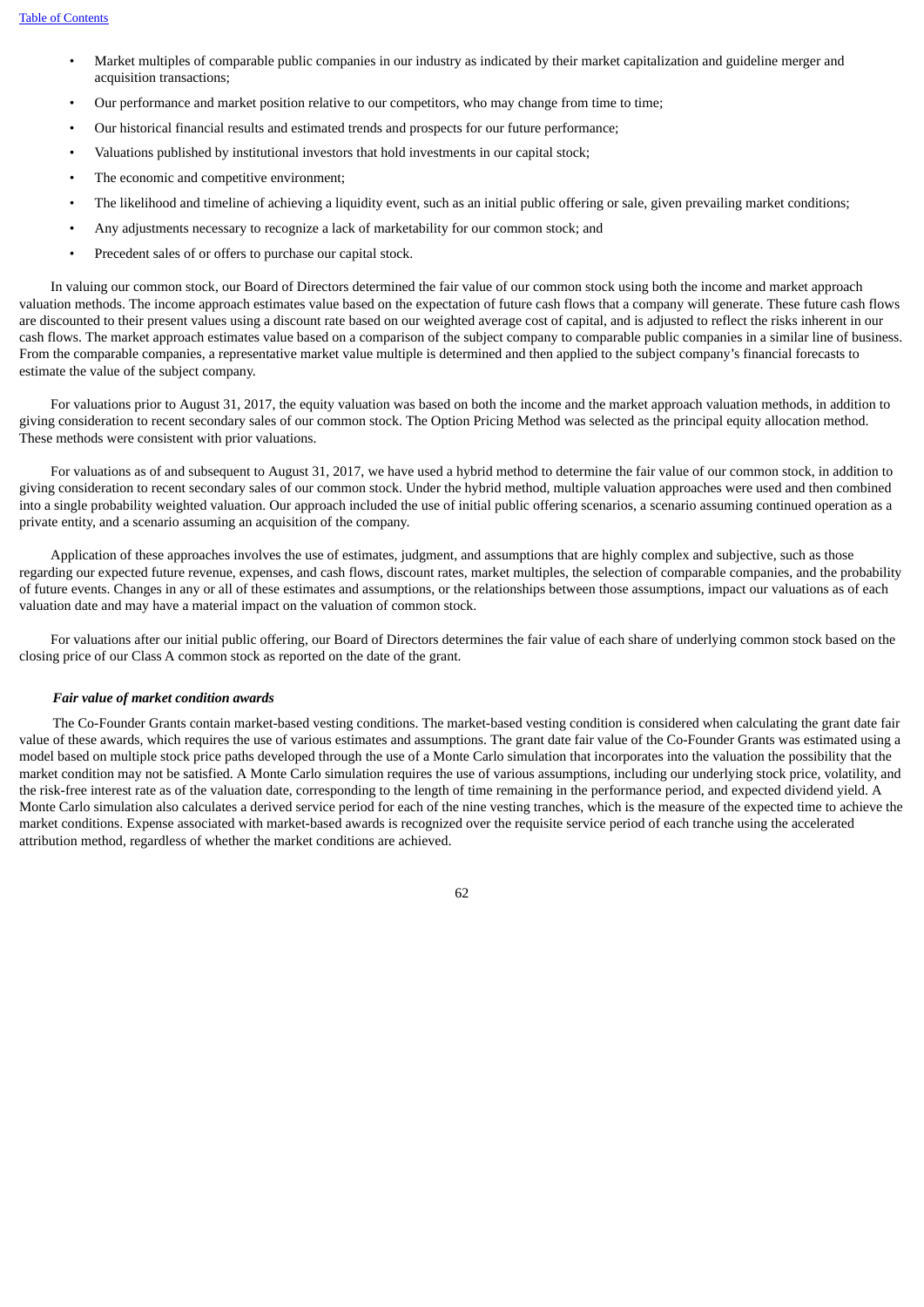- Market multiples of comparable public companies in our industry as indicated by their market capitalization and guideline merger and acquisition transactions;
- Our performance and market position relative to our competitors, who may change from time to time;
- Our historical financial results and estimated trends and prospects for our future performance;
- Valuations published by institutional investors that hold investments in our capital stock;
- The economic and competitive environment;
- The likelihood and timeline of achieving a liquidity event, such as an initial public offering or sale, given prevailing market conditions;
- Any adjustments necessary to recognize a lack of marketability for our common stock; and
- Precedent sales of or offers to purchase our capital stock.

In valuing our common stock, our Board of Directors determined the fair value of our common stock using both the income and market approach valuation methods. The income approach estimates value based on the expectation of future cash flows that a company will generate. These future cash flows are discounted to their present values using a discount rate based on our weighted average cost of capital, and is adjusted to reflect the risks inherent in our cash flows. The market approach estimates value based on a comparison of the subject company to comparable public companies in a similar line of business. From the comparable companies, a representative market value multiple is determined and then applied to the subject company's financial forecasts to estimate the value of the subject company.

For valuations prior to August 31, 2017, the equity valuation was based on both the income and the market approach valuation methods, in addition to giving consideration to recent secondary sales of our common stock. The Option Pricing Method was selected as the principal equity allocation method. These methods were consistent with prior valuations.

For valuations as of and subsequent to August 31, 2017, we have used a hybrid method to determine the fair value of our common stock, in addition to giving consideration to recent secondary sales of our common stock. Under the hybrid method, multiple valuation approaches were used and then combined into a single probability weighted valuation. Our approach included the use of initial public offering scenarios, a scenario assuming continued operation as a private entity, and a scenario assuming an acquisition of the company.

Application of these approaches involves the use of estimates, judgment, and assumptions that are highly complex and subjective, such as those regarding our expected future revenue, expenses, and cash flows, discount rates, market multiples, the selection of comparable companies, and the probability of future events. Changes in any or all of these estimates and assumptions, or the relationships between those assumptions, impact our valuations as of each valuation date and may have a material impact on the valuation of common stock.

For valuations after our initial public offering, our Board of Directors determines the fair value of each share of underlying common stock based on the closing price of our Class A common stock as reported on the date of the grant.

***Fair value of market condition awards***

The Co-Founder Grants contain market-based vesting conditions. The market-based vesting condition is considered when calculating the grant date fair value of these awards, which requires the use of various estimates and assumptions. The grant date fair value of the Co-Founder Grants was estimated using a model based on multiple stock price paths developed through the use of a Monte Carlo simulation that incorporates into the valuation the possibility that the market condition may not be satisfied. A Monte Carlo simulation requires the use of various assumptions, including our underlying stock price, volatility, and the risk-free interest rate as of the valuation date, corresponding to the length of time remaining in the performance period, and expected dividend yield. A Monte Carlo simulation also calculates a derived service period for each of the nine vesting tranches, which is the measure of the expected time to achieve the market conditions. Expense associated with market-based awards is recognized over the requisite service period of each tranche using the accelerated attribution method, regardless of whether the market conditions are achieved.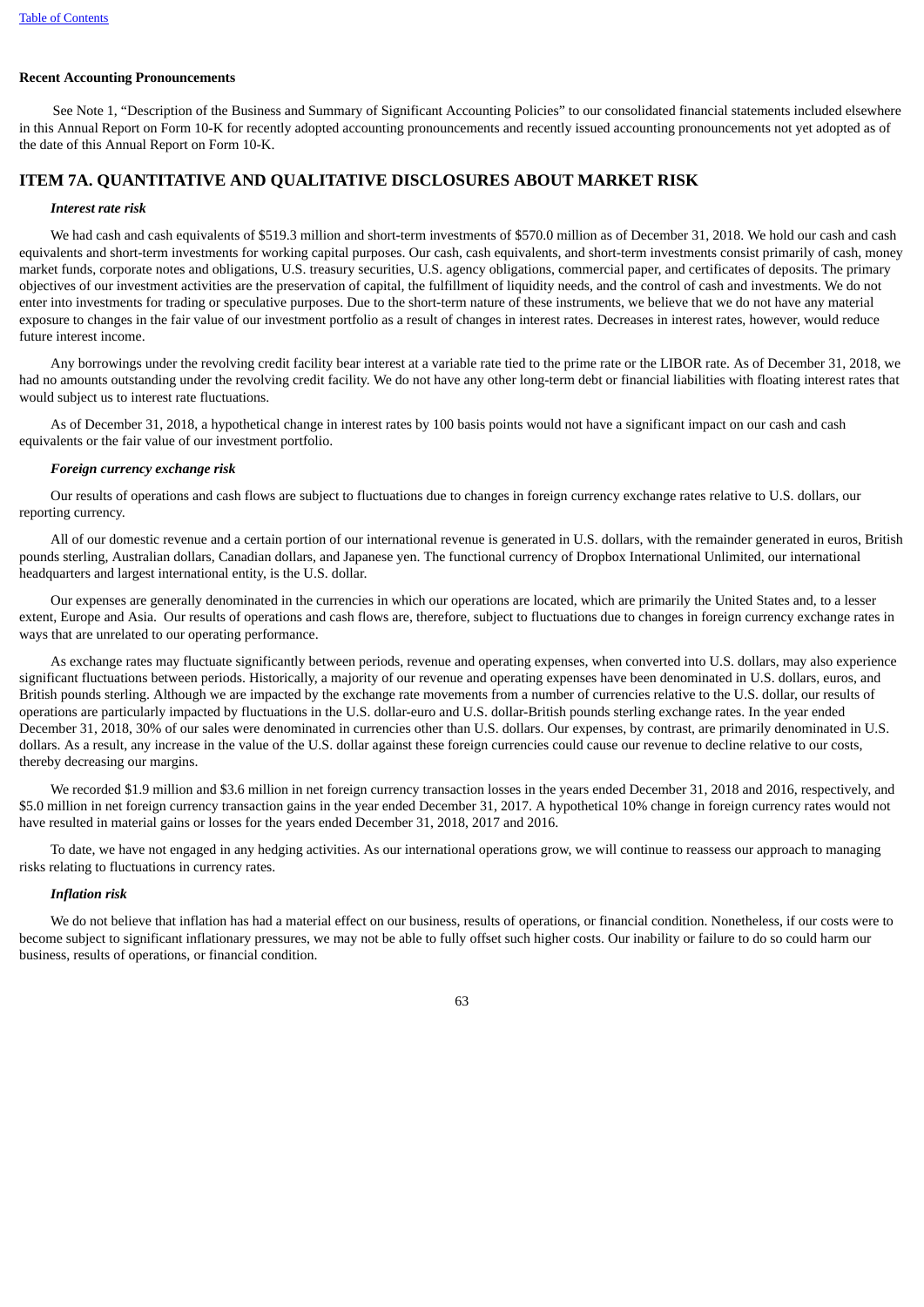**Recent Accounting Pronouncements**

See Note 1, "Description of the Business and Summary of Significant Accounting Policies" to our consolidated financial statements included elsewhere in this Annual Report on Form 10-K for recently adopted accounting pronouncements and recently issued accounting pronouncements not yet adopted as of the date of this Annual Report on Form 10-K.

## ITEM 7A. QUANTITATIVE AND QUALITATIVE DISCLOSURES ABOUT MARKET RISK

***Interest rate risk***

We had cash and cash equivalents of $519.3 million and short-term investments of $570.0 million as of December 31, 2018. We hold our cash and cash equivalents and short-term investments for working capital purposes. Our cash, cash equivalents, and short-term investments consist primarily of cash, money market funds, corporate notes and obligations, U.S. treasury securities, U.S. agency obligations, commercial paper, and certificates of deposits. The primary objectives of our investment activities are the preservation of capital, the fulfillment of liquidity needs, and the control of cash and investments. We do not enter into investments for trading or speculative purposes. Due to the short-term nature of these instruments, we believe that we do not have any material exposure to changes in the fair value of our investment portfolio as a result of changes in interest rates. Decreases in interest rates, however, would reduce future interest income.

Any borrowings under the revolving credit facility bear interest at a variable rate tied to the prime rate or the LIBOR rate. As of December 31, 2018, we had no amounts outstanding under the revolving credit facility. We do not have any other long-term debt or financial liabilities with floating interest rates that would subject us to interest rate fluctuations.

As of December 31, 2018, a hypothetical change in interest rates by 100 basis points would not have a significant impact on our cash and cash equivalents or the fair value of our investment portfolio.

***Foreign currency exchange risk***

Our results of operations and cash flows are subject to fluctuations due to changes in foreign currency exchange rates relative to U.S. dollars, our reporting currency.

All of our domestic revenue and a certain portion of our international revenue is generated in U.S. dollars, with the remainder generated in euros, British pounds sterling, Australian dollars, Canadian dollars, and Japanese yen. The functional currency of Dropbox International Unlimited, our international headquarters and largest international entity, is the U.S. dollar.

Our expenses are generally denominated in the currencies in which our operations are located, which are primarily the United States and, to a lesser extent, Europe and Asia. Our results of operations and cash flows are, therefore, subject to fluctuations due to changes in foreign currency exchange rates in ways that are unrelated to our operating performance.

As exchange rates may fluctuate significantly between periods, revenue and operating expenses, when converted into U.S. dollars, may also experience significant fluctuations between periods. Historically, a majority of our revenue and operating expenses have been denominated in U.S. dollars, euros, and British pounds sterling. Although we are impacted by the exchange rate movements from a number of currencies relative to the U.S. dollar, our results of operations are particularly impacted by fluctuations in the U.S. dollar-euro and U.S. dollar-British pounds sterling exchange rates. In the year ended December 31, 2018, 30% of our sales were denominated in currencies other than U.S. dollars. Our expenses, by contrast, are primarily denominated in U.S. dollars. As a result, any increase in the value of the U.S. dollar against these foreign currencies could cause our revenue to decline relative to our costs, thereby decreasing our margins.

We recorded $1.9 million and $3.6 million in net foreign currency transaction losses in the years ended December 31, 2018 and 2016, respectively, and $5.0 million in net foreign currency transaction gains in the year ended December 31, 2017. A hypothetical 10% change in foreign currency rates would not have resulted in material gains or losses for the years ended December 31, 2018, 2017 and 2016.

To date, we have not engaged in any hedging activities. As our international operations grow, we will continue to reassess our approach to managing risks relating to fluctuations in currency rates.

***Inflation risk***

We do not believe that inflation has had a material effect on our business, results of operations, or financial condition. Nonetheless, if our costs were to become subject to significant inflationary pressures, we may not be able to fully offset such higher costs. Our inability or failure to do so could harm our business, results of operations, or financial condition.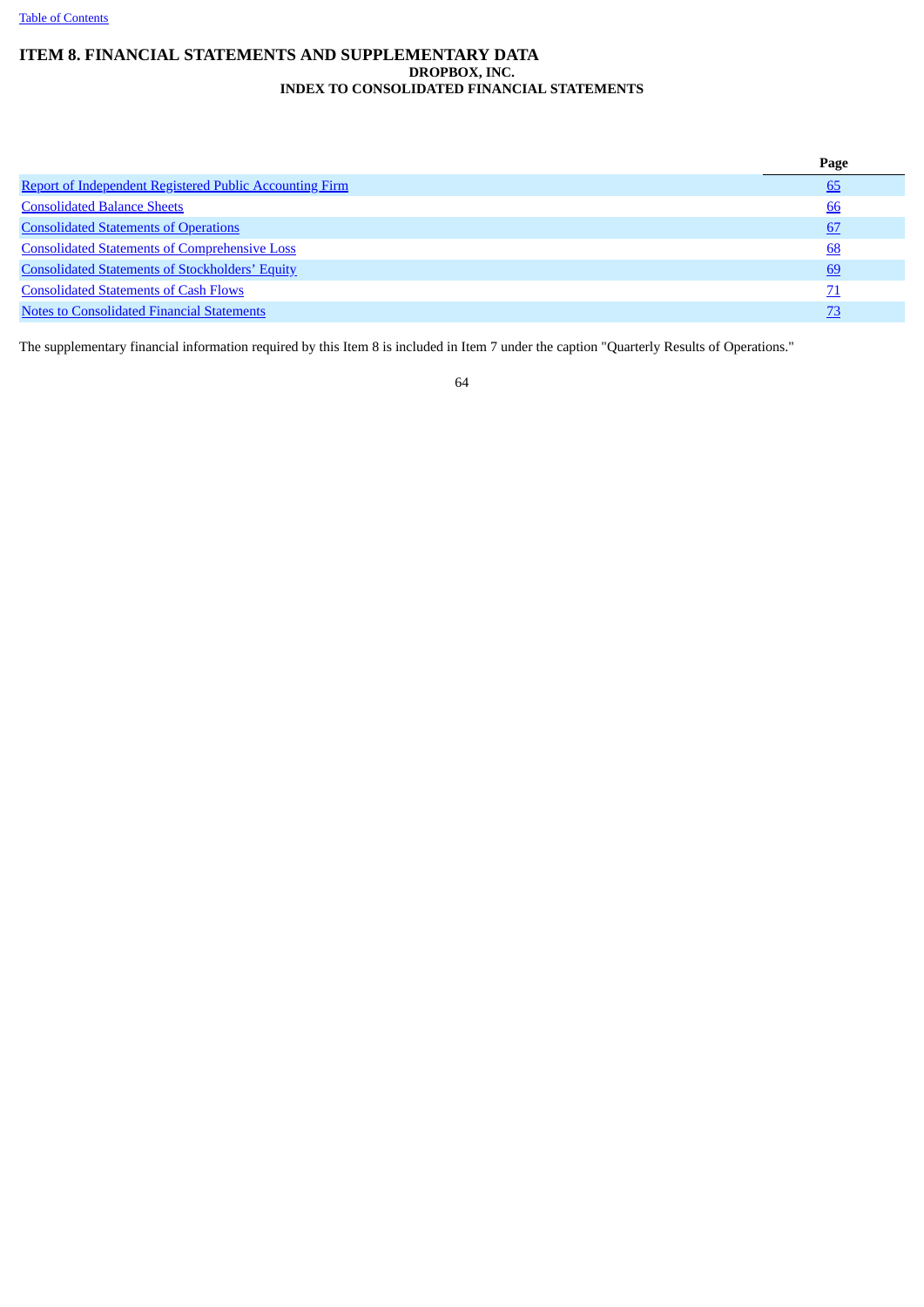# ITEM 8. FINANCIAL STATEMENTS AND SUPPLEMENTARY DATA

## DROPBOX, INC.

## INDEX TO CONSOLIDATED FINANCIAL STATEMENTS

| | Page |
|---|---|
| Report of Independent Registered Public Accounting Firm | 65 |
| Consolidated Balance Sheets | 66 |
| Consolidated Statements of Operations | 67 |
| Consolidated Statements of Comprehensive Loss | 68 |
| Consolidated Statements of Stockholders' Equity | 69 |
| Consolidated Statements of Cash Flows | 71 |
| Notes to Consolidated Financial Statements | 73 |

The supplementary financial information required by this Item 8 is included in Item 7 under the caption "Quarterly Results of Operations."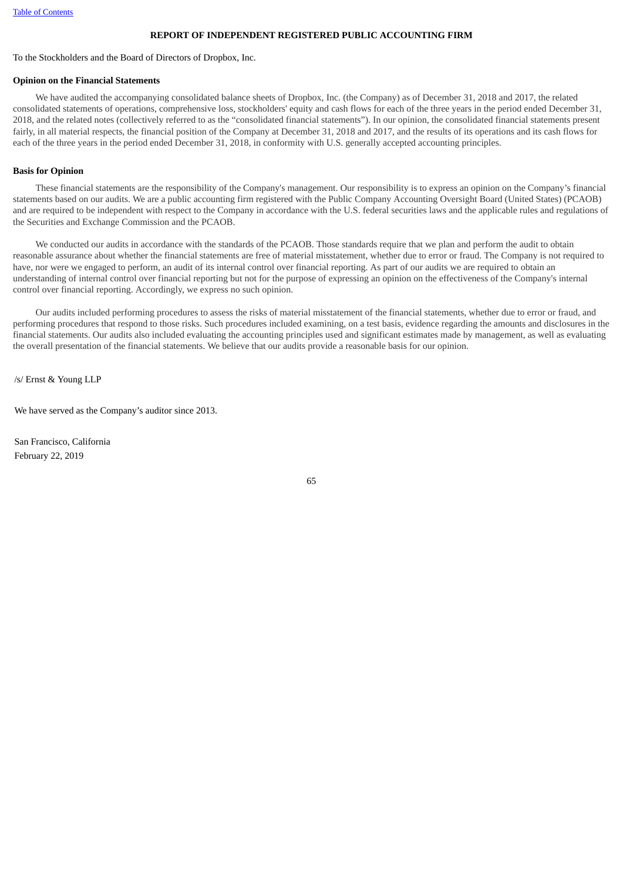## REPORT OF INDEPENDENT REGISTERED PUBLIC ACCOUNTING FIRM

To the Stockholders and the Board of Directors of Dropbox, Inc.

**Opinion on the Financial Statements**

We have audited the accompanying consolidated balance sheets of Dropbox, Inc. (the Company) as of December 31, 2018 and 2017, the related consolidated statements of operations, comprehensive loss, stockholders' equity and cash flows for each of the three years in the period ended December 31, 2018, and the related notes (collectively referred to as the "consolidated financial statements"). In our opinion, the consolidated financial statements present fairly, in all material respects, the financial position of the Company at December 31, 2018 and 2017, and the results of its operations and its cash flows for each of the three years in the period ended December 31, 2018, in conformity with U.S. generally accepted accounting principles.

**Basis for Opinion**

These financial statements are the responsibility of the Company's management. Our responsibility is to express an opinion on the Company's financial statements based on our audits. We are a public accounting firm registered with the Public Company Accounting Oversight Board (United States) (PCAOB) and are required to be independent with respect to the Company in accordance with the U.S. federal securities laws and the applicable rules and regulations of the Securities and Exchange Commission and the PCAOB.

We conducted our audits in accordance with the standards of the PCAOB. Those standards require that we plan and perform the audit to obtain reasonable assurance about whether the financial statements are free of material misstatement, whether due to error or fraud. The Company is not required to have, nor were we engaged to perform, an audit of its internal control over financial reporting. As part of our audits we are required to obtain an understanding of internal control over financial reporting but not for the purpose of expressing an opinion on the effectiveness of the Company's internal control over financial reporting. Accordingly, we express no such opinion.

Our audits included performing procedures to assess the risks of material misstatement of the financial statements, whether due to error or fraud, and performing procedures that respond to those risks. Such procedures included examining, on a test basis, evidence regarding the amounts and disclosures in the financial statements. Our audits also included evaluating the accounting principles used and significant estimates made by management, as well as evaluating the overall presentation of the financial statements. We believe that our audits provide a reasonable basis for our opinion.

/s/ Ernst & Young LLP

We have served as the Company's auditor since 2013.

San Francisco, California
February 22, 2019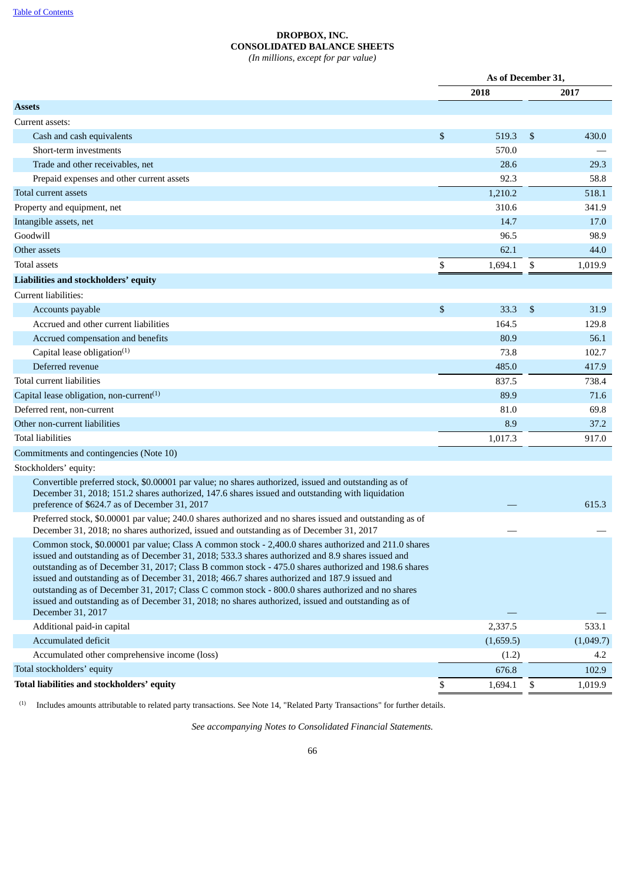[Table of Contents](#)

**DROPBOX, INC.**
**CONSOLIDATED BALANCE SHEETS**
*(In millions, except for par value)*

| | As of December 31, | |
|---|---|---|
| | 2018 | 2017 |
| **Assets** | | |
| Current assets: | | |
| Cash and cash equivalents | $ 519.3 | $ 430.0 |
| Short-term investments | 570.0 | — |
| Trade and other receivables, net | 28.6 | 29.3 |
| Prepaid expenses and other current assets | 92.3 | 58.8 |
| Total current assets | 1,210.2 | 518.1 |
| Property and equipment, net | 310.6 | 341.9 |
| Intangible assets, net | 14.7 | 17.0 |
| Goodwill | 96.5 | 98.9 |
| Other assets | 62.1 | 44.0 |
| Total assets | $ 1,694.1 | $ 1,019.9 |
| **Liabilities and stockholders' equity** | | |
| Current liabilities: | | |
| Accounts payable | $ 33.3 | $ 31.9 |
| Accrued and other current liabilities | 164.5 | 129.8 |
| Accrued compensation and benefits | 80.9 | 56.1 |
| Capital lease obligation[1] | 73.8 | 102.7 |
| Deferred revenue | 485.0 | 417.9 |
| Total current liabilities | 837.5 | 738.4 |
| Capital lease obligation, non-current[1] | 89.9 | 71.6 |
| Deferred rent, non-current | 81.0 | 69.8 |
| Other non-current liabilities | 8.9 | 37.2 |
| Total liabilities | 1,017.3 | 917.0 |
| Commitments and contingencies (Note 10) | | |
| Stockholders' equity: | | |
| Convertible preferred stock, $0.00001 par value; no shares authorized, issued and outstanding as of December 31, 2018; 151.2 shares authorized, 147.6 shares issued and outstanding with liquidation preference of $624.7 as of December 31, 2017 | — | 615.3 |
| Preferred stock, $0.00001 par value; 240.0 shares authorized and no shares issued and outstanding as of December 31, 2018; no shares authorized, issued and outstanding as of December 31, 2017 | — | — |
| Common stock, $0.00001 par value; Class A common stock - 2,400.0 shares authorized and 211.0 shares issued and outstanding as of December 31, 2018; 533.3 shares authorized and 8.9 shares issued and outstanding as of December 31, 2017; Class B common stock - 475.0 shares authorized and 198.6 shares issued and outstanding as of December 31, 2018; 466.7 shares authorized and 187.9 issued and outstanding as of December 31, 2017; Class C common stock - 800.0 shares authorized and no shares issued and outstanding as of December 31, 2018; no shares authorized, issued and outstanding as of December 31, 2017 | — | — |
| Additional paid-in capital | 2,337.5 | 533.1 |
| Accumulated deficit | (1,659.5) | (1,049.7) |
| Accumulated other comprehensive income (loss) | (1.2) | 4.2 |
| Total stockholders' equity | 676.8 | 102.9 |
| **Total liabilities and stockholders' equity** | $ 1,694.1 | $ 1,019.9 |

[1] Includes amounts attributable to related party transactions. See Note 14, "Related Party Transactions" for further details.

*See accompanying Notes to Consolidated Financial Statements.*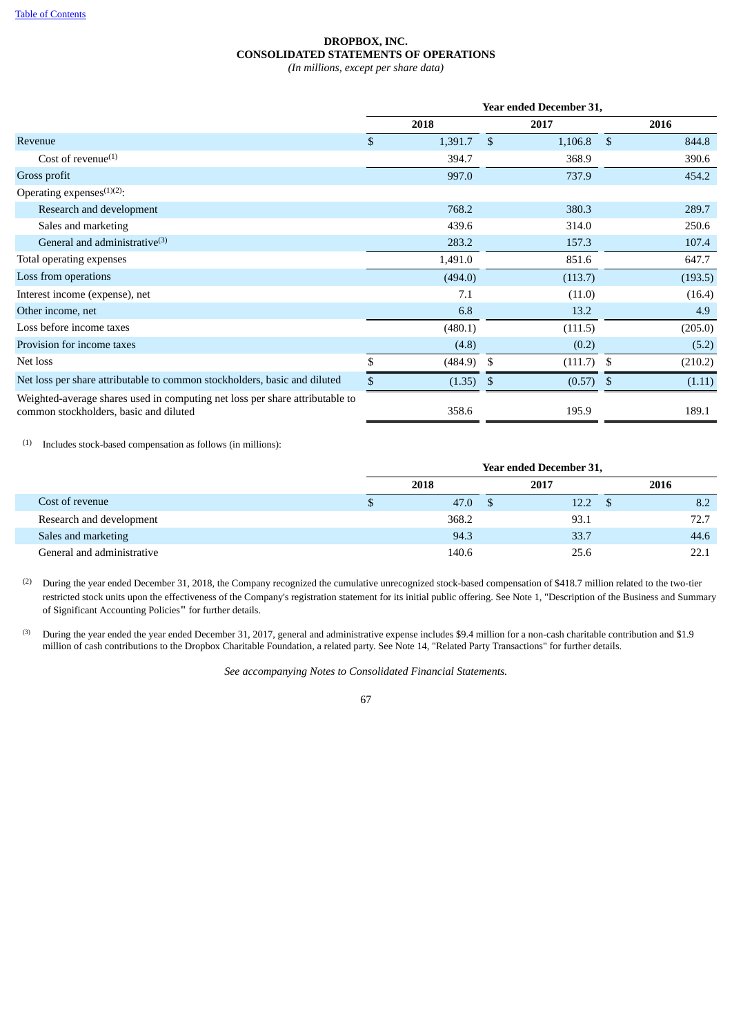**DROPBOX, INC.**
**CONSOLIDATED STATEMENTS OF OPERATIONS**
*(In millions, except per share data)*

| | Year ended December 31, | | |
|---|---|---|---|
| | 2018 | 2017 | 2016 |
| Revenue | $ 1,391.7 | $ 1,106.8 | $ 844.8 |
| Cost of revenue[(1)] | 394.7 | 368.9 | 390.6 |
| Gross profit | 997.0 | 737.9 | 454.2 |
| Operating expenses[(1)(2)]: | | | |
| Research and development | 768.2 | 380.3 | 289.7 |
| Sales and marketing | 439.6 | 314.0 | 250.6 |
| General and administrative[(3)] | 283.2 | 157.3 | 107.4 |
| Total operating expenses | 1,491.0 | 851.6 | 647.7 |
| Loss from operations | (494.0) | (113.7) | (193.5) |
| Interest income (expense), net | 7.1 | (11.0) | (16.4) |
| Other income, net | 6.8 | 13.2 | 4.9 |
| Loss before income taxes | (480.1) | (111.5) | (205.0) |
| Provision for income taxes | (4.8) | (0.2) | (5.2) |
| Net loss | $ (484.9) | $ (111.7) | $ (210.2) |
| Net loss per share attributable to common stockholders, basic and diluted | $ (1.35) | $ (0.57) | $ (1.11) |
| Weighted-average shares used in computing net loss per share attributable to common stockholders, basic and diluted | 358.6 | 195.9 | 189.1 |

(1) Includes stock-based compensation as follows (in millions):

| | Year ended December 31, | | |
|---|---|---|---|
| | 2018 | 2017 | 2016 |
| Cost of revenue | $ 47.0 | $ 12.2 | $ 8.2 |
| Research and development | 368.2 | 93.1 | 72.7 |
| Sales and marketing | 94.3 | 33.7 | 44.6 |
| General and administrative | 140.6 | 25.6 | 22.1 |

(2) During the year ended December 31, 2018, the Company recognized the cumulative unrecognized stock-based compensation of $418.7 million related to the two-tier restricted stock units upon the effectiveness of the Company's registration statement for its initial public offering. See Note 1, "Description of the Business and Summary of Significant Accounting Policies" for further details.

(3) During the year ended the year ended December 31, 2017, general and administrative expense includes $9.4 million for a non-cash charitable contribution and $1.9 million of cash contributions to the Dropbox Charitable Foundation, a related party. See Note 14, "Related Party Transactions" for further details.

*See accompanying Notes to Consolidated Financial Statements.*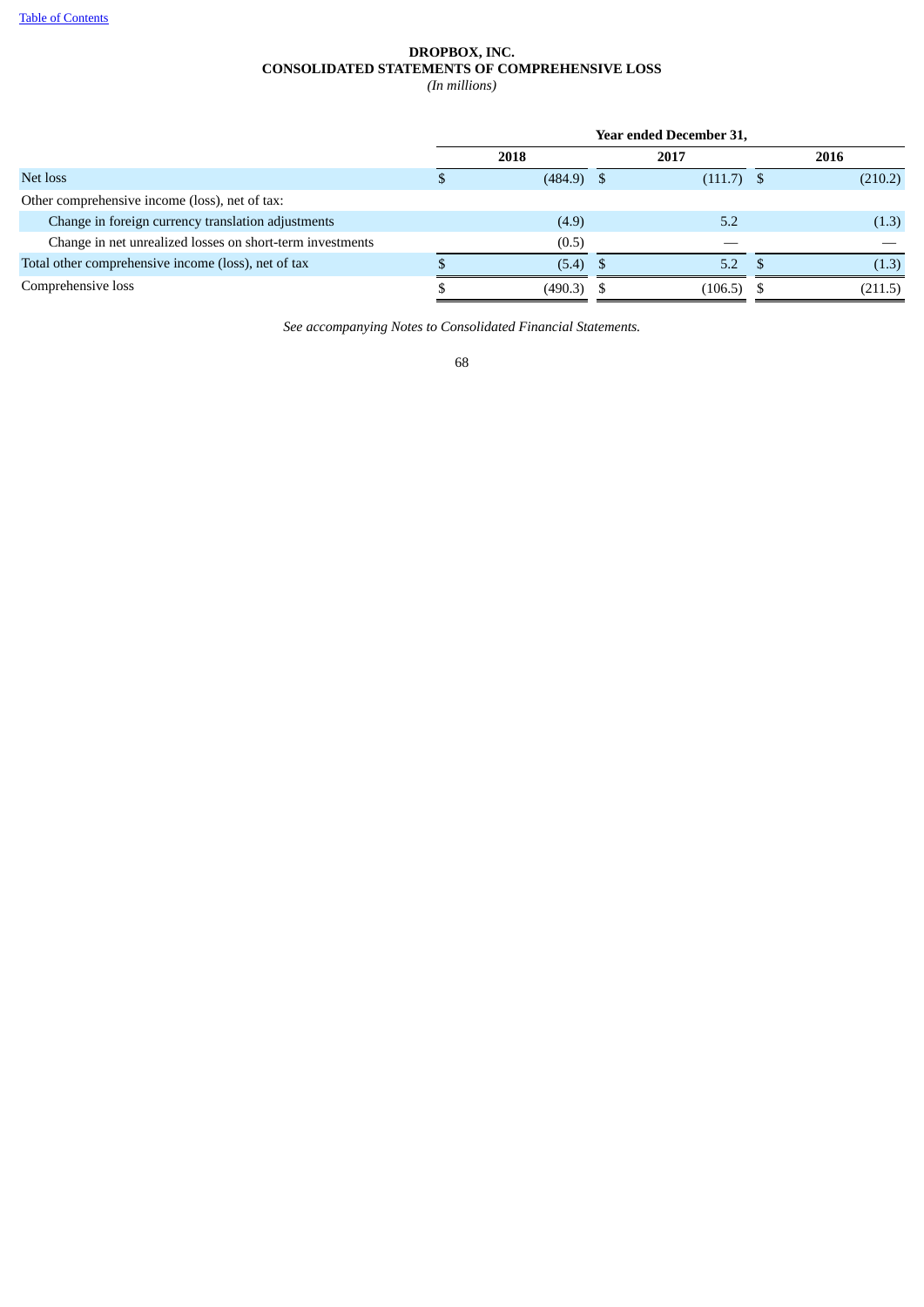**DROPBOX, INC.**
**CONSOLIDATED STATEMENTS OF COMPREHENSIVE LOSS**
*(In millions)*

| | Year ended December 31, | | |
|---|---|---|---|
| | 2018 | 2017 | 2016 |
| Net loss | $ (484.9) | $ (111.7) | $ (210.2) |
| Other comprehensive income (loss), net of tax: | | | |
| Change in foreign currency translation adjustments | (4.9) | 5.2 | (1.3) |
| Change in net unrealized losses on short-term investments | (0.5) | — | — |
| Total other comprehensive income (loss), net of tax | $ (5.4) | $ 5.2 | $ (1.3) |
| Comprehensive loss | $ (490.3) | $ (106.5) | $ (211.5) |

*See accompanying Notes to Consolidated Financial Statements.*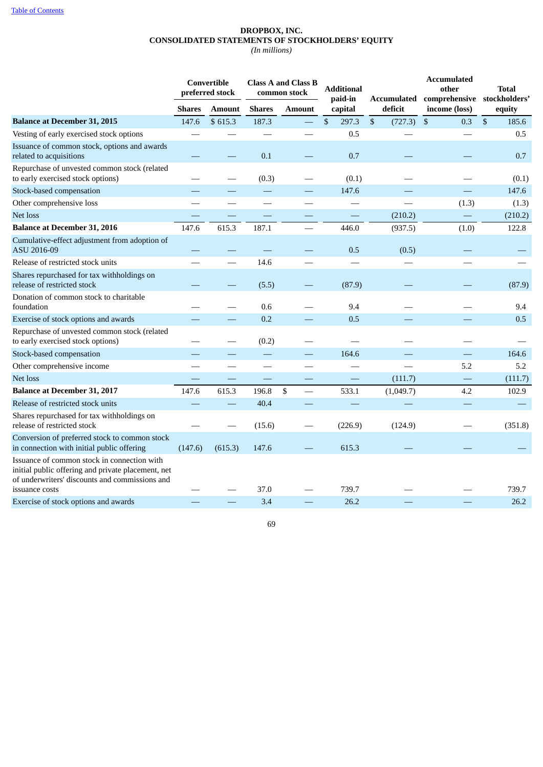**DROPBOX, INC.**
**CONSOLIDATED STATEMENTS OF STOCKHOLDERS' EQUITY**
*(In millions)*

| | Convertible preferred stock | | Class A and Class B common stock | | Additional paid-in capital | Accumulated deficit | Accumulated other comprehensive income (loss) | Total stockholders' equity |
|---|---|---|---|---|---|---|---|---|
| | Shares | Amount | Shares | Amount | | | | |
| **Balance at December 31, 2015** | 147.6 | $ 615.3 | 187.3 | — | $ 297.3 | $ (727.3) | $ 0.3 | $ 185.6 |
| Vesting of early exercised stock options | — | — | — | — | 0.5 | — | — | 0.5 |
| Issuance of common stock, options and awards related to acquisitions | — | — | 0.1 | — | 0.7 | — | — | 0.7 |
| Repurchase of unvested common stock (related to early exercised stock options) | — | — | (0.3) | — | (0.1) | — | — | (0.1) |
| Stock-based compensation | — | — | — | — | 147.6 | — | — | 147.6 |
| Other comprehensive loss | — | — | — | — | — | — | (1.3) | (1.3) |
| Net loss | — | — | — | — | — | (210.2) | — | (210.2) |
| **Balance at December 31, 2016** | 147.6 | 615.3 | 187.1 | — | 446.0 | (937.5) | (1.0) | 122.8 |
| Cumulative-effect adjustment from adoption of ASU 2016-09 | — | — | — | — | 0.5 | (0.5) | — | — |
| Release of restricted stock units | — | — | 14.6 | — | — | — | — | — |
| Shares repurchased for tax withholdings on release of restricted stock | — | — | (5.5) | — | (87.9) | — | — | (87.9) |
| Donation of common stock to charitable foundation | — | — | 0.6 | — | 9.4 | — | — | 9.4 |
| Exercise of stock options and awards | — | — | 0.2 | — | 0.5 | — | — | 0.5 |
| Repurchase of unvested common stock (related to early exercised stock options) | — | — | (0.2) | — | — | — | — | — |
| Stock-based compensation | — | — | — | — | 164.6 | — | — | 164.6 |
| Other comprehensive income | — | — | — | — | — | — | 5.2 | 5.2 |
| Net loss | — | — | — | — | — | (111.7) | — | (111.7) |
| **Balance at December 31, 2017** | 147.6 | 615.3 | 196.8 | $ — | 533.1 | (1,049.7) | 4.2 | 102.9 |
| Release of restricted stock units | — | — | 40.4 | — | — | — | — | — |
| Shares repurchased for tax withholdings on release of restricted stock | — | — | (15.6) | — | (226.9) | (124.9) | — | (351.8) |
| Conversion of preferred stock to common stock in connection with initial public offering | (147.6) | (615.3) | 147.6 | — | 615.3 | — | — | — |
| Issuance of common stock in connection with initial public offering and private placement, net of underwriters' discounts and commissions and issuance costs | — | — | 37.0 | — | 739.7 | — | — | 739.7 |
| Exercise of stock options and awards | — | — | 3.4 | — | 26.2 | — | — | 26.2 |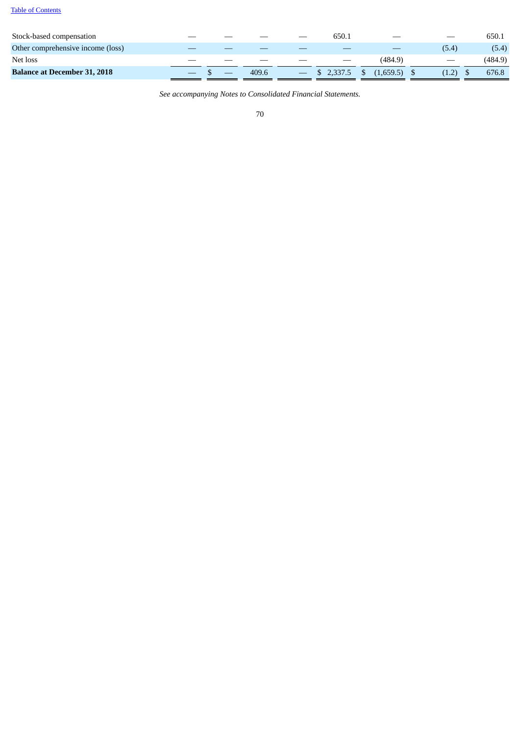| | | | | | | | | |
|---|---|---|---|---|---|---|---|---|
| Stock-based compensation | — | — | — | — | 650.1 | — | — | 650.1 |
| Other comprehensive income (loss) | — | — | — | — | — | — | (5.4) | (5.4) |
| Net loss | — | — | — | — | — | (484.9) | — | (484.9) |
| **Balance at December 31, 2018** | — | $ — | 409.6 | — | $ 2,337.5 | $ (1,659.5) | $ (1.2) | $ 676.8 |

*See accompanying Notes to Consolidated Financial Statements.*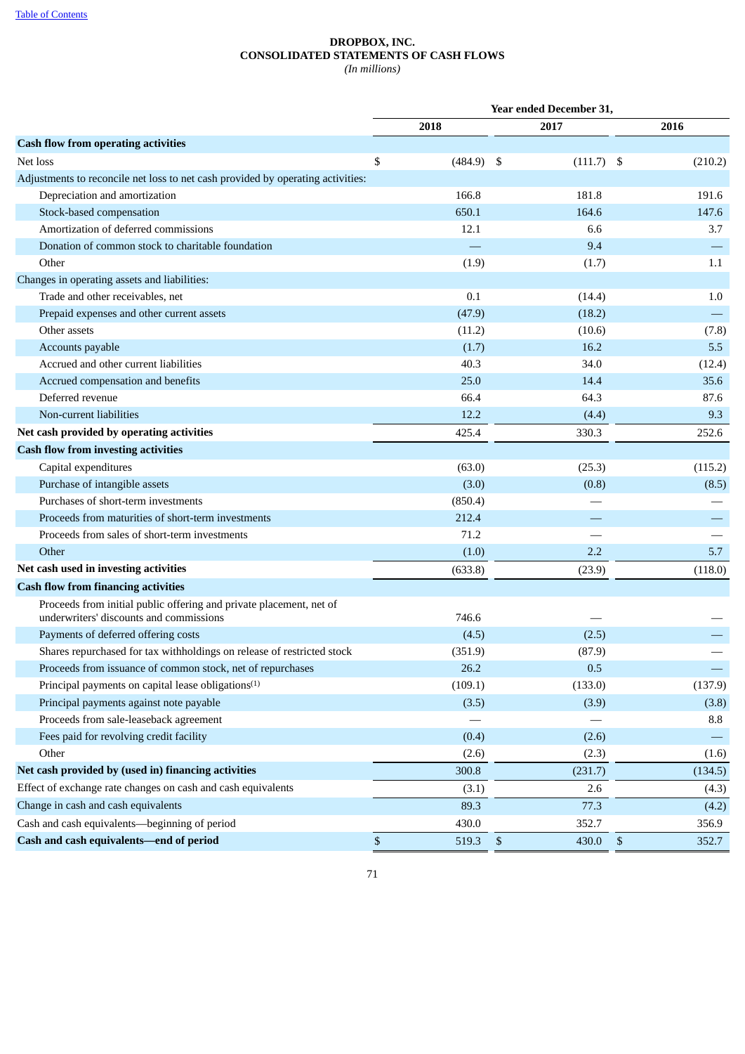# DROPBOX, INC.
## CONSOLIDATED STATEMENTS OF CASH FLOWS
*(In millions)*

| | Year ended December 31, | | |
|---|---|---|---|
| | 2018 | 2017 | 2016 |
| **Cash flow from operating activities** | | | |
| Net loss | $ (484.9) | $ (111.7) | $ (210.2) |
| Adjustments to reconcile net loss to net cash provided by operating activities: | | | |
| Depreciation and amortization | 166.8 | 181.8 | 191.6 |
| Stock-based compensation | 650.1 | 164.6 | 147.6 |
| Amortization of deferred commissions | 12.1 | 6.6 | 3.7 |
| Donation of common stock to charitable foundation | — | 9.4 | — |
| Other | (1.9) | (1.7) | 1.1 |
| Changes in operating assets and liabilities: | | | |
| Trade and other receivables, net | 0.1 | (14.4) | 1.0 |
| Prepaid expenses and other current assets | (47.9) | (18.2) | — |
| Other assets | (11.2) | (10.6) | (7.8) |
| Accounts payable | (1.7) | 16.2 | 5.5 |
| Accrued and other current liabilities | 40.3 | 34.0 | (12.4) |
| Accrued compensation and benefits | 25.0 | 14.4 | 35.6 |
| Deferred revenue | 66.4 | 64.3 | 87.6 |
| Non-current liabilities | 12.2 | (4.4) | 9.3 |
| **Net cash provided by operating activities** | 425.4 | 330.3 | 252.6 |
| **Cash flow from investing activities** | | | |
| Capital expenditures | (63.0) | (25.3) | (115.2) |
| Purchase of intangible assets | (3.0) | (0.8) | (8.5) |
| Purchases of short-term investments | (850.4) | — | — |
| Proceeds from maturities of short-term investments | 212.4 | — | — |
| Proceeds from sales of short-term investments | 71.2 | — | — |
| Other | (1.0) | 2.2 | 5.7 |
| **Net cash used in investing activities** | (633.8) | (23.9) | (118.0) |
| **Cash flow from financing activities** | | | |
| Proceeds from initial public offering and private placement, net of underwriters' discounts and commissions | 746.6 | — | — |
| Payments of deferred offering costs | (4.5) | (2.5) | — |
| Shares repurchased for tax withholdings on release of restricted stock | (351.9) | (87.9) | — |
| Proceeds from issuance of common stock, net of repurchases | 26.2 | 0.5 | — |
| Principal payments on capital lease obligations[(1)] | (109.1) | (133.0) | (137.9) |
| Principal payments against note payable | (3.5) | (3.9) | (3.8) |
| Proceeds from sale-leaseback agreement | — | — | 8.8 |
| Fees paid for revolving credit facility | (0.4) | (2.6) | — |
| Other | (2.6) | (2.3) | (1.6) |
| **Net cash provided by (used in) financing activities** | 300.8 | (231.7) | (134.5) |
| Effect of exchange rate changes on cash and cash equivalents | (3.1) | 2.6 | (4.3) |
| Change in cash and cash equivalents | 89.3 | 77.3 | (4.2) |
| Cash and cash equivalents—beginning of period | 430.0 | 352.7 | 356.9 |
| **Cash and cash equivalents—end of period** | $ 519.3 | $ 430.0 | $ 352.7 |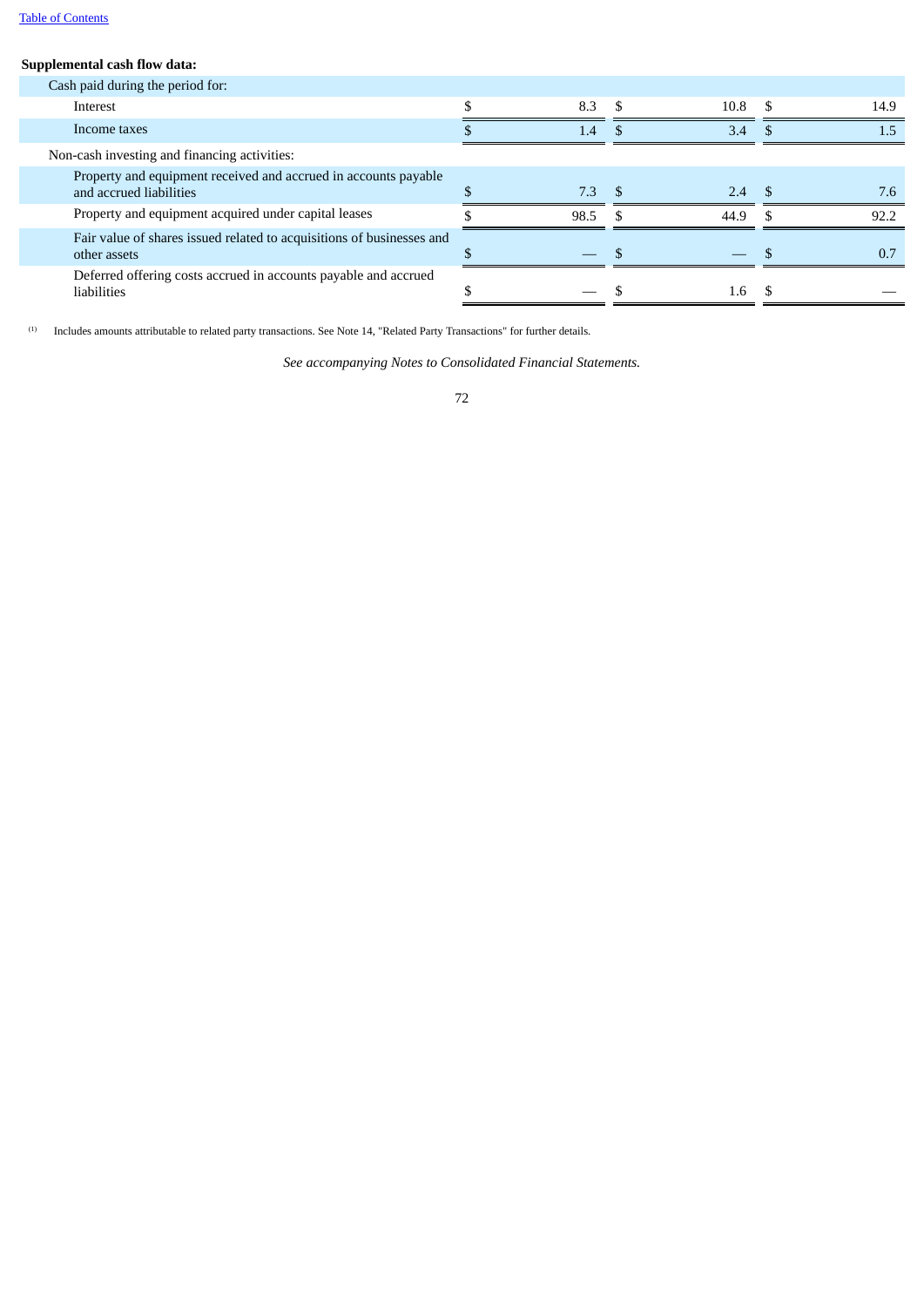**Supplemental cash flow data:**

| | | | |
|---|---|---|---|
| Cash paid during the period for: | | | |
| Interest | $ 8.3 | $ 10.8 | $ 14.9 |
| Income taxes | $ 1.4 | $ 3.4 | $ 1.5 |
| Non-cash investing and financing activities: | | | |
| Property and equipment received and accrued in accounts payable and accrued liabilities | $ 7.3 | $ 2.4 | $ 7.6 |
| Property and equipment acquired under capital leases | $ 98.5 | $ 44.9 | $ 92.2 |
| Fair value of shares issued related to acquisitions of businesses and other assets | $ — | $ — | $ 0.7 |
| Deferred offering costs accrued in accounts payable and accrued liabilities | $ — | $ 1.6 | $ — |

(1) Includes amounts attributable to related party transactions. See Note 14, "Related Party Transactions" for further details.

*See accompanying Notes to Consolidated Financial Statements.*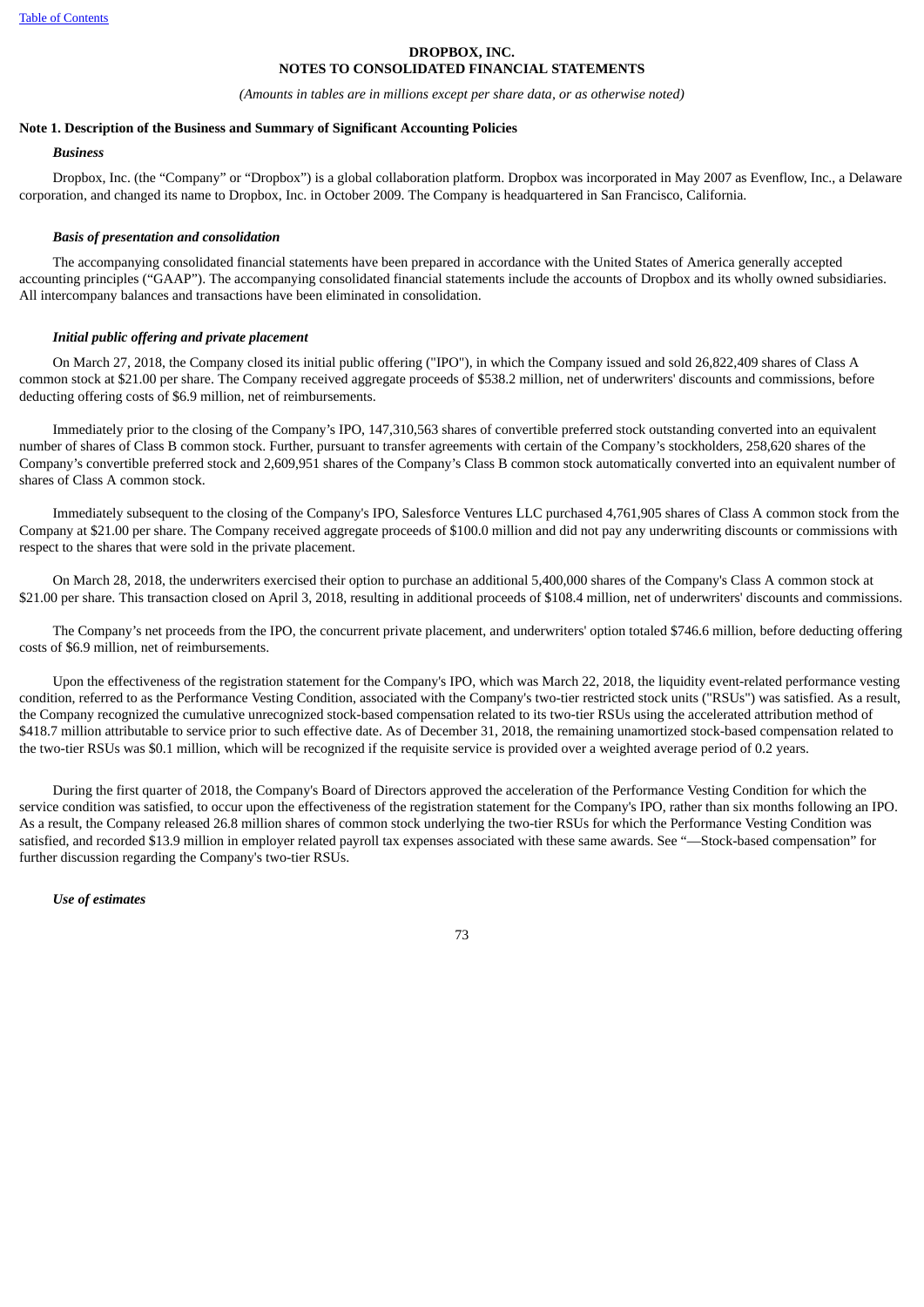**DROPBOX, INC.**
**NOTES TO CONSOLIDATED FINANCIAL STATEMENTS**

*(Amounts in tables are in millions except per share data, or as otherwise noted)*

**Note 1. Description of the Business and Summary of Significant Accounting Policies**

***Business***

Dropbox, Inc. (the "Company" or "Dropbox") is a global collaboration platform. Dropbox was incorporated in May 2007 as Evenflow, Inc., a Delaware corporation, and changed its name to Dropbox, Inc. in October 2009. The Company is headquartered in San Francisco, California.

***Basis of presentation and consolidation***

The accompanying consolidated financial statements have been prepared in accordance with the United States of America generally accepted accounting principles ("GAAP"). The accompanying consolidated financial statements include the accounts of Dropbox and its wholly owned subsidiaries. All intercompany balances and transactions have been eliminated in consolidation.

***Initial public offering and private placement***

On March 27, 2018, the Company closed its initial public offering ("IPO"), in which the Company issued and sold 26,822,409 shares of Class A common stock at $21.00 per share. The Company received aggregate proceeds of $538.2 million, net of underwriters' discounts and commissions, before deducting offering costs of $6.9 million, net of reimbursements.

Immediately prior to the closing of the Company's IPO, 147,310,563 shares of convertible preferred stock outstanding converted into an equivalent number of shares of Class B common stock. Further, pursuant to transfer agreements with certain of the Company's stockholders, 258,620 shares of the Company's convertible preferred stock and 2,609,951 shares of the Company's Class B common stock automatically converted into an equivalent number of shares of Class A common stock.

Immediately subsequent to the closing of the Company's IPO, Salesforce Ventures LLC purchased 4,761,905 shares of Class A common stock from the Company at $21.00 per share. The Company received aggregate proceeds of $100.0 million and did not pay any underwriting discounts or commissions with respect to the shares that were sold in the private placement.

On March 28, 2018, the underwriters exercised their option to purchase an additional 5,400,000 shares of the Company's Class A common stock at $21.00 per share. This transaction closed on April 3, 2018, resulting in additional proceeds of $108.4 million, net of underwriters' discounts and commissions.

The Company's net proceeds from the IPO, the concurrent private placement, and underwriters' option totaled $746.6 million, before deducting offering costs of $6.9 million, net of reimbursements.

Upon the effectiveness of the registration statement for the Company's IPO, which was March 22, 2018, the liquidity event-related performance vesting condition, referred to as the Performance Vesting Condition, associated with the Company's two-tier restricted stock units ("RSUs") was satisfied. As a result, the Company recognized the cumulative unrecognized stock-based compensation related to its two-tier RSUs using the accelerated attribution method of $418.7 million attributable to service prior to such effective date. As of December 31, 2018, the remaining unamortized stock-based compensation related to the two-tier RSUs was $0.1 million, which will be recognized if the requisite service is provided over a weighted average period of 0.2 years.

During the first quarter of 2018, the Company's Board of Directors approved the acceleration of the Performance Vesting Condition for which the service condition was satisfied, to occur upon the effectiveness of the registration statement for the Company's IPO, rather than six months following an IPO. As a result, the Company released 26.8 million shares of common stock underlying the two-tier RSUs for which the Performance Vesting Condition was satisfied, and recorded $13.9 million in employer related payroll tax expenses associated with these same awards. See "—Stock-based compensation" for further discussion regarding the Company's two-tier RSUs.

***Use of estimates***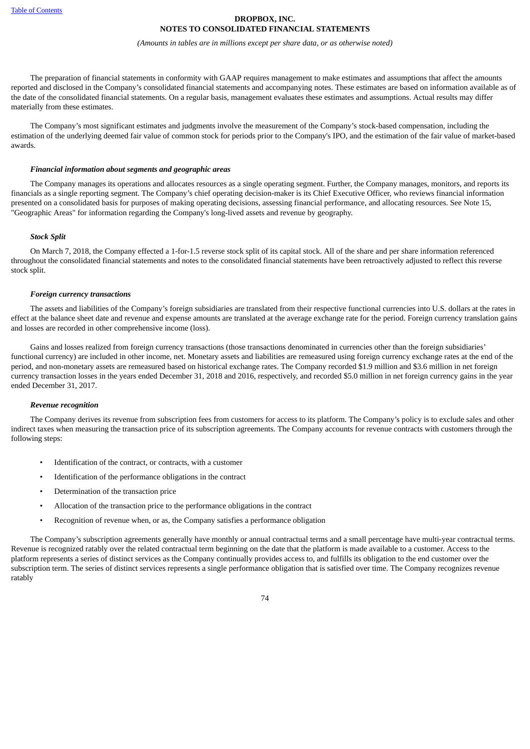The preparation of financial statements in conformity with GAAP requires management to make estimates and assumptions that affect the amounts reported and disclosed in the Company's consolidated financial statements and accompanying notes. These estimates are based on information available as of the date of the consolidated financial statements. On a regular basis, management evaluates these estimates and assumptions. Actual results may differ materially from these estimates.

The Company's most significant estimates and judgments involve the measurement of the Company's stock-based compensation, including the estimation of the underlying deemed fair value of common stock for periods prior to the Company's IPO, and the estimation of the fair value of market-based awards.

***Financial information about segments and geographic areas***

The Company manages its operations and allocates resources as a single operating segment. Further, the Company manages, monitors, and reports its financials as a single reporting segment. The Company's chief operating decision-maker is its Chief Executive Officer, who reviews financial information presented on a consolidated basis for purposes of making operating decisions, assessing financial performance, and allocating resources. See Note 15, "Geographic Areas" for information regarding the Company's long-lived assets and revenue by geography.

***Stock Split***

On March 7, 2018, the Company effected a 1-for-1.5 reverse stock split of its capital stock. All of the share and per share information referenced throughout the consolidated financial statements and notes to the consolidated financial statements have been retroactively adjusted to reflect this reverse stock split.

***Foreign currency transactions***

The assets and liabilities of the Company's foreign subsidiaries are translated from their respective functional currencies into U.S. dollars at the rates in effect at the balance sheet date and revenue and expense amounts are translated at the average exchange rate for the period. Foreign currency translation gains and losses are recorded in other comprehensive income (loss).

Gains and losses realized from foreign currency transactions (those transactions denominated in currencies other than the foreign subsidiaries' functional currency) are included in other income, net. Monetary assets and liabilities are remeasured using foreign currency exchange rates at the end of the period, and non-monetary assets are remeasured based on historical exchange rates. The Company recorded $1.9 million and $3.6 million in net foreign currency transaction losses in the years ended December 31, 2018 and 2016, respectively, and recorded $5.0 million in net foreign currency gains in the year ended December 31, 2017.

***Revenue recognition***

The Company derives its revenue from subscription fees from customers for access to its platform. The Company's policy is to exclude sales and other indirect taxes when measuring the transaction price of its subscription agreements. The Company accounts for revenue contracts with customers through the following steps:

- Identification of the contract, or contracts, with a customer
- Identification of the performance obligations in the contract
- Determination of the transaction price
- Allocation of the transaction price to the performance obligations in the contract
- Recognition of revenue when, or as, the Company satisfies a performance obligation

The Company's subscription agreements generally have monthly or annual contractual terms and a small percentage have multi-year contractual terms. Revenue is recognized ratably over the related contractual term beginning on the date that the platform is made available to a customer. Access to the platform represents a series of distinct services as the Company continually provides access to, and fulfills its obligation to the end customer over the subscription term. The series of distinct services represents a single performance obligation that is satisfied over time. The Company recognizes revenue ratably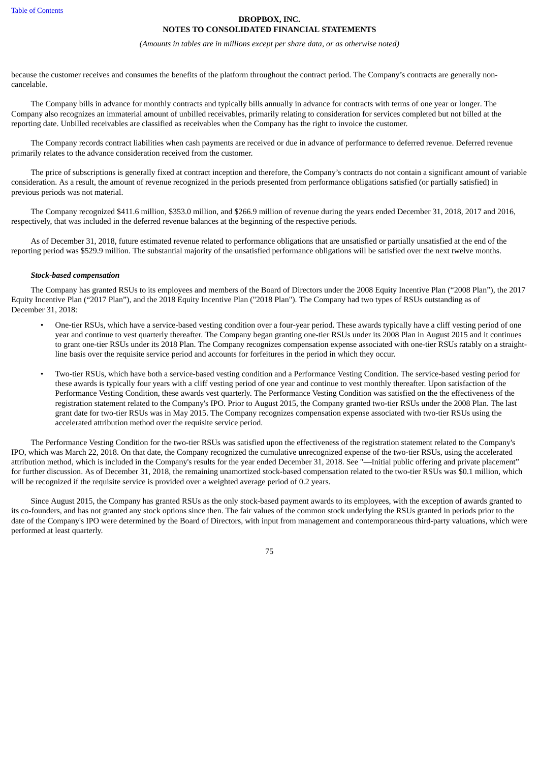because the customer receives and consumes the benefits of the platform throughout the contract period. The Company's contracts are generally non-cancelable.

The Company bills in advance for monthly contracts and typically bills annually in advance for contracts with terms of one year or longer. The Company also recognizes an immaterial amount of unbilled receivables, primarily relating to consideration for services completed but not billed at the reporting date. Unbilled receivables are classified as receivables when the Company has the right to invoice the customer.

The Company records contract liabilities when cash payments are received or due in advance of performance to deferred revenue. Deferred revenue primarily relates to the advance consideration received from the customer.

The price of subscriptions is generally fixed at contract inception and therefore, the Company's contracts do not contain a significant amount of variable consideration. As a result, the amount of revenue recognized in the periods presented from performance obligations satisfied (or partially satisfied) in previous periods was not material.

The Company recognized $411.6 million, $353.0 million, and $266.9 million of revenue during the years ended December 31, 2018, 2017 and 2016, respectively, that was included in the deferred revenue balances at the beginning of the respective periods.

As of December 31, 2018, future estimated revenue related to performance obligations that are unsatisfied or partially unsatisfied at the end of the reporting period was $529.9 million. The substantial majority of the unsatisfied performance obligations will be satisfied over the next twelve months.

***Stock-based compensation***

The Company has granted RSUs to its employees and members of the Board of Directors under the 2008 Equity Incentive Plan ("2008 Plan"), the 2017 Equity Incentive Plan ("2017 Plan"), and the 2018 Equity Incentive Plan ("2018 Plan"). The Company had two types of RSUs outstanding as of December 31, 2018:

- One-tier RSUs, which have a service-based vesting condition over a four-year period. These awards typically have a cliff vesting period of one year and continue to vest quarterly thereafter. The Company began granting one-tier RSUs under its 2008 Plan in August 2015 and it continues to grant one-tier RSUs under its 2018 Plan. The Company recognizes compensation expense associated with one-tier RSUs ratably on a straight-line basis over the requisite service period and accounts for forfeitures in the period in which they occur.

- Two-tier RSUs, which have both a service-based vesting condition and a Performance Vesting Condition. The service-based vesting period for these awards is typically four years with a cliff vesting period of one year and continue to vest monthly thereafter. Upon satisfaction of the Performance Vesting Condition, these awards vest quarterly. The Performance Vesting Condition was satisfied on the the effectiveness of the registration statement related to the Company's IPO. Prior to August 2015, the Company granted two-tier RSUs under the 2008 Plan. The last grant date for two-tier RSUs was in May 2015. The Company recognizes compensation expense associated with two-tier RSUs using the accelerated attribution method over the requisite service period.

The Performance Vesting Condition for the two-tier RSUs was satisfied upon the effectiveness of the registration statement related to the Company's IPO, which was March 22, 2018. On that date, the Company recognized the cumulative unrecognized expense of the two-tier RSUs, using the accelerated attribution method, which is included in the Company's results for the year ended December 31, 2018. See "—Initial public offering and private placement" for further discussion. As of December 31, 2018, the remaining unamortized stock-based compensation related to the two-tier RSUs was $0.1 million, which will be recognized if the requisite service is provided over a weighted average period of 0.2 years.

Since August 2015, the Company has granted RSUs as the only stock-based payment awards to its employees, with the exception of awards granted to its co-founders, and has not granted any stock options since then. The fair values of the common stock underlying the RSUs granted in periods prior to the date of the Company's IPO were determined by the Board of Directors, with input from management and contemporaneous third-party valuations, which were performed at least quarterly.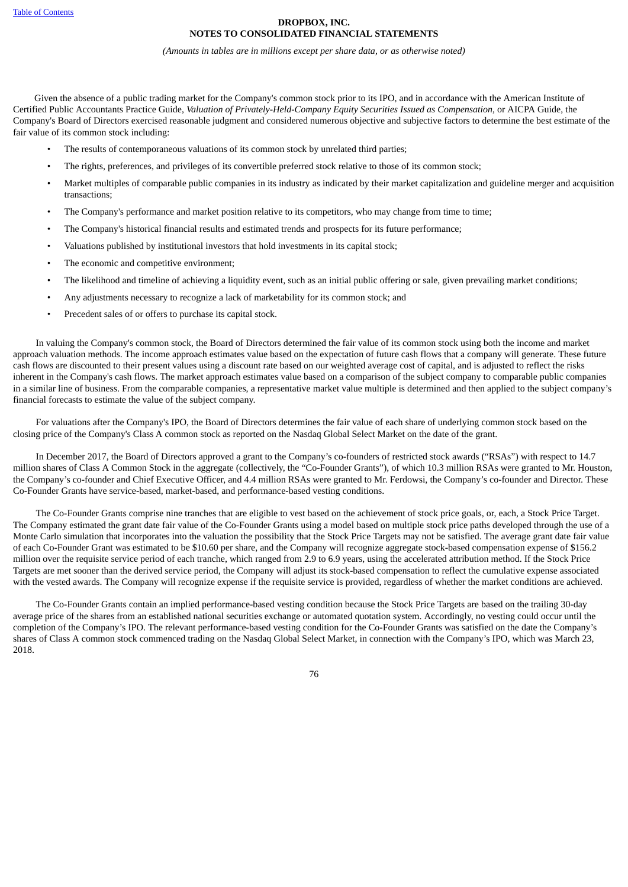Given the absence of a public trading market for the Company's common stock prior to its IPO, and in accordance with the American Institute of Certified Public Accountants Practice Guide, *Valuation of Privately-Held-Company Equity Securities Issued as Compensation*, or AICPA Guide, the Company's Board of Directors exercised reasonable judgment and considered numerous objective and subjective factors to determine the best estimate of the fair value of its common stock including:

- The results of contemporaneous valuations of its common stock by unrelated third parties;
- The rights, preferences, and privileges of its convertible preferred stock relative to those of its common stock;
- Market multiples of comparable public companies in its industry as indicated by their market capitalization and guideline merger and acquisition transactions;
- The Company's performance and market position relative to its competitors, who may change from time to time;
- The Company's historical financial results and estimated trends and prospects for its future performance;
- Valuations published by institutional investors that hold investments in its capital stock;
- The economic and competitive environment;
- The likelihood and timeline of achieving a liquidity event, such as an initial public offering or sale, given prevailing market conditions;
- Any adjustments necessary to recognize a lack of marketability for its common stock; and
- Precedent sales of or offers to purchase its capital stock.

In valuing the Company's common stock, the Board of Directors determined the fair value of its common stock using both the income and market approach valuation methods. The income approach estimates value based on the expectation of future cash flows that a company will generate. These future cash flows are discounted to their present values using a discount rate based on our weighted average cost of capital, and is adjusted to reflect the risks inherent in the Company's cash flows. The market approach estimates value based on a comparison of the subject company to comparable public companies in a similar line of business. From the comparable companies, a representative market value multiple is determined and then applied to the subject company's financial forecasts to estimate the value of the subject company.

For valuations after the Company's IPO, the Board of Directors determines the fair value of each share of underlying common stock based on the closing price of the Company's Class A common stock as reported on the Nasdaq Global Select Market on the date of the grant.

In December 2017, the Board of Directors approved a grant to the Company's co-founders of restricted stock awards ("RSAs") with respect to 14.7 million shares of Class A Common Stock in the aggregate (collectively, the "Co-Founder Grants"), of which 10.3 million RSAs were granted to Mr. Houston, the Company's co-founder and Chief Executive Officer, and 4.4 million RSAs were granted to Mr. Ferdowsi, the Company's co-founder and Director. These Co-Founder Grants have service-based, market-based, and performance-based vesting conditions.

The Co-Founder Grants comprise nine tranches that are eligible to vest based on the achievement of stock price goals, or, each, a Stock Price Target. The Company estimated the grant date fair value of the Co-Founder Grants using a model based on multiple stock price paths developed through the use of a Monte Carlo simulation that incorporates into the valuation the possibility that the Stock Price Targets may not be satisfied. The average grant date fair value of each Co-Founder Grant was estimated to be $10.60 per share, and the Company will recognize aggregate stock-based compensation expense of $156.2 million over the requisite service period of each tranche, which ranged from 2.9 to 6.9 years, using the accelerated attribution method. If the Stock Price Targets are met sooner than the derived service period, the Company will adjust its stock-based compensation to reflect the cumulative expense associated with the vested awards. The Company will recognize expense if the requisite service is provided, regardless of whether the market conditions are achieved.

The Co-Founder Grants contain an implied performance-based vesting condition because the Stock Price Targets are based on the trailing 30-day average price of the shares from an established national securities exchange or automated quotation system. Accordingly, no vesting could occur until the completion of the Company's IPO. The relevant performance-based vesting condition for the Co-Founder Grants was satisfied on the date the Company's shares of Class A common stock commenced trading on the Nasdaq Global Select Market, in connection with the Company's IPO, which was March 23, 2018.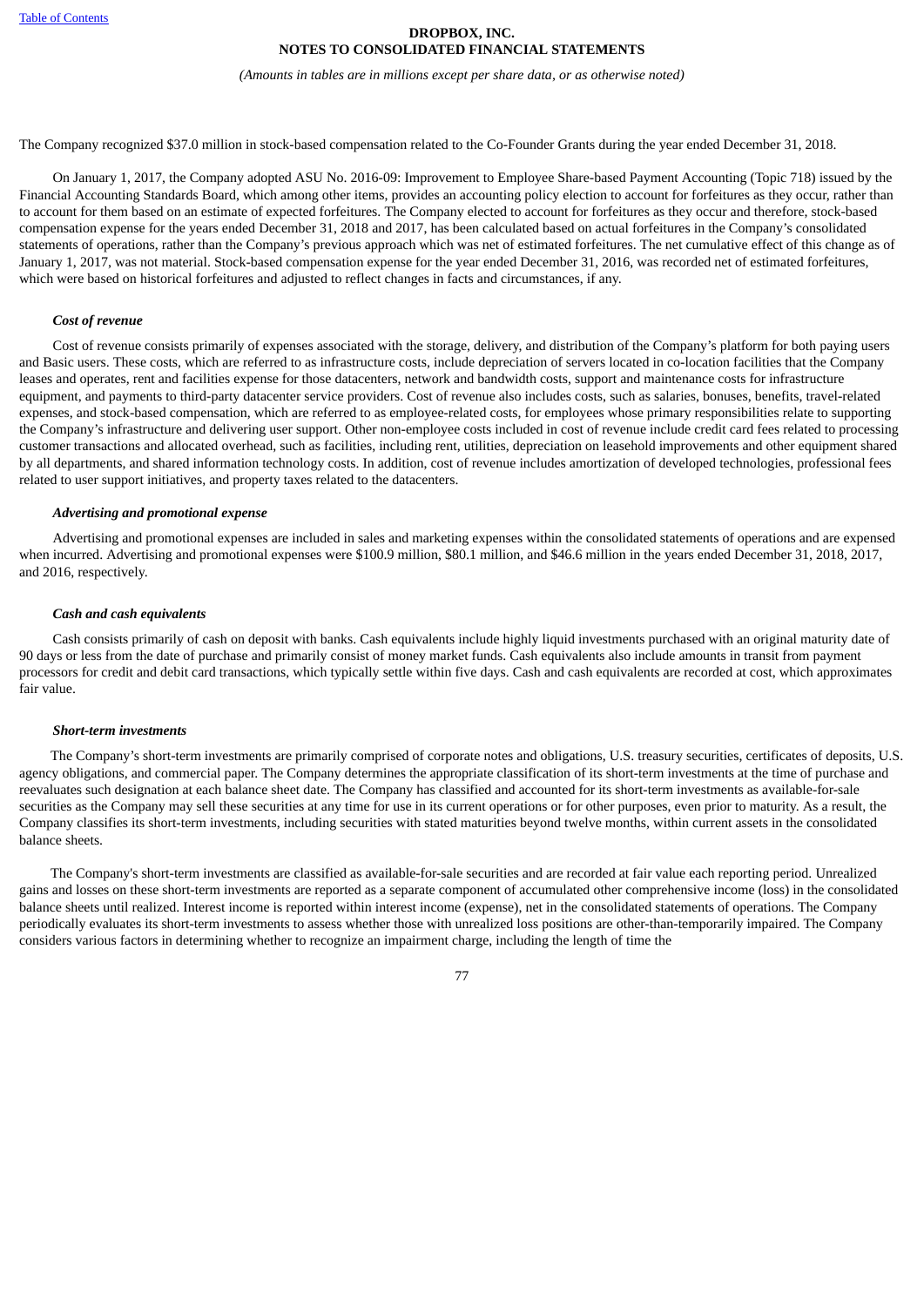The Company recognized $37.0 million in stock-based compensation related to the Co-Founder Grants during the year ended December 31, 2018.

On January 1, 2017, the Company adopted ASU No. 2016-09: Improvement to Employee Share-based Payment Accounting (Topic 718) issued by the Financial Accounting Standards Board, which among other items, provides an accounting policy election to account for forfeitures as they occur, rather than to account for them based on an estimate of expected forfeitures. The Company elected to account for forfeitures as they occur and therefore, stock-based compensation expense for the years ended December 31, 2018 and 2017, has been calculated based on actual forfeitures in the Company's consolidated statements of operations, rather than the Company's previous approach which was net of estimated forfeitures. The net cumulative effect of this change as of January 1, 2017, was not material. Stock-based compensation expense for the year ended December 31, 2016, was recorded net of estimated forfeitures, which were based on historical forfeitures and adjusted to reflect changes in facts and circumstances, if any.

***Cost of revenue***

Cost of revenue consists primarily of expenses associated with the storage, delivery, and distribution of the Company's platform for both paying users and Basic users. These costs, which are referred to as infrastructure costs, include depreciation of servers located in co-location facilities that the Company leases and operates, rent and facilities expense for those datacenters, network and bandwidth costs, support and maintenance costs for infrastructure equipment, and payments to third-party datacenter service providers. Cost of revenue also includes costs, such as salaries, bonuses, benefits, travel-related expenses, and stock-based compensation, which are referred to as employee-related costs, for employees whose primary responsibilities relate to supporting the Company's infrastructure and delivering user support. Other non-employee costs included in cost of revenue include credit card fees related to processing customer transactions and allocated overhead, such as facilities, including rent, utilities, depreciation on leasehold improvements and other equipment shared by all departments, and shared information technology costs. In addition, cost of revenue includes amortization of developed technologies, professional fees related to user support initiatives, and property taxes related to the datacenters.

***Advertising and promotional expense***

Advertising and promotional expenses are included in sales and marketing expenses within the consolidated statements of operations and are expensed when incurred. Advertising and promotional expenses were $100.9 million, $80.1 million, and $46.6 million in the years ended December 31, 2018, 2017, and 2016, respectively.

***Cash and cash equivalents***

Cash consists primarily of cash on deposit with banks. Cash equivalents include highly liquid investments purchased with an original maturity date of 90 days or less from the date of purchase and primarily consist of money market funds. Cash equivalents also include amounts in transit from payment processors for credit and debit card transactions, which typically settle within five days. Cash and cash equivalents are recorded at cost, which approximates fair value.

***Short-term investments***

The Company's short-term investments are primarily comprised of corporate notes and obligations, U.S. treasury securities, certificates of deposits, U.S. agency obligations, and commercial paper. The Company determines the appropriate classification of its short-term investments at the time of purchase and reevaluates such designation at each balance sheet date. The Company has classified and accounted for its short-term investments as available-for-sale securities as the Company may sell these securities at any time for use in its current operations or for other purposes, even prior to maturity. As a result, the Company classifies its short-term investments, including securities with stated maturities beyond twelve months, within current assets in the consolidated balance sheets.

The Company's short-term investments are classified as available-for-sale securities and are recorded at fair value each reporting period. Unrealized gains and losses on these short-term investments are reported as a separate component of accumulated other comprehensive income (loss) in the consolidated balance sheets until realized. Interest income is reported within interest income (expense), net in the consolidated statements of operations. The Company periodically evaluates its short-term investments to assess whether those with unrealized loss positions are other-than-temporarily impaired. The Company considers various factors in determining whether to recognize an impairment charge, including the length of time the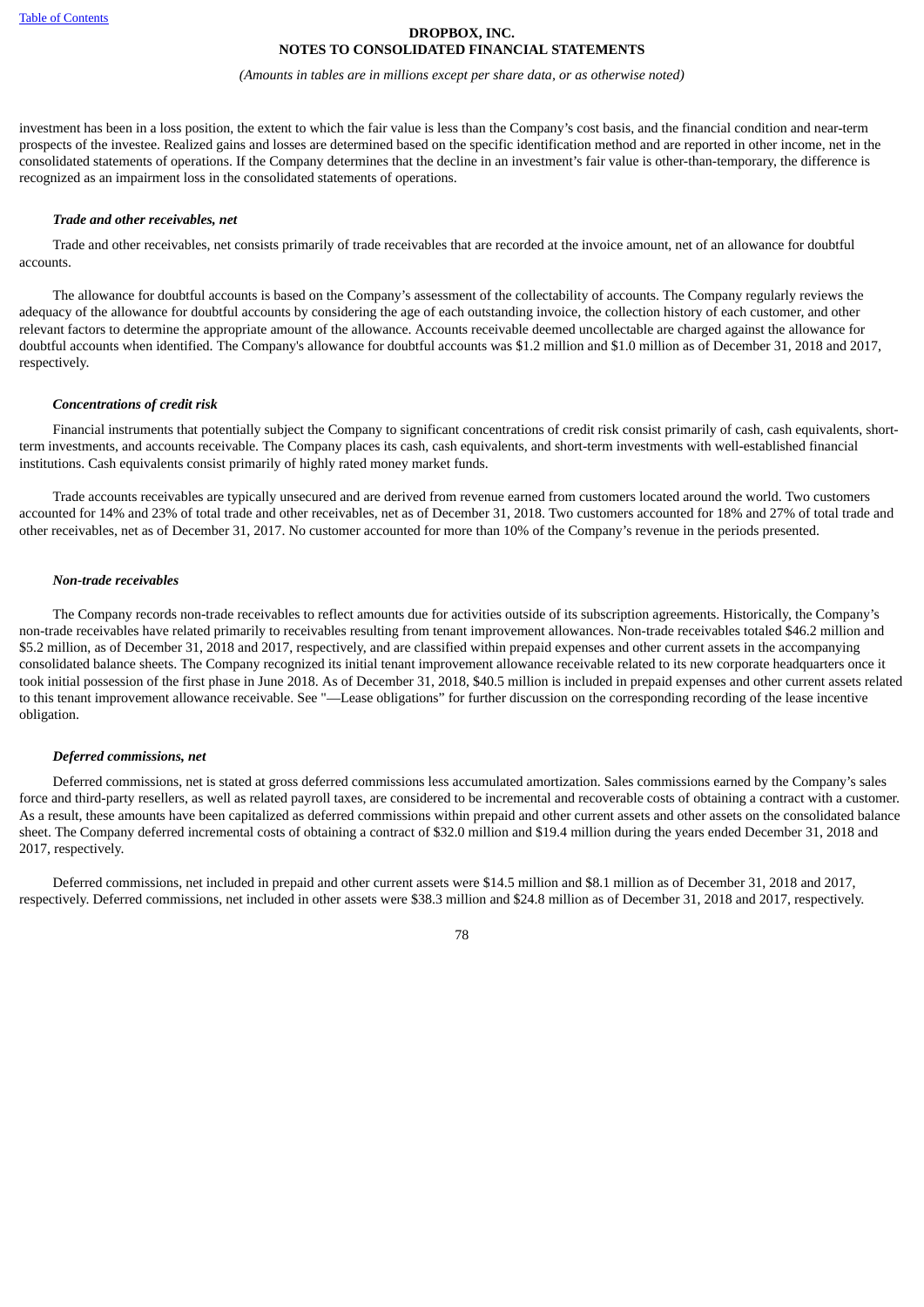investment has been in a loss position, the extent to which the fair value is less than the Company's cost basis, and the financial condition and near-term prospects of the investee. Realized gains and losses are determined based on the specific identification method and are reported in other income, net in the consolidated statements of operations. If the Company determines that the decline in an investment's fair value is other-than-temporary, the difference is recognized as an impairment loss in the consolidated statements of operations.

***Trade and other receivables, net***

Trade and other receivables, net consists primarily of trade receivables that are recorded at the invoice amount, net of an allowance for doubtful accounts.

The allowance for doubtful accounts is based on the Company's assessment of the collectability of accounts. The Company regularly reviews the adequacy of the allowance for doubtful accounts by considering the age of each outstanding invoice, the collection history of each customer, and other relevant factors to determine the appropriate amount of the allowance. Accounts receivable deemed uncollectable are charged against the allowance for doubtful accounts when identified. The Company's allowance for doubtful accounts was $1.2 million and $1.0 million as of December 31, 2018 and 2017, respectively.

***Concentrations of credit risk***

Financial instruments that potentially subject the Company to significant concentrations of credit risk consist primarily of cash, cash equivalents, short-term investments, and accounts receivable. The Company places its cash, cash equivalents, and short-term investments with well-established financial institutions. Cash equivalents consist primarily of highly rated money market funds.

Trade accounts receivables are typically unsecured and are derived from revenue earned from customers located around the world. Two customers accounted for 14% and 23% of total trade and other receivables, net as of December 31, 2018. Two customers accounted for 18% and 27% of total trade and other receivables, net as of December 31, 2017. No customer accounted for more than 10% of the Company's revenue in the periods presented.

***Non-trade receivables***

The Company records non-trade receivables to reflect amounts due for activities outside of its subscription agreements. Historically, the Company's non-trade receivables have related primarily to receivables resulting from tenant improvement allowances. Non-trade receivables totaled $46.2 million and $5.2 million, as of December 31, 2018 and 2017, respectively, and are classified within prepaid expenses and other current assets in the accompanying consolidated balance sheets. The Company recognized its initial tenant improvement allowance receivable related to its new corporate headquarters once it took initial possession of the first phase in June 2018. As of December 31, 2018, $40.5 million is included in prepaid expenses and other current assets related to this tenant improvement allowance receivable. See "—Lease obligations" for further discussion on the corresponding recording of the lease incentive obligation.

***Deferred commissions, net***

Deferred commissions, net is stated at gross deferred commissions less accumulated amortization. Sales commissions earned by the Company's sales force and third-party resellers, as well as related payroll taxes, are considered to be incremental and recoverable costs of obtaining a contract with a customer. As a result, these amounts have been capitalized as deferred commissions within prepaid and other current assets and other assets on the consolidated balance sheet. The Company deferred incremental costs of obtaining a contract of $32.0 million and $19.4 million during the years ended December 31, 2018 and 2017, respectively.

Deferred commissions, net included in prepaid and other current assets were $14.5 million and $8.1 million as of December 31, 2018 and 2017, respectively. Deferred commissions, net included in other assets were $38.3 million and $24.8 million as of December 31, 2018 and 2017, respectively.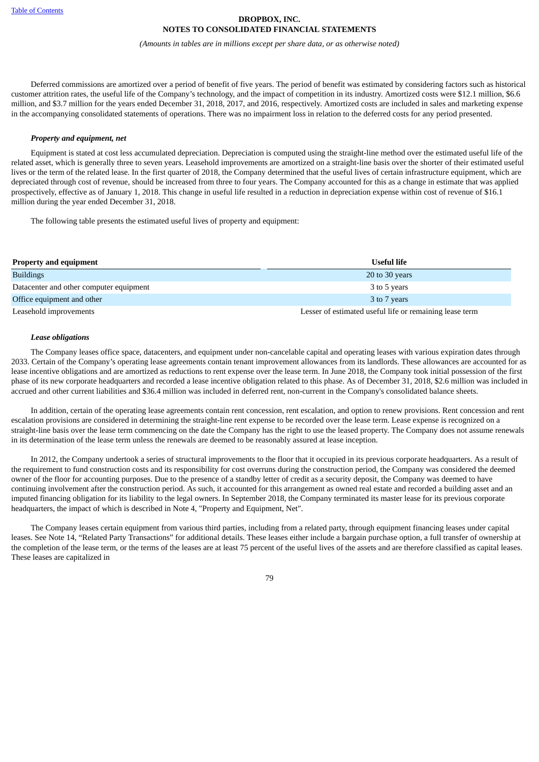Deferred commissions are amortized over a period of benefit of five years. The period of benefit was estimated by considering factors such as historical customer attrition rates, the useful life of the Company's technology, and the impact of competition in its industry. Amortized costs were $12.1 million, $6.6 million, and $3.7 million for the years ended December 31, 2018, 2017, and 2016, respectively. Amortized costs are included in sales and marketing expense in the accompanying consolidated statements of operations. There was no impairment loss in relation to the deferred costs for any period presented.

***Property and equipment, net***

Equipment is stated at cost less accumulated depreciation. Depreciation is computed using the straight-line method over the estimated useful life of the related asset, which is generally three to seven years. Leasehold improvements are amortized on a straight-line basis over the shorter of their estimated useful lives or the term of the related lease. In the first quarter of 2018, the Company determined that the useful lives of certain infrastructure equipment, which are depreciated through cost of revenue, should be increased from three to four years. The Company accounted for this as a change in estimate that was applied prospectively, effective as of January 1, 2018. This change in useful life resulted in a reduction in depreciation expense within cost of revenue of $16.1 million during the year ended December 31, 2018.

The following table presents the estimated useful lives of property and equipment:

| Property and equipment | Useful life |
|---|---|
| Buildings | 20 to 30 years |
| Datacenter and other computer equipment | 3 to 5 years |
| Office equipment and other | 3 to 7 years |
| Leasehold improvements | Lesser of estimated useful life or remaining lease term |

***Lease obligations***

The Company leases office space, datacenters, and equipment under non-cancelable capital and operating leases with various expiration dates through 2033. Certain of the Company's operating lease agreements contain tenant improvement allowances from its landlords. These allowances are accounted for as lease incentive obligations and are amortized as reductions to rent expense over the lease term. In June 2018, the Company took initial possession of the first phase of its new corporate headquarters and recorded a lease incentive obligation related to this phase. As of December 31, 2018, $2.6 million was included in accrued and other current liabilities and $36.4 million was included in deferred rent, non-current in the Company's consolidated balance sheets.

In addition, certain of the operating lease agreements contain rent concession, rent escalation, and option to renew provisions. Rent concession and rent escalation provisions are considered in determining the straight-line rent expense to be recorded over the lease term. Lease expense is recognized on a straight-line basis over the lease term commencing on the date the Company has the right to use the leased property. The Company does not assume renewals in its determination of the lease term unless the renewals are deemed to be reasonably assured at lease inception.

In 2012, the Company undertook a series of structural improvements to the floor that it occupied in its previous corporate headquarters. As a result of the requirement to fund construction costs and its responsibility for cost overruns during the construction period, the Company was considered the deemed owner of the floor for accounting purposes. Due to the presence of a standby letter of credit as a security deposit, the Company was deemed to have continuing involvement after the construction period. As such, it accounted for this arrangement as owned real estate and recorded a building asset and an imputed financing obligation for its liability to the legal owners. In September 2018, the Company terminated its master lease for its previous corporate headquarters, the impact of which is described in Note 4, "Property and Equipment, Net".

The Company leases certain equipment from various third parties, including from a related party, through equipment financing leases under capital leases. See Note 14, "Related Party Transactions" for additional details. These leases either include a bargain purchase option, a full transfer of ownership at the completion of the lease term, or the terms of the leases are at least 75 percent of the useful lives of the assets and are therefore classified as capital leases. These leases are capitalized in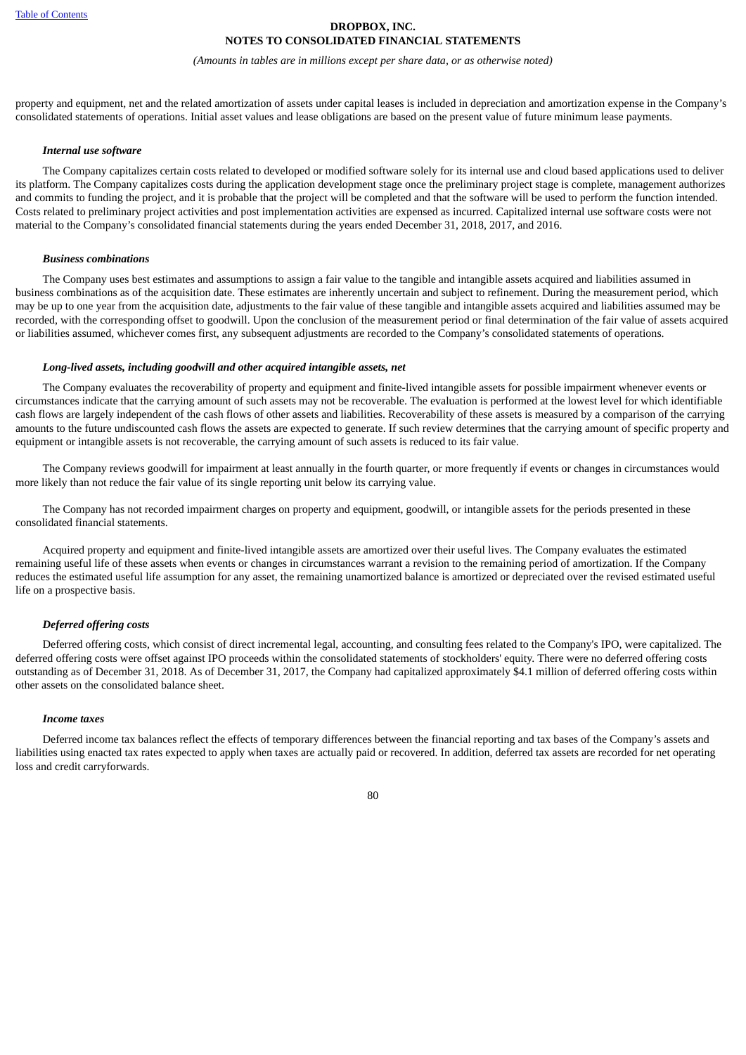property and equipment, net and the related amortization of assets under capital leases is included in depreciation and amortization expense in the Company's consolidated statements of operations. Initial asset values and lease obligations are based on the present value of future minimum lease payments.

***Internal use software***

The Company capitalizes certain costs related to developed or modified software solely for its internal use and cloud based applications used to deliver its platform. The Company capitalizes costs during the application development stage once the preliminary project stage is complete, management authorizes and commits to funding the project, and it is probable that the project will be completed and that the software will be used to perform the function intended. Costs related to preliminary project activities and post implementation activities are expensed as incurred. Capitalized internal use software costs were not material to the Company's consolidated financial statements during the years ended December 31, 2018, 2017, and 2016.

***Business combinations***

The Company uses best estimates and assumptions to assign a fair value to the tangible and intangible assets acquired and liabilities assumed in business combinations as of the acquisition date. These estimates are inherently uncertain and subject to refinement. During the measurement period, which may be up to one year from the acquisition date, adjustments to the fair value of these tangible and intangible assets acquired and liabilities assumed may be recorded, with the corresponding offset to goodwill. Upon the conclusion of the measurement period or final determination of the fair value of assets acquired or liabilities assumed, whichever comes first, any subsequent adjustments are recorded to the Company's consolidated statements of operations.

***Long-lived assets, including goodwill and other acquired intangible assets, net***

The Company evaluates the recoverability of property and equipment and finite-lived intangible assets for possible impairment whenever events or circumstances indicate that the carrying amount of such assets may not be recoverable. The evaluation is performed at the lowest level for which identifiable cash flows are largely independent of the cash flows of other assets and liabilities. Recoverability of these assets is measured by a comparison of the carrying amounts to the future undiscounted cash flows the assets are expected to generate. If such review determines that the carrying amount of specific property and equipment or intangible assets is not recoverable, the carrying amount of such assets is reduced to its fair value.

The Company reviews goodwill for impairment at least annually in the fourth quarter, or more frequently if events or changes in circumstances would more likely than not reduce the fair value of its single reporting unit below its carrying value.

The Company has not recorded impairment charges on property and equipment, goodwill, or intangible assets for the periods presented in these consolidated financial statements.

Acquired property and equipment and finite-lived intangible assets are amortized over their useful lives. The Company evaluates the estimated remaining useful life of these assets when events or changes in circumstances warrant a revision to the remaining period of amortization. If the Company reduces the estimated useful life assumption for any asset, the remaining unamortized balance is amortized or depreciated over the revised estimated useful life on a prospective basis.

***Deferred offering costs***

Deferred offering costs, which consist of direct incremental legal, accounting, and consulting fees related to the Company's IPO, were capitalized. The deferred offering costs were offset against IPO proceeds within the consolidated statements of stockholders' equity. There were no deferred offering costs outstanding as of December 31, 2018. As of December 31, 2017, the Company had capitalized approximately $4.1 million of deferred offering costs within other assets on the consolidated balance sheet.

***Income taxes***

Deferred income tax balances reflect the effects of temporary differences between the financial reporting and tax bases of the Company's assets and liabilities using enacted tax rates expected to apply when taxes are actually paid or recovered. In addition, deferred tax assets are recorded for net operating loss and credit carryforwards.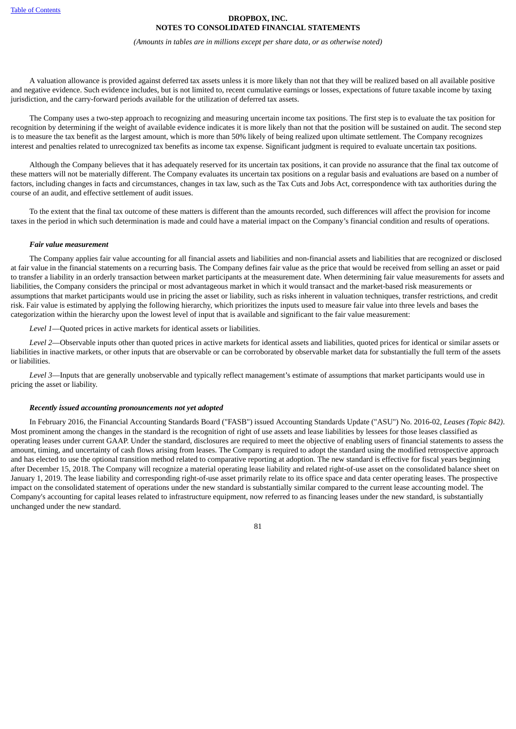A valuation allowance is provided against deferred tax assets unless it is more likely than not that they will be realized based on all available positive and negative evidence. Such evidence includes, but is not limited to, recent cumulative earnings or losses, expectations of future taxable income by taxing jurisdiction, and the carry-forward periods available for the utilization of deferred tax assets.

The Company uses a two-step approach to recognizing and measuring uncertain income tax positions. The first step is to evaluate the tax position for recognition by determining if the weight of available evidence indicates it is more likely than not that the position will be sustained on audit. The second step is to measure the tax benefit as the largest amount, which is more than 50% likely of being realized upon ultimate settlement. The Company recognizes interest and penalties related to unrecognized tax benefits as income tax expense. Significant judgment is required to evaluate uncertain tax positions.

Although the Company believes that it has adequately reserved for its uncertain tax positions, it can provide no assurance that the final tax outcome of these matters will not be materially different. The Company evaluates its uncertain tax positions on a regular basis and evaluations are based on a number of factors, including changes in facts and circumstances, changes in tax law, such as the Tax Cuts and Jobs Act, correspondence with tax authorities during the course of an audit, and effective settlement of audit issues.

To the extent that the final tax outcome of these matters is different than the amounts recorded, such differences will affect the provision for income taxes in the period in which such determination is made and could have a material impact on the Company's financial condition and results of operations.

***Fair value measurement***

The Company applies fair value accounting for all financial assets and liabilities and non-financial assets and liabilities that are recognized or disclosed at fair value in the financial statements on a recurring basis. The Company defines fair value as the price that would be received from selling an asset or paid to transfer a liability in an orderly transaction between market participants at the measurement date. When determining fair value measurements for assets and liabilities, the Company considers the principal or most advantageous market in which it would transact and the market-based risk measurements or assumptions that market participants would use in pricing the asset or liability, such as risks inherent in valuation techniques, transfer restrictions, and credit risk. Fair value is estimated by applying the following hierarchy, which prioritizes the inputs used to measure fair value into three levels and bases the categorization within the hierarchy upon the lowest level of input that is available and significant to the fair value measurement:

*Level 1*—Quoted prices in active markets for identical assets or liabilities.

*Level 2*—Observable inputs other than quoted prices in active markets for identical assets and liabilities, quoted prices for identical or similar assets or liabilities in inactive markets, or other inputs that are observable or can be corroborated by observable market data for substantially the full term of the assets or liabilities.

*Level 3*—Inputs that are generally unobservable and typically reflect management's estimate of assumptions that market participants would use in pricing the asset or liability.

***Recently issued accounting pronouncements not yet adopted***

In February 2016, the Financial Accounting Standards Board ("FASB") issued Accounting Standards Update ("ASU") No. 2016-02, *Leases (Topic 842)*. Most prominent among the changes in the standard is the recognition of right of use assets and lease liabilities by lessees for those leases classified as operating leases under current GAAP. Under the standard, disclosures are required to meet the objective of enabling users of financial statements to assess the amount, timing, and uncertainty of cash flows arising from leases. The Company is required to adopt the standard using the modified retrospective approach and has elected to use the optional transition method related to comparative reporting at adoption. The new standard is effective for fiscal years beginning after December 15, 2018. The Company will recognize a material operating lease liability and related right-of-use asset on the consolidated balance sheet on January 1, 2019. The lease liability and corresponding right-of-use asset primarily relate to its office space and data center operating leases. The prospective impact on the consolidated statement of operations under the new standard is substantially similar compared to the current lease accounting model. The Company's accounting for capital leases related to infrastructure equipment, now referred to as financing leases under the new standard, is substantially unchanged under the new standard.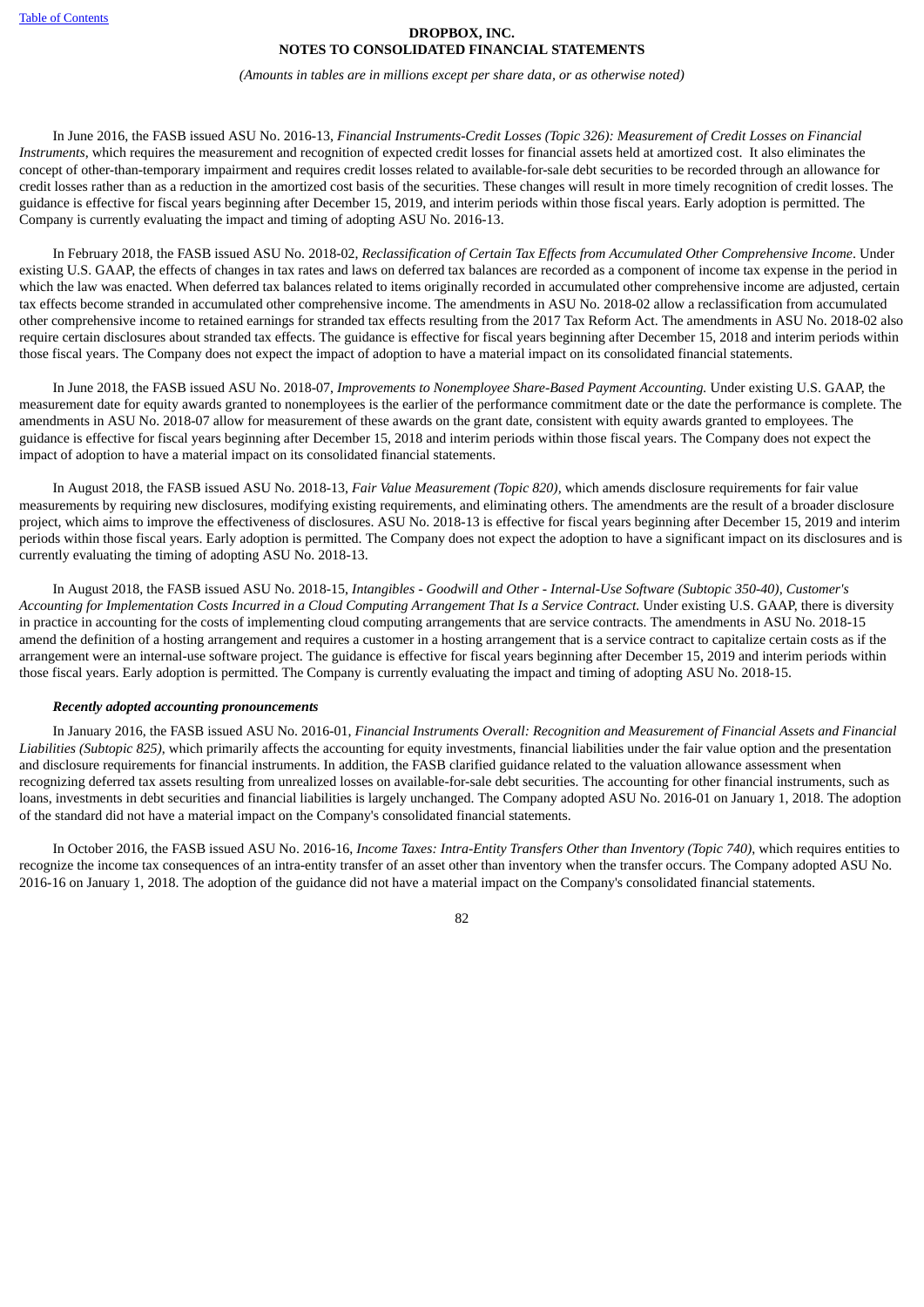In June 2016, the FASB issued ASU No. 2016-13, *Financial Instruments-Credit Losses (Topic 326): Measurement of Credit Losses on Financial Instruments*, which requires the measurement and recognition of expected credit losses for financial assets held at amortized cost. It also eliminates the concept of other-than-temporary impairment and requires credit losses related to available-for-sale debt securities to be recorded through an allowance for credit losses rather than as a reduction in the amortized cost basis of the securities. These changes will result in more timely recognition of credit losses. The guidance is effective for fiscal years beginning after December 15, 2019, and interim periods within those fiscal years. Early adoption is permitted. The Company is currently evaluating the impact and timing of adopting ASU No. 2016-13.

In February 2018, the FASB issued ASU No. 2018-02, *Reclassification of Certain Tax Effects from Accumulated Other Comprehensive Income*. Under existing U.S. GAAP, the effects of changes in tax rates and laws on deferred tax balances are recorded as a component of income tax expense in the period in which the law was enacted. When deferred tax balances related to items originally recorded in accumulated other comprehensive income are adjusted, certain tax effects become stranded in accumulated other comprehensive income. The amendments in ASU No. 2018-02 allow a reclassification from accumulated other comprehensive income to retained earnings for stranded tax effects resulting from the 2017 Tax Reform Act. The amendments in ASU No. 2018-02 also require certain disclosures about stranded tax effects. The guidance is effective for fiscal years beginning after December 15, 2018 and interim periods within those fiscal years. The Company does not expect the impact of adoption to have a material impact on its consolidated financial statements.

In June 2018, the FASB issued ASU No. 2018-07, *Improvements to Nonemployee Share-Based Payment Accounting.* Under existing U.S. GAAP, the measurement date for equity awards granted to nonemployees is the earlier of the performance commitment date or the date the performance is complete. The amendments in ASU No. 2018-07 allow for measurement of these awards on the grant date, consistent with equity awards granted to employees. The guidance is effective for fiscal years beginning after December 15, 2018 and interim periods within those fiscal years. The Company does not expect the impact of adoption to have a material impact on its consolidated financial statements.

In August 2018, the FASB issued ASU No. 2018-13, *Fair Value Measurement (Topic 820),* which amends disclosure requirements for fair value measurements by requiring new disclosures, modifying existing requirements, and eliminating others. The amendments are the result of a broader disclosure project, which aims to improve the effectiveness of disclosures. ASU No. 2018-13 is effective for fiscal years beginning after December 15, 2019 and interim periods within those fiscal years. Early adoption is permitted. The Company does not expect the adoption to have a significant impact on its disclosures and is currently evaluating the timing of adopting ASU No. 2018-13.

In August 2018, the FASB issued ASU No. 2018-15, *Intangibles - Goodwill and Other - Internal-Use Software (Subtopic 350-40), Customer's Accounting for Implementation Costs Incurred in a Cloud Computing Arrangement That Is a Service Contract.* Under existing U.S. GAAP, there is diversity in practice in accounting for the costs of implementing cloud computing arrangements that are service contracts. The amendments in ASU No. 2018-15 amend the definition of a hosting arrangement and requires a customer in a hosting arrangement that is a service contract to capitalize certain costs as if the arrangement were an internal-use software project. The guidance is effective for fiscal years beginning after December 15, 2019 and interim periods within those fiscal years. Early adoption is permitted. The Company is currently evaluating the impact and timing of adopting ASU No. 2018-15.

***Recently adopted accounting pronouncements***

In January 2016, the FASB issued ASU No. 2016-01, *Financial Instruments Overall: Recognition and Measurement of Financial Assets and Financial Liabilities (Subtopic 825),* which primarily affects the accounting for equity investments, financial liabilities under the fair value option and the presentation and disclosure requirements for financial instruments. In addition, the FASB clarified guidance related to the valuation allowance assessment when recognizing deferred tax assets resulting from unrealized losses on available-for-sale debt securities. The accounting for other financial instruments, such as loans, investments in debt securities and financial liabilities is largely unchanged. The Company adopted ASU No. 2016-01 on January 1, 2018. The adoption of the standard did not have a material impact on the Company's consolidated financial statements.

In October 2016, the FASB issued ASU No. 2016-16, *Income Taxes: Intra-Entity Transfers Other than Inventory (Topic 740)*, which requires entities to recognize the income tax consequences of an intra-entity transfer of an asset other than inventory when the transfer occurs. The Company adopted ASU No. 2016-16 on January 1, 2018. The adoption of the guidance did not have a material impact on the Company's consolidated financial statements.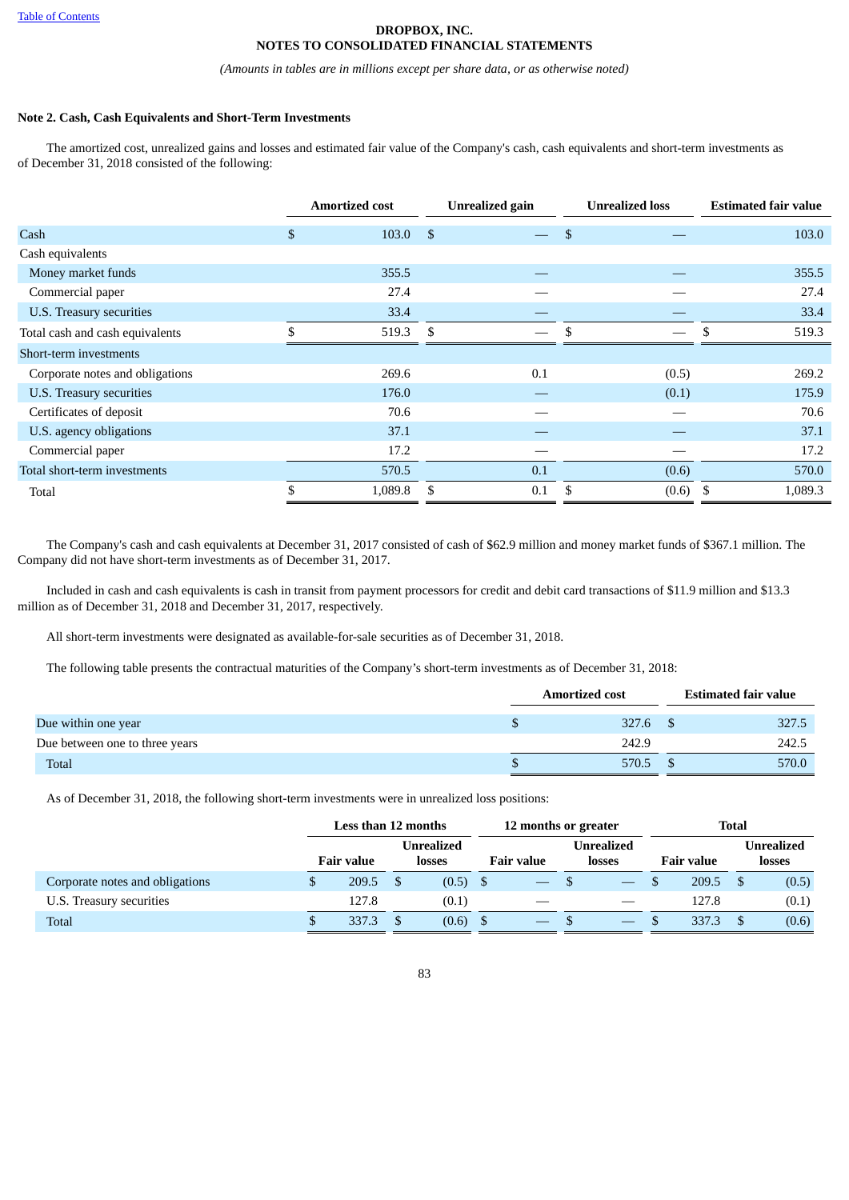**DROPBOX, INC.**
**NOTES TO CONSOLIDATED FINANCIAL STATEMENTS**

*(Amounts in tables are in millions except per share data, or as otherwise noted)*

### Note 2. Cash, Cash Equivalents and Short-Term Investments

The amortized cost, unrealized gains and losses and estimated fair value of the Company's cash, cash equivalents and short-term investments as of December 31, 2018 consisted of the following:

| | Amortized cost | Unrealized gain | Unrealized loss | Estimated fair value |
|---|---|---|---|---|
| Cash | $ 103.0 | $ — | $ — | 103.0 |
| Cash equivalents | | | | |
| Money market funds | 355.5 | — | — | 355.5 |
| Commercial paper | 27.4 | — | — | 27.4 |
| U.S. Treasury securities | 33.4 | — | — | 33.4 |
| Total cash and cash equivalents | $ 519.3 | $ — | $ — | $ 519.3 |
| Short-term investments | | | | |
| Corporate notes and obligations | 269.6 | 0.1 | (0.5) | 269.2 |
| U.S. Treasury securities | 176.0 | — | (0.1) | 175.9 |
| Certificates of deposit | 70.6 | — | — | 70.6 |
| U.S. agency obligations | 37.1 | — | — | 37.1 |
| Commercial paper | 17.2 | — | — | 17.2 |
| Total short-term investments | 570.5 | 0.1 | (0.6) | 570.0 |
| Total | $ 1,089.8 | $ 0.1 | $ (0.6) | $ 1,089.3 |

The Company's cash and cash equivalents at December 31, 2017 consisted of cash of $62.9 million and money market funds of $367.1 million. The Company did not have short-term investments as of December 31, 2017.

Included in cash and cash equivalents is cash in transit from payment processors for credit and debit card transactions of $11.9 million and $13.3 million as of December 31, 2018 and December 31, 2017, respectively.

All short-term investments were designated as available-for-sale securities as of December 31, 2018.

The following table presents the contractual maturities of the Company's short-term investments as of December 31, 2018:

| | Amortized cost | Estimated fair value |
|---|---|---|
| Due within one year | $ 327.6 | $ 327.5 |
| Due between one to three years | 242.9 | 242.5 |
| Total | $ 570.5 | $ 570.0 |

As of December 31, 2018, the following short-term investments were in unrealized loss positions:

| | Less than 12 months | | 12 months or greater | | Total | |
|---|---|---|---|---|---|---|
| | Fair value | Unrealized losses | Fair value | Unrealized losses | Fair value | Unrealized losses |
| Corporate notes and obligations | $ 209.5 | $ (0.5) | $ — | $ — | $ 209.5 | $ (0.5) |
| U.S. Treasury securities | 127.8 | (0.1) | — | — | 127.8 | (0.1) |
| Total | $ 337.3 | $ (0.6) | $ — | $ — | $ 337.3 | $ (0.6) |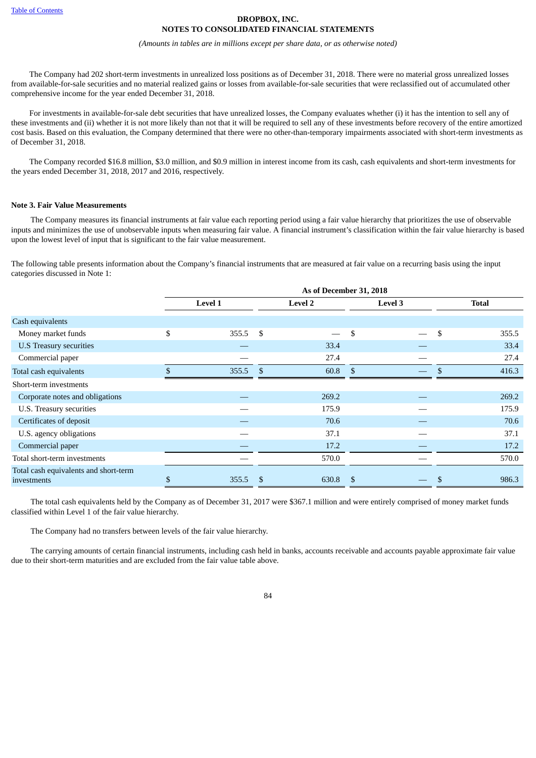The Company had 202 short-term investments in unrealized loss positions as of December 31, 2018. There were no material gross unrealized losses from available-for-sale securities and no material realized gains or losses from available-for-sale securities that were reclassified out of accumulated other comprehensive income for the year ended December 31, 2018.

For investments in available-for-sale debt securities that have unrealized losses, the Company evaluates whether (i) it has the intention to sell any of these investments and (ii) whether it is not more likely than not that it will be required to sell any of these investments before recovery of the entire amortized cost basis. Based on this evaluation, the Company determined that there were no other-than-temporary impairments associated with short-term investments as of December 31, 2018.

The Company recorded $16.8 million, $3.0 million, and $0.9 million in interest income from its cash, cash equivalents and short-term investments for the years ended December 31, 2018, 2017 and 2016, respectively.

**Note 3. Fair Value Measurements**

The Company measures its financial instruments at fair value each reporting period using a fair value hierarchy that prioritizes the use of observable inputs and minimizes the use of unobservable inputs when measuring fair value. A financial instrument's classification within the fair value hierarchy is based upon the lowest level of input that is significant to the fair value measurement.

The following table presents information about the Company's financial instruments that are measured at fair value on a recurring basis using the input categories discussed in Note 1:

| | As of December 31, 2018 | | | |
|---|---|---|---|---|
| | Level 1 | Level 2 | Level 3 | Total |
| Cash equivalents | | | | |
| Money market funds | $ 355.5 | $ — | $ — | $ 355.5 |
| U.S Treasury securities | — | 33.4 | — | 33.4 |
| Commercial paper | — | 27.4 | — | 27.4 |
| Total cash equivalents | $ 355.5 | $ 60.8 | $ — | $ 416.3 |
| Short-term investments | | | | |
| Corporate notes and obligations | — | 269.2 | — | 269.2 |
| U.S. Treasury securities | — | 175.9 | — | 175.9 |
| Certificates of deposit | — | 70.6 | — | 70.6 |
| U.S. agency obligations | — | 37.1 | — | 37.1 |
| Commercial paper | — | 17.2 | — | 17.2 |
| Total short-term investments | — | 570.0 | — | 570.0 |
| Total cash equivalents and short-term investments | $ 355.5 | $ 630.8 | $ — | $ 986.3 |

The total cash equivalents held by the Company as of December 31, 2017 were $367.1 million and were entirely comprised of money market funds classified within Level 1 of the fair value hierarchy.

The Company had no transfers between levels of the fair value hierarchy.

The carrying amounts of certain financial instruments, including cash held in banks, accounts receivable and accounts payable approximate fair value due to their short-term maturities and are excluded from the fair value table above.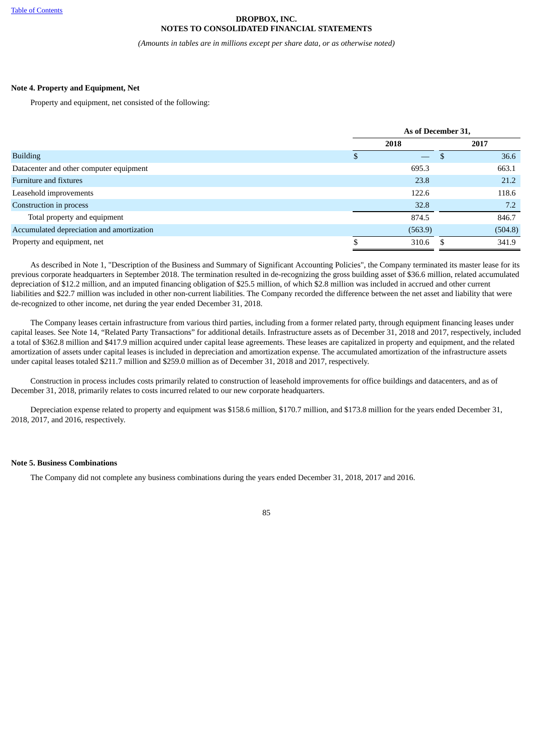DROPBOX, INC.
NOTES TO CONSOLIDATED FINANCIAL STATEMENTS

*(Amounts in tables are in millions except per share data, or as otherwise noted)*

### Note 4. Property and Equipment, Net

Property and equipment, net consisted of the following:

| | As of December 31, | |
|---|---|---|
| | 2018 | 2017 |
| Building | $ — | $ 36.6 |
| Datacenter and other computer equipment | 695.3 | 663.1 |
| Furniture and fixtures | 23.8 | 21.2 |
| Leasehold improvements | 122.6 | 118.6 |
| Construction in process | 32.8 | 7.2 |
| Total property and equipment | 874.5 | 846.7 |
| Accumulated depreciation and amortization | (563.9) | (504.8) |
| Property and equipment, net | $ 310.6 | $ 341.9 |

As described in Note 1, "Description of the Business and Summary of Significant Accounting Policies", the Company terminated its master lease for its previous corporate headquarters in September 2018. The termination resulted in de-recognizing the gross building asset of $36.6 million, related accumulated depreciation of $12.2 million, and an imputed financing obligation of $25.5 million, of which $2.8 million was included in accrued and other current liabilities and $22.7 million was included in other non-current liabilities. The Company recorded the difference between the net asset and liability that were de-recognized to other income, net during the year ended December 31, 2018.

The Company leases certain infrastructure from various third parties, including from a former related party, through equipment financing leases under capital leases. See Note 14, "Related Party Transactions" for additional details. Infrastructure assets as of December 31, 2018 and 2017, respectively, included a total of $362.8 million and $417.9 million acquired under capital lease agreements. These leases are capitalized in property and equipment, and the related amortization of assets under capital leases is included in depreciation and amortization expense. The accumulated amortization of the infrastructure assets under capital leases totaled $211.7 million and $259.0 million as of December 31, 2018 and 2017, respectively.

Construction in process includes costs primarily related to construction of leasehold improvements for office buildings and datacenters, and as of December 31, 2018, primarily relates to costs incurred related to our new corporate headquarters.

Depreciation expense related to property and equipment was $158.6 million, $170.7 million, and $173.8 million for the years ended December 31, 2018, 2017, and 2016, respectively.

### Note 5. Business Combinations

The Company did not complete any business combinations during the years ended December 31, 2018, 2017 and 2016.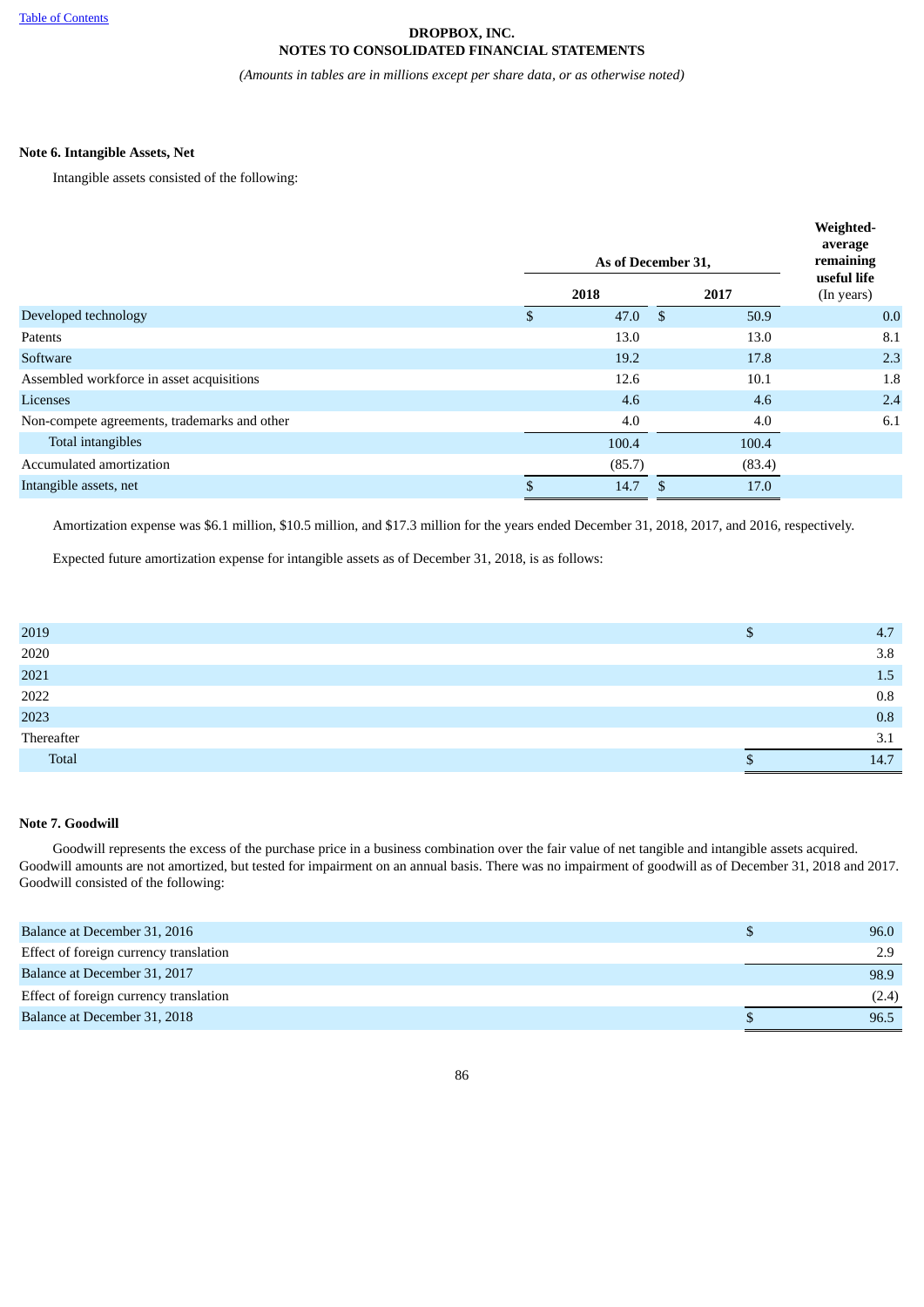DROPBOX, INC.
NOTES TO CONSOLIDATED FINANCIAL STATEMENTS

*(Amounts in tables are in millions except per share data, or as otherwise noted)*

**Note 6. Intangible Assets, Net**

Intangible assets consisted of the following:

| | As of December 31, | | Weighted-average remaining useful life |
|---|---|---|---|
| | 2018 | 2017 | (In years) |
| Developed technology | $ 47.0 | $ 50.9 | 0.0 |
| Patents | 13.0 | 13.0 | 8.1 |
| Software | 19.2 | 17.8 | 2.3 |
| Assembled workforce in asset acquisitions | 12.6 | 10.1 | 1.8 |
| Licenses | 4.6 | 4.6 | 2.4 |
| Non-compete agreements, trademarks and other | 4.0 | 4.0 | 6.1 |
| Total intangibles | 100.4 | 100.4 | |
| Accumulated amortization | (85.7) | (83.4) | |
| Intangible assets, net | $ 14.7 | $ 17.0 | |

Amortization expense was $6.1 million, $10.5 million, and $17.3 million for the years ended December 31, 2018, 2017, and 2016, respectively.

Expected future amortization expense for intangible assets as of December 31, 2018, is as follows:

| | |
|---|---|
| 2019 | $ 4.7 |
| 2020 | 3.8 |
| 2021 | 1.5 |
| 2022 | 0.8 |
| 2023 | 0.8 |
| Thereafter | 3.1 |
| Total | $ 14.7 |

**Note 7. Goodwill**

Goodwill represents the excess of the purchase price in a business combination over the fair value of net tangible and intangible assets acquired. Goodwill amounts are not amortized, but tested for impairment on an annual basis. There was no impairment of goodwill as of December 31, 2018 and 2017. Goodwill consisted of the following:

| | |
|---|---|
| Balance at December 31, 2016 | $ 96.0 |
| Effect of foreign currency translation | 2.9 |
| Balance at December 31, 2017 | 98.9 |
| Effect of foreign currency translation | (2.4) |
| Balance at December 31, 2018 | $ 96.5 |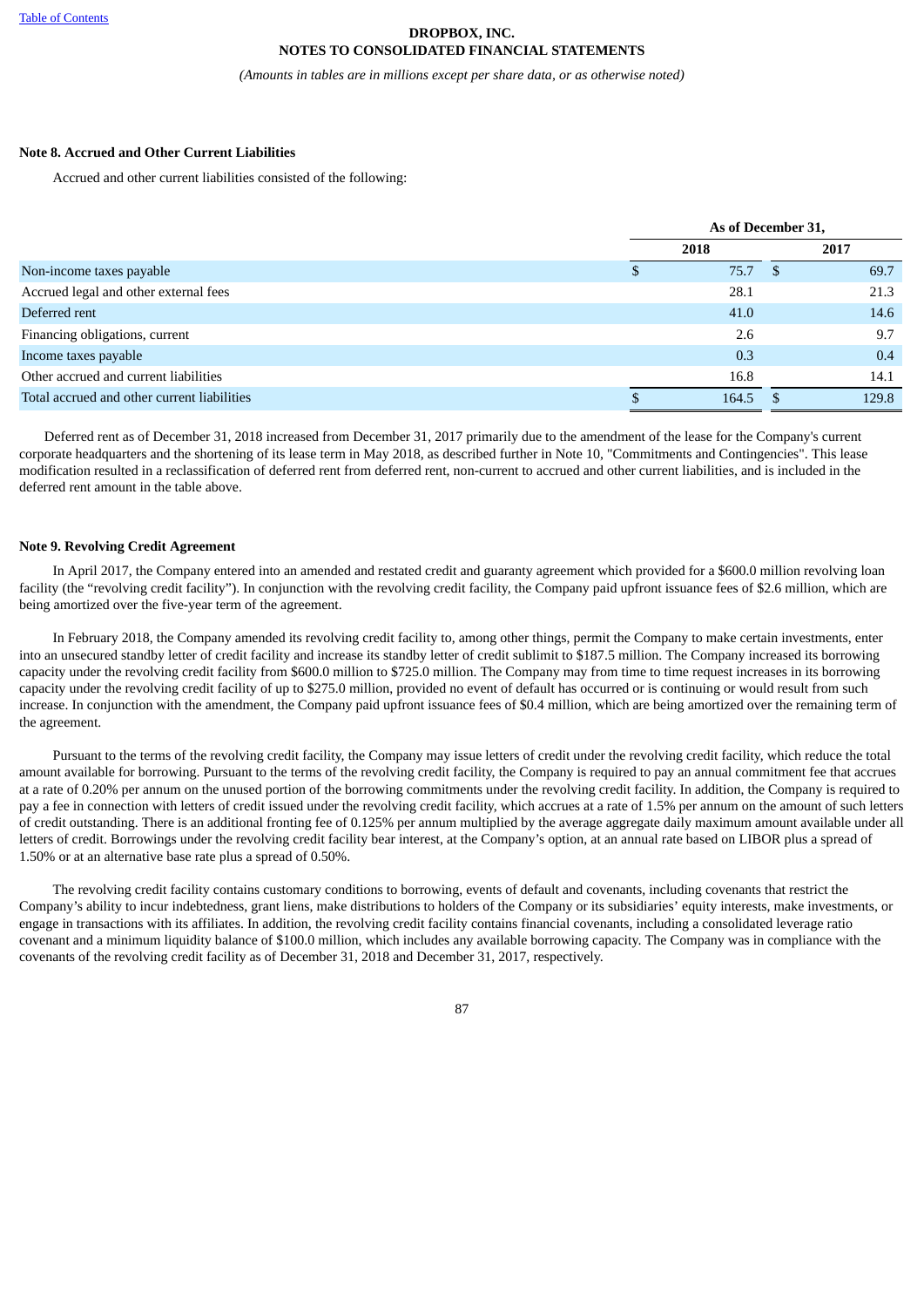DROPBOX, INC.
NOTES TO CONSOLIDATED FINANCIAL STATEMENTS

*(Amounts in tables are in millions except per share data, or as otherwise noted)*

**Note 8. Accrued and Other Current Liabilities**

Accrued and other current liabilities consisted of the following:

| | As of December 31, | |
|---|---|---|
| | 2018 | 2017 |
| Non-income taxes payable | $ 75.7 | $ 69.7 |
| Accrued legal and other external fees | 28.1 | 21.3 |
| Deferred rent | 41.0 | 14.6 |
| Financing obligations, current | 2.6 | 9.7 |
| Income taxes payable | 0.3 | 0.4 |
| Other accrued and current liabilities | 16.8 | 14.1 |
| Total accrued and other current liabilities | $ 164.5 | $ 129.8 |

Deferred rent as of December 31, 2018 increased from December 31, 2017 primarily due to the amendment of the lease for the Company's current corporate headquarters and the shortening of its lease term in May 2018, as described further in Note 10, "Commitments and Contingencies". This lease modification resulted in a reclassification of deferred rent from deferred rent, non-current to accrued and other current liabilities, and is included in the deferred rent amount in the table above.

**Note 9. Revolving Credit Agreement**

In April 2017, the Company entered into an amended and restated credit and guaranty agreement which provided for a $600.0 million revolving loan facility (the "revolving credit facility"). In conjunction with the revolving credit facility, the Company paid upfront issuance fees of $2.6 million, which are being amortized over the five-year term of the agreement.

In February 2018, the Company amended its revolving credit facility to, among other things, permit the Company to make certain investments, enter into an unsecured standby letter of credit facility and increase its standby letter of credit sublimit to $187.5 million. The Company increased its borrowing capacity under the revolving credit facility from $600.0 million to $725.0 million. The Company may from time to time request increases in its borrowing capacity under the revolving credit facility of up to $275.0 million, provided no event of default has occurred or is continuing or would result from such increase. In conjunction with the amendment, the Company paid upfront issuance fees of $0.4 million, which are being amortized over the remaining term of the agreement.

Pursuant to the terms of the revolving credit facility, the Company may issue letters of credit under the revolving credit facility, which reduce the total amount available for borrowing. Pursuant to the terms of the revolving credit facility, the Company is required to pay an annual commitment fee that accrues at a rate of 0.20% per annum on the unused portion of the borrowing commitments under the revolving credit facility. In addition, the Company is required to pay a fee in connection with letters of credit issued under the revolving credit facility, which accrues at a rate of 1.5% per annum on the amount of such letters of credit outstanding. There is an additional fronting fee of 0.125% per annum multiplied by the average aggregate daily maximum amount available under all letters of credit. Borrowings under the revolving credit facility bear interest, at the Company's option, at an annual rate based on LIBOR plus a spread of 1.50% or at an alternative base rate plus a spread of 0.50%.

The revolving credit facility contains customary conditions to borrowing, events of default and covenants, including covenants that restrict the Company's ability to incur indebtedness, grant liens, make distributions to holders of the Company or its subsidiaries' equity interests, make investments, or engage in transactions with its affiliates. In addition, the revolving credit facility contains financial covenants, including a consolidated leverage ratio covenant and a minimum liquidity balance of $100.0 million, which includes any available borrowing capacity. The Company was in compliance with the covenants of the revolving credit facility as of December 31, 2018 and December 31, 2017, respectively.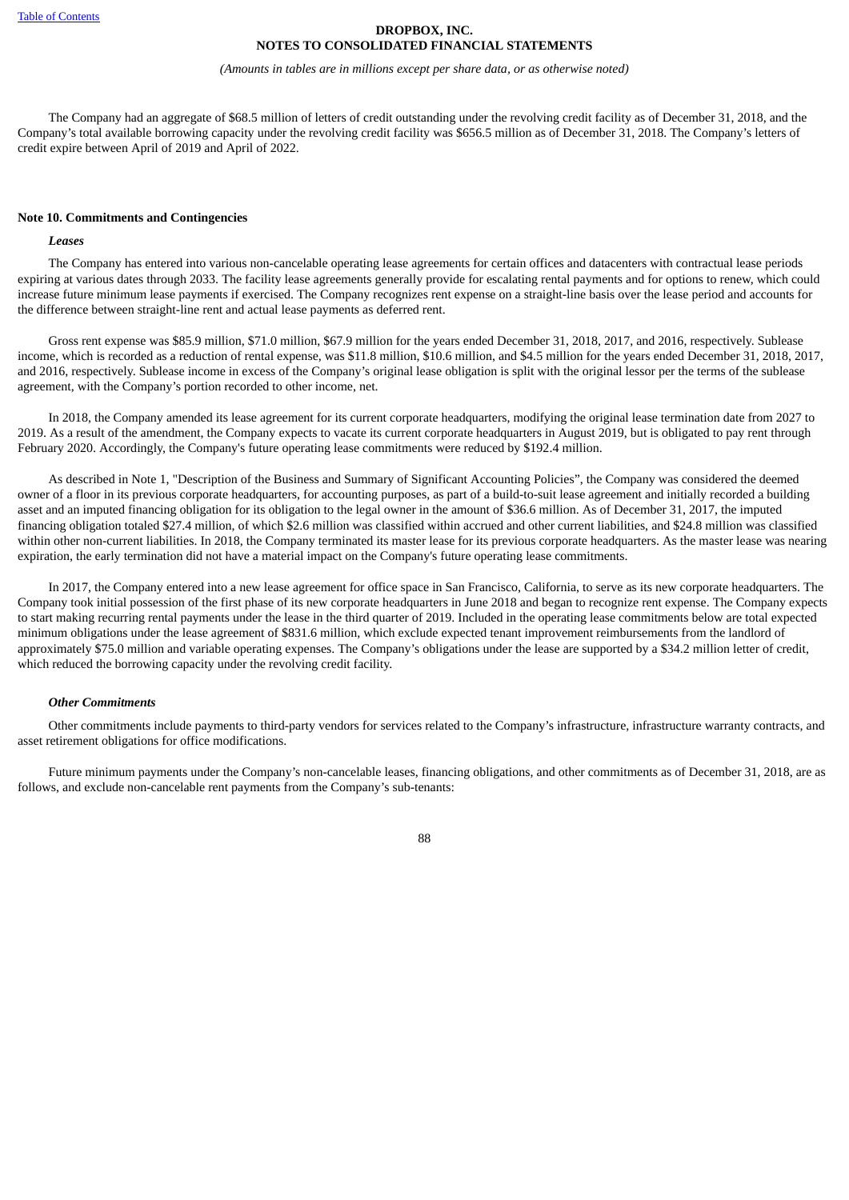The Company had an aggregate of $68.5 million of letters of credit outstanding under the revolving credit facility as of December 31, 2018, and the Company's total available borrowing capacity under the revolving credit facility was $656.5 million as of December 31, 2018. The Company's letters of credit expire between April of 2019 and April of 2022.

**Note 10. Commitments and Contingencies**

***Leases***

The Company has entered into various non-cancelable operating lease agreements for certain offices and datacenters with contractual lease periods expiring at various dates through 2033. The facility lease agreements generally provide for escalating rental payments and for options to renew, which could increase future minimum lease payments if exercised. The Company recognizes rent expense on a straight-line basis over the lease period and accounts for the difference between straight-line rent and actual lease payments as deferred rent.

Gross rent expense was $85.9 million, $71.0 million, $67.9 million for the years ended December 31, 2018, 2017, and 2016, respectively. Sublease income, which is recorded as a reduction of rental expense, was $11.8 million, $10.6 million, and $4.5 million for the years ended December 31, 2018, 2017, and 2016, respectively. Sublease income in excess of the Company's original lease obligation is split with the original lessor per the terms of the sublease agreement, with the Company's portion recorded to other income, net.

In 2018, the Company amended its lease agreement for its current corporate headquarters, modifying the original lease termination date from 2027 to 2019. As a result of the amendment, the Company expects to vacate its current corporate headquarters in August 2019, but is obligated to pay rent through February 2020. Accordingly, the Company's future operating lease commitments were reduced by $192.4 million.

As described in Note 1, "Description of the Business and Summary of Significant Accounting Policies", the Company was considered the deemed owner of a floor in its previous corporate headquarters, for accounting purposes, as part of a build-to-suit lease agreement and initially recorded a building asset and an imputed financing obligation for its obligation to the legal owner in the amount of $36.6 million. As of December 31, 2017, the imputed financing obligation totaled $27.4 million, of which $2.6 million was classified within accrued and other current liabilities, and $24.8 million was classified within other non-current liabilities. In 2018, the Company terminated its master lease for its previous corporate headquarters. As the master lease was nearing expiration, the early termination did not have a material impact on the Company's future operating lease commitments.

In 2017, the Company entered into a new lease agreement for office space in San Francisco, California, to serve as its new corporate headquarters. The Company took initial possession of the first phase of its new corporate headquarters in June 2018 and began to recognize rent expense. The Company expects to start making recurring rental payments under the lease in the third quarter of 2019. Included in the operating lease commitments below are total expected minimum obligations under the lease agreement of $831.6 million, which exclude expected tenant improvement reimbursements from the landlord of approximately $75.0 million and variable operating expenses. The Company's obligations under the lease are supported by a $34.2 million letter of credit, which reduced the borrowing capacity under the revolving credit facility.

***Other Commitments***

Other commitments include payments to third-party vendors for services related to the Company's infrastructure, infrastructure warranty contracts, and asset retirement obligations for office modifications.

Future minimum payments under the Company's non-cancelable leases, financing obligations, and other commitments as of December 31, 2018, are as follows, and exclude non-cancelable rent payments from the Company's sub-tenants: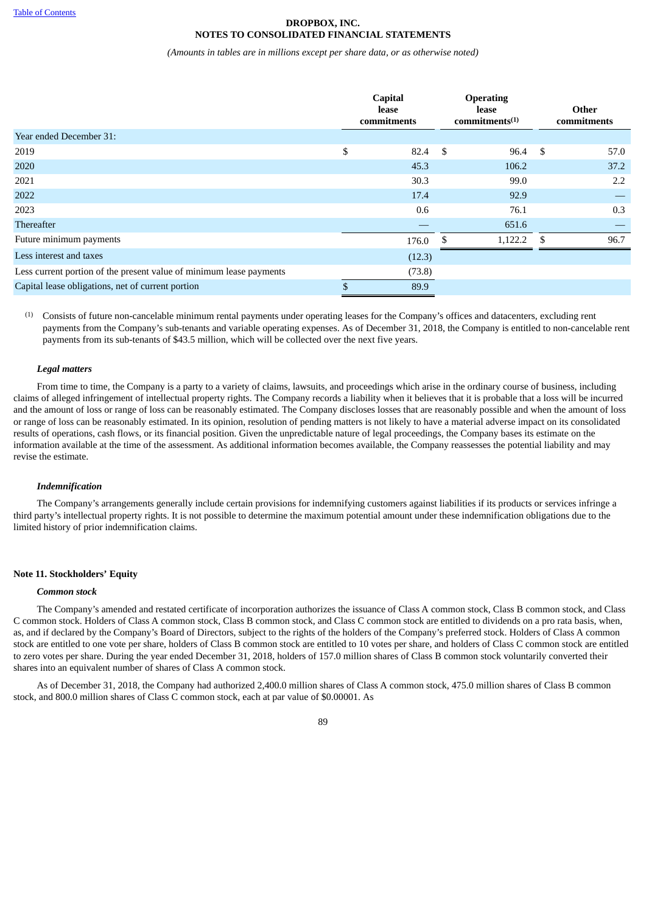| | Capital lease commitments | Operating lease commitments[(1)] | Other commitments |
|---|---|---|---|
| Year ended December 31: | | | |
| 2019 | $ 82.4 | $ 96.4 | $ 57.0 |
| 2020 | 45.3 | 106.2 | 37.2 |
| 2021 | 30.3 | 99.0 | 2.2 |
| 2022 | 17.4 | 92.9 | — |
| 2023 | 0.6 | 76.1 | 0.3 |
| Thereafter | — | 651.6 | — |
| Future minimum payments | 176.0 | $ 1,122.2 | $ 96.7 |
| Less interest and taxes | (12.3) | | |
| Less current portion of the present value of minimum lease payments | (73.8) | | |
| Capital lease obligations, net of current portion | $ 89.9 | | |

(1) Consists of future non-cancelable minimum rental payments under operating leases for the Company's offices and datacenters, excluding rent payments from the Company's sub-tenants and variable operating expenses. As of December 31, 2018, the Company is entitled to non-cancelable rent payments from its sub-tenants of $43.5 million, which will be collected over the next five years.

### *Legal matters*

From time to time, the Company is a party to a variety of claims, lawsuits, and proceedings which arise in the ordinary course of business, including claims of alleged infringement of intellectual property rights. The Company records a liability when it believes that it is probable that a loss will be incurred and the amount of loss or range of loss can be reasonably estimated. The Company discloses losses that are reasonably possible and when the amount of loss or range of loss can be reasonably estimated. In its opinion, resolution of pending matters is not likely to have a material adverse impact on its consolidated results of operations, cash flows, or its financial position. Given the unpredictable nature of legal proceedings, the Company bases its estimate on the information available at the time of the assessment. As additional information becomes available, the Company reassesses the potential liability and may revise the estimate.

### *Indemnification*

The Company's arrangements generally include certain provisions for indemnifying customers against liabilities if its products or services infringe a third party's intellectual property rights. It is not possible to determine the maximum potential amount under these indemnification obligations due to the limited history of prior indemnification claims.

## Note 11. Stockholders' Equity

### *Common stock*

The Company's amended and restated certificate of incorporation authorizes the issuance of Class A common stock, Class B common stock, and Class C common stock. Holders of Class A common stock, Class B common stock, and Class C common stock are entitled to dividends on a pro rata basis, when, as, and if declared by the Company's Board of Directors, subject to the rights of the holders of the Company's preferred stock. Holders of Class A common stock are entitled to one vote per share, holders of Class B common stock are entitled to 10 votes per share, and holders of Class C common stock are entitled to zero votes per share. During the year ended December 31, 2018, holders of 157.0 million shares of Class B common stock voluntarily converted their shares into an equivalent number of shares of Class A common stock.

As of December 31, 2018, the Company had authorized 2,400.0 million shares of Class A common stock, 475.0 million shares of Class B common stock, and 800.0 million shares of Class C common stock, each at par value of $0.00001. As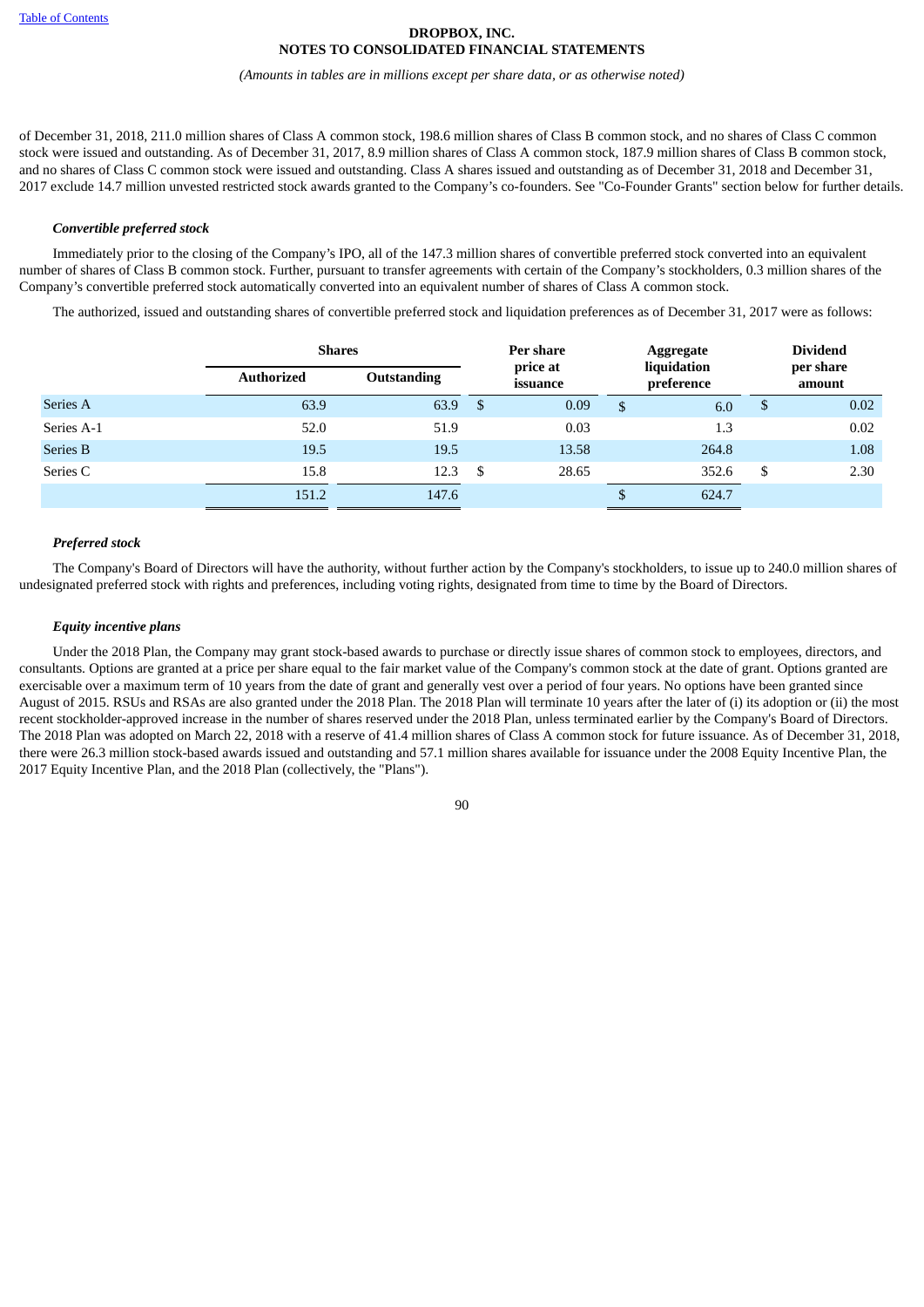of December 31, 2018, 211.0 million shares of Class A common stock, 198.6 million shares of Class B common stock, and no shares of Class C common stock were issued and outstanding. As of December 31, 2017, 8.9 million shares of Class A common stock, 187.9 million shares of Class B common stock, and no shares of Class C common stock were issued and outstanding. Class A shares issued and outstanding as of December 31, 2018 and December 31, 2017 exclude 14.7 million unvested restricted stock awards granted to the Company's co-founders. See "Co-Founder Grants" section below for further details.

***Convertible preferred stock***

Immediately prior to the closing of the Company's IPO, all of the 147.3 million shares of convertible preferred stock converted into an equivalent number of shares of Class B common stock. Further, pursuant to transfer agreements with certain of the Company's stockholders, 0.3 million shares of the Company's convertible preferred stock automatically converted into an equivalent number of shares of Class A common stock.

The authorized, issued and outstanding shares of convertible preferred stock and liquidation preferences as of December 31, 2017 were as follows:

| | Shares | | Per share price at issuance | Aggregate liquidation preference | Dividend per share amount |
|---|---|---|---|---|---|
| | Authorized | Outstanding | | | |
| Series A | 63.9 | 63.9 | $ 0.09 | $ 6.0 | $ 0.02 |
| Series A-1 | 52.0 | 51.9 | 0.03 | 1.3 | 0.02 |
| Series B | 19.5 | 19.5 | 13.58 | 264.8 | 1.08 |
| Series C | 15.8 | 12.3 | $ 28.65 | 352.6 | $ 2.30 |
| | 151.2 | 147.6 | | $ 624.7 | |

***Preferred stock***

The Company's Board of Directors will have the authority, without further action by the Company's stockholders, to issue up to 240.0 million shares of undesignated preferred stock with rights and preferences, including voting rights, designated from time to time by the Board of Directors.

***Equity incentive plans***

Under the 2018 Plan, the Company may grant stock-based awards to purchase or directly issue shares of common stock to employees, directors, and consultants. Options are granted at a price per share equal to the fair market value of the Company's common stock at the date of grant. Options granted are exercisable over a maximum term of 10 years from the date of grant and generally vest over a period of four years. No options have been granted since August of 2015. RSUs and RSAs are also granted under the 2018 Plan. The 2018 Plan will terminate 10 years after the later of (i) its adoption or (ii) the most recent stockholder-approved increase in the number of shares reserved under the 2018 Plan, unless terminated earlier by the Company's Board of Directors. The 2018 Plan was adopted on March 22, 2018 with a reserve of 41.4 million shares of Class A common stock for future issuance. As of December 31, 2018, there were 26.3 million stock-based awards issued and outstanding and 57.1 million shares available for issuance under the 2008 Equity Incentive Plan, the 2017 Equity Incentive Plan, and the 2018 Plan (collectively, the "Plans").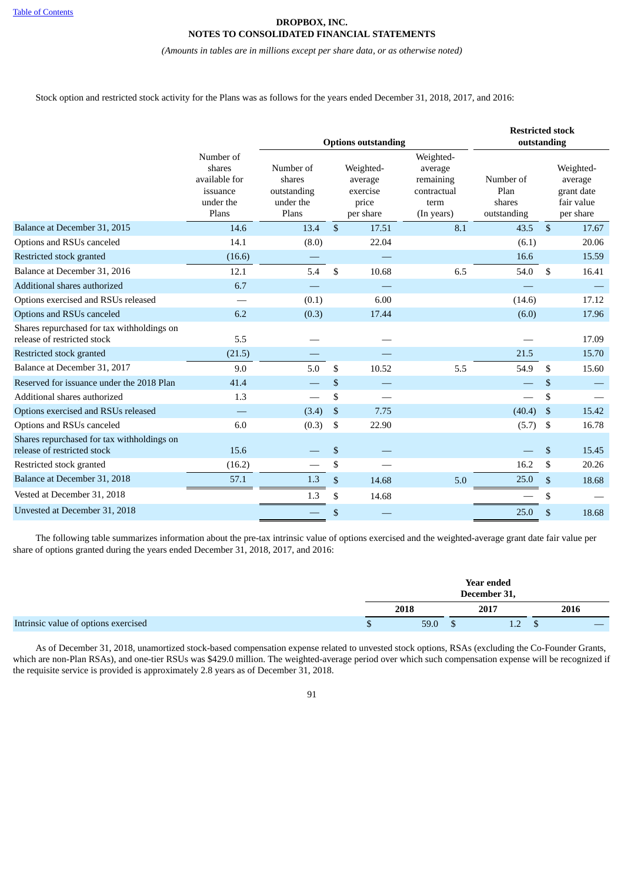**DROPBOX, INC.**
**NOTES TO CONSOLIDATED FINANCIAL STATEMENTS**

*(Amounts in tables are in millions except per share data, or as otherwise noted)*

Stock option and restricted stock activity for the Plans was as follows for the years ended December 31, 2018, 2017, and 2016:

| | | **Options outstanding** | | | **Restricted stock outstanding** | |
|---|---|---|---|---|---|---|
| | Number of shares available for issuance under the Plans | Number of shares outstanding under the Plans | Weighted-average exercise price per share | Weighted-average remaining contractual term (In years) | Number of Plan shares outstanding | Weighted-average grant date fair value per share |
| Balance at December 31, 2015 | 14.6 | 13.4 | $ 17.51 | 8.1 | 43.5 | $ 17.67 |
| Options and RSUs canceled | 14.1 | (8.0) | 22.04 | | (6.1) | 20.06 |
| Restricted stock granted | (16.6) | — | — | | 16.6 | 15.59 |
| Balance at December 31, 2016 | 12.1 | 5.4 | $ 10.68 | 6.5 | 54.0 | $ 16.41 |
| Additional shares authorized | 6.7 | — | — | | — | — |
| Options exercised and RSUs released | — | (0.1) | 6.00 | | (14.6) | 17.12 |
| Options and RSUs canceled | 6.2 | (0.3) | 17.44 | | (6.0) | 17.96 |
| Shares repurchased for tax withholdings on release of restricted stock | 5.5 | — | — | | — | 17.09 |
| Restricted stock granted | (21.5) | — | — | | 21.5 | 15.70 |
| Balance at December 31, 2017 | 9.0 | 5.0 | $ 10.52 | 5.5 | 54.9 | $ 15.60 |
| Reserved for issuance under the 2018 Plan | 41.4 | — | $ — | | — | $ — |
| Additional shares authorized | 1.3 | — | $ — | | — | $ — |
| Options exercised and RSUs released | — | (3.4) | $ 7.75 | | (40.4) | $ 15.42 |
| Options and RSUs canceled | 6.0 | (0.3) | $ 22.90 | | (5.7) | $ 16.78 |
| Shares repurchased for tax withholdings on release of restricted stock | 15.6 | — | $ — | | — | $ 15.45 |
| Restricted stock granted | (16.2) | — | $ — | | 16.2 | $ 20.26 |
| Balance at December 31, 2018 | 57.1 | 1.3 | $ 14.68 | 5.0 | 25.0 | $ 18.68 |
| Vested at December 31, 2018 | | 1.3 | $ 14.68 | | — | $ — |
| Unvested at December 31, 2018 | | — | $ — | | 25.0 | $ 18.68 |

The following table summarizes information about the pre-tax intrinsic value of options exercised and the weighted-average grant date fair value per share of options granted during the years ended December 31, 2018, 2017, and 2016:

| | **Year ended December 31,** | | |
|---|---|---|---|
| | **2018** | **2017** | **2016** |
| Intrinsic value of options exercised | $ 59.0 | $ 1.2 | $ — |

As of December 31, 2018, unamortized stock-based compensation expense related to unvested stock options, RSAs (excluding the Co-Founder Grants, which are non-Plan RSAs), and one-tier RSUs was $429.0 million. The weighted-average period over which such compensation expense will be recognized if the requisite service is provided is approximately 2.8 years as of December 31, 2018.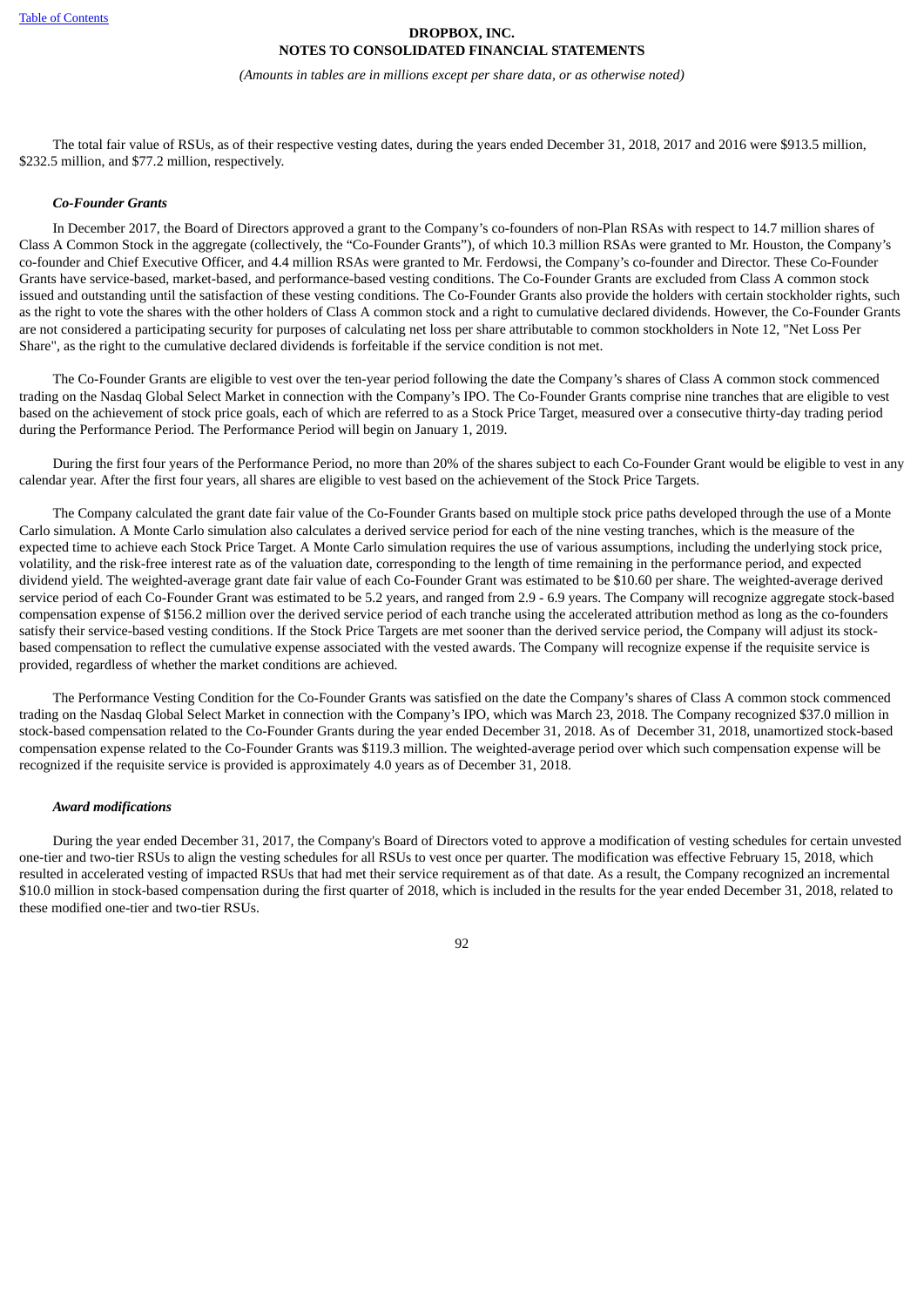The total fair value of RSUs, as of their respective vesting dates, during the years ended December 31, 2018, 2017 and 2016 were $913.5 million, $232.5 million, and $77.2 million, respectively.

***Co-Founder Grants***

In December 2017, the Board of Directors approved a grant to the Company's co-founders of non-Plan RSAs with respect to 14.7 million shares of Class A Common Stock in the aggregate (collectively, the "Co-Founder Grants"), of which 10.3 million RSAs were granted to Mr. Houston, the Company's co-founder and Chief Executive Officer, and 4.4 million RSAs were granted to Mr. Ferdowsi, the Company's co-founder and Director. These Co-Founder Grants have service-based, market-based, and performance-based vesting conditions. The Co-Founder Grants are excluded from Class A common stock issued and outstanding until the satisfaction of these vesting conditions. The Co-Founder Grants also provide the holders with certain stockholder rights, such as the right to vote the shares with the other holders of Class A common stock and a right to cumulative declared dividends. However, the Co-Founder Grants are not considered a participating security for purposes of calculating net loss per share attributable to common stockholders in Note 12, "Net Loss Per Share", as the right to the cumulative declared dividends is forfeitable if the service condition is not met.

The Co-Founder Grants are eligible to vest over the ten-year period following the date the Company's shares of Class A common stock commenced trading on the Nasdaq Global Select Market in connection with the Company's IPO. The Co-Founder Grants comprise nine tranches that are eligible to vest based on the achievement of stock price goals, each of which are referred to as a Stock Price Target, measured over a consecutive thirty-day trading period during the Performance Period. The Performance Period will begin on January 1, 2019.

During the first four years of the Performance Period, no more than 20% of the shares subject to each Co-Founder Grant would be eligible to vest in any calendar year. After the first four years, all shares are eligible to vest based on the achievement of the Stock Price Targets.

The Company calculated the grant date fair value of the Co-Founder Grants based on multiple stock price paths developed through the use of a Monte Carlo simulation. A Monte Carlo simulation also calculates a derived service period for each of the nine vesting tranches, which is the measure of the expected time to achieve each Stock Price Target. A Monte Carlo simulation requires the use of various assumptions, including the underlying stock price, volatility, and the risk-free interest rate as of the valuation date, corresponding to the length of time remaining in the performance period, and expected dividend yield. The weighted-average grant date fair value of each Co-Founder Grant was estimated to be $10.60 per share. The weighted-average derived service period of each Co-Founder Grant was estimated to be 5.2 years, and ranged from 2.9 - 6.9 years. The Company will recognize aggregate stock-based compensation expense of $156.2 million over the derived service period of each tranche using the accelerated attribution method as long as the co-founders satisfy their service-based vesting conditions. If the Stock Price Targets are met sooner than the derived service period, the Company will adjust its stock-based compensation to reflect the cumulative expense associated with the vested awards. The Company will recognize expense if the requisite service is provided, regardless of whether the market conditions are achieved.

The Performance Vesting Condition for the Co-Founder Grants was satisfied on the date the Company's shares of Class A common stock commenced trading on the Nasdaq Global Select Market in connection with the Company's IPO, which was March 23, 2018. The Company recognized $37.0 million in stock-based compensation related to the Co-Founder Grants during the year ended December 31, 2018. As of December 31, 2018, unamortized stock-based compensation expense related to the Co-Founder Grants was $119.3 million. The weighted-average period over which such compensation expense will be recognized if the requisite service is provided is approximately 4.0 years as of December 31, 2018.

***Award modifications***

During the year ended December 31, 2017, the Company's Board of Directors voted to approve a modification of vesting schedules for certain unvested one-tier and two-tier RSUs to align the vesting schedules for all RSUs to vest once per quarter. The modification was effective February 15, 2018, which resulted in accelerated vesting of impacted RSUs that had met their service requirement as of that date. As a result, the Company recognized an incremental $10.0 million in stock-based compensation during the first quarter of 2018, which is included in the results for the year ended December 31, 2018, related to these modified one-tier and two-tier RSUs.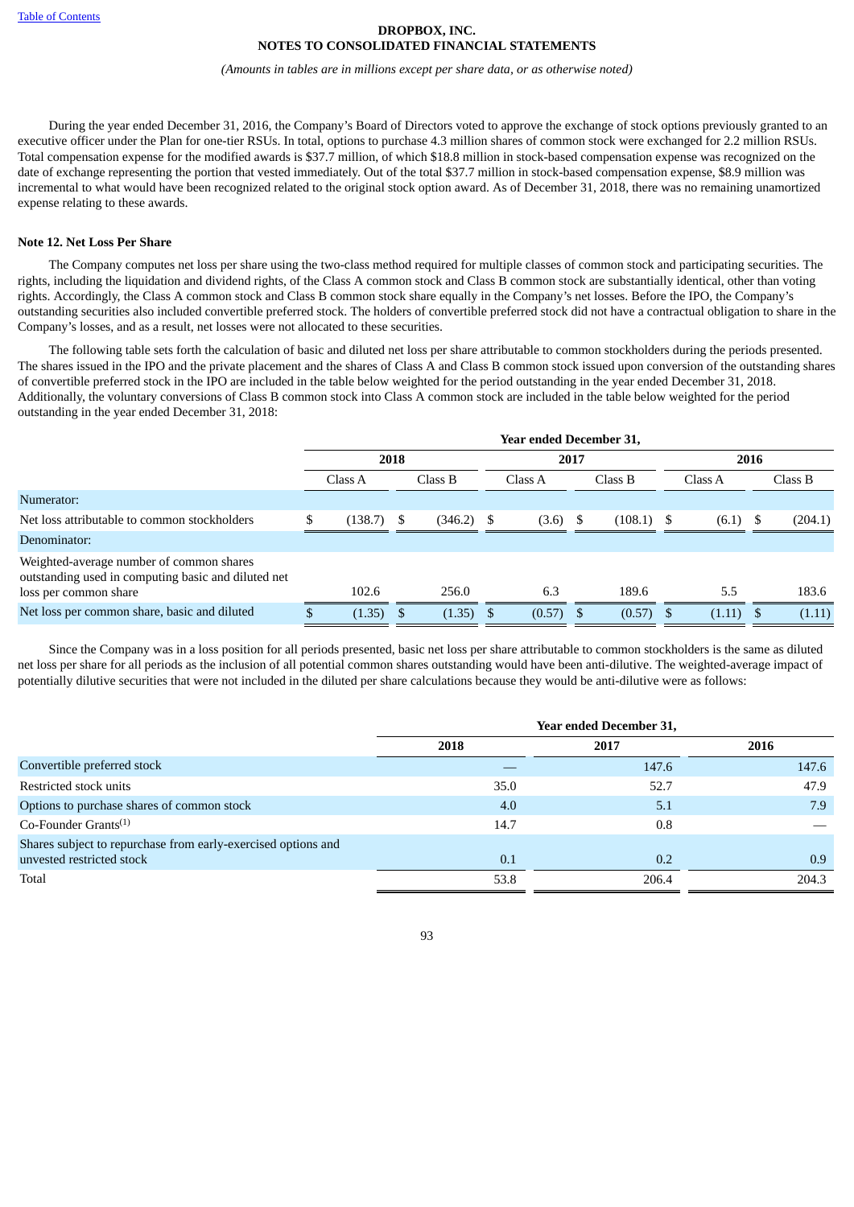DROPBOX, INC.
NOTES TO CONSOLIDATED FINANCIAL STATEMENTS

*(Amounts in tables are in millions except per share data, or as otherwise noted)*

During the year ended December 31, 2016, the Company's Board of Directors voted to approve the exchange of stock options previously granted to an executive officer under the Plan for one-tier RSUs. In total, options to purchase 4.3 million shares of common stock were exchanged for 2.2 million RSUs. Total compensation expense for the modified awards is $37.7 million, of which $18.8 million in stock-based compensation expense was recognized on the date of exchange representing the portion that vested immediately. Out of the total $37.7 million in stock-based compensation expense, $8.9 million was incremental to what would have been recognized related to the original stock option award. As of December 31, 2018, there was no remaining unamortized expense relating to these awards.

**Note 12. Net Loss Per Share**

The Company computes net loss per share using the two-class method required for multiple classes of common stock and participating securities. The rights, including the liquidation and dividend rights, of the Class A common stock and Class B common stock are substantially identical, other than voting rights. Accordingly, the Class A common stock and Class B common stock share equally in the Company's net losses. Before the IPO, the Company's outstanding securities also included convertible preferred stock. The holders of convertible preferred stock did not have a contractual obligation to share in the Company's losses, and as a result, net losses were not allocated to these securities.

The following table sets forth the calculation of basic and diluted net loss per share attributable to common stockholders during the periods presented. The shares issued in the IPO and the private placement and the shares of Class A and Class B common stock issued upon conversion of the outstanding shares of convertible preferred stock in the IPO are included in the table below weighted for the period outstanding in the year ended December 31, 2018. Additionally, the voluntary conversions of Class B common stock into Class A common stock are included in the table below weighted for the period outstanding in the year ended December 31, 2018:

| | Year ended December 31, | | | | | |
|---|---|---|---|---|---|---|
| | 2018 | | 2017 | | 2016 | |
| | Class A | Class B | Class A | Class B | Class A | Class B |
| Numerator: | | | | | | |
| Net loss attributable to common stockholders | $ (138.7) | $ (346.2) | $ (3.6) | $ (108.1) | $ (6.1) | $ (204.1) |
| Denominator: | | | | | | |
| Weighted-average number of common shares outstanding used in computing basic and diluted net loss per common share | 102.6 | 256.0 | 6.3 | 189.6 | 5.5 | 183.6 |
| Net loss per common share, basic and diluted | $ (1.35) | $ (1.35) | $ (0.57) | $ (0.57) | $ (1.11) | $ (1.11) |

Since the Company was in a loss position for all periods presented, basic net loss per share attributable to common stockholders is the same as diluted net loss per share for all periods as the inclusion of all potential common shares outstanding would have been anti-dilutive. The weighted-average impact of potentially dilutive securities that were not included in the diluted per share calculations because they would be anti-dilutive were as follows:

| | Year ended December 31, | | |
|---|---|---|---|
| | 2018 | 2017 | 2016 |
| Convertible preferred stock | — | 147.6 | 147.6 |
| Restricted stock units | 35.0 | 52.7 | 47.9 |
| Options to purchase shares of common stock | 4.0 | 5.1 | 7.9 |
| Co-Founder Grants[(1)] | 14.7 | 0.8 | — |
| Shares subject to repurchase from early-exercised options and unvested restricted stock | 0.1 | 0.2 | 0.9 |
| Total | 53.8 | 206.4 | 204.3 |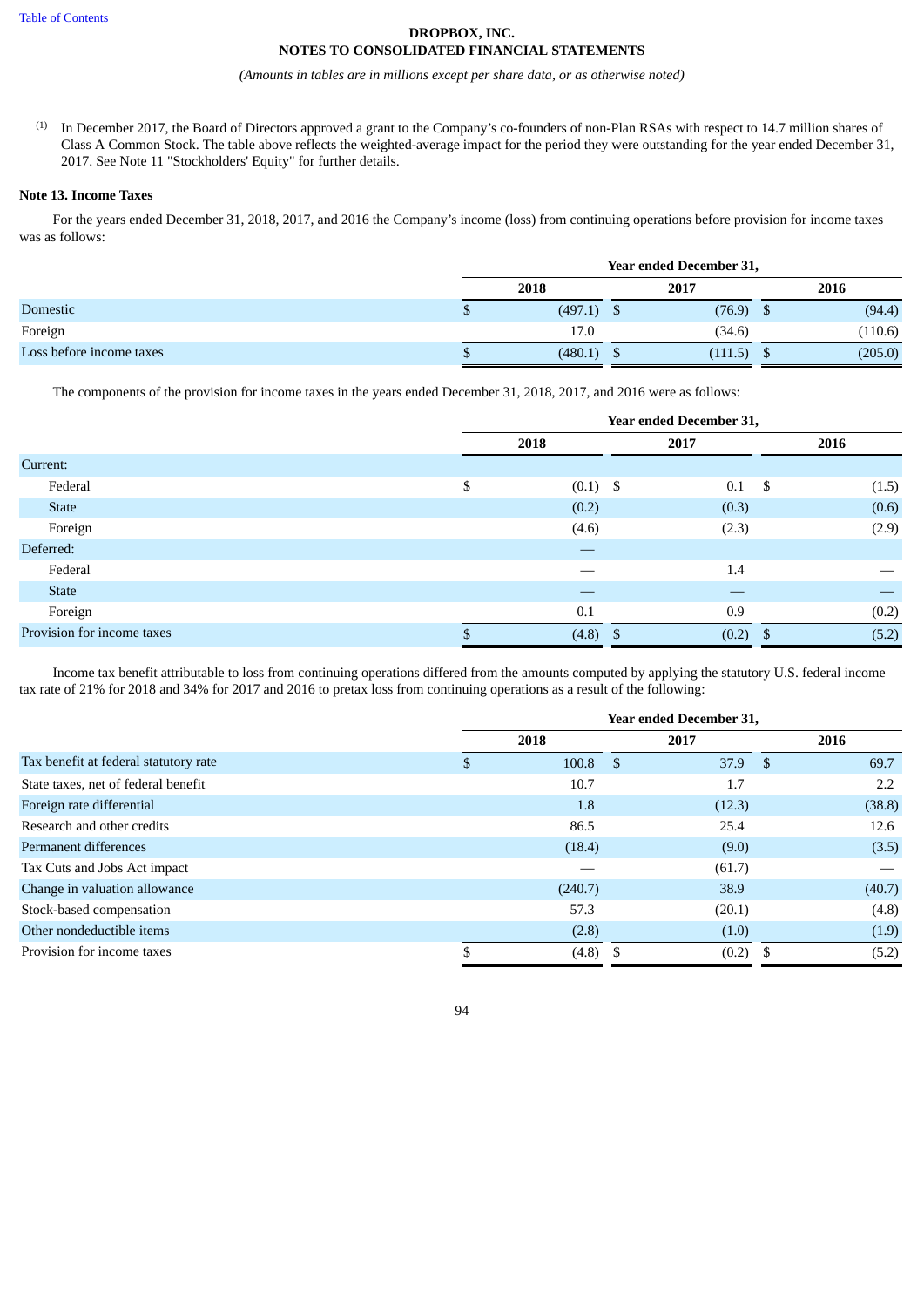**DROPBOX, INC.**
**NOTES TO CONSOLIDATED FINANCIAL STATEMENTS**

*(Amounts in tables are in millions except per share data, or as otherwise noted)*

(1) In December 2017, the Board of Directors approved a grant to the Company's co-founders of non-Plan RSAs with respect to 14.7 million shares of Class A Common Stock. The table above reflects the weighted-average impact for the period they were outstanding for the year ended December 31, 2017. See Note 11 "Stockholders' Equity" for further details.

**Note 13. Income Taxes**

For the years ended December 31, 2018, 2017, and 2016 the Company's income (loss) from continuing operations before provision for income taxes was as follows:

| | Year ended December 31, | | |
|---|---|---|---|
| | 2018 | 2017 | 2016 |
| Domestic | $ (497.1) | $ (76.9) | $ (94.4) |
| Foreign | 17.0 | (34.6) | (110.6) |
| Loss before income taxes | $ (480.1) | $ (111.5) | $ (205.0) |

The components of the provision for income taxes in the years ended December 31, 2018, 2017, and 2016 were as follows:

| | Year ended December 31, | | |
|---|---|---|---|
| | 2018 | 2017 | 2016 |
| Current: | | | |
| Federal | $ (0.1) | $ 0.1 | $ (1.5) |
| State | (0.2) | (0.3) | (0.6) |
| Foreign | (4.6) | (2.3) | (2.9) |
| Deferred: | — | | |
| Federal | — | 1.4 | — |
| State | — | — | — |
| Foreign | 0.1 | 0.9 | (0.2) |
| Provision for income taxes | $ (4.8) | $ (0.2) | $ (5.2) |

Income tax benefit attributable to loss from continuing operations differed from the amounts computed by applying the statutory U.S. federal income tax rate of 21% for 2018 and 34% for 2017 and 2016 to pretax loss from continuing operations as a result of the following:

| | Year ended December 31, | | |
|---|---|---|---|
| | 2018 | 2017 | 2016 |
| Tax benefit at federal statutory rate | $ 100.8 | $ 37.9 | $ 69.7 |
| State taxes, net of federal benefit | 10.7 | 1.7 | 2.2 |
| Foreign rate differential | 1.8 | (12.3) | (38.8) |
| Research and other credits | 86.5 | 25.4 | 12.6 |
| Permanent differences | (18.4) | (9.0) | (3.5) |
| Tax Cuts and Jobs Act impact | — | (61.7) | — |
| Change in valuation allowance | (240.7) | 38.9 | (40.7) |
| Stock-based compensation | 57.3 | (20.1) | (4.8) |
| Other nondeductible items | (2.8) | (1.0) | (1.9) |
| Provision for income taxes | $ (4.8) | $ (0.2) | $ (5.2) |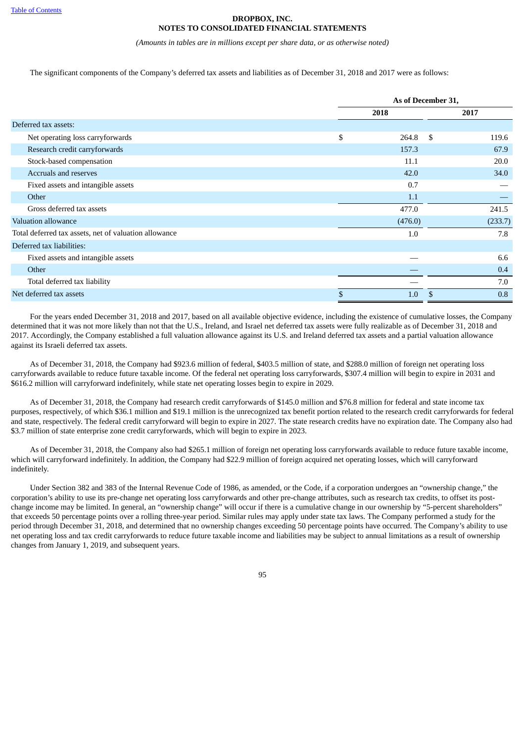The significant components of the Company's deferred tax assets and liabilities as of December 31, 2018 and 2017 were as follows:

| | As of December 31, | |
|---|---|---|
| | 2018 | 2017 |
| Deferred tax assets: | | |
| Net operating loss carryforwards | $ 264.8 | $ 119.6 |
| Research credit carryforwards | 157.3 | 67.9 |
| Stock-based compensation | 11.1 | 20.0 |
| Accruals and reserves | 42.0 | 34.0 |
| Fixed assets and intangible assets | 0.7 | — |
| Other | 1.1 | — |
| Gross deferred tax assets | 477.0 | 241.5 |
| Valuation allowance | (476.0) | (233.7) |
| Total deferred tax assets, net of valuation allowance | 1.0 | 7.8 |
| Deferred tax liabilities: | | |
| Fixed assets and intangible assets | — | 6.6 |
| Other | — | 0.4 |
| Total deferred tax liability | — | 7.0 |
| Net deferred tax assets | $ 1.0 | $ 0.8 |

For the years ended December 31, 2018 and 2017, based on all available objective evidence, including the existence of cumulative losses, the Company determined that it was not more likely than not that the U.S., Ireland, and Israel net deferred tax assets were fully realizable as of December 31, 2018 and 2017. Accordingly, the Company established a full valuation allowance against its U.S. and Ireland deferred tax assets and a partial valuation allowance against its Israeli deferred tax assets.

As of December 31, 2018, the Company had $923.6 million of federal, $403.5 million of state, and $288.0 million of foreign net operating loss carryforwards available to reduce future taxable income. Of the federal net operating loss carryforwards, $307.4 million will begin to expire in 2031 and $616.2 million will carryforward indefinitely, while state net operating losses begin to expire in 2029.

As of December 31, 2018, the Company had research credit carryforwards of $145.0 million and $76.8 million for federal and state income tax purposes, respectively, of which $36.1 million and $19.1 million is the unrecognized tax benefit portion related to the research credit carryforwards for federal and state, respectively. The federal credit carryforward will begin to expire in 2027. The state research credits have no expiration date. The Company also had $3.7 million of state enterprise zone credit carryforwards, which will begin to expire in 2023.

As of December 31, 2018, the Company also had $265.1 million of foreign net operating loss carryforwards available to reduce future taxable income, which will carryforward indefinitely. In addition, the Company had $22.9 million of foreign acquired net operating losses, which will carryforward indefinitely.

Under Section 382 and 383 of the Internal Revenue Code of 1986, as amended, or the Code, if a corporation undergoes an "ownership change," the corporation's ability to use its pre-change net operating loss carryforwards and other pre-change attributes, such as research tax credits, to offset its post-change income may be limited. In general, an "ownership change" will occur if there is a cumulative change in our ownership by "5-percent shareholders" that exceeds 50 percentage points over a rolling three-year period. Similar rules may apply under state tax laws. The Company performed a study for the period through December 31, 2018, and determined that no ownership changes exceeding 50 percentage points have occurred. The Company's ability to use net operating loss and tax credit carryforwards to reduce future taxable income and liabilities may be subject to annual limitations as a result of ownership changes from January 1, 2019, and subsequent years.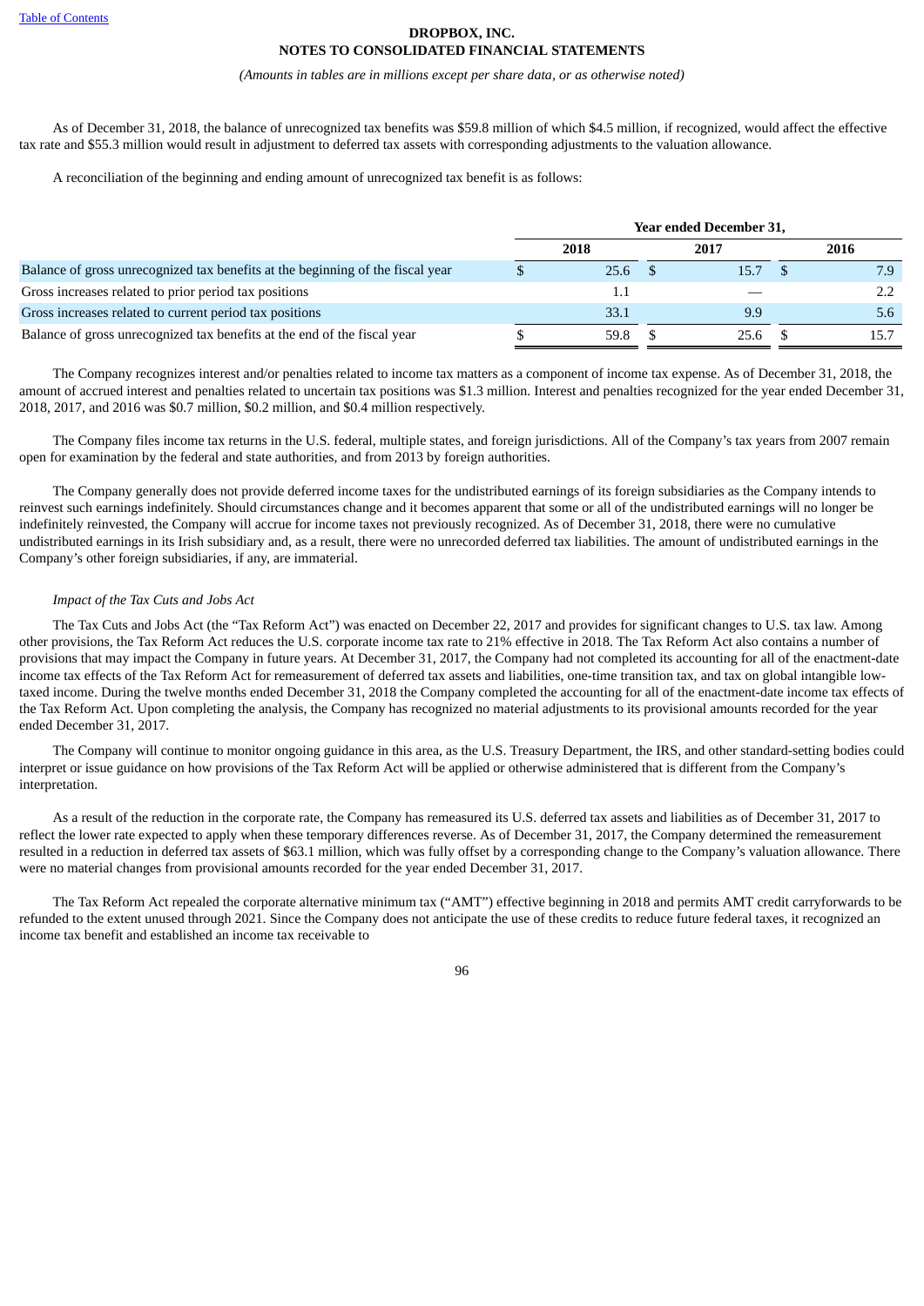As of December 31, 2018, the balance of unrecognized tax benefits was $59.8 million of which $4.5 million, if recognized, would affect the effective tax rate and $55.3 million would result in adjustment to deferred tax assets with corresponding adjustments to the valuation allowance.

A reconciliation of the beginning and ending amount of unrecognized tax benefit is as follows:

| | Year ended December 31, | | |
|---|---|---|---|
| | 2018 | 2017 | 2016 |
| Balance of gross unrecognized tax benefits at the beginning of the fiscal year | $ 25.6 | $ 15.7 | $ 7.9 |
| Gross increases related to prior period tax positions | 1.1 | — | 2.2 |
| Gross increases related to current period tax positions | 33.1 | 9.9 | 5.6 |
| Balance of gross unrecognized tax benefits at the end of the fiscal year | $ 59.8 | $ 25.6 | $ 15.7 |

The Company recognizes interest and/or penalties related to income tax matters as a component of income tax expense. As of December 31, 2018, the amount of accrued interest and penalties related to uncertain tax positions was $1.3 million. Interest and penalties recognized for the year ended December 31, 2018, 2017, and 2016 was $0.7 million, $0.2 million, and $0.4 million respectively.

The Company files income tax returns in the U.S. federal, multiple states, and foreign jurisdictions. All of the Company's tax years from 2007 remain open for examination by the federal and state authorities, and from 2013 by foreign authorities.

The Company generally does not provide deferred income taxes for the undistributed earnings of its foreign subsidiaries as the Company intends to reinvest such earnings indefinitely. Should circumstances change and it becomes apparent that some or all of the undistributed earnings will no longer be indefinitely reinvested, the Company will accrue for income taxes not previously recognized. As of December 31, 2018, there were no cumulative undistributed earnings in its Irish subsidiary and, as a result, there were no unrecorded deferred tax liabilities. The amount of undistributed earnings in the Company's other foreign subsidiaries, if any, are immaterial.

*Impact of the Tax Cuts and Jobs Act*

The Tax Cuts and Jobs Act (the "Tax Reform Act") was enacted on December 22, 2017 and provides for significant changes to U.S. tax law. Among other provisions, the Tax Reform Act reduces the U.S. corporate income tax rate to 21% effective in 2018. The Tax Reform Act also contains a number of provisions that may impact the Company in future years. At December 31, 2017, the Company had not completed its accounting for all of the enactment-date income tax effects of the Tax Reform Act for remeasurement of deferred tax assets and liabilities, one-time transition tax, and tax on global intangible low-taxed income. During the twelve months ended December 31, 2018 the Company completed the accounting for all of the enactment-date income tax effects of the Tax Reform Act. Upon completing the analysis, the Company has recognized no material adjustments to its provisional amounts recorded for the year ended December 31, 2017.

The Company will continue to monitor ongoing guidance in this area, as the U.S. Treasury Department, the IRS, and other standard-setting bodies could interpret or issue guidance on how provisions of the Tax Reform Act will be applied or otherwise administered that is different from the Company's interpretation.

As a result of the reduction in the corporate rate, the Company has remeasured its U.S. deferred tax assets and liabilities as of December 31, 2017 to reflect the lower rate expected to apply when these temporary differences reverse. As of December 31, 2017, the Company determined the remeasurement resulted in a reduction in deferred tax assets of $63.1 million, which was fully offset by a corresponding change to the Company's valuation allowance. There were no material changes from provisional amounts recorded for the year ended December 31, 2017.

The Tax Reform Act repealed the corporate alternative minimum tax ("AMT") effective beginning in 2018 and permits AMT credit carryforwards to be refunded to the extent unused through 2021. Since the Company does not anticipate the use of these credits to reduce future federal taxes, it recognized an income tax benefit and established an income tax receivable to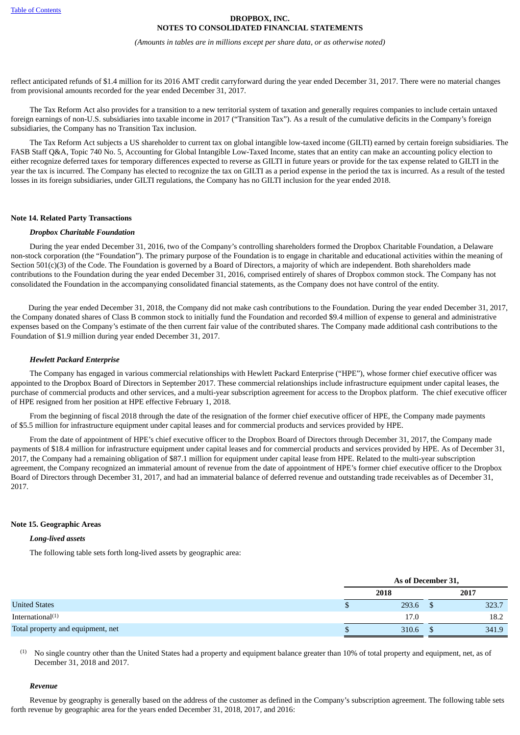reflect anticipated refunds of $1.4 million for its 2016 AMT credit carryforward during the year ended December 31, 2017. There were no material changes from provisional amounts recorded for the year ended December 31, 2017.

The Tax Reform Act also provides for a transition to a new territorial system of taxation and generally requires companies to include certain untaxed foreign earnings of non-U.S. subsidiaries into taxable income in 2017 ("Transition Tax"). As a result of the cumulative deficits in the Company's foreign subsidiaries, the Company has no Transition Tax inclusion.

The Tax Reform Act subjects a US shareholder to current tax on global intangible low-taxed income (GILTI) earned by certain foreign subsidiaries. The FASB Staff Q&A, Topic 740 No. 5, Accounting for Global Intangible Low-Taxed Income, states that an entity can make an accounting policy election to either recognize deferred taxes for temporary differences expected to reverse as GILTI in future years or provide for the tax expense related to GILTI in the year the tax is incurred. The Company has elected to recognize the tax on GILTI as a period expense in the period the tax is incurred. As a result of the tested losses in its foreign subsidiaries, under GILTI regulations, the Company has no GILTI inclusion for the year ended 2018.

**Note 14. Related Party Transactions**

***Dropbox Charitable Foundation***

During the year ended December 31, 2016, two of the Company's controlling shareholders formed the Dropbox Charitable Foundation, a Delaware non-stock corporation (the "Foundation"). The primary purpose of the Foundation is to engage in charitable and educational activities within the meaning of Section 501(c)(3) of the Code. The Foundation is governed by a Board of Directors, a majority of which are independent. Both shareholders made contributions to the Foundation during the year ended December 31, 2016, comprised entirely of shares of Dropbox common stock. The Company has not consolidated the Foundation in the accompanying consolidated financial statements, as the Company does not have control of the entity.

During the year ended December 31, 2018, the Company did not make cash contributions to the Foundation. During the year ended December 31, 2017, the Company donated shares of Class B common stock to initially fund the Foundation and recorded $9.4 million of expense to general and administrative expenses based on the Company's estimate of the then current fair value of the contributed shares. The Company made additional cash contributions to the Foundation of $1.9 million during year ended December 31, 2017.

***Hewlett Packard Enterprise***

The Company has engaged in various commercial relationships with Hewlett Packard Enterprise ("HPE"), whose former chief executive officer was appointed to the Dropbox Board of Directors in September 2017. These commercial relationships include infrastructure equipment under capital leases, the purchase of commercial products and other services, and a multi-year subscription agreement for access to the Dropbox platform. The chief executive officer of HPE resigned from her position at HPE effective February 1, 2018.

From the beginning of fiscal 2018 through the date of the resignation of the former chief executive officer of HPE, the Company made payments of $5.5 million for infrastructure equipment under capital leases and for commercial products and services provided by HPE.

From the date of appointment of HPE's chief executive officer to the Dropbox Board of Directors through December 31, 2017, the Company made payments of $18.4 million for infrastructure equipment under capital leases and for commercial products and services provided by HPE. As of December 31, 2017, the Company had a remaining obligation of $87.1 million for equipment under capital lease from HPE. Related to the multi-year subscription agreement, the Company recognized an immaterial amount of revenue from the date of appointment of HPE's former chief executive officer to the Dropbox Board of Directors through December 31, 2017, and had an immaterial balance of deferred revenue and outstanding trade receivables as of December 31, 2017.

**Note 15. Geographic Areas**

***Long-lived assets***

The following table sets forth long-lived assets by geographic area:

| | As of December 31, | |
|---|---|---|
| | 2018 | 2017 |
| United States | $ 293.6 | $ 323.7 |
| International[(1)] | 17.0 | 18.2 |
| Total property and equipment, net | $ 310.6 | $ 341.9 |

(1) No single country other than the United States had a property and equipment balance greater than 10% of total property and equipment, net, as of December 31, 2018 and 2017.

***Revenue***

Revenue by geography is generally based on the address of the customer as defined in the Company's subscription agreement. The following table sets forth revenue by geographic area for the years ended December 31, 2018, 2017, and 2016: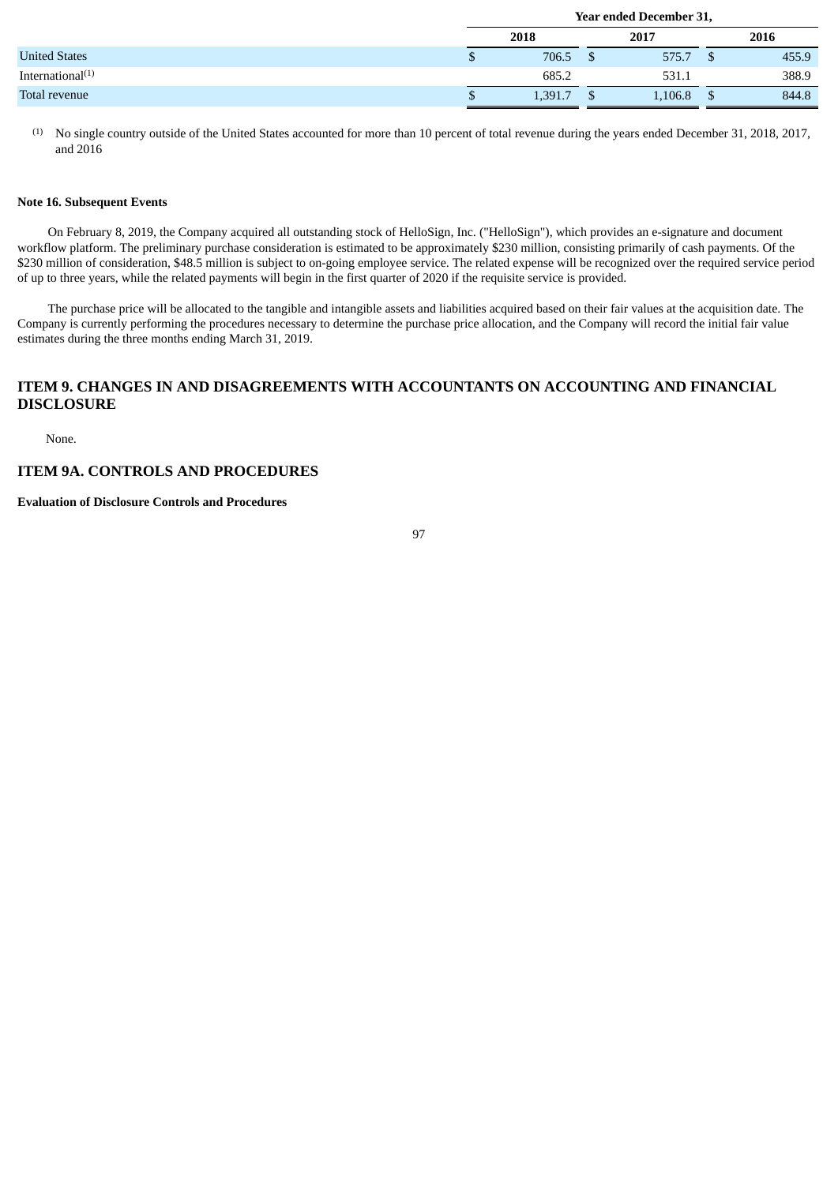| | Year ended December 31, | | |
|---|---|---|---|
| | 2018 | 2017 | 2016 |
| United States | $ 706.5 | $ 575.7 | $ 455.9 |
| International[(1)] | 685.2 | 531.1 | 388.9 |
| Total revenue | $ 1,391.7 | $ 1,106.8 | $ 844.8 |

(1) No single country outside of the United States accounted for more than 10 percent of total revenue during the years ended December 31, 2018, 2017, and 2016

**Note 16. Subsequent Events**

On February 8, 2019, the Company acquired all outstanding stock of HelloSign, Inc. ("HelloSign"), which provides an e-signature and document workflow platform. The preliminary purchase consideration is estimated to be approximately $230 million, consisting primarily of cash payments. Of the $230 million of consideration, $48.5 million is subject to on-going employee service. The related expense will be recognized over the required service period of up to three years, while the related payments will begin in the first quarter of 2020 if the requisite service is provided.

The purchase price will be allocated to the tangible and intangible assets and liabilities acquired based on their fair values at the acquisition date. The Company is currently performing the procedures necessary to determine the purchase price allocation, and the Company will record the initial fair value estimates during the three months ending March 31, 2019.

## ITEM 9. CHANGES IN AND DISAGREEMENTS WITH ACCOUNTANTS ON ACCOUNTING AND FINANCIAL DISCLOSURE

None.

## ITEM 9A. CONTROLS AND PROCEDURES

**Evaluation of Disclosure Controls and Procedures**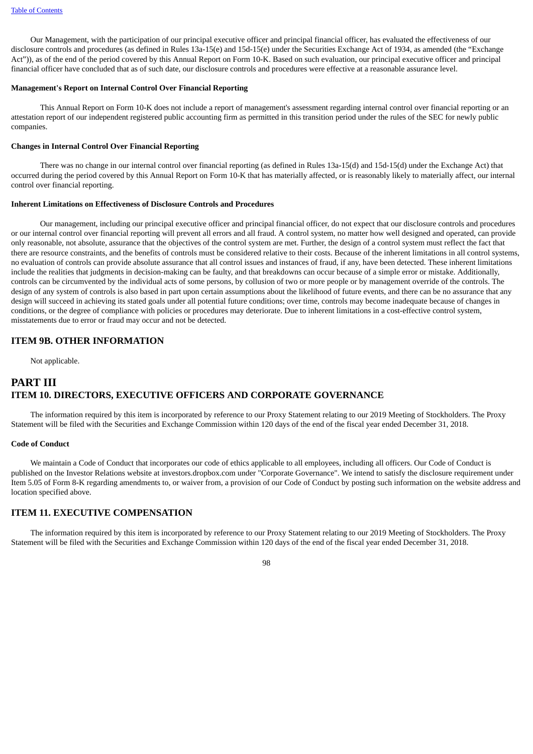Our Management, with the participation of our principal executive officer and principal financial officer, has evaluated the effectiveness of our disclosure controls and procedures (as defined in Rules 13a-15(e) and 15d-15(e) under the Securities Exchange Act of 1934, as amended (the "Exchange Act")), as of the end of the period covered by this Annual Report on Form 10-K. Based on such evaluation, our principal executive officer and principal financial officer have concluded that as of such date, our disclosure controls and procedures were effective at a reasonable assurance level.

**Management's Report on Internal Control Over Financial Reporting**

This Annual Report on Form 10-K does not include a report of management's assessment regarding internal control over financial reporting or an attestation report of our independent registered public accounting firm as permitted in this transition period under the rules of the SEC for newly public companies.

**Changes in Internal Control Over Financial Reporting**

There was no change in our internal control over financial reporting (as defined in Rules 13a-15(d) and 15d-15(d) under the Exchange Act) that occurred during the period covered by this Annual Report on Form 10-K that has materially affected, or is reasonably likely to materially affect, our internal control over financial reporting.

**Inherent Limitations on Effectiveness of Disclosure Controls and Procedures**

Our management, including our principal executive officer and principal financial officer, do not expect that our disclosure controls and procedures or our internal control over financial reporting will prevent all errors and all fraud. A control system, no matter how well designed and operated, can provide only reasonable, not absolute, assurance that the objectives of the control system are met. Further, the design of a control system must reflect the fact that there are resource constraints, and the benefits of controls must be considered relative to their costs. Because of the inherent limitations in all control systems, no evaluation of controls can provide absolute assurance that all control issues and instances of fraud, if any, have been detected. These inherent limitations include the realities that judgments in decision-making can be faulty, and that breakdowns can occur because of a simple error or mistake. Additionally, controls can be circumvented by the individual acts of some persons, by collusion of two or more people or by management override of the controls. The design of any system of controls is also based in part upon certain assumptions about the likelihood of future events, and there can be no assurance that any design will succeed in achieving its stated goals under all potential future conditions; over time, controls may become inadequate because of changes in conditions, or the degree of compliance with policies or procedures may deteriorate. Due to inherent limitations in a cost-effective control system, misstatements due to error or fraud may occur and not be detected.

## ITEM 9B. OTHER INFORMATION

Not applicable.

# PART III

## ITEM 10. DIRECTORS, EXECUTIVE OFFICERS AND CORPORATE GOVERNANCE

The information required by this item is incorporated by reference to our Proxy Statement relating to our 2019 Meeting of Stockholders. The Proxy Statement will be filed with the Securities and Exchange Commission within 120 days of the end of the fiscal year ended December 31, 2018.

**Code of Conduct**

We maintain a Code of Conduct that incorporates our code of ethics applicable to all employees, including all officers. Our Code of Conduct is published on the Investor Relations website at investors.dropbox.com under "Corporate Governance". We intend to satisfy the disclosure requirement under Item 5.05 of Form 8-K regarding amendments to, or waiver from, a provision of our Code of Conduct by posting such information on the website address and location specified above.

## ITEM 11. EXECUTIVE COMPENSATION

The information required by this item is incorporated by reference to our Proxy Statement relating to our 2019 Meeting of Stockholders. The Proxy Statement will be filed with the Securities and Exchange Commission within 120 days of the end of the fiscal year ended December 31, 2018.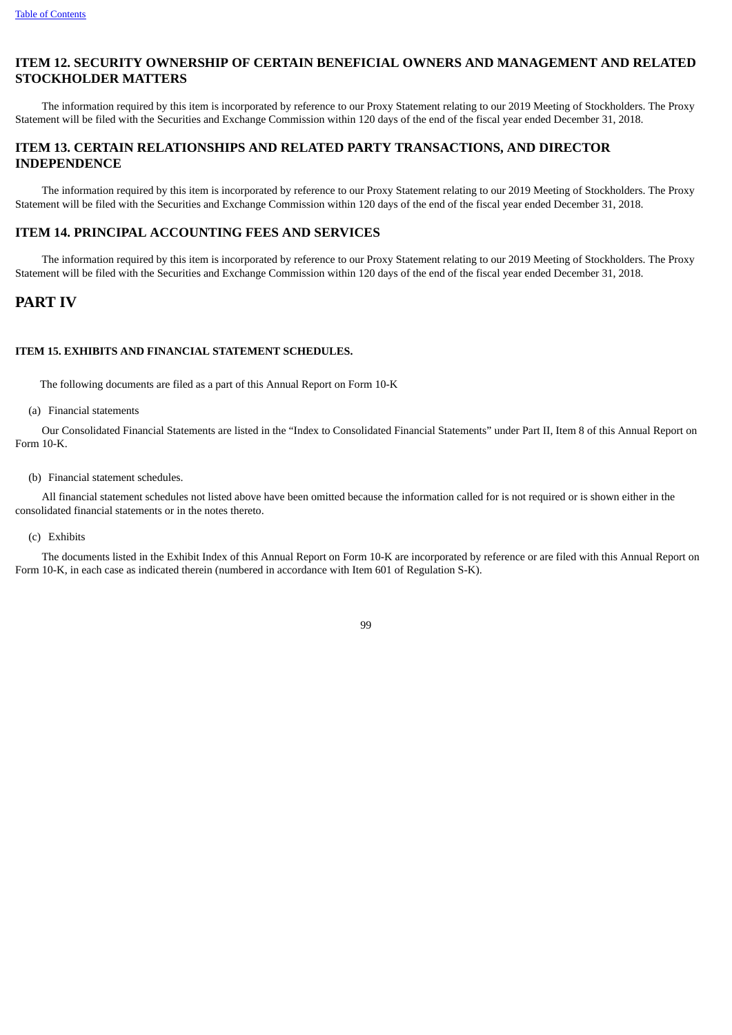## ITEM 12. SECURITY OWNERSHIP OF CERTAIN BENEFICIAL OWNERS AND MANAGEMENT AND RELATED STOCKHOLDER MATTERS

The information required by this item is incorporated by reference to our Proxy Statement relating to our 2019 Meeting of Stockholders. The Proxy Statement will be filed with the Securities and Exchange Commission within 120 days of the end of the fiscal year ended December 31, 2018.

## ITEM 13. CERTAIN RELATIONSHIPS AND RELATED PARTY TRANSACTIONS, AND DIRECTOR INDEPENDENCE

The information required by this item is incorporated by reference to our Proxy Statement relating to our 2019 Meeting of Stockholders. The Proxy Statement will be filed with the Securities and Exchange Commission within 120 days of the end of the fiscal year ended December 31, 2018.

## ITEM 14. PRINCIPAL ACCOUNTING FEES AND SERVICES

The information required by this item is incorporated by reference to our Proxy Statement relating to our 2019 Meeting of Stockholders. The Proxy Statement will be filed with the Securities and Exchange Commission within 120 days of the end of the fiscal year ended December 31, 2018.

# PART IV

### ITEM 15. EXHIBITS AND FINANCIAL STATEMENT SCHEDULES.

The following documents are filed as a part of this Annual Report on Form 10-K

(a) Financial statements

Our Consolidated Financial Statements are listed in the "Index to Consolidated Financial Statements" under Part II, Item 8 of this Annual Report on Form 10-K.

(b) Financial statement schedules.

All financial statement schedules not listed above have been omitted because the information called for is not required or is shown either in the consolidated financial statements or in the notes thereto.

(c) Exhibits

The documents listed in the Exhibit Index of this Annual Report on Form 10-K are incorporated by reference or are filed with this Annual Report on Form 10-K, in each case as indicated therein (numbered in accordance with Item 601 of Regulation S-K).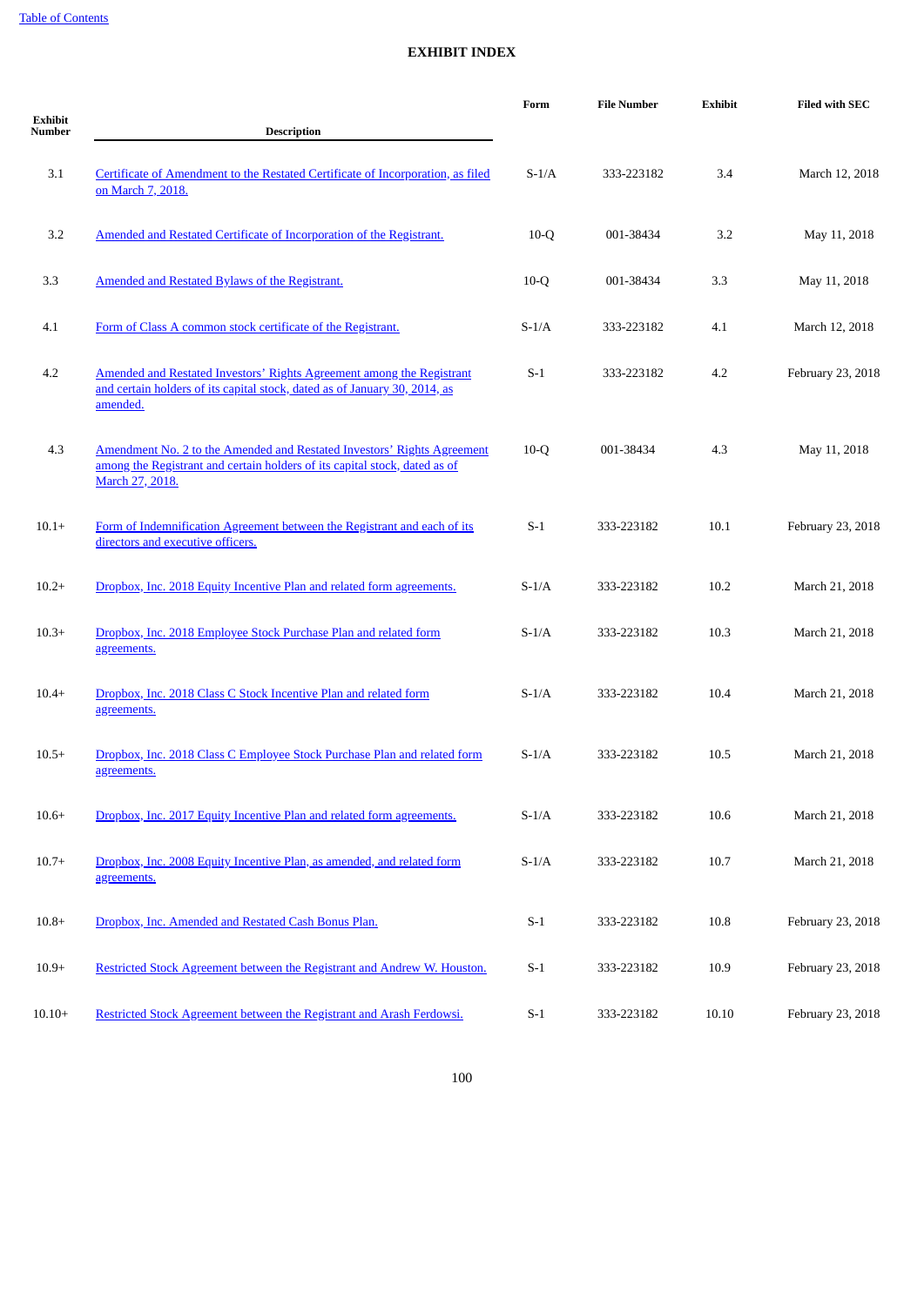## EXHIBIT INDEX

| Exhibit Number | Description | Form | File Number | Exhibit | Filed with SEC |
|---|---|---|---|---|---|
| 3.1 | Certificate of Amendment to the Restated Certificate of Incorporation, as filed on March 7, 2018. | S-1/A | 333-223182 | 3.4 | March 12, 2018 |
| 3.2 | Amended and Restated Certificate of Incorporation of the Registrant. | 10-Q | 001-38434 | 3.2 | May 11, 2018 |
| 3.3 | Amended and Restated Bylaws of the Registrant. | 10-Q | 001-38434 | 3.3 | May 11, 2018 |
| 4.1 | Form of Class A common stock certificate of the Registrant. | S-1/A | 333-223182 | 4.1 | March 12, 2018 |
| 4.2 | Amended and Restated Investors' Rights Agreement among the Registrant and certain holders of its capital stock, dated as of January 30, 2014, as amended. | S-1 | 333-223182 | 4.2 | February 23, 2018 |
| 4.3 | Amendment No. 2 to the Amended and Restated Investors' Rights Agreement among the Registrant and certain holders of its capital stock, dated as of March 27, 2018. | 10-Q | 001-38434 | 4.3 | May 11, 2018 |
| 10.1+ | Form of Indemnification Agreement between the Registrant and each of its directors and executive officers. | S-1 | 333-223182 | 10.1 | February 23, 2018 |
| 10.2+ | Dropbox, Inc. 2018 Equity Incentive Plan and related form agreements. | S-1/A | 333-223182 | 10.2 | March 21, 2018 |
| 10.3+ | Dropbox, Inc. 2018 Employee Stock Purchase Plan and related form agreements. | S-1/A | 333-223182 | 10.3 | March 21, 2018 |
| 10.4+ | Dropbox, Inc. 2018 Class C Stock Incentive Plan and related form agreements. | S-1/A | 333-223182 | 10.4 | March 21, 2018 |
| 10.5+ | Dropbox, Inc. 2018 Class C Employee Stock Purchase Plan and related form agreements. | S-1/A | 333-223182 | 10.5 | March 21, 2018 |
| 10.6+ | Dropbox, Inc. 2017 Equity Incentive Plan and related form agreements. | S-1/A | 333-223182 | 10.6 | March 21, 2018 |
| 10.7+ | Dropbox, Inc. 2008 Equity Incentive Plan, as amended, and related form agreements. | S-1/A | 333-223182 | 10.7 | March 21, 2018 |
| 10.8+ | Dropbox, Inc. Amended and Restated Cash Bonus Plan. | S-1 | 333-223182 | 10.8 | February 23, 2018 |
| 10.9+ | Restricted Stock Agreement between the Registrant and Andrew W. Houston. | S-1 | 333-223182 | 10.9 | February 23, 2018 |
| 10.10+ | Restricted Stock Agreement between the Registrant and Arash Ferdowsi. | S-1 | 333-223182 | 10.10 | February 23, 2018 |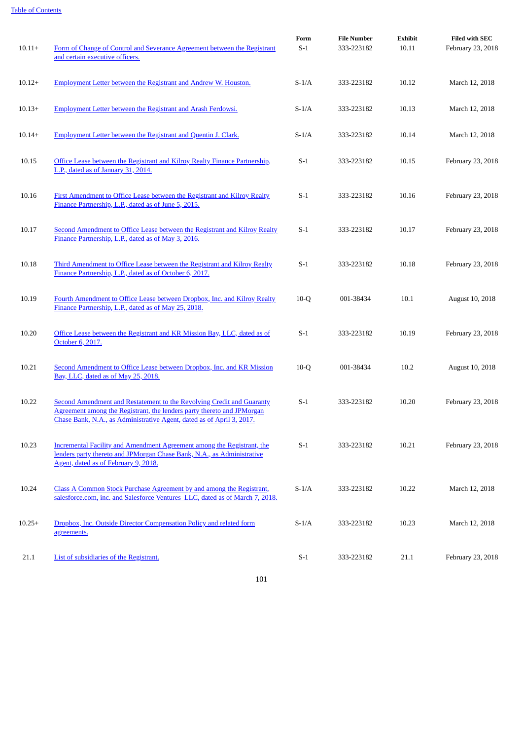| | | Form | File Number | Exhibit | Filed with SEC |
|---|---|---|---|---|---|
| 10.11+ | Form of Change of Control and Severance Agreement between the Registrant and certain executive officers. | S-1 | 333-223182 | 10.11 | February 23, 2018 |
| 10.12+ | Employment Letter between the Registrant and Andrew W. Houston. | S-1/A | 333-223182 | 10.12 | March 12, 2018 |
| 10.13+ | Employment Letter between the Registrant and Arash Ferdowsi. | S-1/A | 333-223182 | 10.13 | March 12, 2018 |
| 10.14+ | Employment Letter between the Registrant and Quentin J. Clark. | S-1/A | 333-223182 | 10.14 | March 12, 2018 |
| 10.15 | Office Lease between the Registrant and Kilroy Realty Finance Partnership, L.P., dated as of January 31, 2014. | S-1 | 333-223182 | 10.15 | February 23, 2018 |
| 10.16 | First Amendment to Office Lease between the Registrant and Kilroy Realty Finance Partnership, L.P., dated as of June 5, 2015. | S-1 | 333-223182 | 10.16 | February 23, 2018 |
| 10.17 | Second Amendment to Office Lease between the Registrant and Kilroy Realty Finance Partnership, L.P., dated as of May 3, 2016. | S-1 | 333-223182 | 10.17 | February 23, 2018 |
| 10.18 | Third Amendment to Office Lease between the Registrant and Kilroy Realty Finance Partnership, L.P., dated as of October 6, 2017. | S-1 | 333-223182 | 10.18 | February 23, 2018 |
| 10.19 | Fourth Amendment to Office Lease between Dropbox, Inc. and Kilroy Realty Finance Partnership, L.P., dated as of May 25, 2018. | 10-Q | 001-38434 | 10.1 | August 10, 2018 |
| 10.20 | Office Lease between the Registrant and KR Mission Bay, LLC, dated as of October 6, 2017. | S-1 | 333-223182 | 10.19 | February 23, 2018 |
| 10.21 | Second Amendment to Office Lease between Dropbox, Inc. and KR Mission Bay, LLC, dated as of May 25, 2018. | 10-Q | 001-38434 | 10.2 | August 10, 2018 |
| 10.22 | Second Amendment and Restatement to the Revolving Credit and Guaranty Agreement among the Registrant, the lenders party thereto and JPMorgan Chase Bank, N.A., as Administrative Agent, dated as of April 3, 2017. | S-1 | 333-223182 | 10.20 | February 23, 2018 |
| 10.23 | Incremental Facility and Amendment Agreement among the Registrant, the lenders party thereto and JPMorgan Chase Bank, N.A., as Administrative Agent, dated as of February 9, 2018. | S-1 | 333-223182 | 10.21 | February 23, 2018 |
| 10.24 | Class A Common Stock Purchase Agreement by and among the Registrant, salesforce.com, inc. and Salesforce Ventures LLC, dated as of March 7, 2018. | S-1/A | 333-223182 | 10.22 | March 12, 2018 |
| 10.25+ | Dropbox, Inc. Outside Director Compensation Policy and related form agreements. | S-1/A | 333-223182 | 10.23 | March 12, 2018 |
| 21.1 | List of subsidiaries of the Registrant. | S-1 | 333-223182 | 21.1 | February 23, 2018 |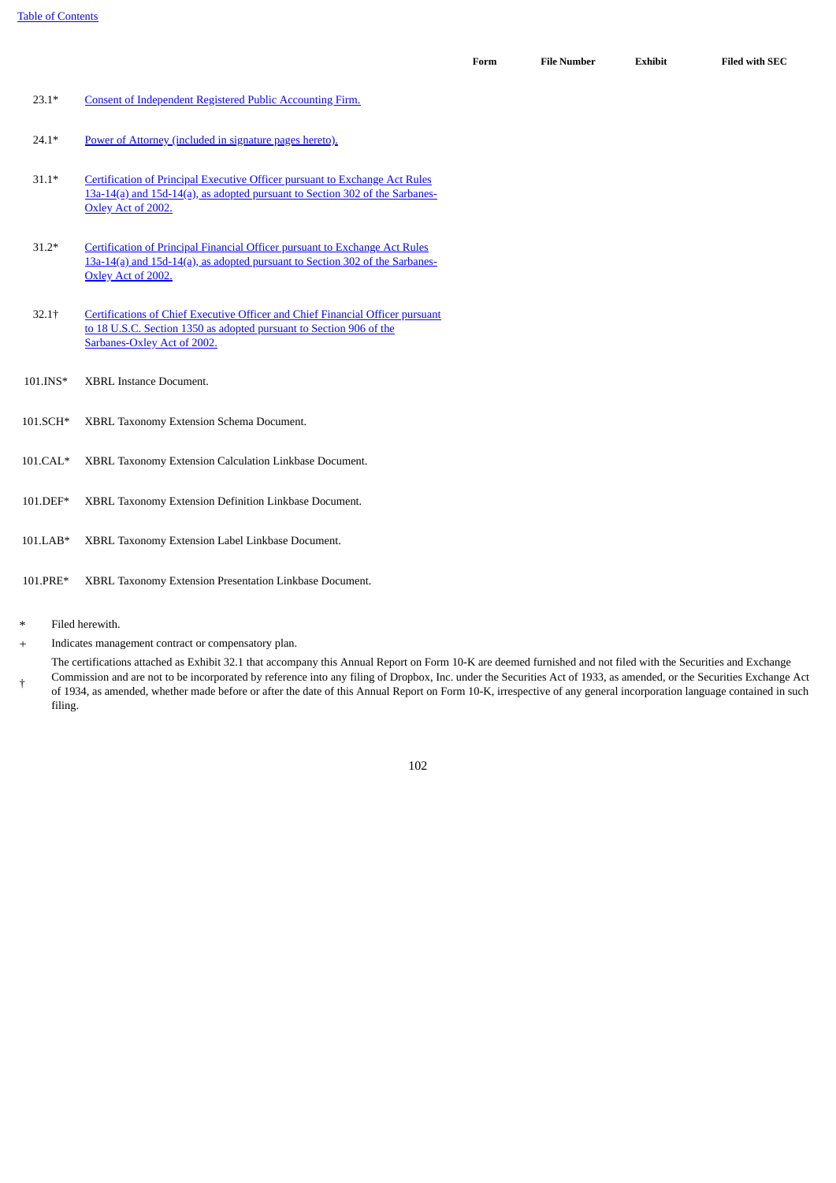| | | Form | File Number | Exhibit | Filed with SEC |
|---|---|---|---|---|---|
| 23.1* | Consent of Independent Registered Public Accounting Firm. | | | | |
| 24.1* | Power of Attorney (included in signature pages hereto). | | | | |
| 31.1* | Certification of Principal Executive Officer pursuant to Exchange Act Rules 13a-14(a) and 15d-14(a), as adopted pursuant to Section 302 of the Sarbanes-Oxley Act of 2002. | | | | |
| 31.2* | Certification of Principal Financial Officer pursuant to Exchange Act Rules 13a-14(a) and 15d-14(a), as adopted pursuant to Section 302 of the Sarbanes-Oxley Act of 2002. | | | | |
| 32.1† | Certifications of Chief Executive Officer and Chief Financial Officer pursuant to 18 U.S.C. Section 1350 as adopted pursuant to Section 906 of the Sarbanes-Oxley Act of 2002. | | | | |
| 101.INS* | XBRL Instance Document. | | | | |
| 101.SCH* | XBRL Taxonomy Extension Schema Document. | | | | |
| 101.CAL* | XBRL Taxonomy Extension Calculation Linkbase Document. | | | | |
| 101.DEF* | XBRL Taxonomy Extension Definition Linkbase Document. | | | | |
| 101.LAB* | XBRL Taxonomy Extension Label Linkbase Document. | | | | |
| 101.PRE* | XBRL Taxonomy Extension Presentation Linkbase Document. | | | | |

\* Filed herewith.

\+ Indicates management contract or compensatory plan.

† The certifications attached as Exhibit 32.1 that accompany this Annual Report on Form 10-K are deemed furnished and not filed with the Securities and Exchange Commission and are not to be incorporated by reference into any filing of Dropbox, Inc. under the Securities Act of 1933, as amended, or the Securities Exchange Act of 1934, as amended, whether made before or after the date of this Annual Report on Form 10-K, irrespective of any general incorporation language contained in such filing.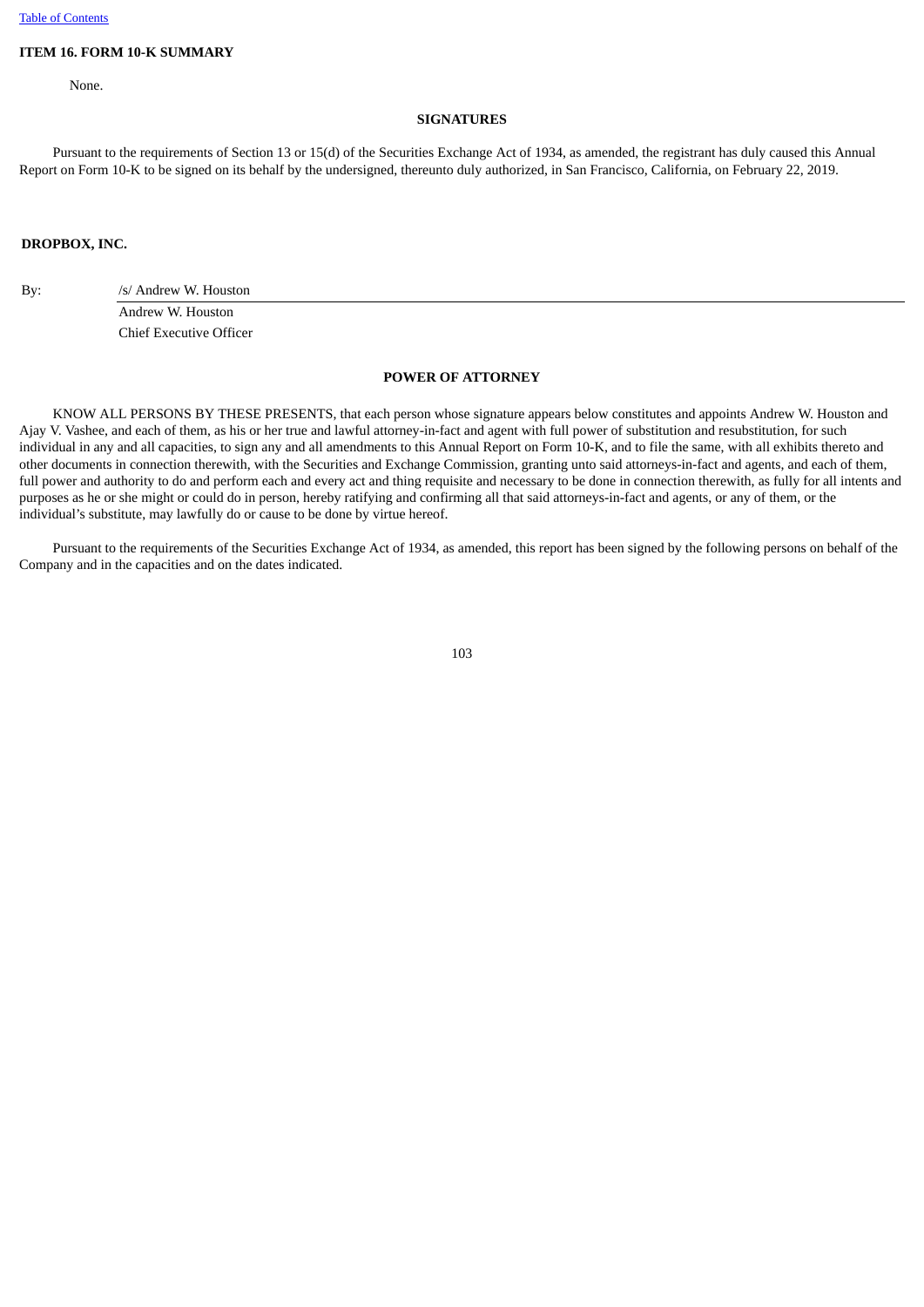## ITEM 16. FORM 10-K SUMMARY

None.

## SIGNATURES

Pursuant to the requirements of Section 13 or 15(d) of the Securities Exchange Act of 1934, as amended, the registrant has duly caused this Annual Report on Form 10-K to be signed on its behalf by the undersigned, thereunto duly authorized, in San Francisco, California, on February 22, 2019.

**DROPBOX, INC.**

By: /s/ Andrew W. Houston
Andrew W. Houston
Chief Executive Officer

## POWER OF ATTORNEY

KNOW ALL PERSONS BY THESE PRESENTS, that each person whose signature appears below constitutes and appoints Andrew W. Houston and Ajay V. Vashee, and each of them, as his or her true and lawful attorney-in-fact and agent with full power of substitution and resubstitution, for such individual in any and all capacities, to sign any and all amendments to this Annual Report on Form 10-K, and to file the same, with all exhibits thereto and other documents in connection therewith, with the Securities and Exchange Commission, granting unto said attorneys-in-fact and agents, and each of them, full power and authority to do and perform each and every act and thing requisite and necessary to be done in connection therewith, as fully for all intents and purposes as he or she might or could do in person, hereby ratifying and confirming all that said attorneys-in-fact and agents, or any of them, or the individual's substitute, may lawfully do or cause to be done by virtue hereof.

Pursuant to the requirements of the Securities Exchange Act of 1934, as amended, this report has been signed by the following persons on behalf of the Company and in the capacities and on the dates indicated.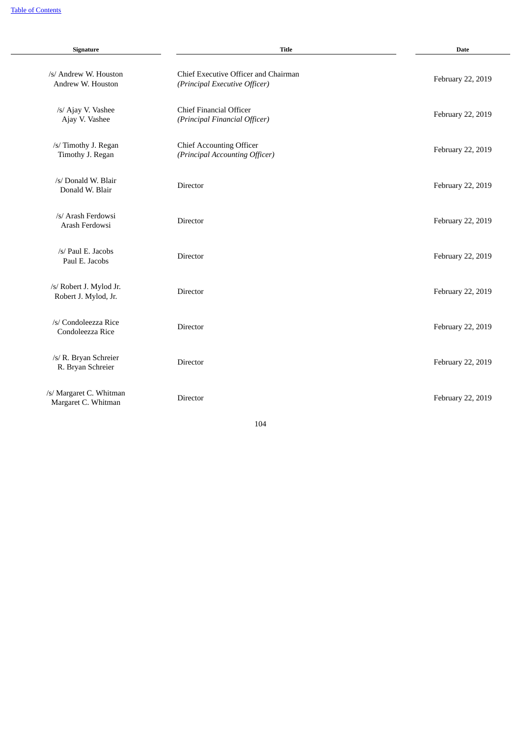| Signature | Title | Date |
| --- | --- | --- |
| /s/ Andrew W. Houston<br>Andrew W. Houston | Chief Executive Officer and Chairman<br>*(Principal Executive Officer)* | February 22, 2019 |
| /s/ Ajay V. Vashee<br>Ajay V. Vashee | Chief Financial Officer<br>*(Principal Financial Officer)* | February 22, 2019 |
| /s/ Timothy J. Regan<br>Timothy J. Regan | Chief Accounting Officer<br>*(Principal Accounting Officer)* | February 22, 2019 |
| /s/ Donald W. Blair<br>Donald W. Blair | Director | February 22, 2019 |
| /s/ Arash Ferdowsi<br>Arash Ferdowsi | Director | February 22, 2019 |
| /s/ Paul E. Jacobs<br>Paul E. Jacobs | Director | February 22, 2019 |
| /s/ Robert J. Mylod Jr.<br>Robert J. Mylod, Jr. | Director | February 22, 2019 |
| /s/ Condoleezza Rice<br>Condoleezza Rice | Director | February 22, 2019 |
| /s/ R. Bryan Schreier<br>R. Bryan Schreier | Director | February 22, 2019 |
| /s/ Margaret C. Whitman<br>Margaret C. Whitman | Director | February 22, 2019 |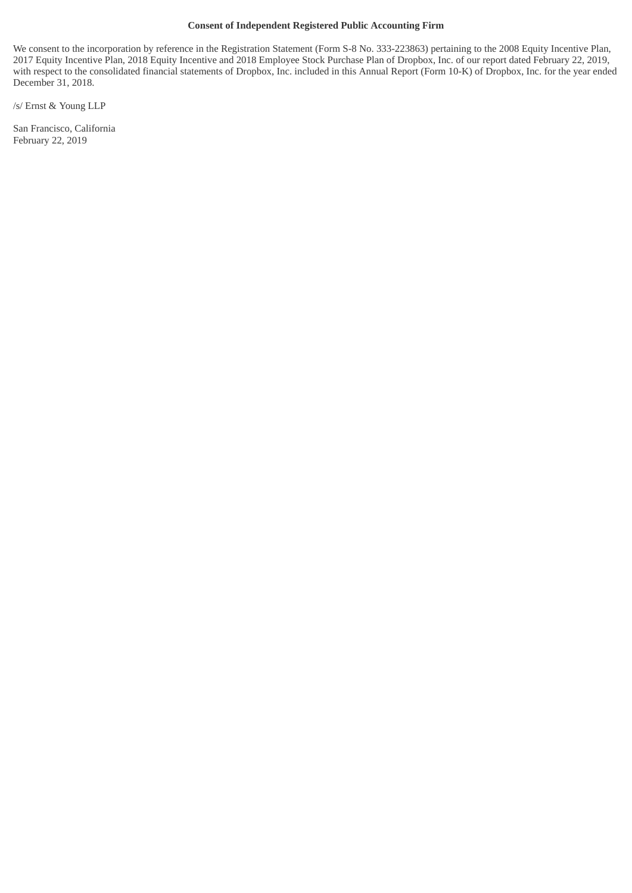**Consent of Independent Registered Public Accounting Firm**

We consent to the incorporation by reference in the Registration Statement (Form S-8 No. 333-223863) pertaining to the 2008 Equity Incentive Plan, 2017 Equity Incentive Plan, 2018 Equity Incentive and 2018 Employee Stock Purchase Plan of Dropbox, Inc. of our report dated February 22, 2019, with respect to the consolidated financial statements of Dropbox, Inc. included in this Annual Report (Form 10-K) of Dropbox, Inc. for the year ended December 31, 2018.

/s/ Ernst & Young LLP

San Francisco, California
February 22, 2019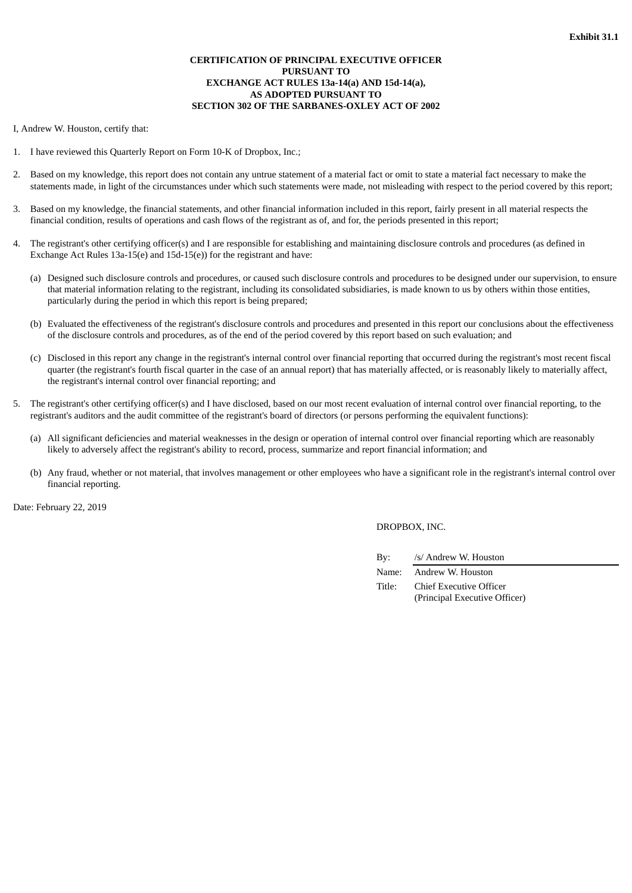**Exhibit 31.1**

**CERTIFICATION OF PRINCIPAL EXECUTIVE OFFICER PURSUANT TO EXCHANGE ACT RULES 13a-14(a) AND 15d-14(a), AS ADOPTED PURSUANT TO SECTION 302 OF THE SARBANES-OXLEY ACT OF 2002**

I, Andrew W. Houston, certify that:

1. I have reviewed this Quarterly Report on Form 10-K of Dropbox, Inc.;

2. Based on my knowledge, this report does not contain any untrue statement of a material fact or omit to state a material fact necessary to make the statements made, in light of the circumstances under which such statements were made, not misleading with respect to the period covered by this report;

3. Based on my knowledge, the financial statements, and other financial information included in this report, fairly present in all material respects the financial condition, results of operations and cash flows of the registrant as of, and for, the periods presented in this report;

4. The registrant's other certifying officer(s) and I are responsible for establishing and maintaining disclosure controls and procedures (as defined in Exchange Act Rules 13a-15(e) and 15d-15(e)) for the registrant and have:

   (a) Designed such disclosure controls and procedures, or caused such disclosure controls and procedures to be designed under our supervision, to ensure that material information relating to the registrant, including its consolidated subsidiaries, is made known to us by others within those entities, particularly during the period in which this report is being prepared;

   (b) Evaluated the effectiveness of the registrant's disclosure controls and procedures and presented in this report our conclusions about the effectiveness of the disclosure controls and procedures, as of the end of the period covered by this report based on such evaluation; and

   (c) Disclosed in this report any change in the registrant's internal control over financial reporting that occurred during the registrant's most recent fiscal quarter (the registrant's fourth fiscal quarter in the case of an annual report) that has materially affected, or is reasonably likely to materially affect, the registrant's internal control over financial reporting; and

5. The registrant's other certifying officer(s) and I have disclosed, based on our most recent evaluation of internal control over financial reporting, to the registrant's auditors and the audit committee of the registrant's board of directors (or persons performing the equivalent functions):

   (a) All significant deficiencies and material weaknesses in the design or operation of internal control over financial reporting which are reasonably likely to adversely affect the registrant's ability to record, process, summarize and report financial information; and

   (b) Any fraud, whether or not material, that involves management or other employees who have a significant role in the registrant's internal control over financial reporting.

Date: February 22, 2019

DROPBOX, INC.

By: /s/ Andrew W. Houston

Name: Andrew W. Houston

Title: Chief Executive Officer
(Principal Executive Officer)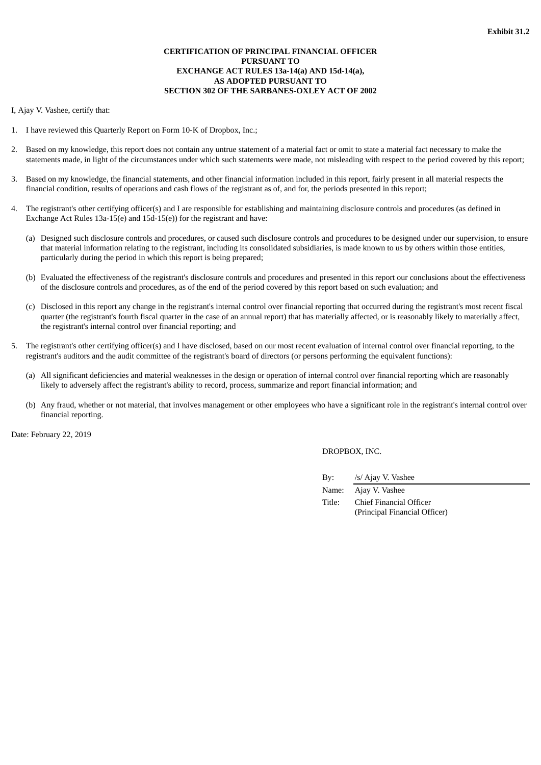**Exhibit 31.2**

**CERTIFICATION OF PRINCIPAL FINANCIAL OFFICER**
**PURSUANT TO**
**EXCHANGE ACT RULES 13a-14(a) AND 15d-14(a),**
**AS ADOPTED PURSUANT TO**
**SECTION 302 OF THE SARBANES-OXLEY ACT OF 2002**

I, Ajay V. Vashee, certify that:

1. I have reviewed this Quarterly Report on Form 10-K of Dropbox, Inc.;

2. Based on my knowledge, this report does not contain any untrue statement of a material fact or omit to state a material fact necessary to make the statements made, in light of the circumstances under which such statements were made, not misleading with respect to the period covered by this report;

3. Based on my knowledge, the financial statements, and other financial information included in this report, fairly present in all material respects the financial condition, results of operations and cash flows of the registrant as of, and for, the periods presented in this report;

4. The registrant's other certifying officer(s) and I are responsible for establishing and maintaining disclosure controls and procedures (as defined in Exchange Act Rules 13a-15(e) and 15d-15(e)) for the registrant and have:

   (a) Designed such disclosure controls and procedures, or caused such disclosure controls and procedures to be designed under our supervision, to ensure that material information relating to the registrant, including its consolidated subsidiaries, is made known to us by others within those entities, particularly during the period in which this report is being prepared;

   (b) Evaluated the effectiveness of the registrant's disclosure controls and procedures and presented in this report our conclusions about the effectiveness of the disclosure controls and procedures, as of the end of the period covered by this report based on such evaluation; and

   (c) Disclosed in this report any change in the registrant's internal control over financial reporting that occurred during the registrant's most recent fiscal quarter (the registrant's fourth fiscal quarter in the case of an annual report) that has materially affected, or is reasonably likely to materially affect, the registrant's internal control over financial reporting; and

5. The registrant's other certifying officer(s) and I have disclosed, based on our most recent evaluation of internal control over financial reporting, to the registrant's auditors and the audit committee of the registrant's board of directors (or persons performing the equivalent functions):

   (a) All significant deficiencies and material weaknesses in the design or operation of internal control over financial reporting which are reasonably likely to adversely affect the registrant's ability to record, process, summarize and report financial information; and

   (b) Any fraud, whether or not material, that involves management or other employees who have a significant role in the registrant's internal control over financial reporting.

Date: February 22, 2019

DROPBOX, INC.

By: /s/ Ajay V. Vashee
Name: Ajay V. Vashee
Title: Chief Financial Officer
(Principal Financial Officer)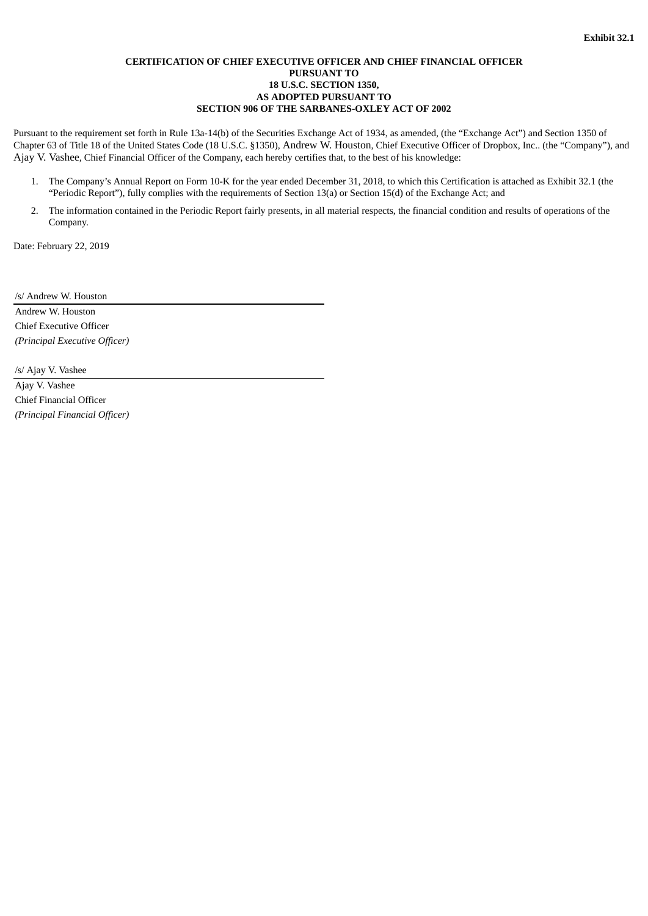**Exhibit 32.1**

**CERTIFICATION OF CHIEF EXECUTIVE OFFICER AND CHIEF FINANCIAL OFFICER**
**PURSUANT TO**
**18 U.S.C. SECTION 1350,**
**AS ADOPTED PURSUANT TO**
**SECTION 906 OF THE SARBANES-OXLEY ACT OF 2002**

Pursuant to the requirement set forth in Rule 13a-14(b) of the Securities Exchange Act of 1934, as amended, (the "Exchange Act") and Section 1350 of Chapter 63 of Title 18 of the United States Code (18 U.S.C. §1350), Andrew W. Houston, Chief Executive Officer of Dropbox, Inc.. (the "Company"), and Ajay V. Vashee, Chief Financial Officer of the Company, each hereby certifies that, to the best of his knowledge:

1. The Company's Annual Report on Form 10-K for the year ended December 31, 2018, to which this Certification is attached as Exhibit 32.1 (the "Periodic Report"), fully complies with the requirements of Section 13(a) or Section 15(d) of the Exchange Act; and
2. The information contained in the Periodic Report fairly presents, in all material respects, the financial condition and results of operations of the Company.

Date: February 22, 2019

/s/ Andrew W. Houston

Andrew W. Houston
Chief Executive Officer
*(Principal Executive Officer)*

/s/ Ajay V. Vashee

Ajay V. Vashee
Chief Financial Officer
*(Principal Financial Officer)*